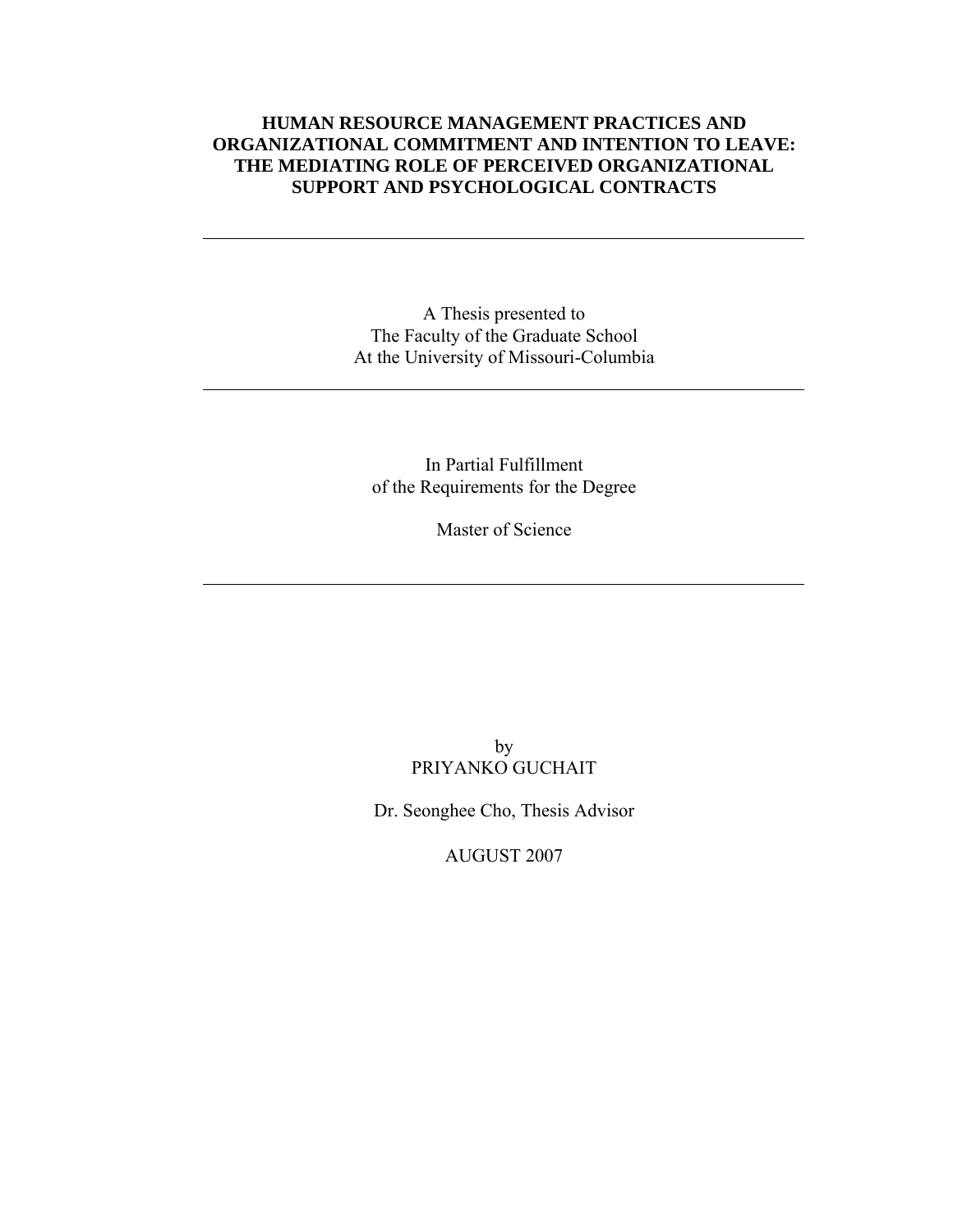# HUMAN RESOURCE MANAGEMENT PRACTICES AND ORGANIZATIONAL COMMITMENT AND INTENTION TO LEAVE: THE MEDIATING ROLE OF PERCEIVED ORGANIZATIONAL SUPPORT AND PSYCHOLOGICAL CONTRACTS

---

A Thesis presented to
The Faculty of the Graduate School
At the University of Missouri-Columbia

---

In Partial Fulfillment
of the Requirements for the Degree

Master of Science

---

by
PRIYANKO GUCHAIT

Dr. Seonghee Cho, Thesis Advisor

AUGUST 2007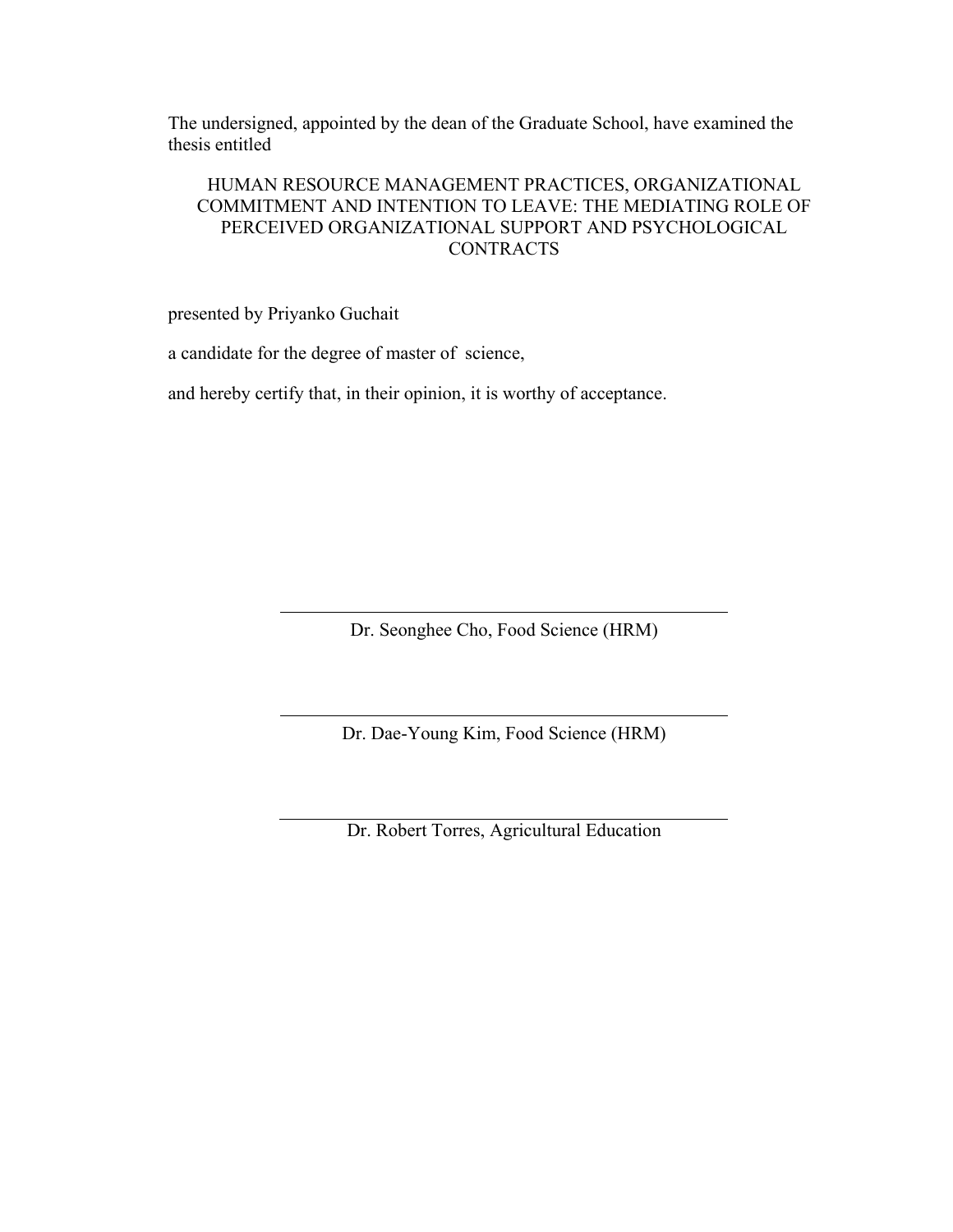The undersigned, appointed by the dean of the Graduate School, have examined the thesis entitled

HUMAN RESOURCE MANAGEMENT PRACTICES, ORGANIZATIONAL COMMITMENT AND INTENTION TO LEAVE: THE MEDIATING ROLE OF PERCEIVED ORGANIZATIONAL SUPPORT AND PSYCHOLOGICAL CONTRACTS

presented by Priyanko Guchait

a candidate for the degree of master of science,

and hereby certify that, in their opinion, it is worthy of acceptance.

---

Dr. Seonghee Cho, Food Science (HRM)

---

Dr. Dae-Young Kim, Food Science (HRM)

---

Dr. Robert Torres, Agricultural Education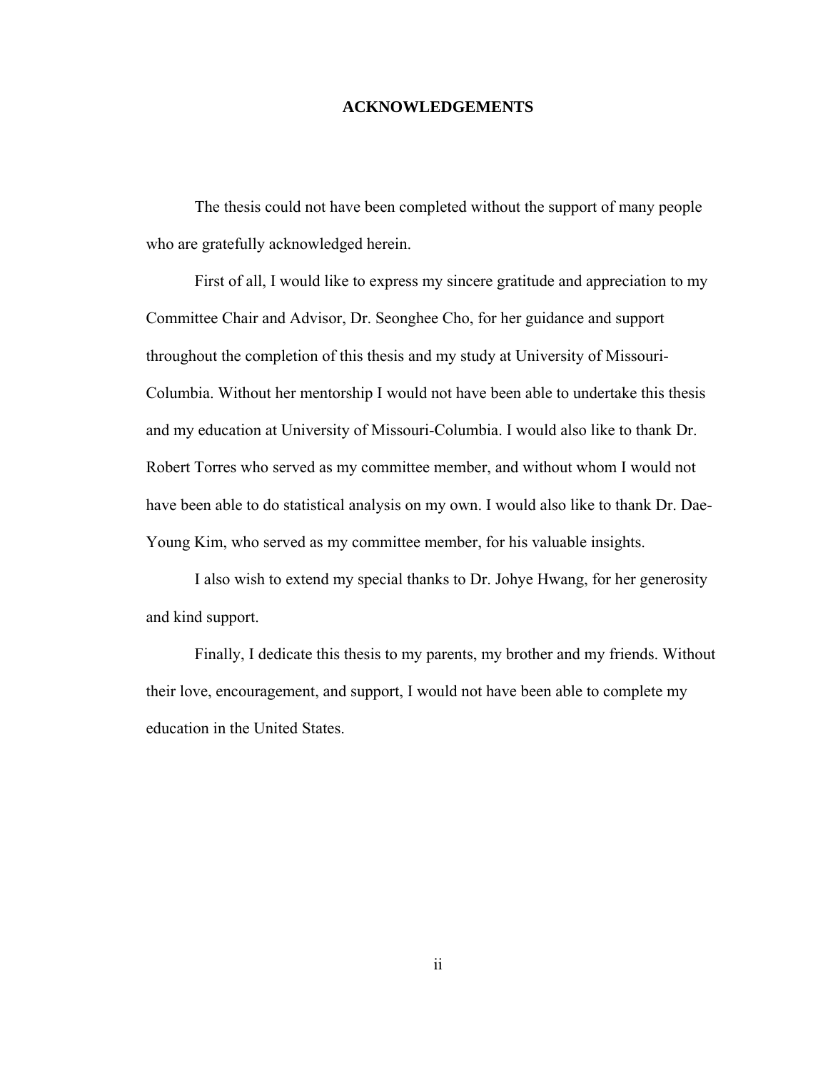# ACKNOWLEDGEMENTS

The thesis could not have been completed without the support of many people who are gratefully acknowledged herein.

First of all, I would like to express my sincere gratitude and appreciation to my Committee Chair and Advisor, Dr. Seonghee Cho, for her guidance and support throughout the completion of this thesis and my study at University of Missouri-Columbia. Without her mentorship I would not have been able to undertake this thesis and my education at University of Missouri-Columbia. I would also like to thank Dr. Robert Torres who served as my committee member, and without whom I would not have been able to do statistical analysis on my own. I would also like to thank Dr. Dae-Young Kim, who served as my committee member, for his valuable insights.

I also wish to extend my special thanks to Dr. Johye Hwang, for her generosity and kind support.

Finally, I dedicate this thesis to my parents, my brother and my friends. Without their love, encouragement, and support, I would not have been able to complete my education in the United States.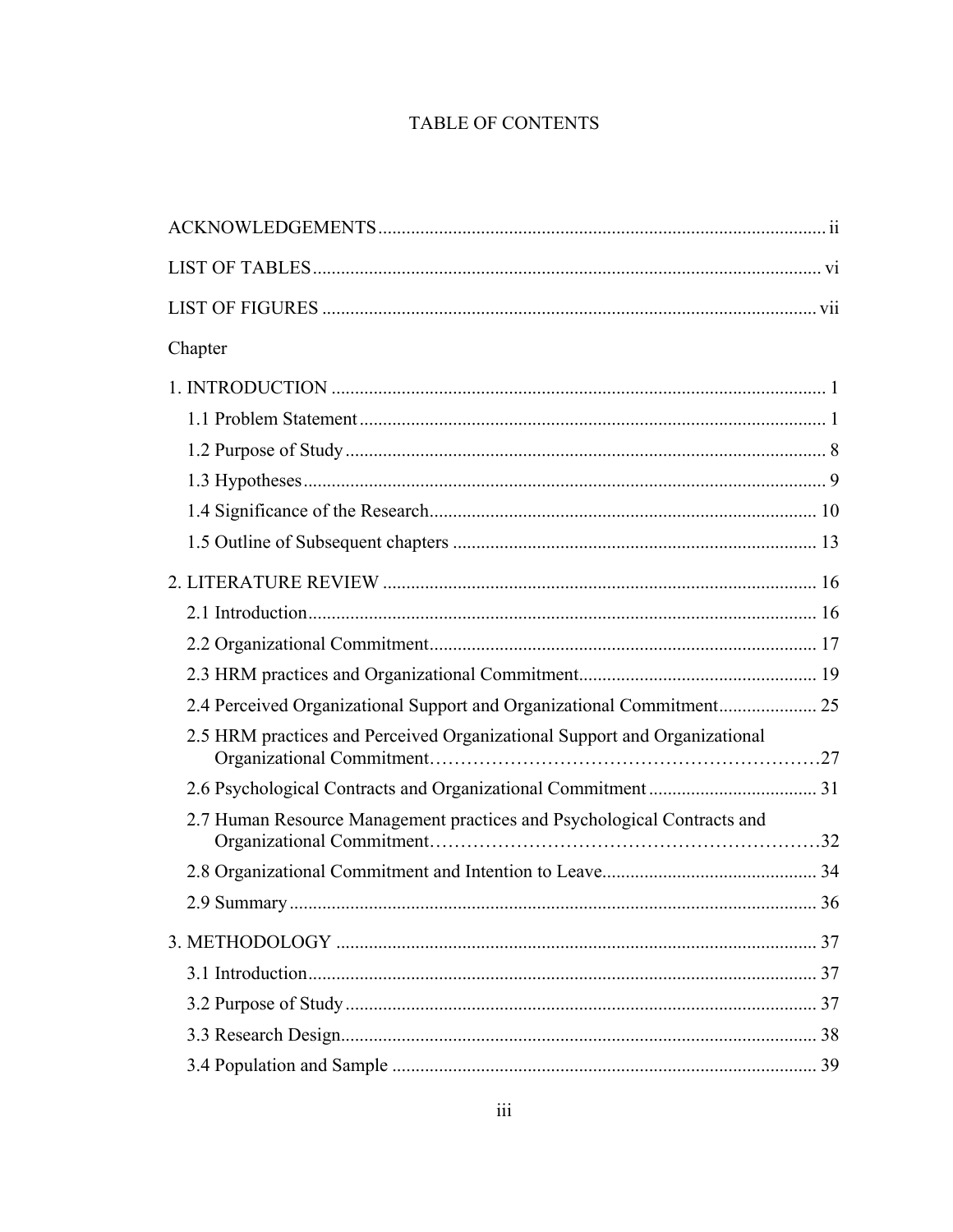# TABLE OF CONTENTS

ACKNOWLEDGEMENTS ..... ii

LIST OF TABLES ..... vi

LIST OF FIGURES ..... vii

Chapter

1. INTRODUCTION ..... 1
   - 1.1 Problem Statement ..... 1
   - 1.2 Purpose of Study ..... 8
   - 1.3 Hypotheses ..... 9
   - 1.4 Significance of the Research ..... 10
   - 1.5 Outline of Subsequent chapters ..... 13
2. LITERATURE REVIEW ..... 16
   - 2.1 Introduction ..... 16
   - 2.2 Organizational Commitment ..... 17
   - 2.3 HRM practices and Organizational Commitment ..... 19
   - 2.4 Perceived Organizational Support and Organizational Commitment ..... 25
   - 2.5 HRM practices and Perceived Organizational Support and Organizational Organizational Commitment ..... 27
   - 2.6 Psychological Contracts and Organizational Commitment ..... 31
   - 2.7 Human Resource Management practices and Psychological Contracts and Organizational Commitment ..... 32
   - 2.8 Organizational Commitment and Intention to Leave ..... 34
   - 2.9 Summary ..... 36
3. METHODOLOGY ..... 37
   - 3.1 Introduction ..... 37
   - 3.2 Purpose of Study ..... 37
   - 3.3 Research Design ..... 38
   - 3.4 Population and Sample ..... 39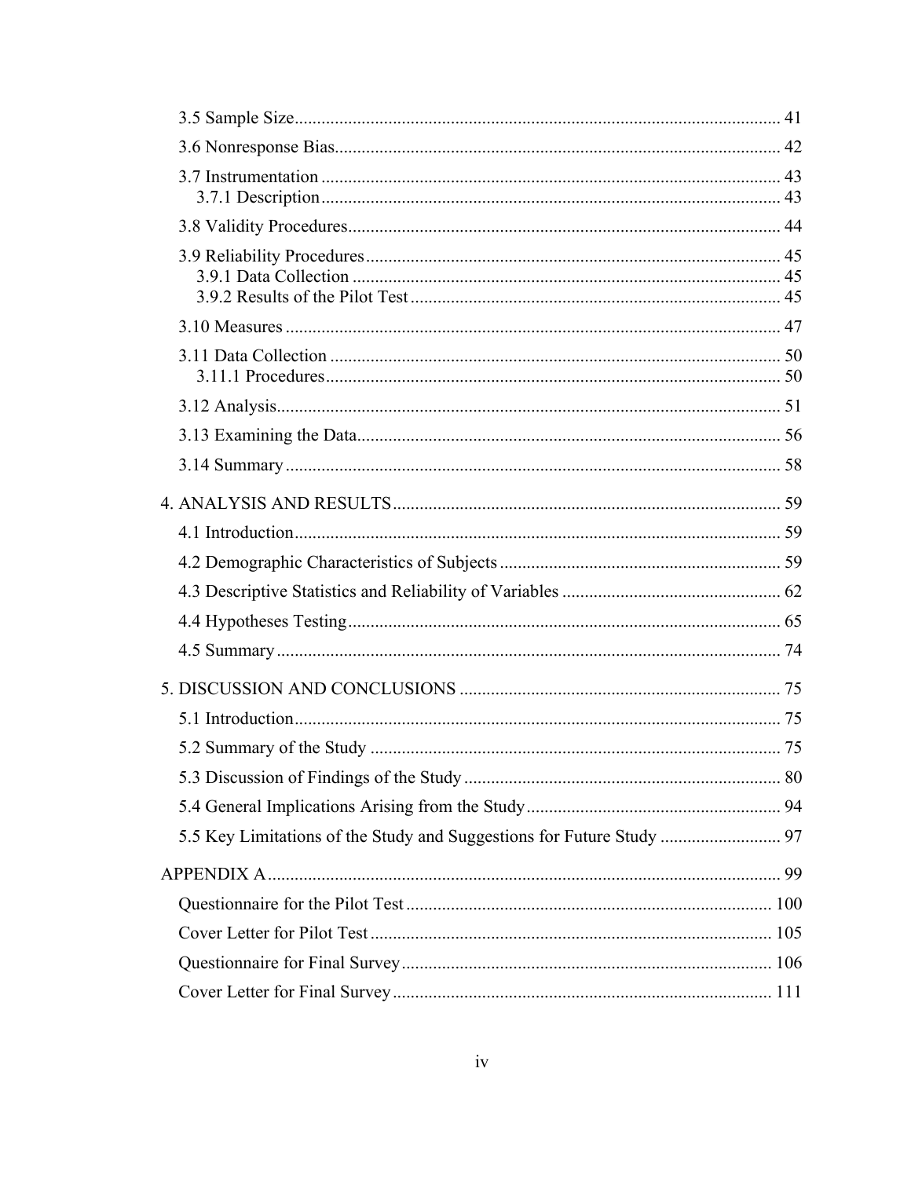3.5 Sample Size ........................................................................................................ 41

3.6 Nonresponse Bias.................................................................................................. 42

3.7 Instrumentation ..................................................................................................... 43
  3.7.1 Description...................................................................................................... 43

3.8 Validity Procedures................................................................................................ 44

3.9 Reliability Procedures............................................................................................ 45
  3.9.1 Data Collection ............................................................................................... 45
  3.9.2 Results of the Pilot Test ................................................................................. 45

3.10 Measures .............................................................................................................. 47

3.11 Data Collection .................................................................................................... 50
  3.11.1 Procedures..................................................................................................... 50

3.12 Analysis................................................................................................................ 51

3.13 Examining the Data.............................................................................................. 56

3.14 Summary .............................................................................................................. 58

4. ANALYSIS AND RESULTS...................................................................................... 59

4.1 Introduction............................................................................................................ 59

4.2 Demographic Characteristics of Subjects .............................................................. 59

4.3 Descriptive Statistics and Reliability of Variables ................................................ 62

4.4 Hypotheses Testing................................................................................................ 65

4.5 Summary ................................................................................................................ 74

5. DISCUSSION AND CONCLUSIONS ....................................................................... 75

5.1 Introduction............................................................................................................ 75

5.2 Summary of the Study ........................................................................................... 75

5.3 Discussion of Findings of the Study ...................................................................... 80

5.4 General Implications Arising from the Study........................................................ 94

5.5 Key Limitations of the Study and Suggestions for Future Study .......................... 97

APPENDIX A.................................................................................................................. 99

Questionnaire for the Pilot Test ................................................................................. 100

Cover Letter for Pilot Test ......................................................................................... 105

Questionnaire for Final Survey................................................................................... 106

Cover Letter for Final Survey .................................................................................... 111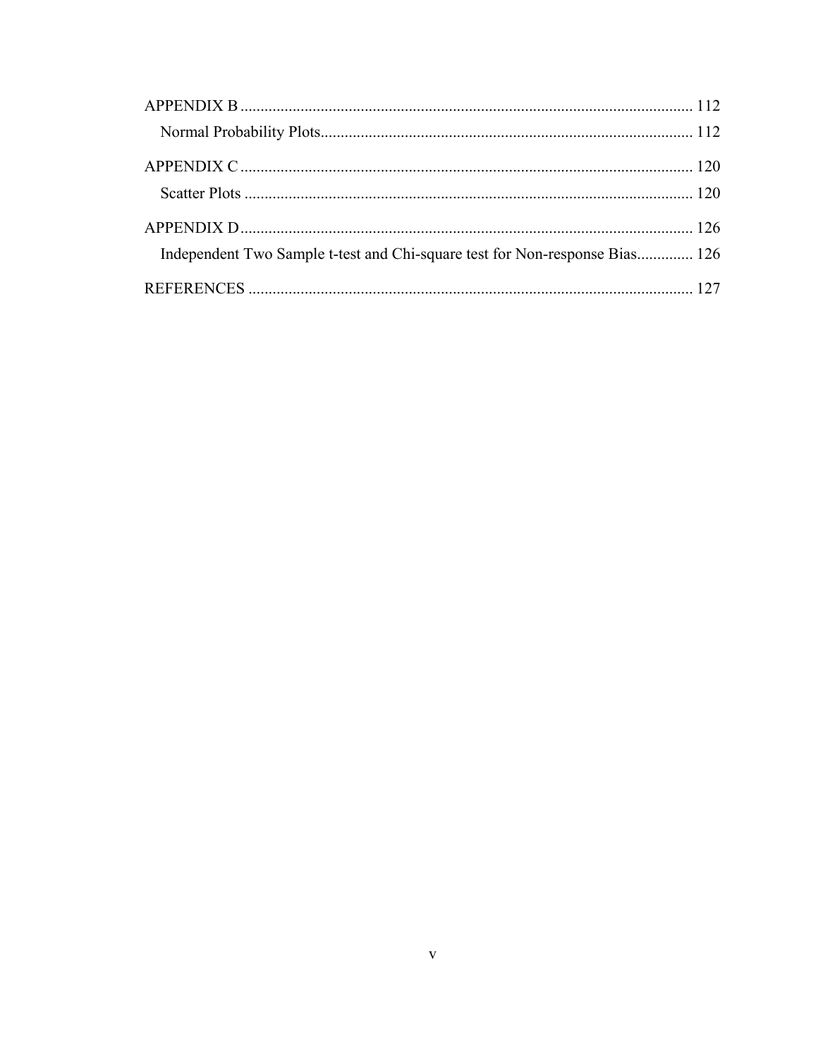APPENDIX B ................................................................................................................ 112

Normal Probability Plots............................................................................................ 112

APPENDIX C ................................................................................................................ 120

Scatter Plots ................................................................................................................ 120

APPENDIX D ................................................................................................................ 126

Independent Two Sample t-test and Chi-square test for Non-response Bias.............. 126

REFERENCES ............................................................................................................... 127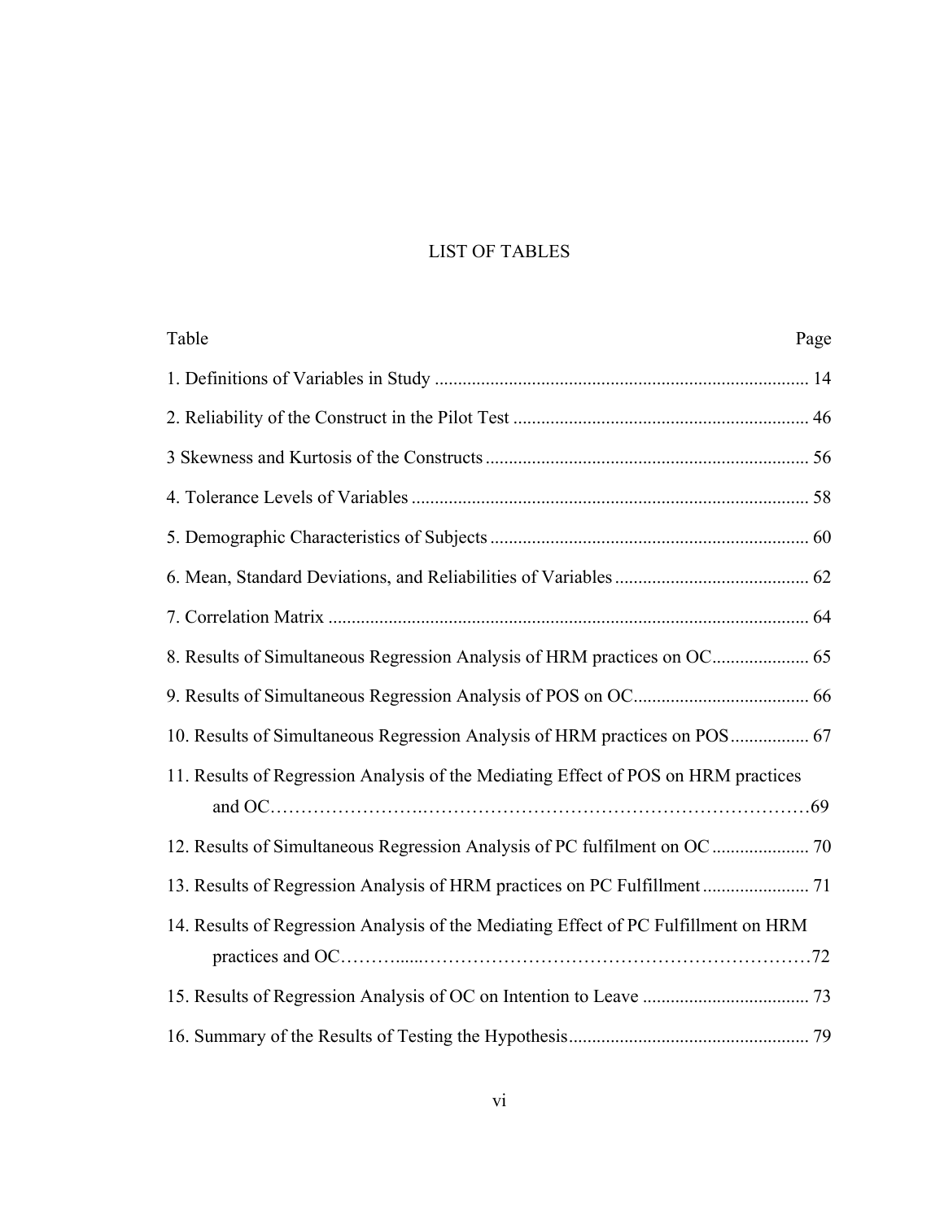# LIST OF TABLES

| Table | Page |
|---|---|
| 1. Definitions of Variables in Study | 14 |
| 2. Reliability of the Construct in the Pilot Test | 46 |
| 3 Skewness and Kurtosis of the Constructs | 56 |
| 4. Tolerance Levels of Variables | 58 |
| 5. Demographic Characteristics of Subjects | 60 |
| 6. Mean, Standard Deviations, and Reliabilities of Variables | 62 |
| 7. Correlation Matrix | 64 |
| 8. Results of Simultaneous Regression Analysis of HRM practices on OC | 65 |
| 9. Results of Simultaneous Regression Analysis of POS on OC | 66 |
| 10. Results of Simultaneous Regression Analysis of HRM practices on POS | 67 |
| 11. Results of Regression Analysis of the Mediating Effect of POS on HRM practices and OC | 69 |
| 12. Results of Simultaneous Regression Analysis of PC fulfilment on OC | 70 |
| 13. Results of Regression Analysis of HRM practices on PC Fulfillment | 71 |
| 14. Results of Regression Analysis of the Mediating Effect of PC Fulfillment on HRM practices and OC | 72 |
| 15. Results of Regression Analysis of OC on Intention to Leave | 73 |
| 16. Summary of the Results of Testing the Hypothesis | 79 |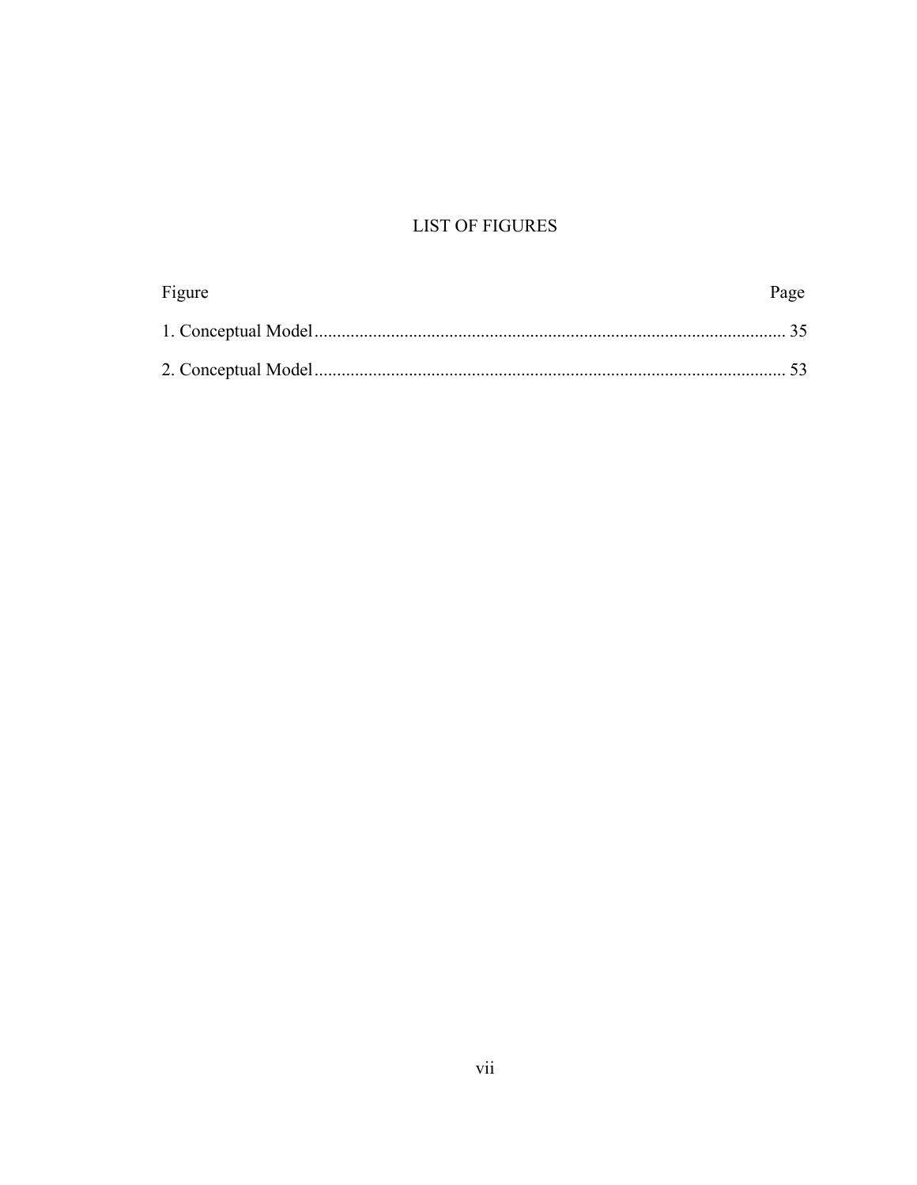# LIST OF FIGURES

| Figure | Page |
| --- | --- |
| 1. Conceptual Model | 35 |
| 2. Conceptual Model | 53 |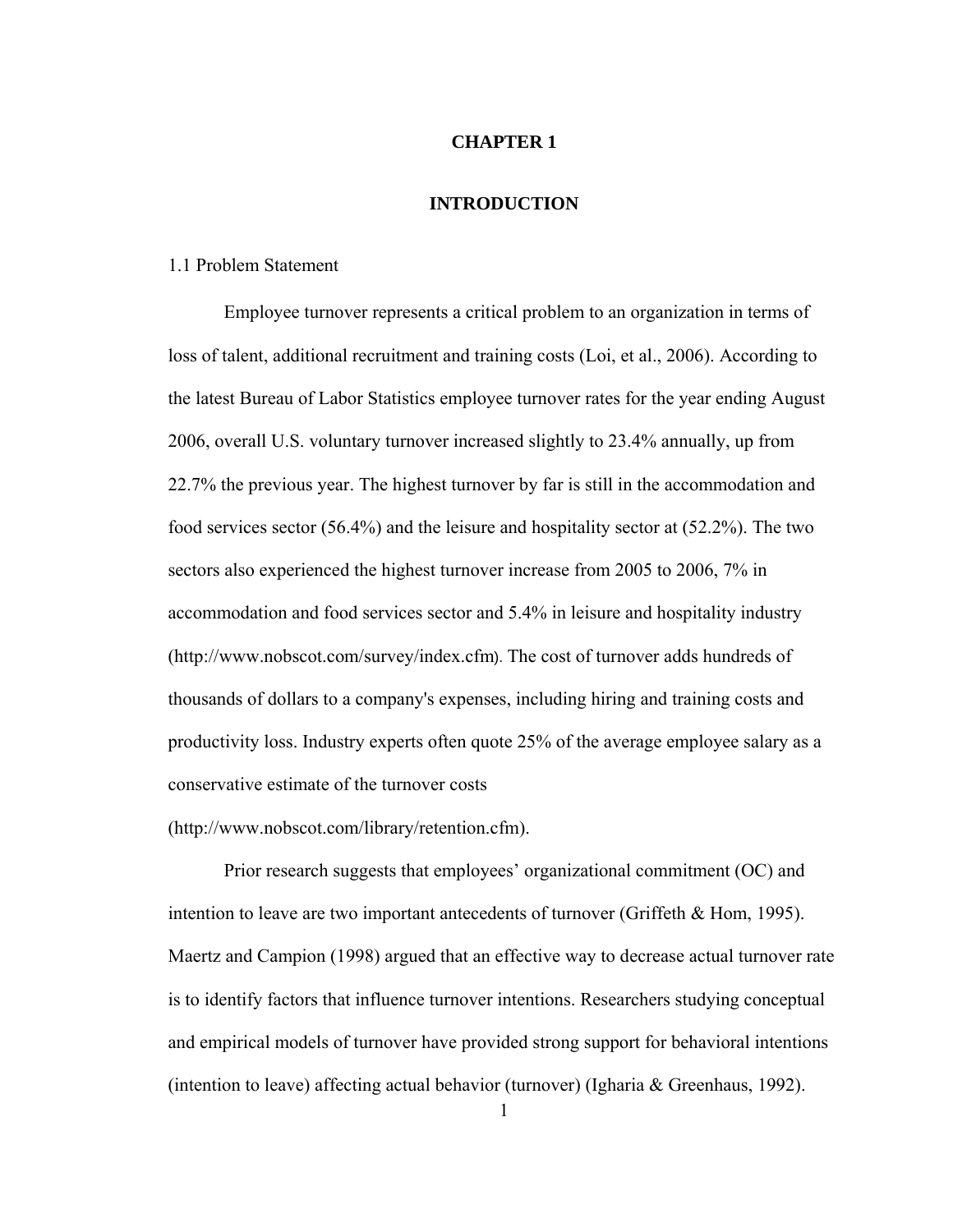# CHAPTER 1

# INTRODUCTION

## 1.1 Problem Statement

Employee turnover represents a critical problem to an organization in terms of loss of talent, additional recruitment and training costs (Loi, et al., 2006). According to the latest Bureau of Labor Statistics employee turnover rates for the year ending August 2006, overall U.S. voluntary turnover increased slightly to 23.4% annually, up from 22.7% the previous year. The highest turnover by far is still in the accommodation and food services sector (56.4%) and the leisure and hospitality sector at (52.2%). The two sectors also experienced the highest turnover increase from 2005 to 2006, 7% in accommodation and food services sector and 5.4% in leisure and hospitality industry (http://www.nobscot.com/survey/index.cfm). The cost of turnover adds hundreds of thousands of dollars to a company's expenses, including hiring and training costs and productivity loss. Industry experts often quote 25% of the average employee salary as a conservative estimate of the turnover costs (http://www.nobscot.com/library/retention.cfm).

Prior research suggests that employees' organizational commitment (OC) and intention to leave are two important antecedents of turnover (Griffeth & Hom, 1995). Maertz and Campion (1998) argued that an effective way to decrease actual turnover rate is to identify factors that influence turnover intentions. Researchers studying conceptual and empirical models of turnover have provided strong support for behavioral intentions (intention to leave) affecting actual behavior (turnover) (Igharia & Greenhaus, 1992).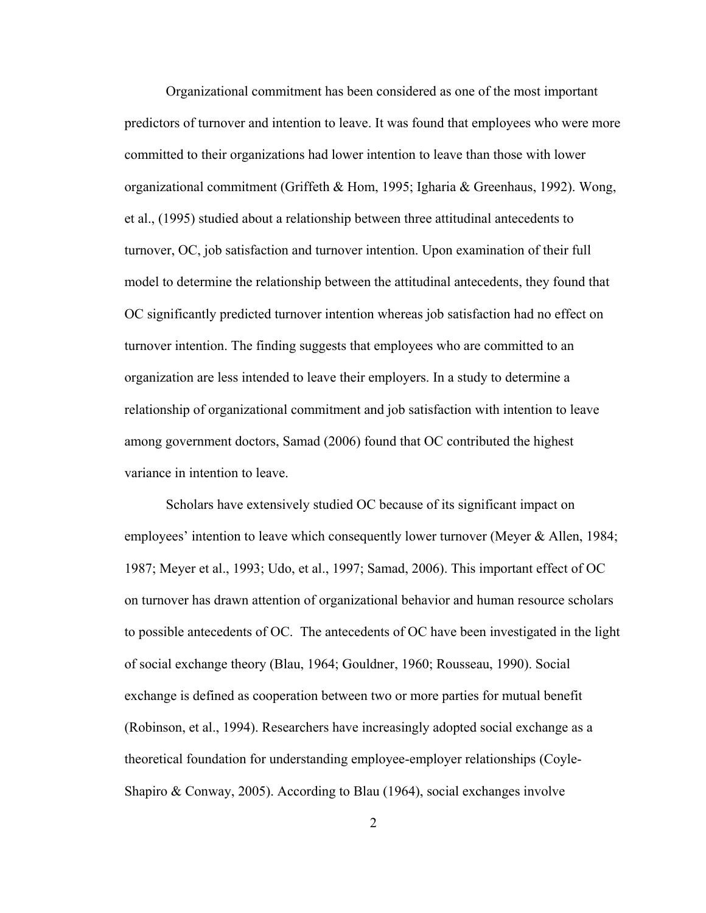Organizational commitment has been considered as one of the most important predictors of turnover and intention to leave. It was found that employees who were more committed to their organizations had lower intention to leave than those with lower organizational commitment (Griffeth & Hom, 1995; Igharia & Greenhaus, 1992). Wong, et al., (1995) studied about a relationship between three attitudinal antecedents to turnover, OC, job satisfaction and turnover intention. Upon examination of their full model to determine the relationship between the attitudinal antecedents, they found that OC significantly predicted turnover intention whereas job satisfaction had no effect on turnover intention. The finding suggests that employees who are committed to an organization are less intended to leave their employers. In a study to determine a relationship of organizational commitment and job satisfaction with intention to leave among government doctors, Samad (2006) found that OC contributed the highest variance in intention to leave.

Scholars have extensively studied OC because of its significant impact on employees' intention to leave which consequently lower turnover (Meyer & Allen, 1984; 1987; Meyer et al., 1993; Udo, et al., 1997; Samad, 2006). This important effect of OC on turnover has drawn attention of organizational behavior and human resource scholars to possible antecedents of OC. The antecedents of OC have been investigated in the light of social exchange theory (Blau, 1964; Gouldner, 1960; Rousseau, 1990). Social exchange is defined as cooperation between two or more parties for mutual benefit (Robinson, et al., 1994). Researchers have increasingly adopted social exchange as a theoretical foundation for understanding employee-employer relationships (Coyle-Shapiro & Conway, 2005). According to Blau (1964), social exchanges involve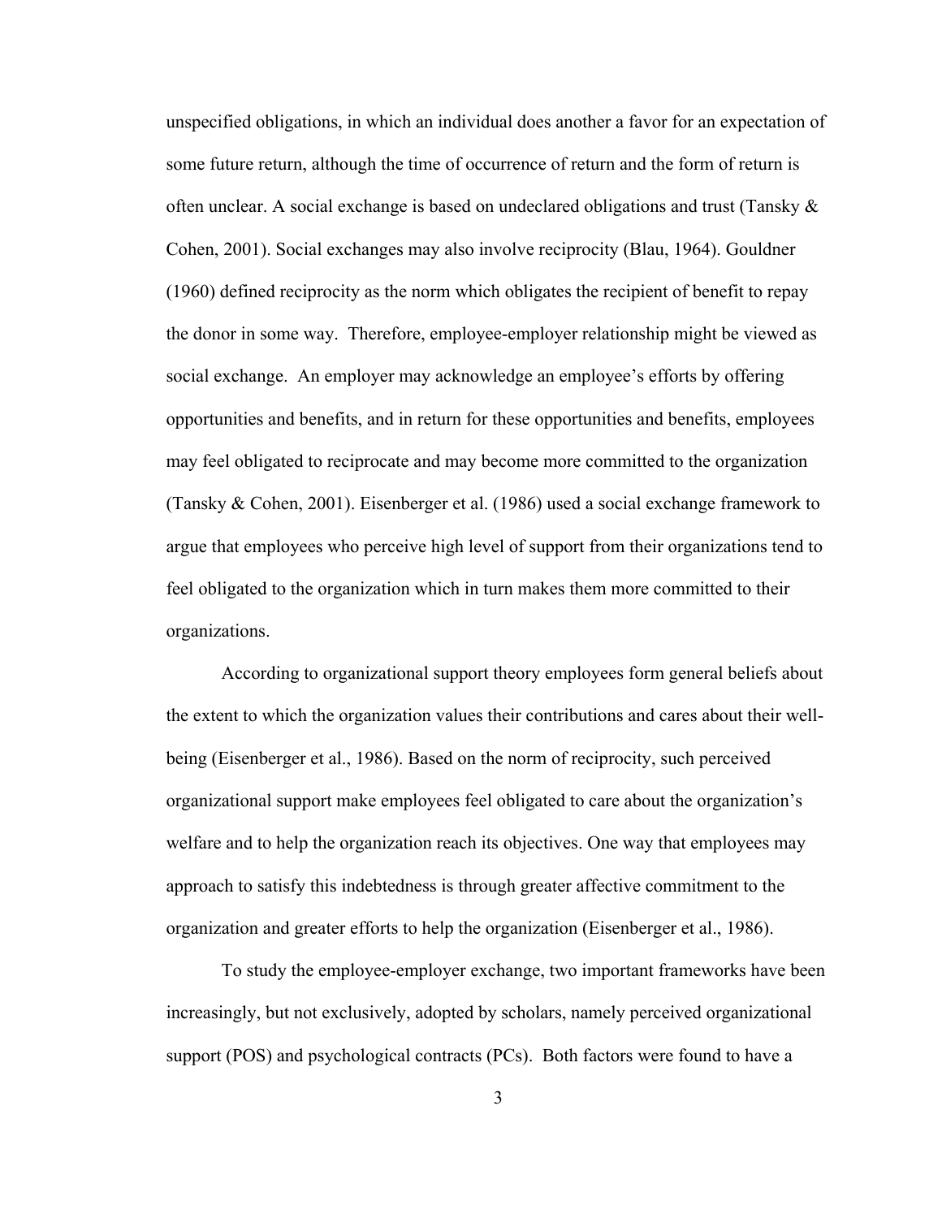unspecified obligations, in which an individual does another a favor for an expectation of some future return, although the time of occurrence of return and the form of return is often unclear. A social exchange is based on undeclared obligations and trust (Tansky & Cohen, 2001). Social exchanges may also involve reciprocity (Blau, 1964). Gouldner (1960) defined reciprocity as the norm which obligates the recipient of benefit to repay the donor in some way. Therefore, employee-employer relationship might be viewed as social exchange. An employer may acknowledge an employee's efforts by offering opportunities and benefits, and in return for these opportunities and benefits, employees may feel obligated to reciprocate and may become more committed to the organization (Tansky & Cohen, 2001). Eisenberger et al. (1986) used a social exchange framework to argue that employees who perceive high level of support from their organizations tend to feel obligated to the organization which in turn makes them more committed to their organizations.

According to organizational support theory employees form general beliefs about the extent to which the organization values their contributions and cares about their well-being (Eisenberger et al., 1986). Based on the norm of reciprocity, such perceived organizational support make employees feel obligated to care about the organization's welfare and to help the organization reach its objectives. One way that employees may approach to satisfy this indebtedness is through greater affective commitment to the organization and greater efforts to help the organization (Eisenberger et al., 1986).

To study the employee-employer exchange, two important frameworks have been increasingly, but not exclusively, adopted by scholars, namely perceived organizational support (POS) and psychological contracts (PCs). Both factors were found to have a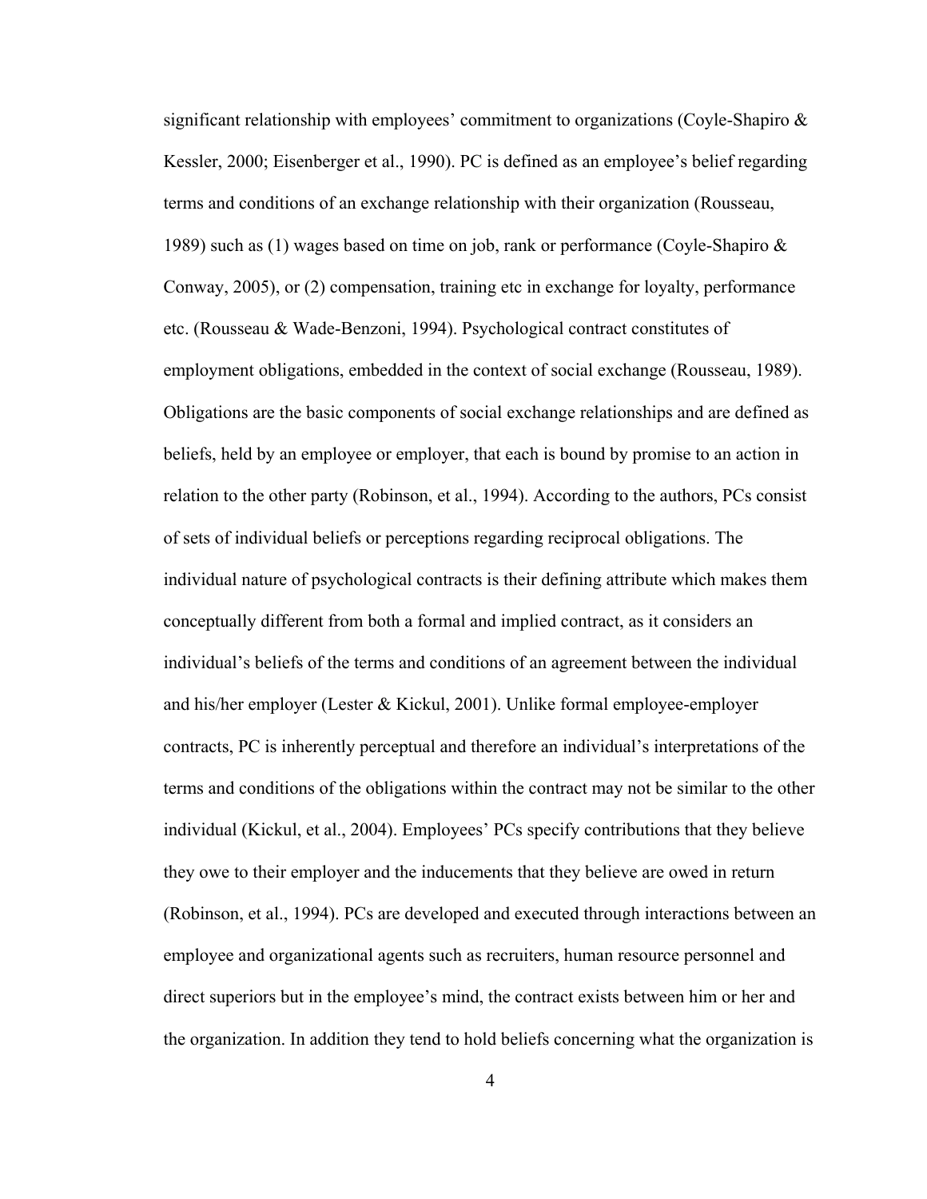significant relationship with employees' commitment to organizations (Coyle-Shapiro & Kessler, 2000; Eisenberger et al., 1990). PC is defined as an employee's belief regarding terms and conditions of an exchange relationship with their organization (Rousseau, 1989) such as (1) wages based on time on job, rank or performance (Coyle-Shapiro & Conway, 2005), or (2) compensation, training etc in exchange for loyalty, performance etc. (Rousseau & Wade-Benzoni, 1994). Psychological contract constitutes of employment obligations, embedded in the context of social exchange (Rousseau, 1989). Obligations are the basic components of social exchange relationships and are defined as beliefs, held by an employee or employer, that each is bound by promise to an action in relation to the other party (Robinson, et al., 1994). According to the authors, PCs consist of sets of individual beliefs or perceptions regarding reciprocal obligations. The individual nature of psychological contracts is their defining attribute which makes them conceptually different from both a formal and implied contract, as it considers an individual's beliefs of the terms and conditions of an agreement between the individual and his/her employer (Lester & Kickul, 2001). Unlike formal employee-employer contracts, PC is inherently perceptual and therefore an individual's interpretations of the terms and conditions of the obligations within the contract may not be similar to the other individual (Kickul, et al., 2004). Employees' PCs specify contributions that they believe they owe to their employer and the inducements that they believe are owed in return (Robinson, et al., 1994). PCs are developed and executed through interactions between an employee and organizational agents such as recruiters, human resource personnel and direct superiors but in the employee's mind, the contract exists between him or her and the organization. In addition they tend to hold beliefs concerning what the organization is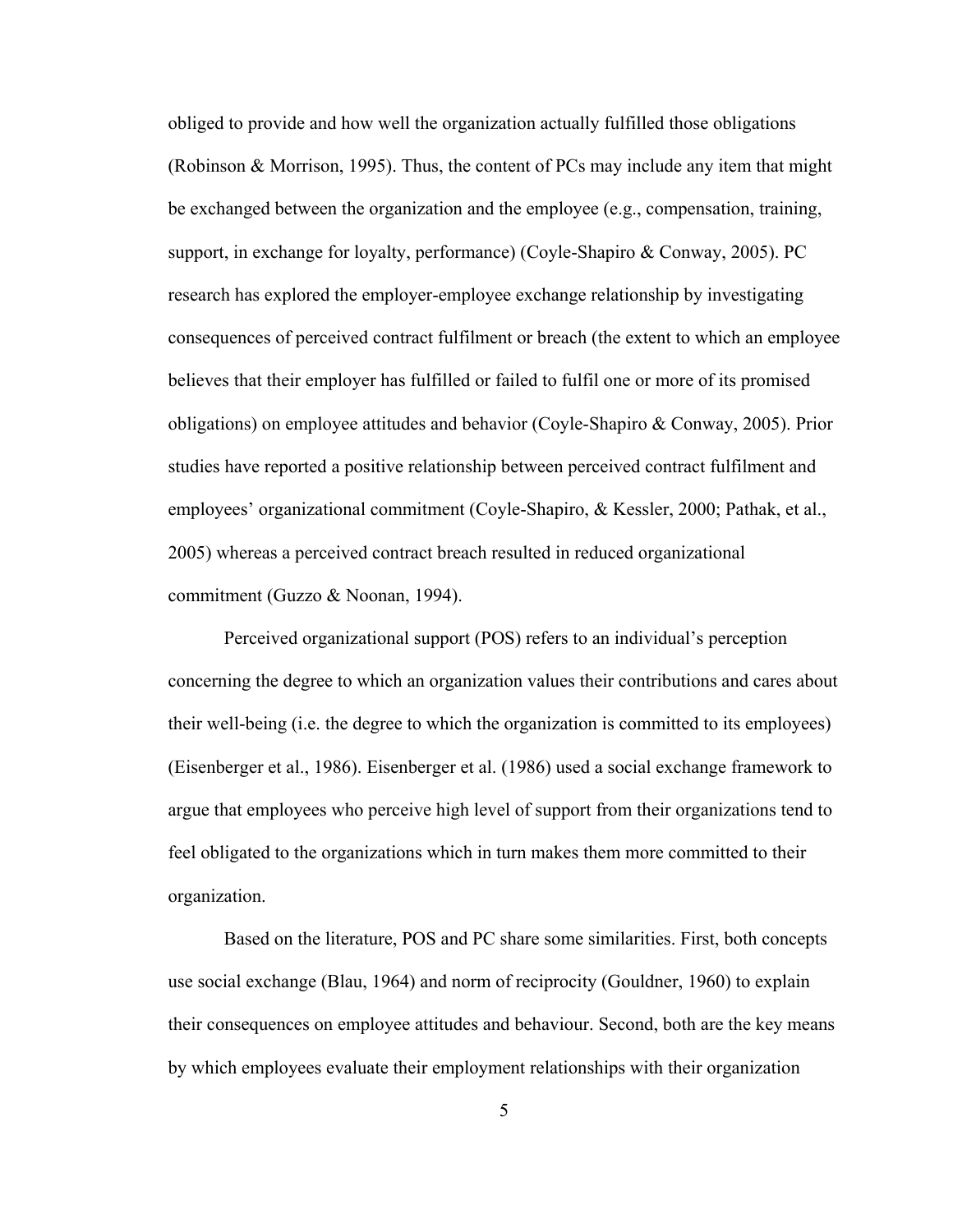obliged to provide and how well the organization actually fulfilled those obligations (Robinson & Morrison, 1995). Thus, the content of PCs may include any item that might be exchanged between the organization and the employee (e.g., compensation, training, support, in exchange for loyalty, performance) (Coyle-Shapiro & Conway, 2005). PC research has explored the employer-employee exchange relationship by investigating consequences of perceived contract fulfilment or breach (the extent to which an employee believes that their employer has fulfilled or failed to fulfil one or more of its promised obligations) on employee attitudes and behavior (Coyle-Shapiro & Conway, 2005). Prior studies have reported a positive relationship between perceived contract fulfilment and employees' organizational commitment (Coyle-Shapiro, & Kessler, 2000; Pathak, et al., 2005) whereas a perceived contract breach resulted in reduced organizational commitment (Guzzo & Noonan, 1994).

Perceived organizational support (POS) refers to an individual's perception concerning the degree to which an organization values their contributions and cares about their well-being (i.e. the degree to which the organization is committed to its employees) (Eisenberger et al., 1986). Eisenberger et al. (1986) used a social exchange framework to argue that employees who perceive high level of support from their organizations tend to feel obligated to the organizations which in turn makes them more committed to their organization.

Based on the literature, POS and PC share some similarities. First, both concepts use social exchange (Blau, 1964) and norm of reciprocity (Gouldner, 1960) to explain their consequences on employee attitudes and behaviour. Second, both are the key means by which employees evaluate their employment relationships with their organization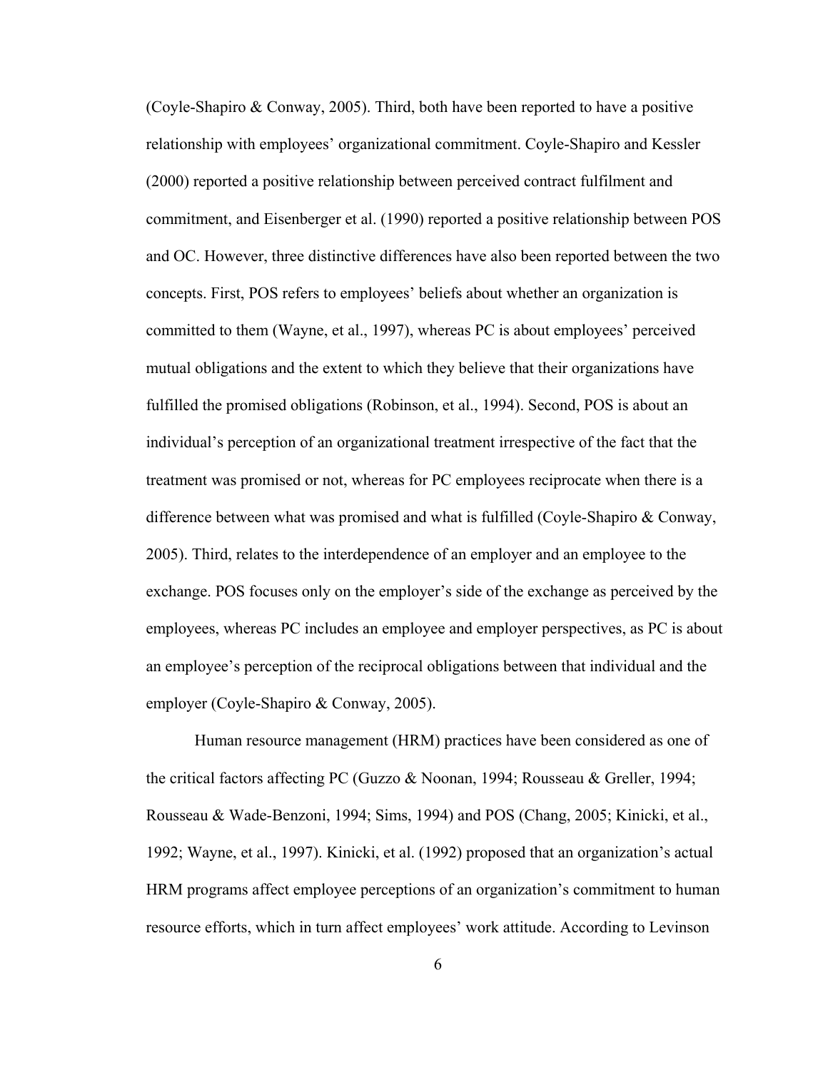(Coyle-Shapiro & Conway, 2005). Third, both have been reported to have a positive relationship with employees' organizational commitment. Coyle-Shapiro and Kessler (2000) reported a positive relationship between perceived contract fulfilment and commitment, and Eisenberger et al. (1990) reported a positive relationship between POS and OC. However, three distinctive differences have also been reported between the two concepts. First, POS refers to employees' beliefs about whether an organization is committed to them (Wayne, et al., 1997), whereas PC is about employees' perceived mutual obligations and the extent to which they believe that their organizations have fulfilled the promised obligations (Robinson, et al., 1994). Second, POS is about an individual's perception of an organizational treatment irrespective of the fact that the treatment was promised or not, whereas for PC employees reciprocate when there is a difference between what was promised and what is fulfilled (Coyle-Shapiro & Conway, 2005). Third, relates to the interdependence of an employer and an employee to the exchange. POS focuses only on the employer's side of the exchange as perceived by the employees, whereas PC includes an employee and employer perspectives, as PC is about an employee's perception of the reciprocal obligations between that individual and the employer (Coyle-Shapiro & Conway, 2005).

Human resource management (HRM) practices have been considered as one of the critical factors affecting PC (Guzzo & Noonan, 1994; Rousseau & Greller, 1994; Rousseau & Wade-Benzoni, 1994; Sims, 1994) and POS (Chang, 2005; Kinicki, et al., 1992; Wayne, et al., 1997). Kinicki, et al. (1992) proposed that an organization's actual HRM programs affect employee perceptions of an organization's commitment to human resource efforts, which in turn affect employees' work attitude. According to Levinson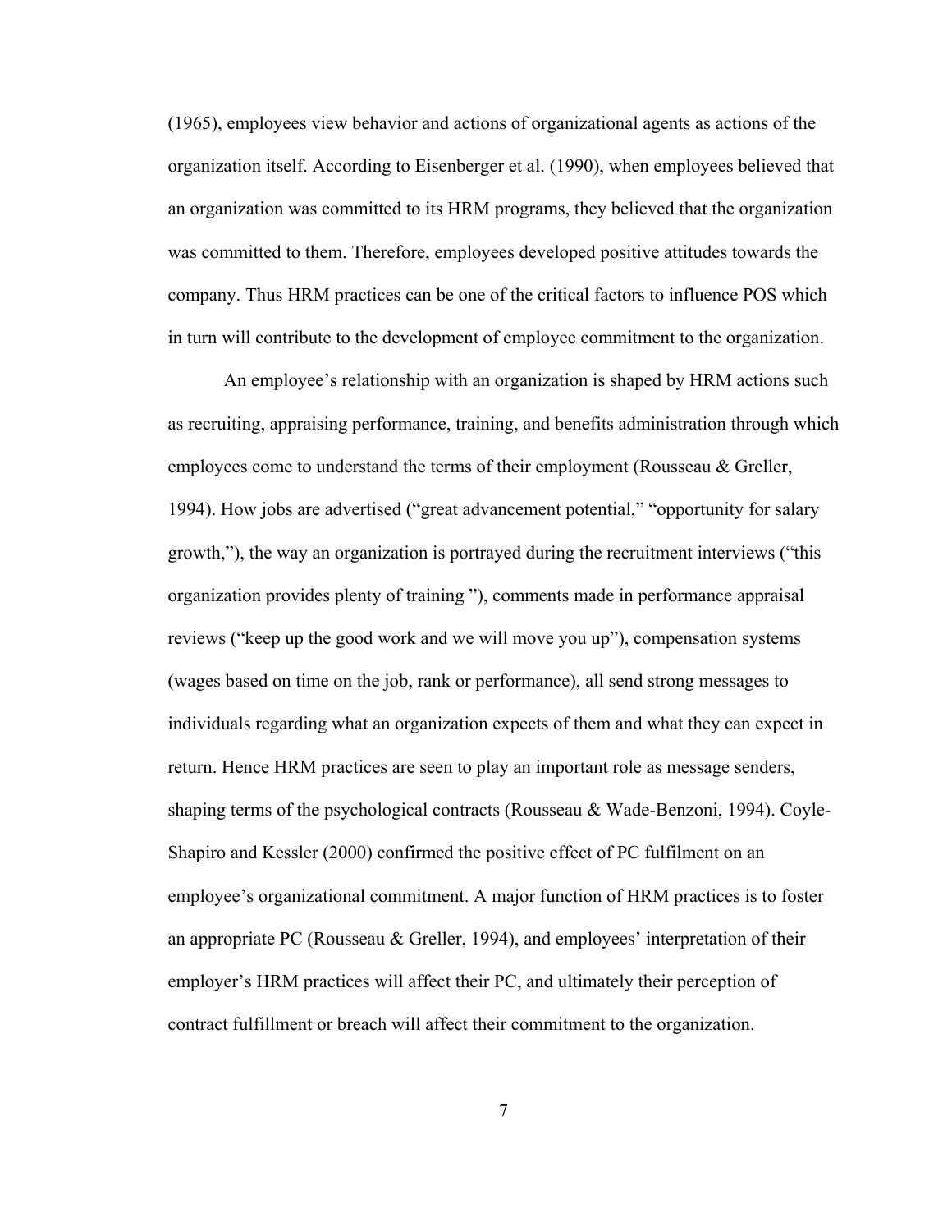(1965), employees view behavior and actions of organizational agents as actions of the organization itself. According to Eisenberger et al. (1990), when employees believed that an organization was committed to its HRM programs, they believed that the organization was committed to them. Therefore, employees developed positive attitudes towards the company. Thus HRM practices can be one of the critical factors to influence POS which in turn will contribute to the development of employee commitment to the organization.

An employee's relationship with an organization is shaped by HRM actions such as recruiting, appraising performance, training, and benefits administration through which employees come to understand the terms of their employment (Rousseau & Greller, 1994). How jobs are advertised ("great advancement potential," "opportunity for salary growth,"), the way an organization is portrayed during the recruitment interviews ("this organization provides plenty of training "), comments made in performance appraisal reviews ("keep up the good work and we will move you up"), compensation systems (wages based on time on the job, rank or performance), all send strong messages to individuals regarding what an organization expects of them and what they can expect in return. Hence HRM practices are seen to play an important role as message senders, shaping terms of the psychological contracts (Rousseau & Wade-Benzoni, 1994). Coyle-Shapiro and Kessler (2000) confirmed the positive effect of PC fulfilment on an employee's organizational commitment. A major function of HRM practices is to foster an appropriate PC (Rousseau & Greller, 1994), and employees' interpretation of their employer's HRM practices will affect their PC, and ultimately their perception of contract fulfillment or breach will affect their commitment to the organization.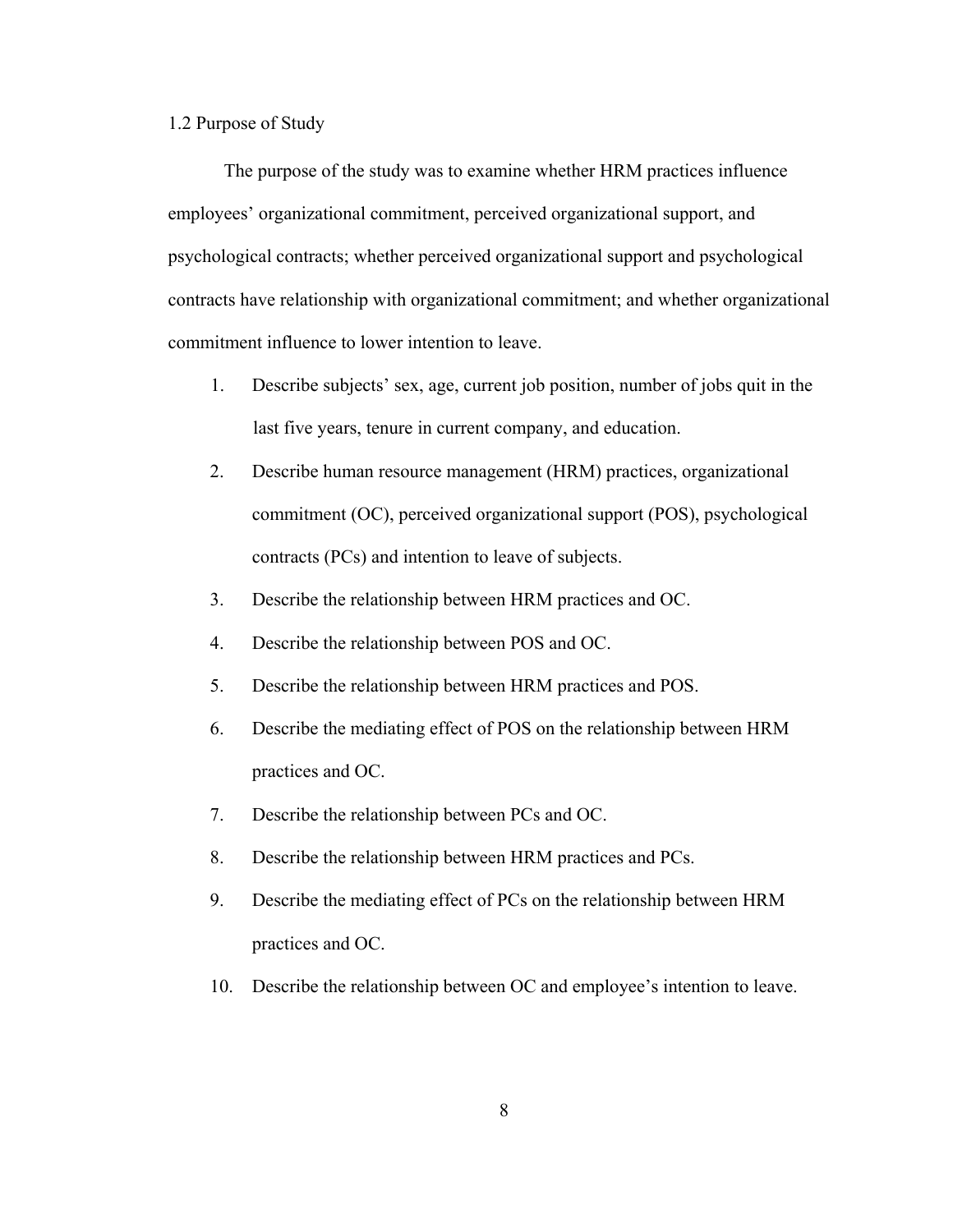## 1.2 Purpose of Study

The purpose of the study was to examine whether HRM practices influence employees' organizational commitment, perceived organizational support, and psychological contracts; whether perceived organizational support and psychological contracts have relationship with organizational commitment; and whether organizational commitment influence to lower intention to leave.

1. Describe subjects' sex, age, current job position, number of jobs quit in the last five years, tenure in current company, and education.
2. Describe human resource management (HRM) practices, organizational commitment (OC), perceived organizational support (POS), psychological contracts (PCs) and intention to leave of subjects.
3. Describe the relationship between HRM practices and OC.
4. Describe the relationship between POS and OC.
5. Describe the relationship between HRM practices and POS.
6. Describe the mediating effect of POS on the relationship between HRM practices and OC.
7. Describe the relationship between PCs and OC.
8. Describe the relationship between HRM practices and PCs.
9. Describe the mediating effect of PCs on the relationship between HRM practices and OC.
10. Describe the relationship between OC and employee's intention to leave.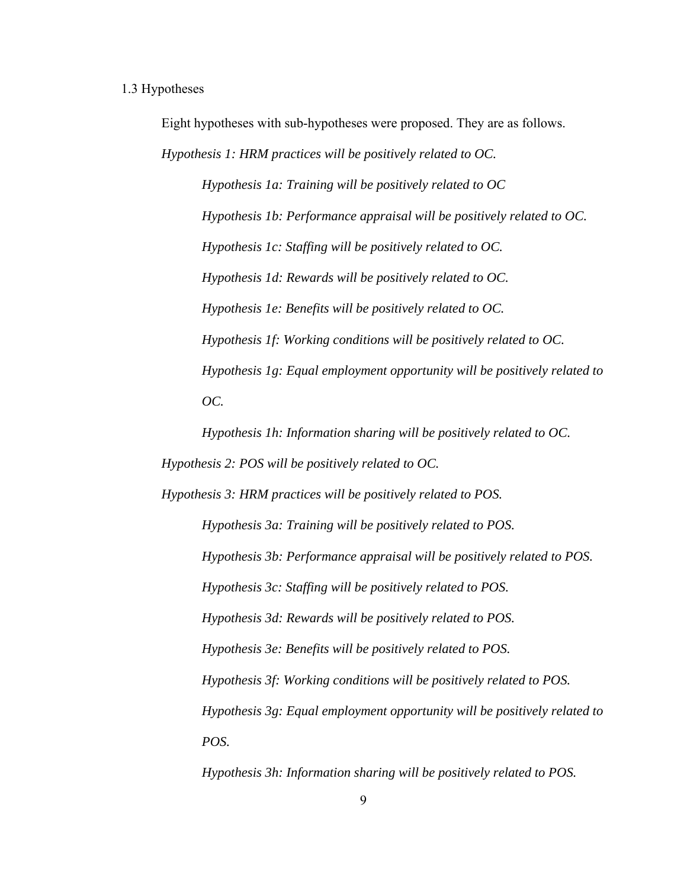## 1.3 Hypotheses

Eight hypotheses with sub-hypotheses were proposed. They are as follows.

*Hypothesis 1: HRM practices will be positively related to OC.*

*Hypothesis 1a: Training will be positively related to OC*

*Hypothesis 1b: Performance appraisal will be positively related to OC.*

*Hypothesis 1c: Staffing will be positively related to OC.*

*Hypothesis 1d: Rewards will be positively related to OC.*

*Hypothesis 1e: Benefits will be positively related to OC.*

*Hypothesis 1f: Working conditions will be positively related to OC.*

*Hypothesis 1g: Equal employment opportunity will be positively related to OC.*

*Hypothesis 1h: Information sharing will be positively related to OC.*

*Hypothesis 2: POS will be positively related to OC.*

*Hypothesis 3: HRM practices will be positively related to POS.*

*Hypothesis 3a: Training will be positively related to POS.*

*Hypothesis 3b: Performance appraisal will be positively related to POS.*

*Hypothesis 3c: Staffing will be positively related to POS.*

*Hypothesis 3d: Rewards will be positively related to POS.*

*Hypothesis 3e: Benefits will be positively related to POS.*

*Hypothesis 3f: Working conditions will be positively related to POS.*

*Hypothesis 3g: Equal employment opportunity will be positively related to POS.*

*Hypothesis 3h: Information sharing will be positively related to POS.*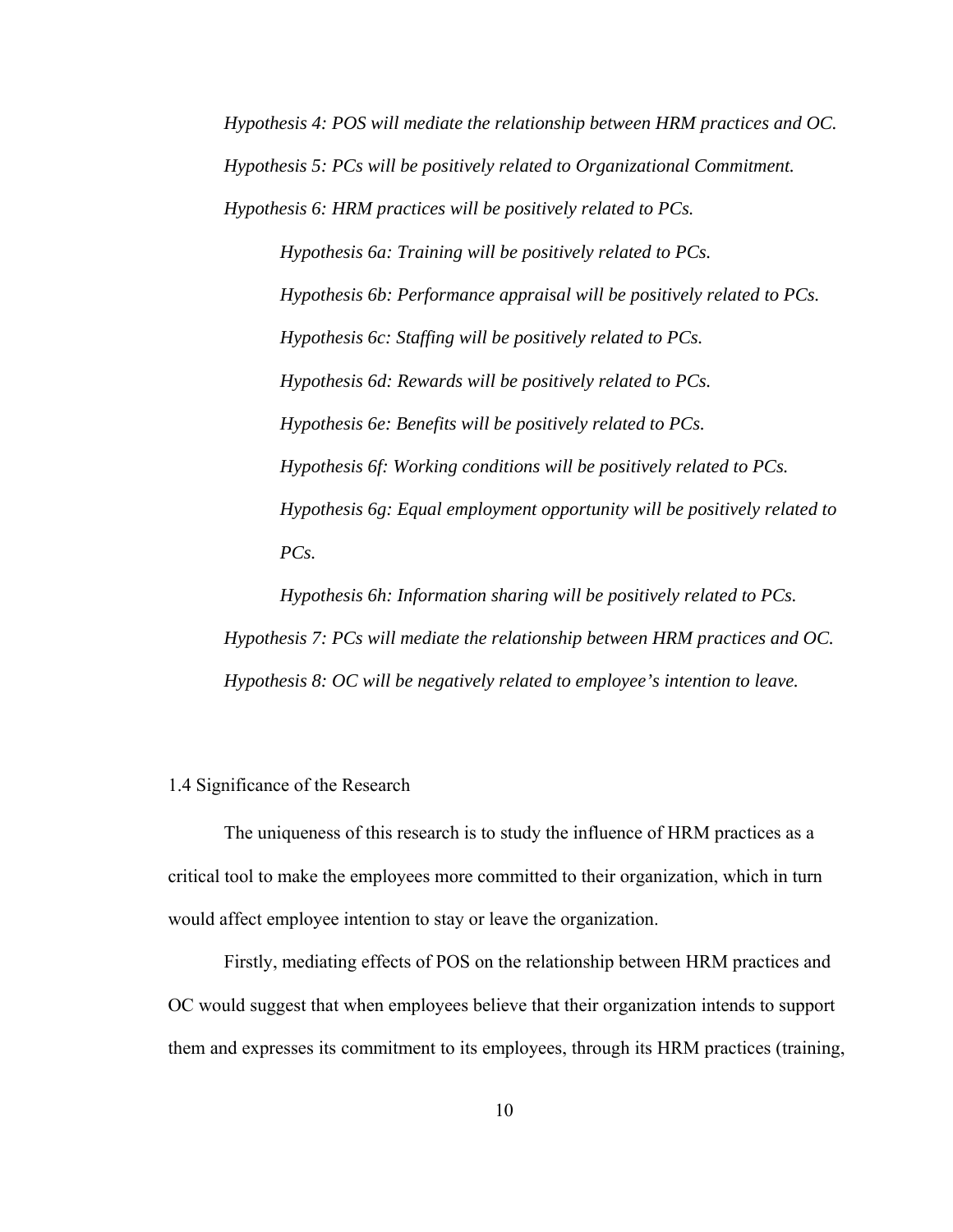*Hypothesis 4: POS will mediate the relationship between HRM practices and OC.*

*Hypothesis 5: PCs will be positively related to Organizational Commitment.*

*Hypothesis 6: HRM practices will be positively related to PCs.*

> *Hypothesis 6a: Training will be positively related to PCs.*
>
> *Hypothesis 6b: Performance appraisal will be positively related to PCs.*
>
> *Hypothesis 6c: Staffing will be positively related to PCs.*
>
> *Hypothesis 6d: Rewards will be positively related to PCs.*
>
> *Hypothesis 6e: Benefits will be positively related to PCs.*
>
> *Hypothesis 6f: Working conditions will be positively related to PCs.*
>
> *Hypothesis 6g: Equal employment opportunity will be positively related to PCs.*
>
> *Hypothesis 6h: Information sharing will be positively related to PCs.*

*Hypothesis 7: PCs will mediate the relationship between HRM practices and OC.*

*Hypothesis 8: OC will be negatively related to employee's intention to leave.*

## 1.4 Significance of the Research

The uniqueness of this research is to study the influence of HRM practices as a critical tool to make the employees more committed to their organization, which in turn would affect employee intention to stay or leave the organization.

Firstly, mediating effects of POS on the relationship between HRM practices and OC would suggest that when employees believe that their organization intends to support them and expresses its commitment to its employees, through its HRM practices (training,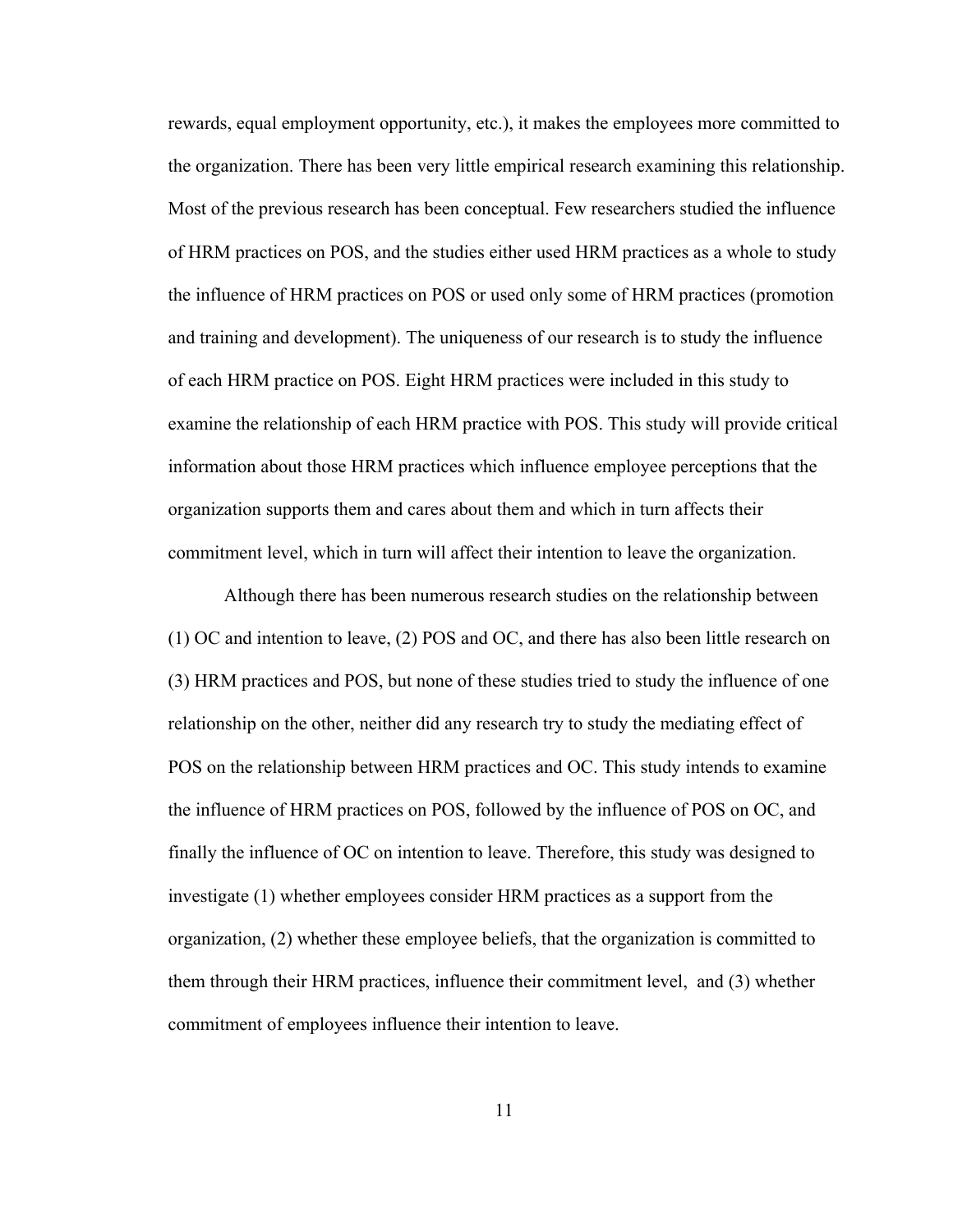rewards, equal employment opportunity, etc.), it makes the employees more committed to the organization. There has been very little empirical research examining this relationship. Most of the previous research has been conceptual. Few researchers studied the influence of HRM practices on POS, and the studies either used HRM practices as a whole to study the influence of HRM practices on POS or used only some of HRM practices (promotion and training and development). The uniqueness of our research is to study the influence of each HRM practice on POS. Eight HRM practices were included in this study to examine the relationship of each HRM practice with POS. This study will provide critical information about those HRM practices which influence employee perceptions that the organization supports them and cares about them and which in turn affects their commitment level, which in turn will affect their intention to leave the organization.

Although there has been numerous research studies on the relationship between (1) OC and intention to leave, (2) POS and OC, and there has also been little research on (3) HRM practices and POS, but none of these studies tried to study the influence of one relationship on the other, neither did any research try to study the mediating effect of POS on the relationship between HRM practices and OC. This study intends to examine the influence of HRM practices on POS, followed by the influence of POS on OC, and finally the influence of OC on intention to leave. Therefore, this study was designed to investigate (1) whether employees consider HRM practices as a support from the organization, (2) whether these employee beliefs, that the organization is committed to them through their HRM practices, influence their commitment level, and (3) whether commitment of employees influence their intention to leave.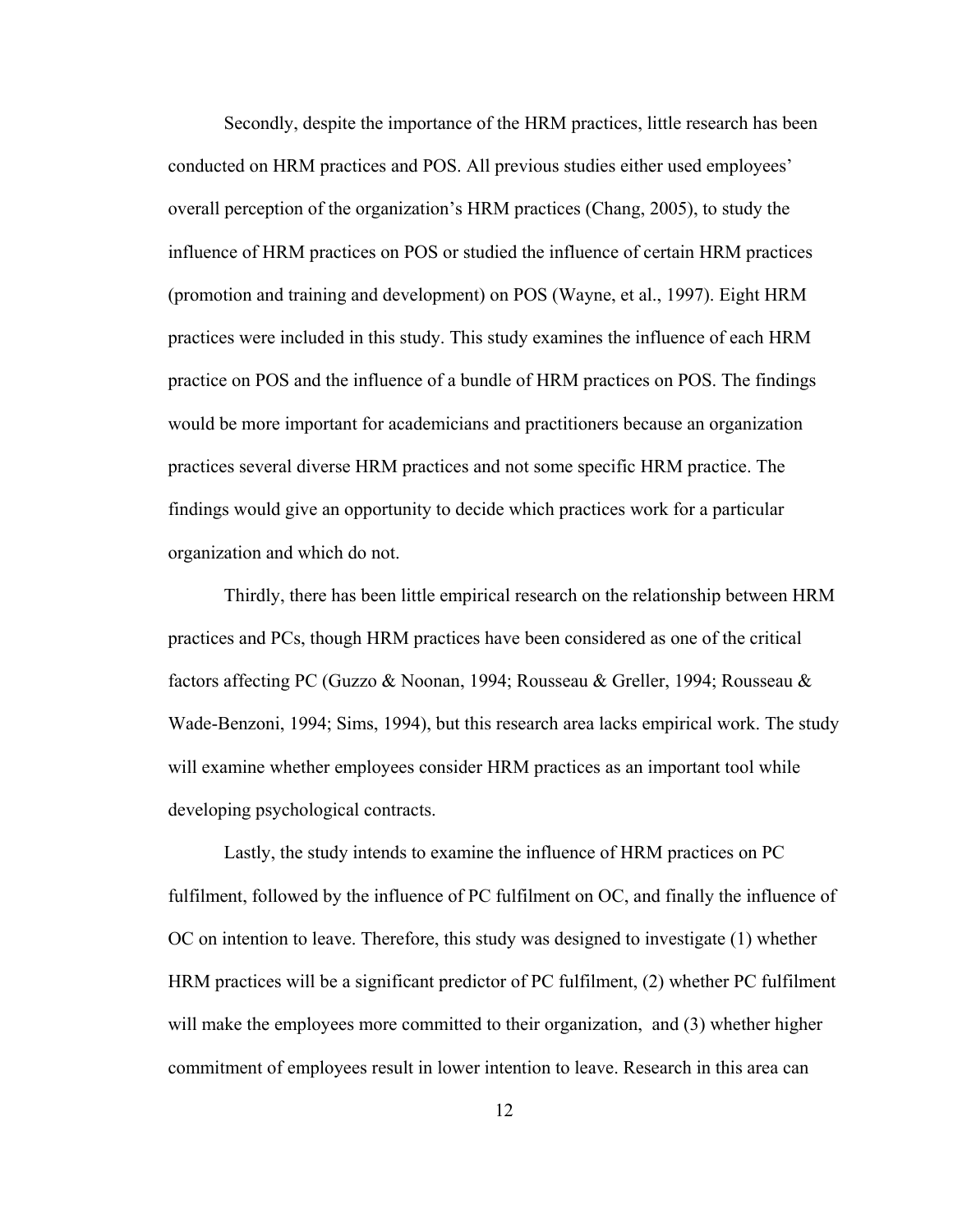Secondly, despite the importance of the HRM practices, little research has been conducted on HRM practices and POS. All previous studies either used employees' overall perception of the organization's HRM practices (Chang, 2005), to study the influence of HRM practices on POS or studied the influence of certain HRM practices (promotion and training and development) on POS (Wayne, et al., 1997). Eight HRM practices were included in this study. This study examines the influence of each HRM practice on POS and the influence of a bundle of HRM practices on POS. The findings would be more important for academicians and practitioners because an organization practices several diverse HRM practices and not some specific HRM practice. The findings would give an opportunity to decide which practices work for a particular organization and which do not.

Thirdly, there has been little empirical research on the relationship between HRM practices and PCs, though HRM practices have been considered as one of the critical factors affecting PC (Guzzo & Noonan, 1994; Rousseau & Greller, 1994; Rousseau & Wade-Benzoni, 1994; Sims, 1994), but this research area lacks empirical work. The study will examine whether employees consider HRM practices as an important tool while developing psychological contracts.

Lastly, the study intends to examine the influence of HRM practices on PC fulfilment, followed by the influence of PC fulfilment on OC, and finally the influence of OC on intention to leave. Therefore, this study was designed to investigate (1) whether HRM practices will be a significant predictor of PC fulfilment, (2) whether PC fulfilment will make the employees more committed to their organization, and (3) whether higher commitment of employees result in lower intention to leave. Research in this area can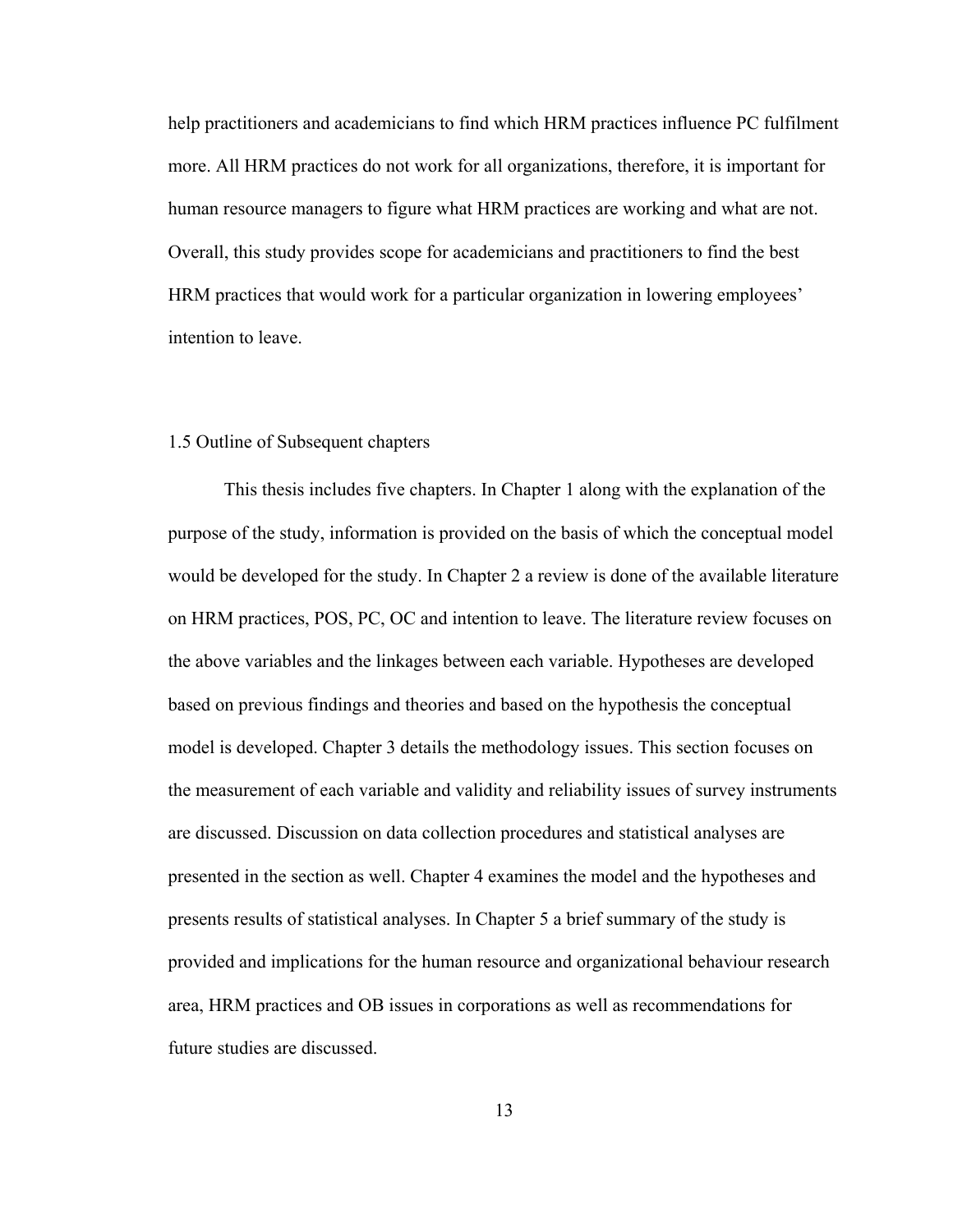help practitioners and academicians to find which HRM practices influence PC fulfilment more. All HRM practices do not work for all organizations, therefore, it is important for human resource managers to figure what HRM practices are working and what are not. Overall, this study provides scope for academicians and practitioners to find the best HRM practices that would work for a particular organization in lowering employees' intention to leave.

## 1.5 Outline of Subsequent chapters

This thesis includes five chapters. In Chapter 1 along with the explanation of the purpose of the study, information is provided on the basis of which the conceptual model would be developed for the study. In Chapter 2 a review is done of the available literature on HRM practices, POS, PC, OC and intention to leave. The literature review focuses on the above variables and the linkages between each variable. Hypotheses are developed based on previous findings and theories and based on the hypothesis the conceptual model is developed. Chapter 3 details the methodology issues. This section focuses on the measurement of each variable and validity and reliability issues of survey instruments are discussed. Discussion on data collection procedures and statistical analyses are presented in the section as well. Chapter 4 examines the model and the hypotheses and presents results of statistical analyses. In Chapter 5 a brief summary of the study is provided and implications for the human resource and organizational behaviour research area, HRM practices and OB issues in corporations as well as recommendations for future studies are discussed.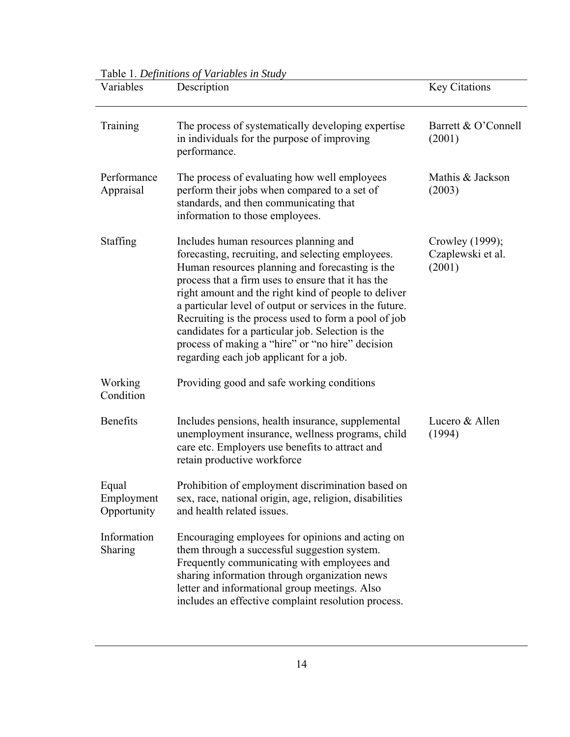Table 1. *Definitions of Variables in Study*

| Variables | Description | Key Citations |
|---|---|---|
| Training | The process of systematically developing expertise in individuals for the purpose of improving performance. | Barrett & O'Connell (2001) |
| Performance Appraisal | The process of evaluating how well employees perform their jobs when compared to a set of standards, and then communicating that information to those employees. | Mathis & Jackson (2003) |
| Staffing | Includes human resources planning and forecasting, recruiting, and selecting employees. Human resources planning and forecasting is the process that a firm uses to ensure that it has the right amount and the right kind of people to deliver a particular level of output or services in the future. Recruiting is the process used to form a pool of job candidates for a particular job. Selection is the process of making a "hire" or "no hire" decision regarding each job applicant for a job. | Crowley (1999); Czaplewski et al. (2001) |
| Working Condition | Providing good and safe working conditions | |
| Benefits | Includes pensions, health insurance, supplemental unemployment insurance, wellness programs, child care etc. Employers use benefits to attract and retain productive workforce | Lucero & Allen (1994) |
| Equal Employment Opportunity | Prohibition of employment discrimination based on sex, race, national origin, age, religion, disabilities and health related issues. | |
| Information Sharing | Encouraging employees for opinions and acting on them through a successful suggestion system. Frequently communicating with employees and sharing information through organization news letter and informational group meetings. Also includes an effective complaint resolution process. | |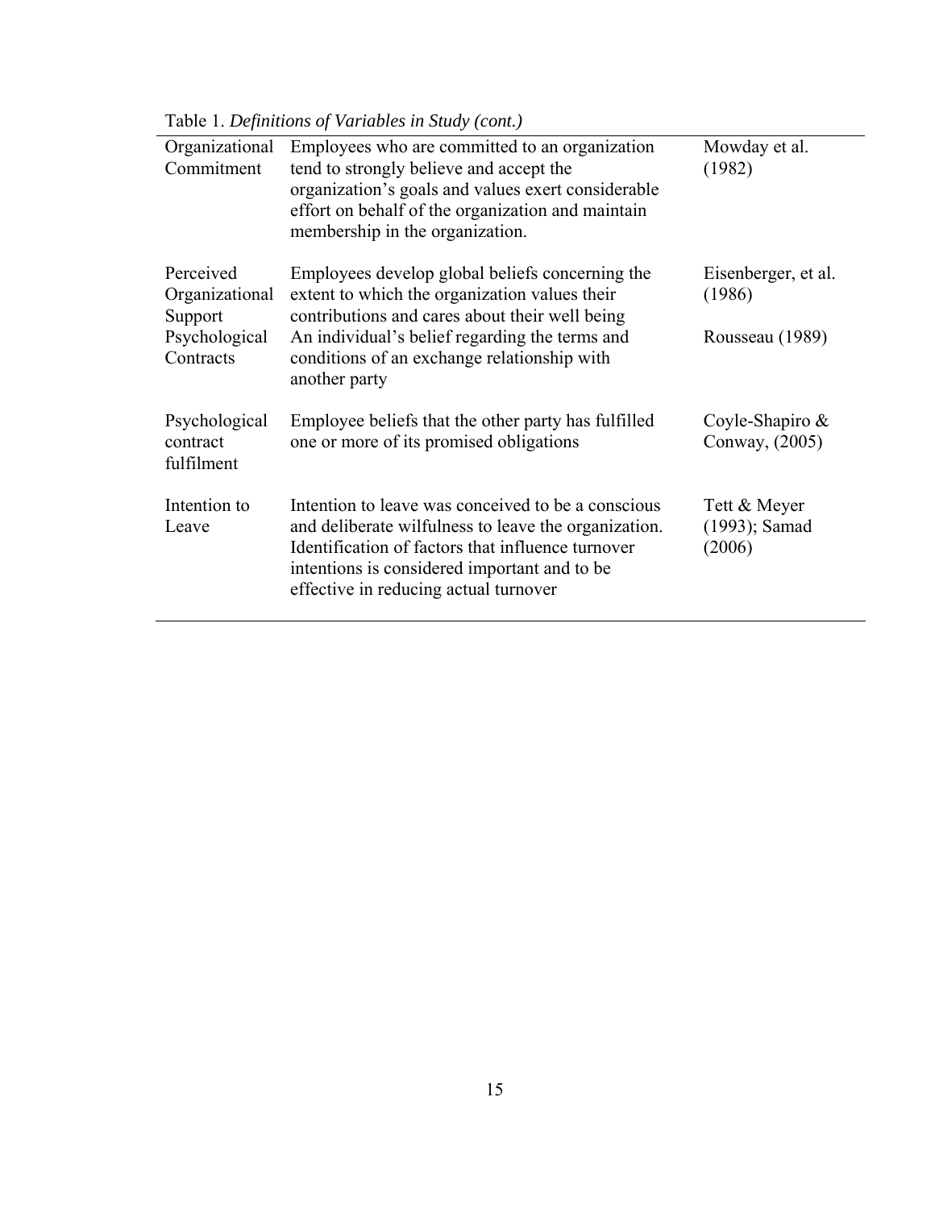Table 1. *Definitions of Variables in Study (cont.)*

| | | |
|---|---|---|
| Organizational Commitment | Employees who are committed to an organization tend to strongly believe and accept the organization's goals and values exert considerable effort on behalf of the organization and maintain membership in the organization. | Mowday et al. (1982) |
| Perceived Organizational Support | Employees develop global beliefs concerning the extent to which the organization values their contributions and cares about their well being | Eisenberger, et al. (1986) |
| Psychological Contracts | An individual's belief regarding the terms and conditions of an exchange relationship with another party | Rousseau (1989) |
| Psychological contract fulfilment | Employee beliefs that the other party has fulfilled one or more of its promised obligations | Coyle-Shapiro & Conway, (2005) |
| Intention to Leave | Intention to leave was conceived to be a conscious and deliberate wilfulness to leave the organization. Identification of factors that influence turnover intentions is considered important and to be effective in reducing actual turnover | Tett & Meyer (1993); Samad (2006) |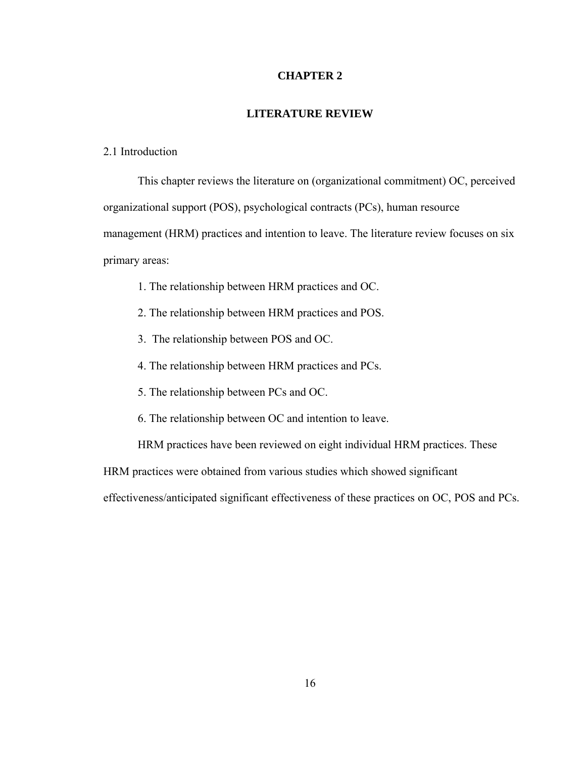# CHAPTER 2

# LITERATURE REVIEW

## 2.1 Introduction

This chapter reviews the literature on (organizational commitment) OC, perceived organizational support (POS), psychological contracts (PCs), human resource management (HRM) practices and intention to leave. The literature review focuses on six primary areas:

1. The relationship between HRM practices and OC.
2. The relationship between HRM practices and POS.
3. The relationship between POS and OC.
4. The relationship between HRM practices and PCs.
5. The relationship between PCs and OC.
6. The relationship between OC and intention to leave.

HRM practices have been reviewed on eight individual HRM practices. These HRM practices were obtained from various studies which showed significant effectiveness/anticipated significant effectiveness of these practices on OC, POS and PCs.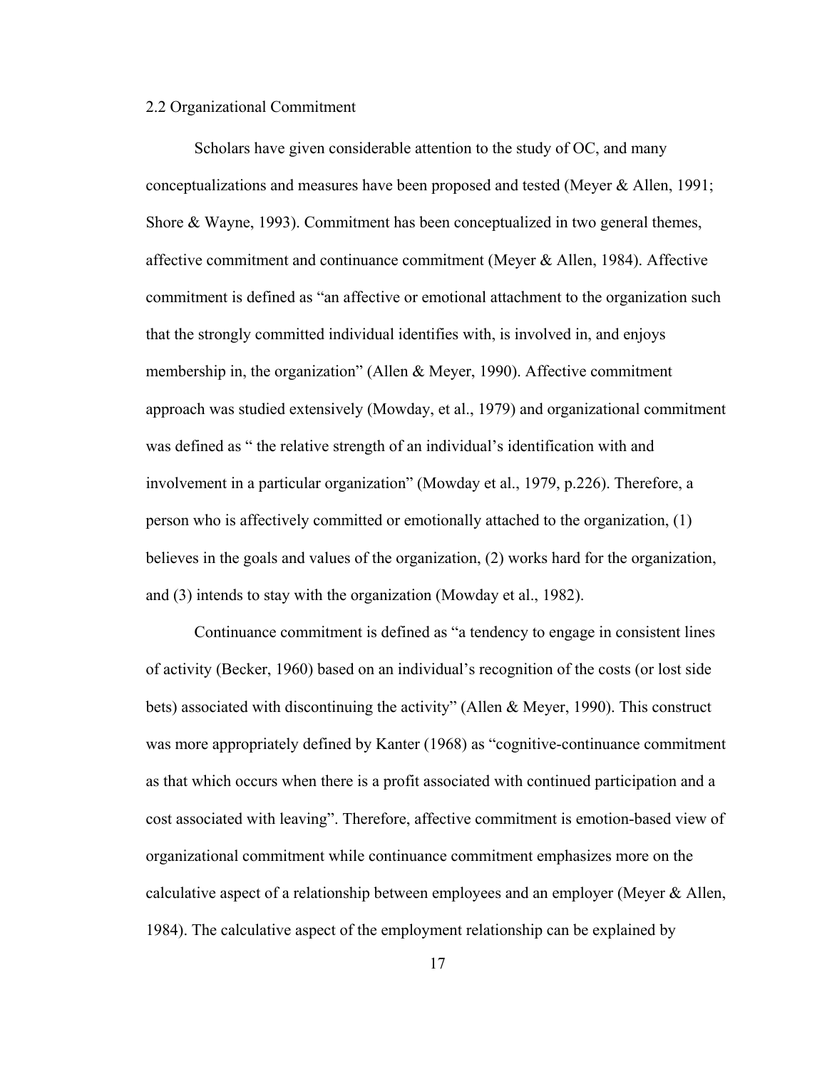## 2.2 Organizational Commitment

Scholars have given considerable attention to the study of OC, and many conceptualizations and measures have been proposed and tested (Meyer & Allen, 1991; Shore & Wayne, 1993). Commitment has been conceptualized in two general themes, affective commitment and continuance commitment (Meyer & Allen, 1984). Affective commitment is defined as "an affective or emotional attachment to the organization such that the strongly committed individual identifies with, is involved in, and enjoys membership in, the organization" (Allen & Meyer, 1990). Affective commitment approach was studied extensively (Mowday, et al., 1979) and organizational commitment was defined as " the relative strength of an individual's identification with and involvement in a particular organization" (Mowday et al., 1979, p.226). Therefore, a person who is affectively committed or emotionally attached to the organization, (1) believes in the goals and values of the organization, (2) works hard for the organization, and (3) intends to stay with the organization (Mowday et al., 1982).

Continuance commitment is defined as "a tendency to engage in consistent lines of activity (Becker, 1960) based on an individual's recognition of the costs (or lost side bets) associated with discontinuing the activity" (Allen & Meyer, 1990). This construct was more appropriately defined by Kanter (1968) as "cognitive-continuance commitment as that which occurs when there is a profit associated with continued participation and a cost associated with leaving". Therefore, affective commitment is emotion-based view of organizational commitment while continuance commitment emphasizes more on the calculative aspect of a relationship between employees and an employer (Meyer & Allen, 1984). The calculative aspect of the employment relationship can be explained by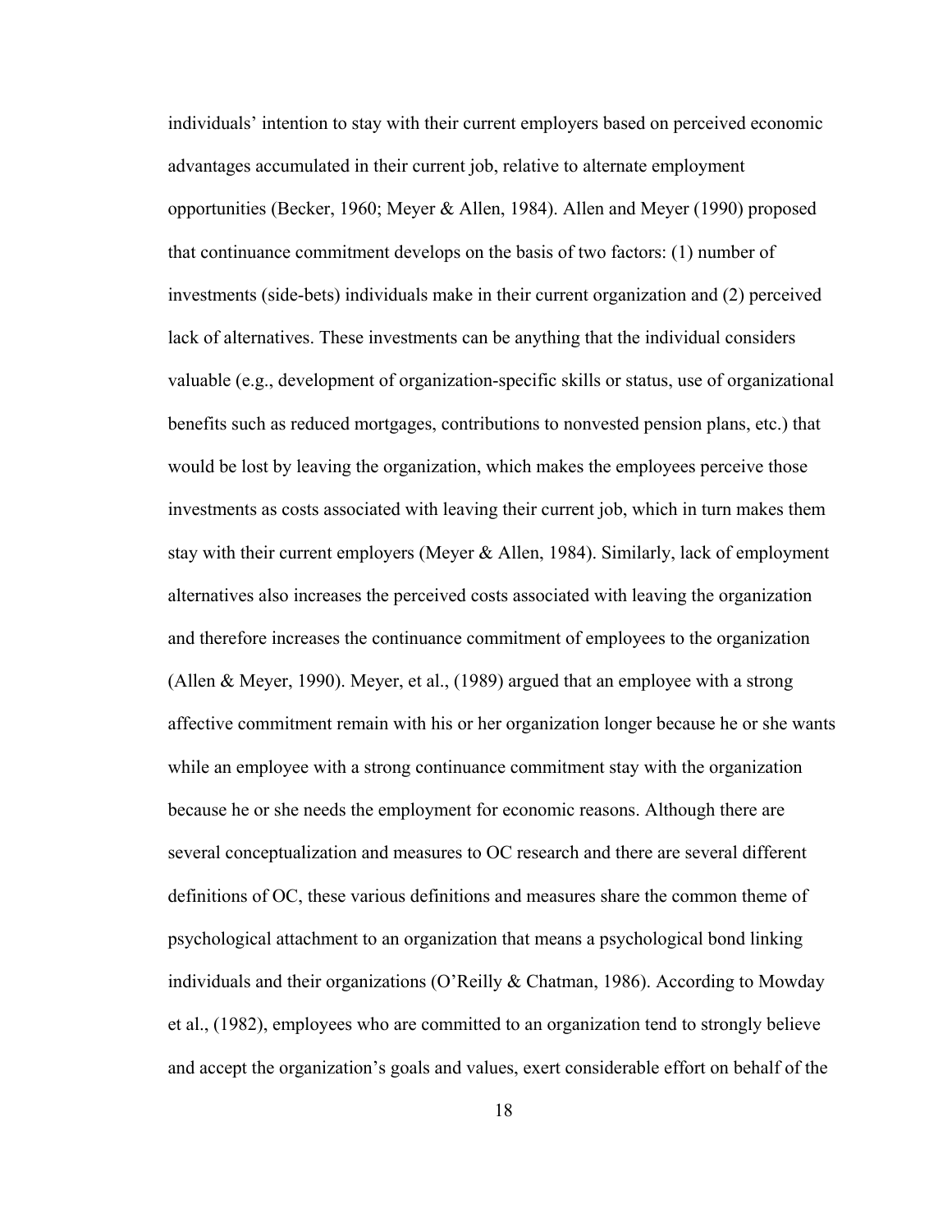individuals' intention to stay with their current employers based on perceived economic advantages accumulated in their current job, relative to alternate employment opportunities (Becker, 1960; Meyer & Allen, 1984). Allen and Meyer (1990) proposed that continuance commitment develops on the basis of two factors: (1) number of investments (side-bets) individuals make in their current organization and (2) perceived lack of alternatives. These investments can be anything that the individual considers valuable (e.g., development of organization-specific skills or status, use of organizational benefits such as reduced mortgages, contributions to nonvested pension plans, etc.) that would be lost by leaving the organization, which makes the employees perceive those investments as costs associated with leaving their current job, which in turn makes them stay with their current employers (Meyer & Allen, 1984). Similarly, lack of employment alternatives also increases the perceived costs associated with leaving the organization and therefore increases the continuance commitment of employees to the organization (Allen & Meyer, 1990). Meyer, et al., (1989) argued that an employee with a strong affective commitment remain with his or her organization longer because he or she wants while an employee with a strong continuance commitment stay with the organization because he or she needs the employment for economic reasons. Although there are several conceptualization and measures to OC research and there are several different definitions of OC, these various definitions and measures share the common theme of psychological attachment to an organization that means a psychological bond linking individuals and their organizations (O'Reilly & Chatman, 1986). According to Mowday et al., (1982), employees who are committed to an organization tend to strongly believe and accept the organization's goals and values, exert considerable effort on behalf of the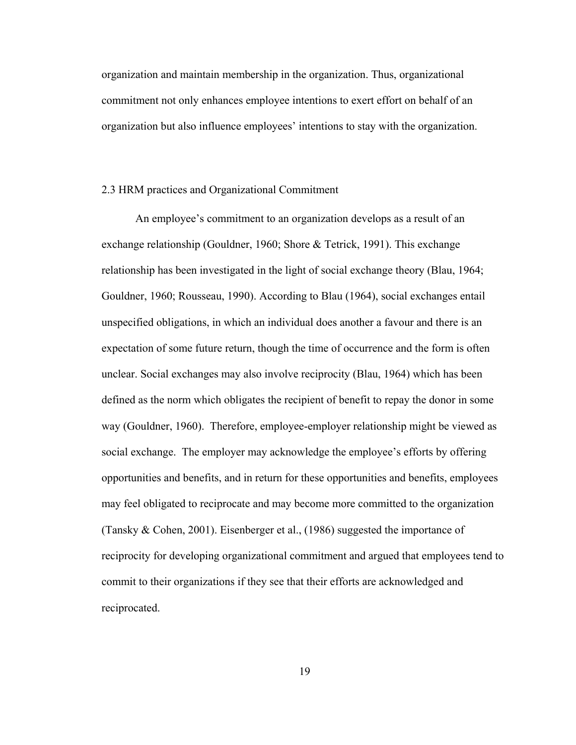organization and maintain membership in the organization. Thus, organizational commitment not only enhances employee intentions to exert effort on behalf of an organization but also influence employees' intentions to stay with the organization.

## 2.3 HRM practices and Organizational Commitment

An employee's commitment to an organization develops as a result of an exchange relationship (Gouldner, 1960; Shore & Tetrick, 1991). This exchange relationship has been investigated in the light of social exchange theory (Blau, 1964; Gouldner, 1960; Rousseau, 1990). According to Blau (1964), social exchanges entail unspecified obligations, in which an individual does another a favour and there is an expectation of some future return, though the time of occurrence and the form is often unclear. Social exchanges may also involve reciprocity (Blau, 1964) which has been defined as the norm which obligates the recipient of benefit to repay the donor in some way (Gouldner, 1960). Therefore, employee-employer relationship might be viewed as social exchange. The employer may acknowledge the employee's efforts by offering opportunities and benefits, and in return for these opportunities and benefits, employees may feel obligated to reciprocate and may become more committed to the organization (Tansky & Cohen, 2001). Eisenberger et al., (1986) suggested the importance of reciprocity for developing organizational commitment and argued that employees tend to commit to their organizations if they see that their efforts are acknowledged and reciprocated.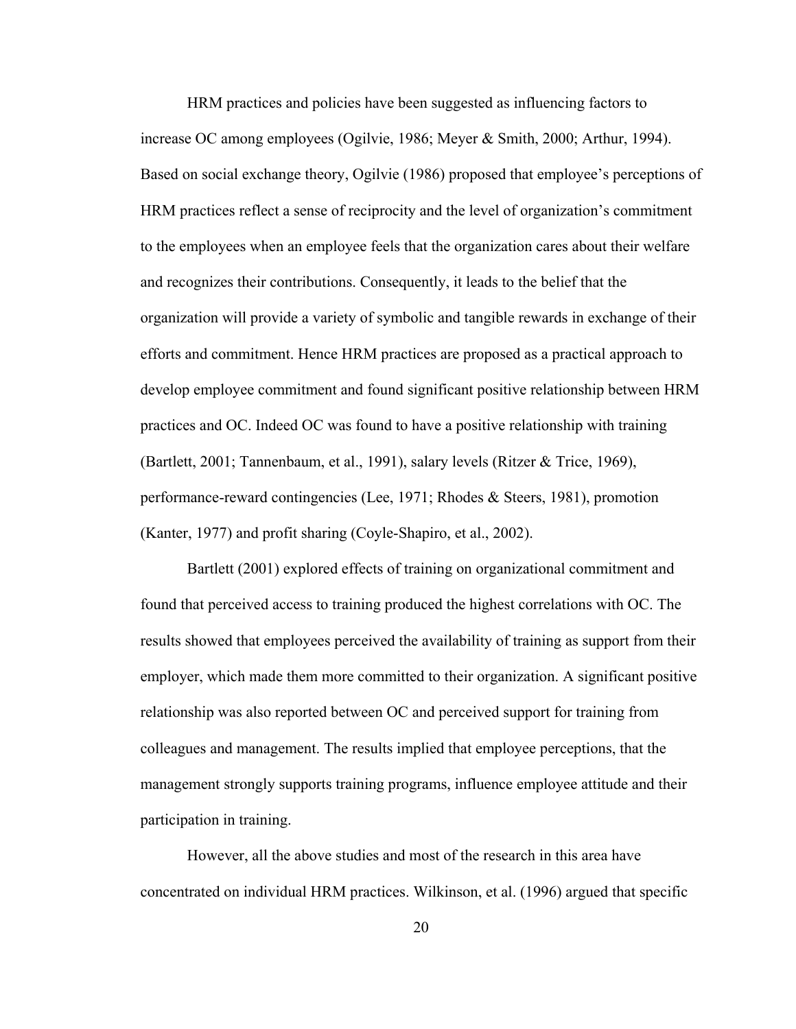HRM practices and policies have been suggested as influencing factors to increase OC among employees (Ogilvie, 1986; Meyer & Smith, 2000; Arthur, 1994). Based on social exchange theory, Ogilvie (1986) proposed that employee's perceptions of HRM practices reflect a sense of reciprocity and the level of organization's commitment to the employees when an employee feels that the organization cares about their welfare and recognizes their contributions. Consequently, it leads to the belief that the organization will provide a variety of symbolic and tangible rewards in exchange of their efforts and commitment. Hence HRM practices are proposed as a practical approach to develop employee commitment and found significant positive relationship between HRM practices and OC. Indeed OC was found to have a positive relationship with training (Bartlett, 2001; Tannenbaum, et al., 1991), salary levels (Ritzer & Trice, 1969), performance-reward contingencies (Lee, 1971; Rhodes & Steers, 1981), promotion (Kanter, 1977) and profit sharing (Coyle-Shapiro, et al., 2002).

Bartlett (2001) explored effects of training on organizational commitment and found that perceived access to training produced the highest correlations with OC. The results showed that employees perceived the availability of training as support from their employer, which made them more committed to their organization. A significant positive relationship was also reported between OC and perceived support for training from colleagues and management. The results implied that employee perceptions, that the management strongly supports training programs, influence employee attitude and their participation in training.

However, all the above studies and most of the research in this area have concentrated on individual HRM practices. Wilkinson, et al. (1996) argued that specific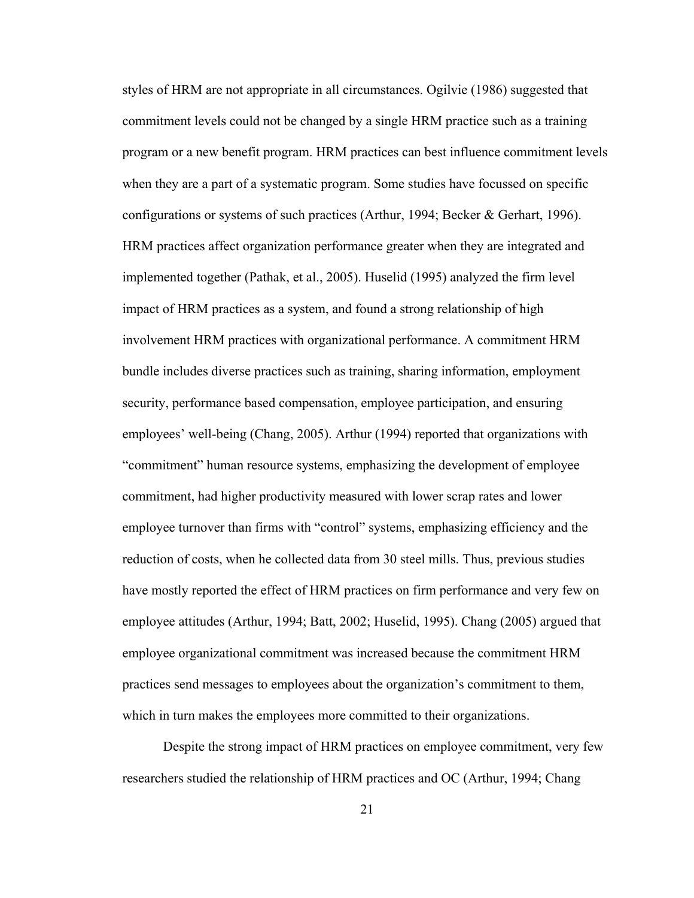styles of HRM are not appropriate in all circumstances. Ogilvie (1986) suggested that commitment levels could not be changed by a single HRM practice such as a training program or a new benefit program. HRM practices can best influence commitment levels when they are a part of a systematic program. Some studies have focussed on specific configurations or systems of such practices (Arthur, 1994; Becker & Gerhart, 1996). HRM practices affect organization performance greater when they are integrated and implemented together (Pathak, et al., 2005). Huselid (1995) analyzed the firm level impact of HRM practices as a system, and found a strong relationship of high involvement HRM practices with organizational performance. A commitment HRM bundle includes diverse practices such as training, sharing information, employment security, performance based compensation, employee participation, and ensuring employees' well-being (Chang, 2005). Arthur (1994) reported that organizations with "commitment" human resource systems, emphasizing the development of employee commitment, had higher productivity measured with lower scrap rates and lower employee turnover than firms with "control" systems, emphasizing efficiency and the reduction of costs, when he collected data from 30 steel mills. Thus, previous studies have mostly reported the effect of HRM practices on firm performance and very few on employee attitudes (Arthur, 1994; Batt, 2002; Huselid, 1995). Chang (2005) argued that employee organizational commitment was increased because the commitment HRM practices send messages to employees about the organization's commitment to them, which in turn makes the employees more committed to their organizations.

Despite the strong impact of HRM practices on employee commitment, very few researchers studied the relationship of HRM practices and OC (Arthur, 1994; Chang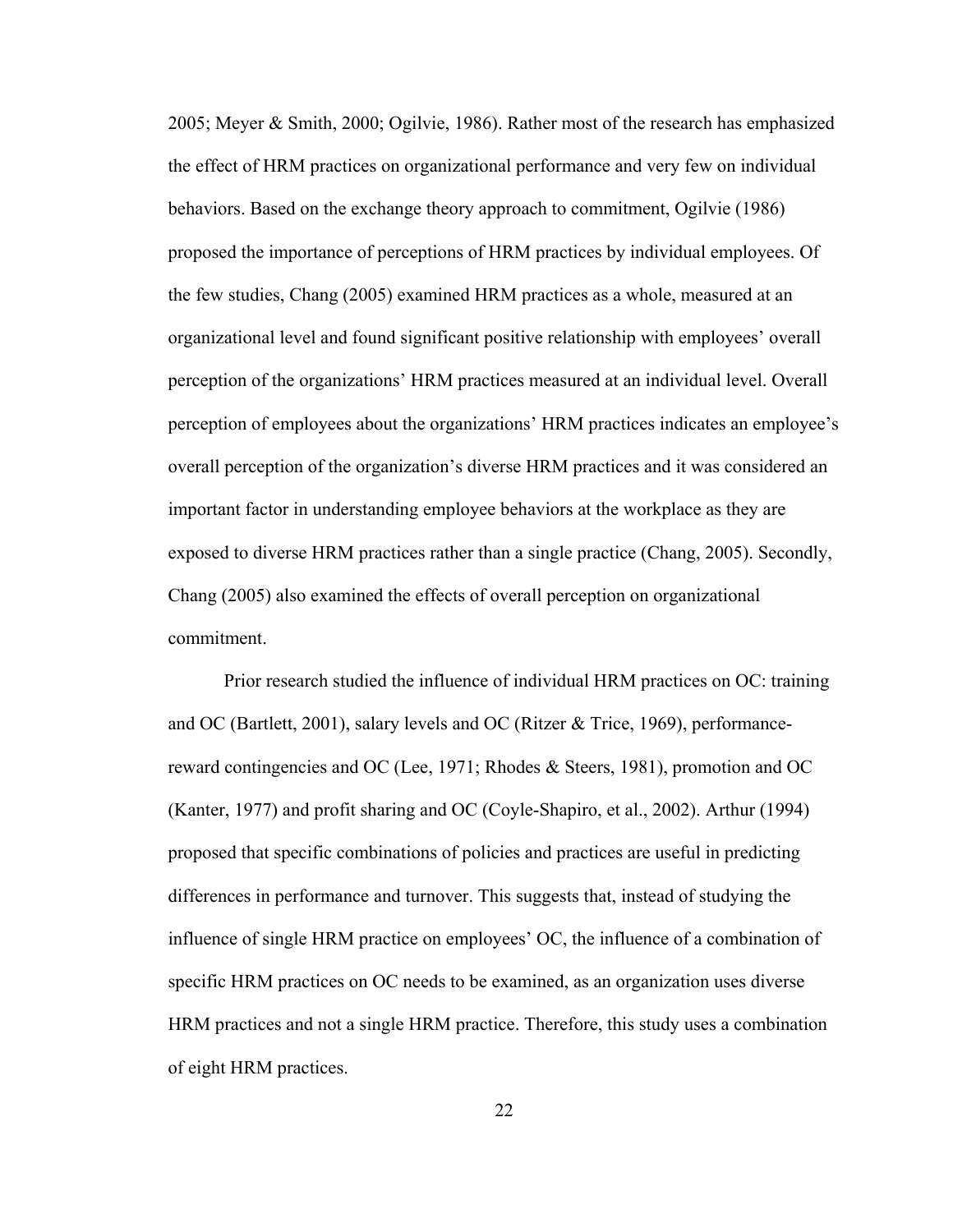2005; Meyer & Smith, 2000; Ogilvie, 1986). Rather most of the research has emphasized the effect of HRM practices on organizational performance and very few on individual behaviors. Based on the exchange theory approach to commitment, Ogilvie (1986) proposed the importance of perceptions of HRM practices by individual employees. Of the few studies, Chang (2005) examined HRM practices as a whole, measured at an organizational level and found significant positive relationship with employees' overall perception of the organizations' HRM practices measured at an individual level. Overall perception of employees about the organizations' HRM practices indicates an employee's overall perception of the organization's diverse HRM practices and it was considered an important factor in understanding employee behaviors at the workplace as they are exposed to diverse HRM practices rather than a single practice (Chang, 2005). Secondly, Chang (2005) also examined the effects of overall perception on organizational commitment.

Prior research studied the influence of individual HRM practices on OC: training and OC (Bartlett, 2001), salary levels and OC (Ritzer & Trice, 1969), performance-reward contingencies and OC (Lee, 1971; Rhodes & Steers, 1981), promotion and OC (Kanter, 1977) and profit sharing and OC (Coyle-Shapiro, et al., 2002). Arthur (1994) proposed that specific combinations of policies and practices are useful in predicting differences in performance and turnover. This suggests that, instead of studying the influence of single HRM practice on employees' OC, the influence of a combination of specific HRM practices on OC needs to be examined, as an organization uses diverse HRM practices and not a single HRM practice. Therefore, this study uses a combination of eight HRM practices.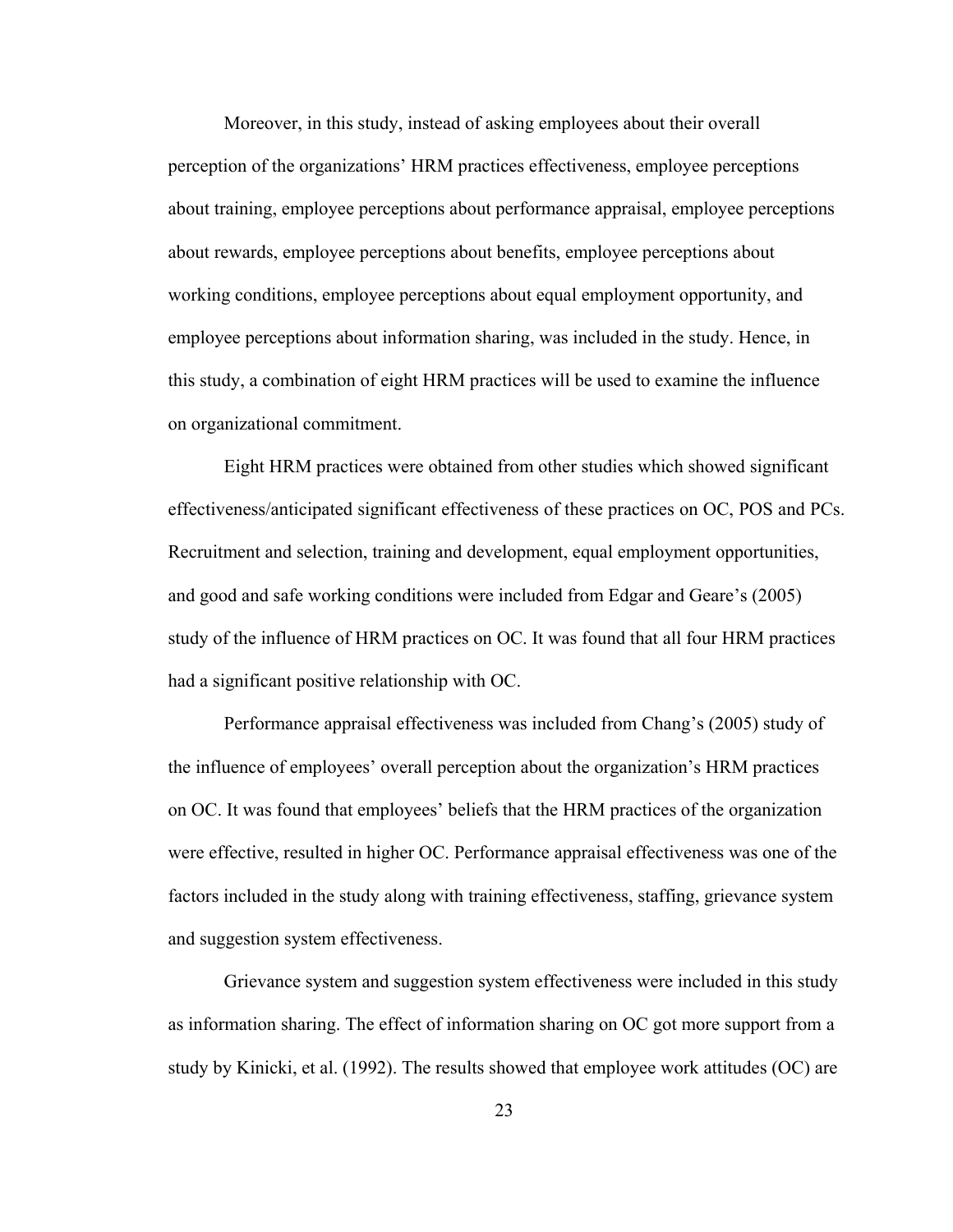Moreover, in this study, instead of asking employees about their overall perception of the organizations' HRM practices effectiveness, employee perceptions about training, employee perceptions about performance appraisal, employee perceptions about rewards, employee perceptions about benefits, employee perceptions about working conditions, employee perceptions about equal employment opportunity, and employee perceptions about information sharing, was included in the study. Hence, in this study, a combination of eight HRM practices will be used to examine the influence on organizational commitment.

Eight HRM practices were obtained from other studies which showed significant effectiveness/anticipated significant effectiveness of these practices on OC, POS and PCs. Recruitment and selection, training and development, equal employment opportunities, and good and safe working conditions were included from Edgar and Geare's (2005) study of the influence of HRM practices on OC. It was found that all four HRM practices had a significant positive relationship with OC.

Performance appraisal effectiveness was included from Chang's (2005) study of the influence of employees' overall perception about the organization's HRM practices on OC. It was found that employees' beliefs that the HRM practices of the organization were effective, resulted in higher OC. Performance appraisal effectiveness was one of the factors included in the study along with training effectiveness, staffing, grievance system and suggestion system effectiveness.

Grievance system and suggestion system effectiveness were included in this study as information sharing. The effect of information sharing on OC got more support from a study by Kinicki, et al. (1992). The results showed that employee work attitudes (OC) are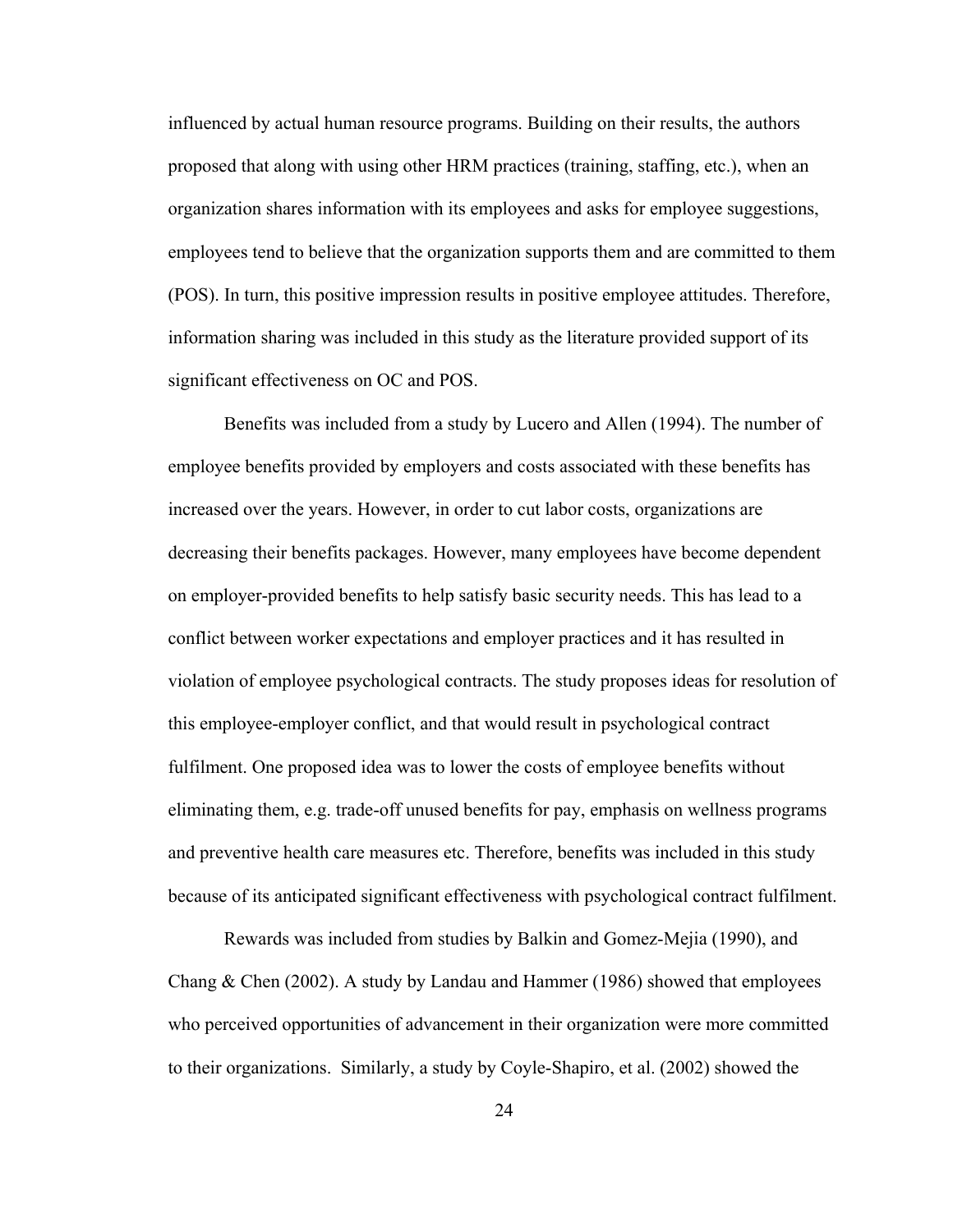influenced by actual human resource programs. Building on their results, the authors proposed that along with using other HRM practices (training, staffing, etc.), when an organization shares information with its employees and asks for employee suggestions, employees tend to believe that the organization supports them and are committed to them (POS). In turn, this positive impression results in positive employee attitudes. Therefore, information sharing was included in this study as the literature provided support of its significant effectiveness on OC and POS.

Benefits was included from a study by Lucero and Allen (1994). The number of employee benefits provided by employers and costs associated with these benefits has increased over the years. However, in order to cut labor costs, organizations are decreasing their benefits packages. However, many employees have become dependent on employer-provided benefits to help satisfy basic security needs. This has lead to a conflict between worker expectations and employer practices and it has resulted in violation of employee psychological contracts. The study proposes ideas for resolution of this employee-employer conflict, and that would result in psychological contract fulfilment. One proposed idea was to lower the costs of employee benefits without eliminating them, e.g. trade-off unused benefits for pay, emphasis on wellness programs and preventive health care measures etc. Therefore, benefits was included in this study because of its anticipated significant effectiveness with psychological contract fulfilment.

Rewards was included from studies by Balkin and Gomez-Mejia (1990), and Chang & Chen (2002). A study by Landau and Hammer (1986) showed that employees who perceived opportunities of advancement in their organization were more committed to their organizations. Similarly, a study by Coyle-Shapiro, et al. (2002) showed the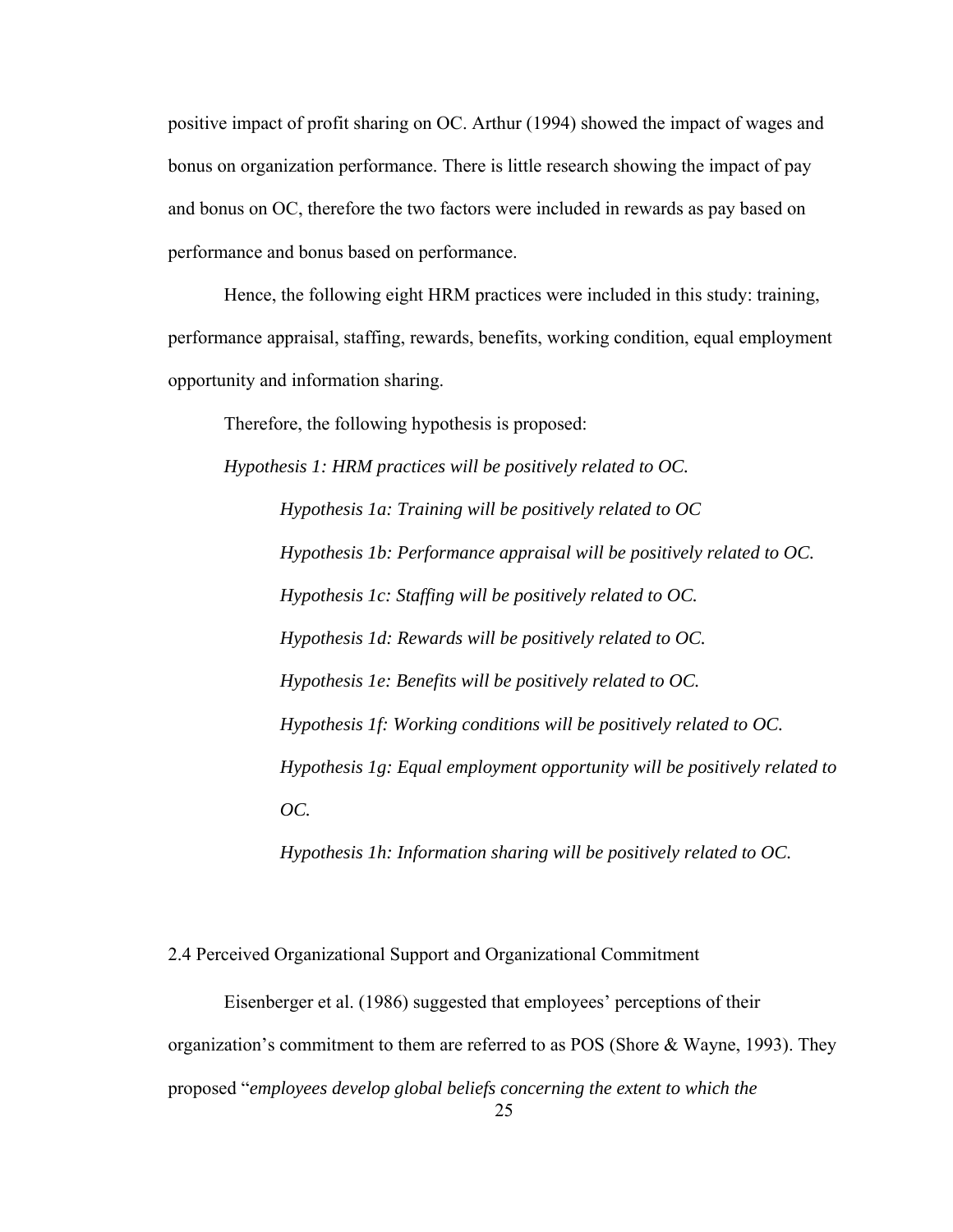positive impact of profit sharing on OC. Arthur (1994) showed the impact of wages and bonus on organization performance. There is little research showing the impact of pay and bonus on OC, therefore the two factors were included in rewards as pay based on performance and bonus based on performance.

Hence, the following eight HRM practices were included in this study: training, performance appraisal, staffing, rewards, benefits, working condition, equal employment opportunity and information sharing.

Therefore, the following hypothesis is proposed:

*Hypothesis 1: HRM practices will be positively related to OC.*

*Hypothesis 1a: Training will be positively related to OC*

*Hypothesis 1b: Performance appraisal will be positively related to OC.*

*Hypothesis 1c: Staffing will be positively related to OC.*

*Hypothesis 1d: Rewards will be positively related to OC.*

*Hypothesis 1e: Benefits will be positively related to OC.*

*Hypothesis 1f: Working conditions will be positively related to OC.*

*Hypothesis 1g: Equal employment opportunity will be positively related to OC.*

*Hypothesis 1h: Information sharing will be positively related to OC.*

## 2.4 Perceived Organizational Support and Organizational Commitment

Eisenberger et al. (1986) suggested that employees' perceptions of their organization's commitment to them are referred to as POS (Shore & Wayne, 1993). They proposed "*employees develop global beliefs concerning the extent to which the*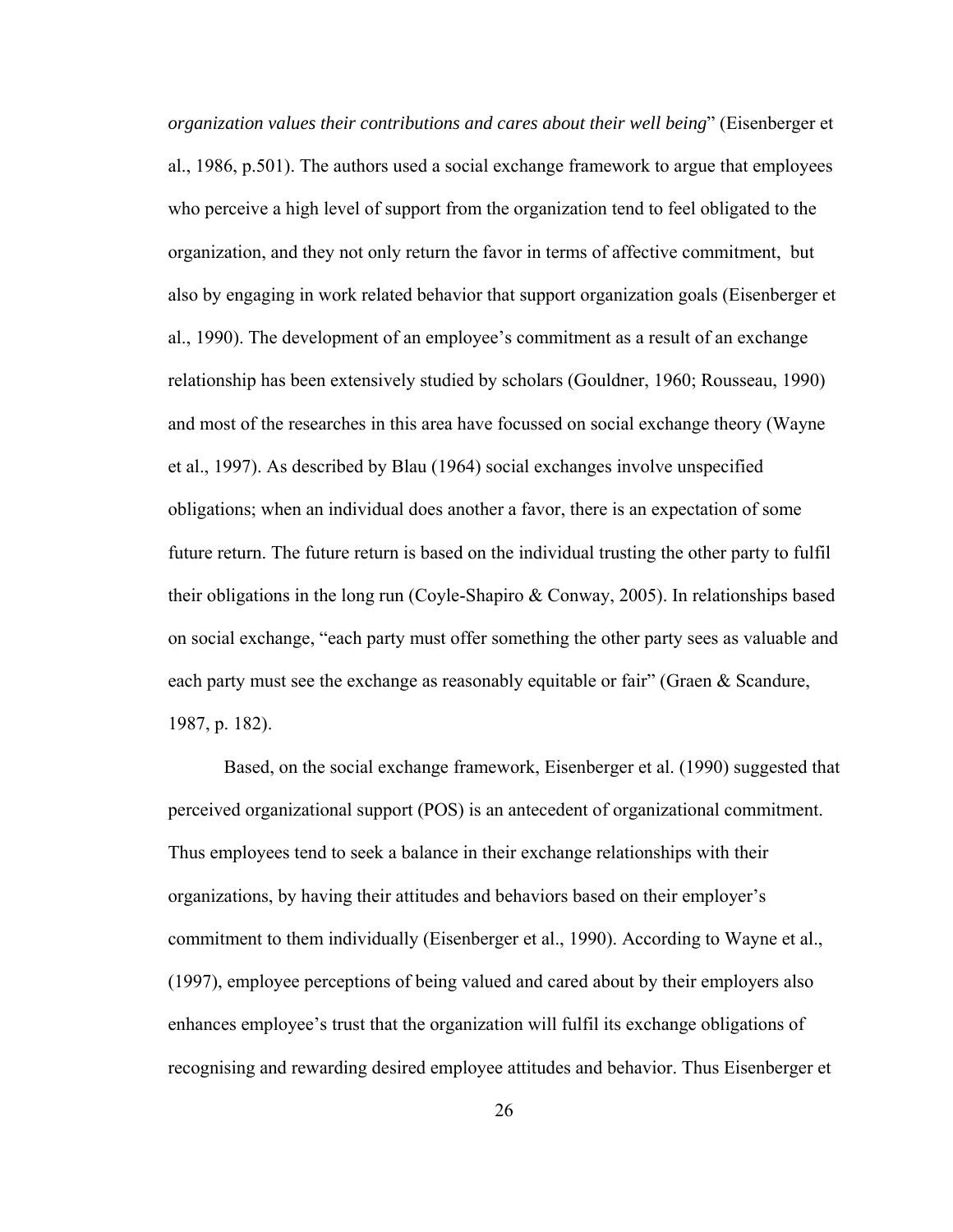*organization values their contributions and cares about their well being*" (Eisenberger et al., 1986, p.501). The authors used a social exchange framework to argue that employees who perceive a high level of support from the organization tend to feel obligated to the organization, and they not only return the favor in terms of affective commitment,  but also by engaging in work related behavior that support organization goals (Eisenberger et al., 1990). The development of an employee's commitment as a result of an exchange relationship has been extensively studied by scholars (Gouldner, 1960; Rousseau, 1990) and most of the researches in this area have focussed on social exchange theory (Wayne et al., 1997). As described by Blau (1964) social exchanges involve unspecified obligations; when an individual does another a favor, there is an expectation of some future return. The future return is based on the individual trusting the other party to fulfil their obligations in the long run (Coyle-Shapiro & Conway, 2005). In relationships based on social exchange, "each party must offer something the other party sees as valuable and each party must see the exchange as reasonably equitable or fair" (Graen & Scandure, 1987, p. 182).

Based, on the social exchange framework, Eisenberger et al. (1990) suggested that perceived organizational support (POS) is an antecedent of organizational commitment. Thus employees tend to seek a balance in their exchange relationships with their organizations, by having their attitudes and behaviors based on their employer's commitment to them individually (Eisenberger et al., 1990). According to Wayne et al., (1997), employee perceptions of being valued and cared about by their employers also enhances employee's trust that the organization will fulfil its exchange obligations of recognising and rewarding desired employee attitudes and behavior. Thus Eisenberger et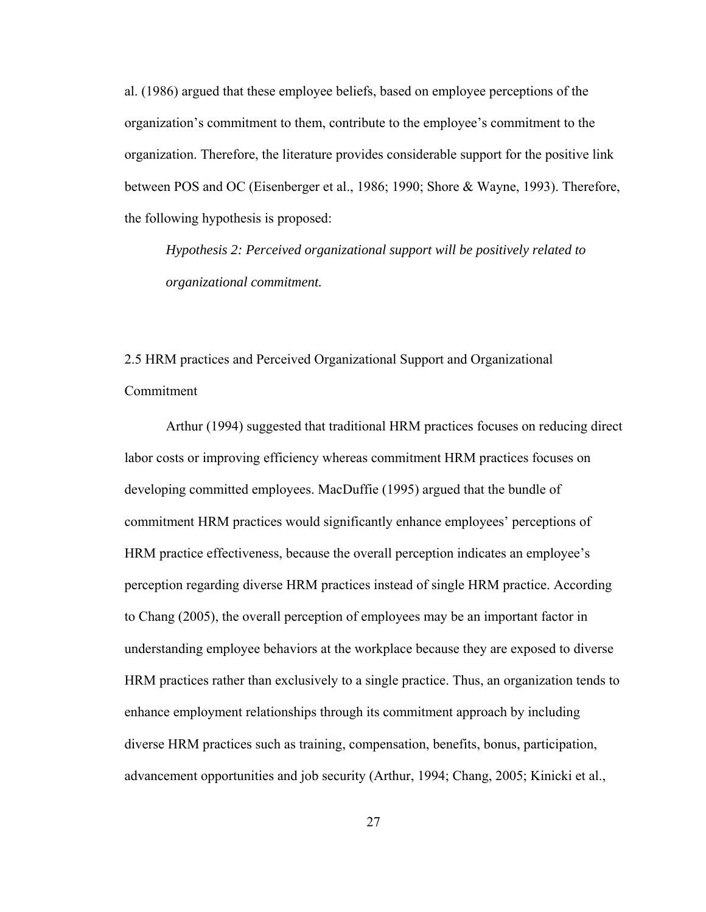al. (1986) argued that these employee beliefs, based on employee perceptions of the organization's commitment to them, contribute to the employee's commitment to the organization. Therefore, the literature provides considerable support for the positive link between POS and OC (Eisenberger et al., 1986; 1990; Shore & Wayne, 1993). Therefore, the following hypothesis is proposed:

> *Hypothesis 2: Perceived organizational support will be positively related to organizational commitment.*

## 2.5 HRM practices and Perceived Organizational Support and Organizational Commitment

Arthur (1994) suggested that traditional HRM practices focuses on reducing direct labor costs or improving efficiency whereas commitment HRM practices focuses on developing committed employees. MacDuffie (1995) argued that the bundle of commitment HRM practices would significantly enhance employees' perceptions of HRM practice effectiveness, because the overall perception indicates an employee's perception regarding diverse HRM practices instead of single HRM practice. According to Chang (2005), the overall perception of employees may be an important factor in understanding employee behaviors at the workplace because they are exposed to diverse HRM practices rather than exclusively to a single practice. Thus, an organization tends to enhance employment relationships through its commitment approach by including diverse HRM practices such as training, compensation, benefits, bonus, participation, advancement opportunities and job security (Arthur, 1994; Chang, 2005; Kinicki et al.,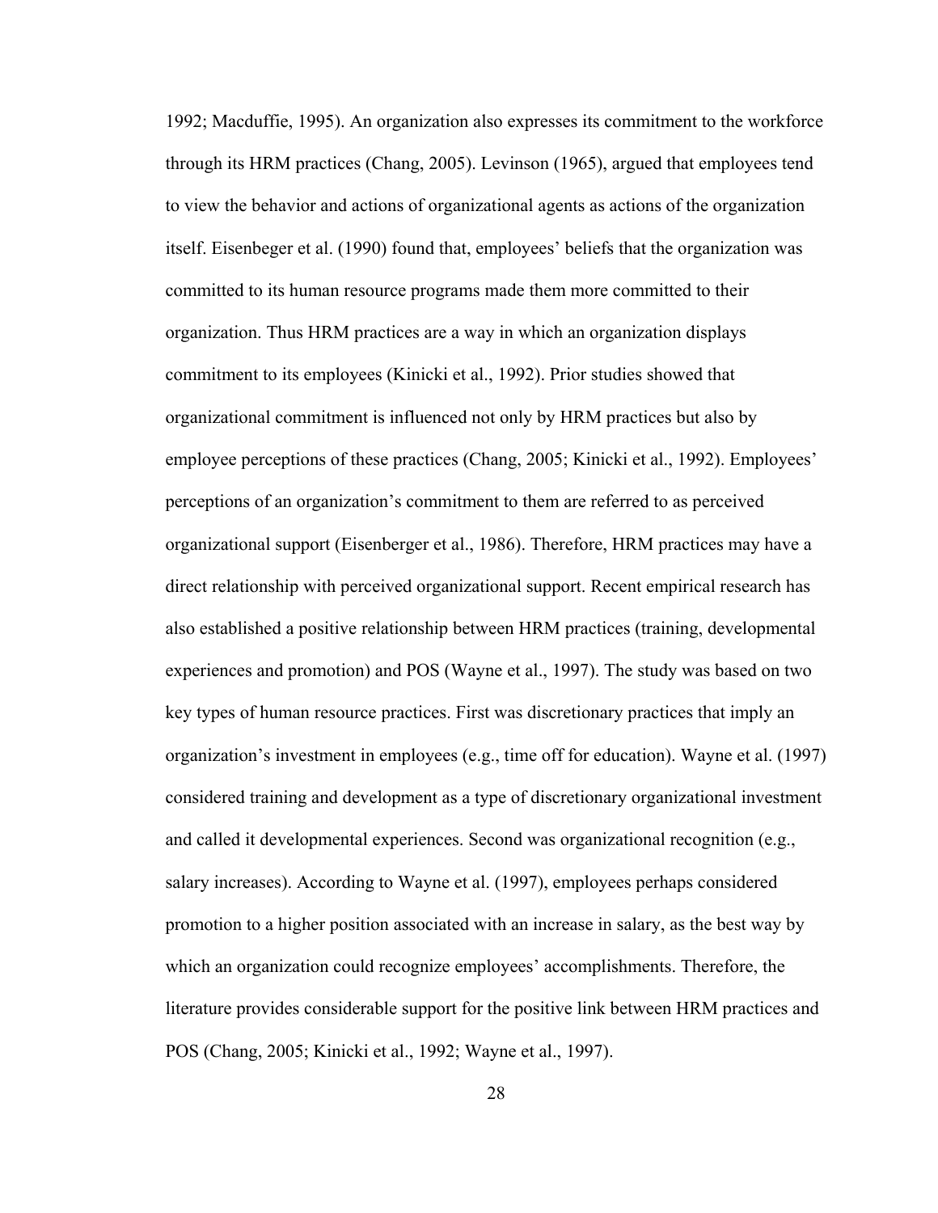1992; Macduffie, 1995). An organization also expresses its commitment to the workforce through its HRM practices (Chang, 2005). Levinson (1965), argued that employees tend to view the behavior and actions of organizational agents as actions of the organization itself. Eisenbeger et al. (1990) found that, employees' beliefs that the organization was committed to its human resource programs made them more committed to their organization. Thus HRM practices are a way in which an organization displays commitment to its employees (Kinicki et al., 1992). Prior studies showed that organizational commitment is influenced not only by HRM practices but also by employee perceptions of these practices (Chang, 2005; Kinicki et al., 1992). Employees' perceptions of an organization's commitment to them are referred to as perceived organizational support (Eisenberger et al., 1986). Therefore, HRM practices may have a direct relationship with perceived organizational support. Recent empirical research has also established a positive relationship between HRM practices (training, developmental experiences and promotion) and POS (Wayne et al., 1997). The study was based on two key types of human resource practices. First was discretionary practices that imply an organization's investment in employees (e.g., time off for education). Wayne et al. (1997) considered training and development as a type of discretionary organizational investment and called it developmental experiences. Second was organizational recognition (e.g., salary increases). According to Wayne et al. (1997), employees perhaps considered promotion to a higher position associated with an increase in salary, as the best way by which an organization could recognize employees' accomplishments. Therefore, the literature provides considerable support for the positive link between HRM practices and POS (Chang, 2005; Kinicki et al., 1992; Wayne et al., 1997).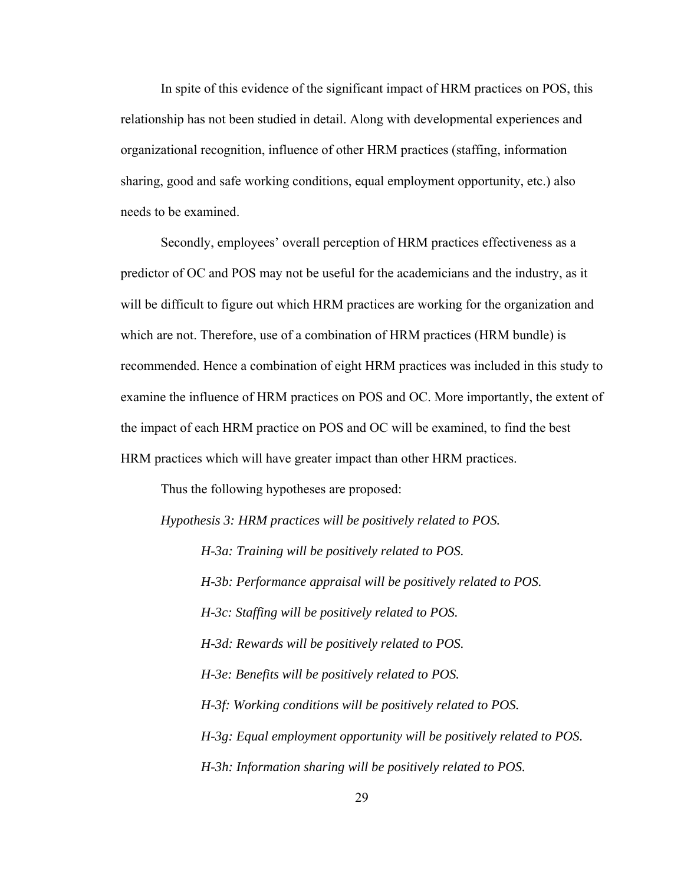In spite of this evidence of the significant impact of HRM practices on POS, this relationship has not been studied in detail. Along with developmental experiences and organizational recognition, influence of other HRM practices (staffing, information sharing, good and safe working conditions, equal employment opportunity, etc.) also needs to be examined.

Secondly, employees' overall perception of HRM practices effectiveness as a predictor of OC and POS may not be useful for the academicians and the industry, as it will be difficult to figure out which HRM practices are working for the organization and which are not. Therefore, use of a combination of HRM practices (HRM bundle) is recommended. Hence a combination of eight HRM practices was included in this study to examine the influence of HRM practices on POS and OC. More importantly, the extent of the impact of each HRM practice on POS and OC will be examined, to find the best HRM practices which will have greater impact than other HRM practices.

Thus the following hypotheses are proposed:

*Hypothesis 3: HRM practices will be positively related to POS.*

*H-3a: Training will be positively related to POS.*

*H-3b: Performance appraisal will be positively related to POS.*

*H-3c: Staffing will be positively related to POS.*

*H-3d: Rewards will be positively related to POS.*

*H-3e: Benefits will be positively related to POS.*

*H-3f: Working conditions will be positively related to POS.*

*H-3g: Equal employment opportunity will be positively related to POS.*

*H-3h: Information sharing will be positively related to POS.*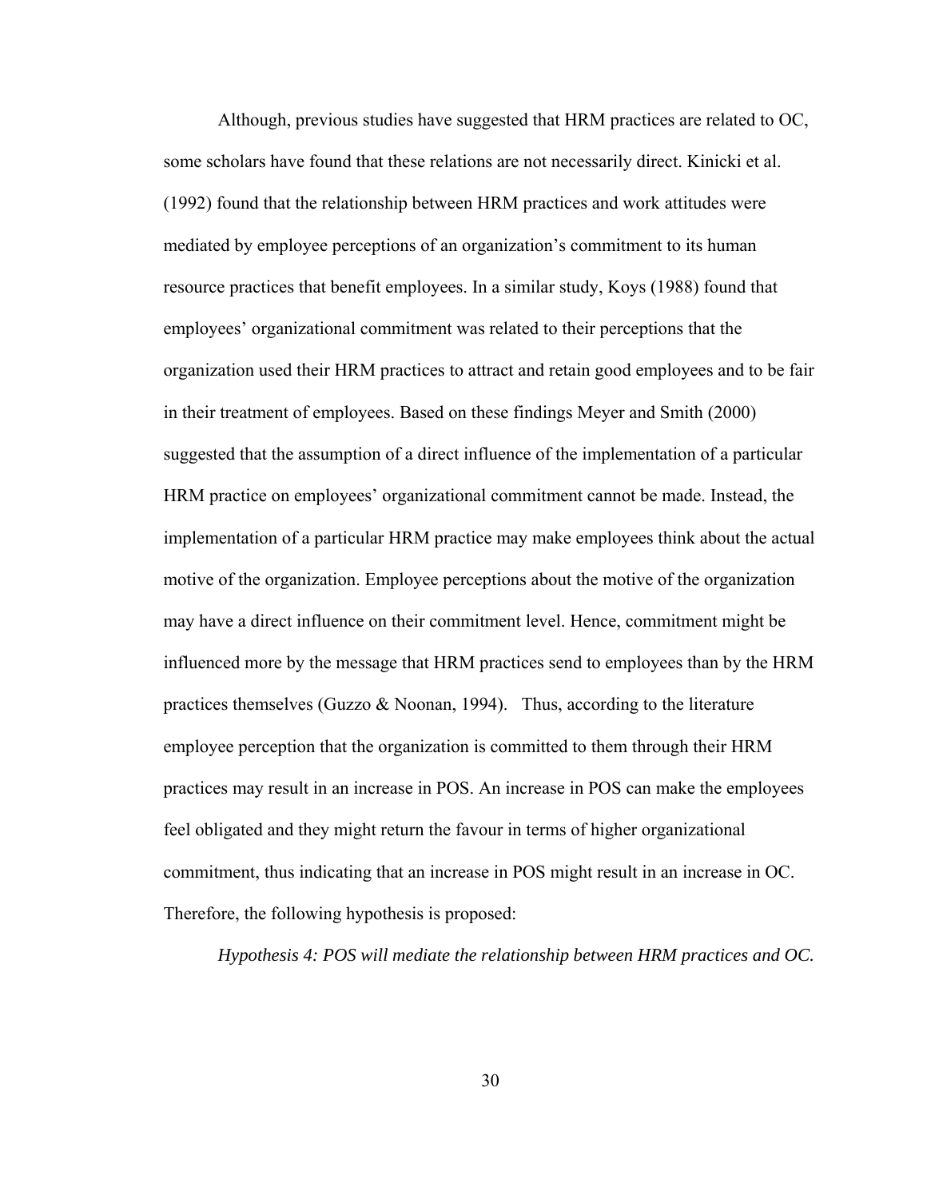Although, previous studies have suggested that HRM practices are related to OC, some scholars have found that these relations are not necessarily direct. Kinicki et al. (1992) found that the relationship between HRM practices and work attitudes were mediated by employee perceptions of an organization's commitment to its human resource practices that benefit employees. In a similar study, Koys (1988) found that employees' organizational commitment was related to their perceptions that the organization used their HRM practices to attract and retain good employees and to be fair in their treatment of employees. Based on these findings Meyer and Smith (2000) suggested that the assumption of a direct influence of the implementation of a particular HRM practice on employees' organizational commitment cannot be made. Instead, the implementation of a particular HRM practice may make employees think about the actual motive of the organization. Employee perceptions about the motive of the organization may have a direct influence on their commitment level. Hence, commitment might be influenced more by the message that HRM practices send to employees than by the HRM practices themselves (Guzzo & Noonan, 1994). Thus, according to the literature employee perception that the organization is committed to them through their HRM practices may result in an increase in POS. An increase in POS can make the employees feel obligated and they might return the favour in terms of higher organizational commitment, thus indicating that an increase in POS might result in an increase in OC. Therefore, the following hypothesis is proposed:

*Hypothesis 4: POS will mediate the relationship between HRM practices and OC.*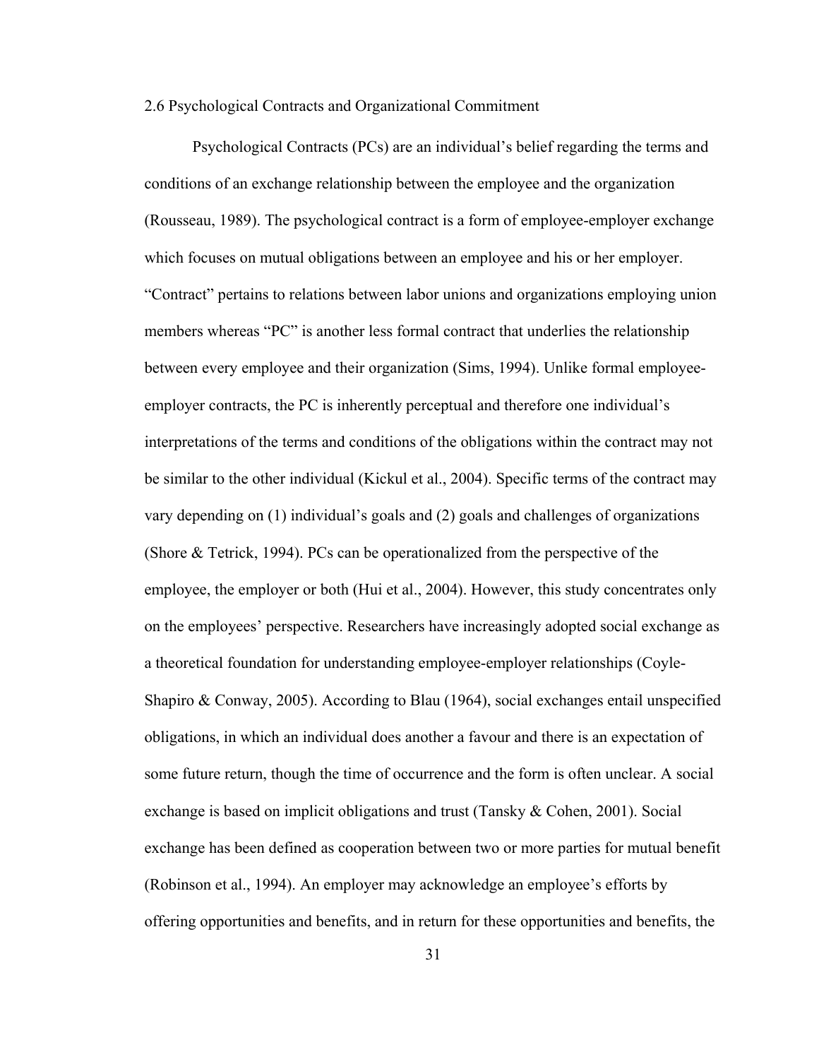## 2.6 Psychological Contracts and Organizational Commitment

Psychological Contracts (PCs) are an individual's belief regarding the terms and conditions of an exchange relationship between the employee and the organization (Rousseau, 1989). The psychological contract is a form of employee-employer exchange which focuses on mutual obligations between an employee and his or her employer. "Contract" pertains to relations between labor unions and organizations employing union members whereas "PC" is another less formal contract that underlies the relationship between every employee and their organization (Sims, 1994). Unlike formal employee-employer contracts, the PC is inherently perceptual and therefore one individual's interpretations of the terms and conditions of the obligations within the contract may not be similar to the other individual (Kickul et al., 2004). Specific terms of the contract may vary depending on (1) individual's goals and (2) goals and challenges of organizations (Shore & Tetrick, 1994). PCs can be operationalized from the perspective of the employee, the employer or both (Hui et al., 2004). However, this study concentrates only on the employees' perspective. Researchers have increasingly adopted social exchange as a theoretical foundation for understanding employee-employer relationships (Coyle-Shapiro & Conway, 2005). According to Blau (1964), social exchanges entail unspecified obligations, in which an individual does another a favour and there is an expectation of some future return, though the time of occurrence and the form is often unclear. A social exchange is based on implicit obligations and trust (Tansky & Cohen, 2001). Social exchange has been defined as cooperation between two or more parties for mutual benefit (Robinson et al., 1994). An employer may acknowledge an employee's efforts by offering opportunities and benefits, and in return for these opportunities and benefits, the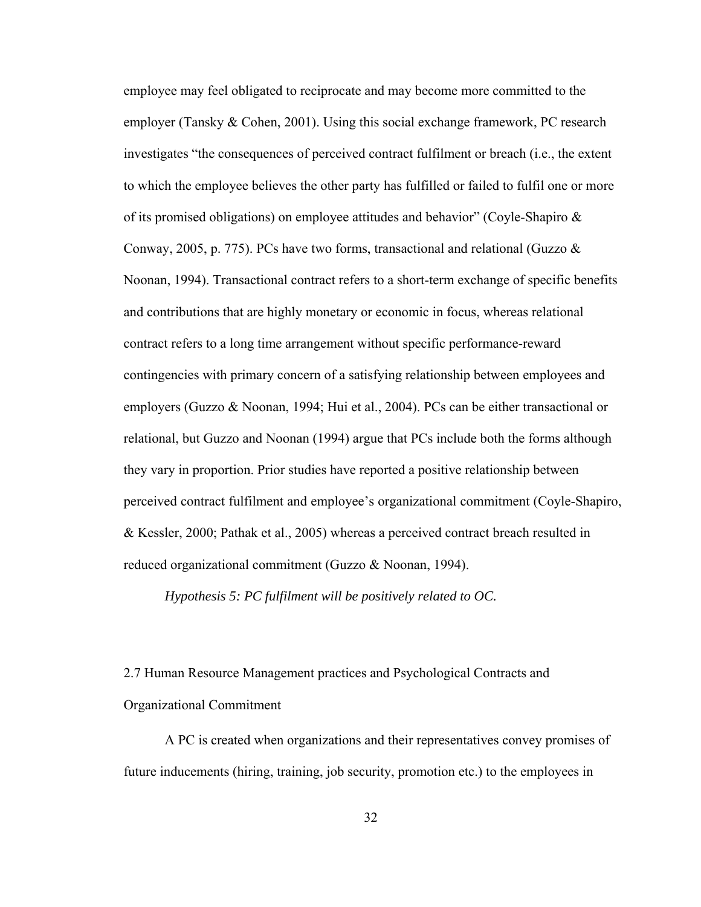employee may feel obligated to reciprocate and may become more committed to the employer (Tansky & Cohen, 2001). Using this social exchange framework, PC research investigates "the consequences of perceived contract fulfilment or breach (i.e., the extent to which the employee believes the other party has fulfilled or failed to fulfil one or more of its promised obligations) on employee attitudes and behavior" (Coyle-Shapiro & Conway, 2005, p. 775). PCs have two forms, transactional and relational (Guzzo & Noonan, 1994). Transactional contract refers to a short-term exchange of specific benefits and contributions that are highly monetary or economic in focus, whereas relational contract refers to a long time arrangement without specific performance-reward contingencies with primary concern of a satisfying relationship between employees and employers (Guzzo & Noonan, 1994; Hui et al., 2004). PCs can be either transactional or relational, but Guzzo and Noonan (1994) argue that PCs include both the forms although they vary in proportion. Prior studies have reported a positive relationship between perceived contract fulfilment and employee's organizational commitment (Coyle-Shapiro, & Kessler, 2000; Pathak et al., 2005) whereas a perceived contract breach resulted in reduced organizational commitment (Guzzo & Noonan, 1994).

*Hypothesis 5: PC fulfilment will be positively related to OC.*

## 2.7 Human Resource Management practices and Psychological Contracts and Organizational Commitment

A PC is created when organizations and their representatives convey promises of future inducements (hiring, training, job security, promotion etc.) to the employees in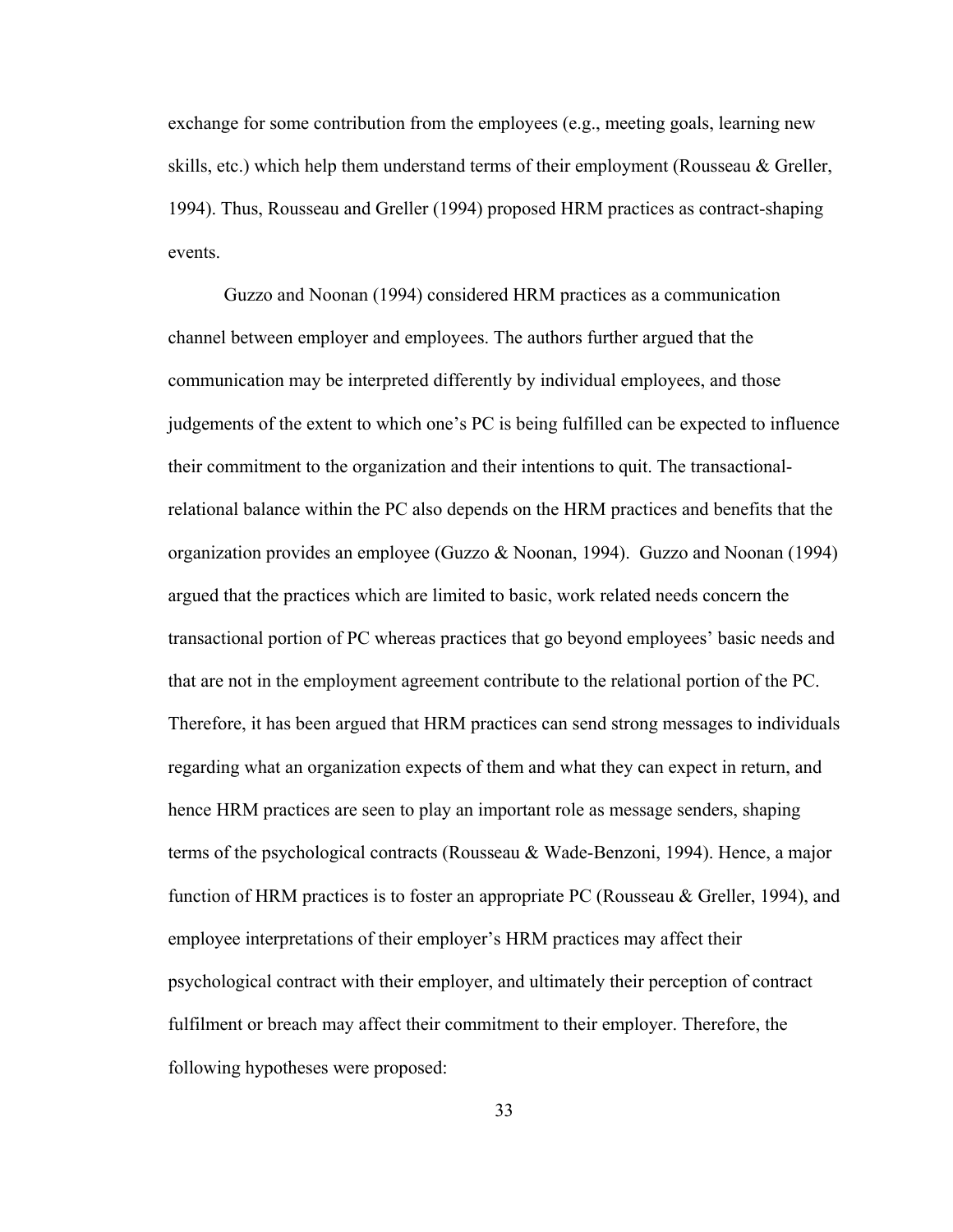exchange for some contribution from the employees (e.g., meeting goals, learning new skills, etc.) which help them understand terms of their employment (Rousseau & Greller, 1994). Thus, Rousseau and Greller (1994) proposed HRM practices as contract-shaping events.

Guzzo and Noonan (1994) considered HRM practices as a communication channel between employer and employees. The authors further argued that the communication may be interpreted differently by individual employees, and those judgements of the extent to which one's PC is being fulfilled can be expected to influence their commitment to the organization and their intentions to quit. The transactional-relational balance within the PC also depends on the HRM practices and benefits that the organization provides an employee (Guzzo & Noonan, 1994). Guzzo and Noonan (1994) argued that the practices which are limited to basic, work related needs concern the transactional portion of PC whereas practices that go beyond employees' basic needs and that are not in the employment agreement contribute to the relational portion of the PC. Therefore, it has been argued that HRM practices can send strong messages to individuals regarding what an organization expects of them and what they can expect in return, and hence HRM practices are seen to play an important role as message senders, shaping terms of the psychological contracts (Rousseau & Wade-Benzoni, 1994). Hence, a major function of HRM practices is to foster an appropriate PC (Rousseau & Greller, 1994), and employee interpretations of their employer's HRM practices may affect their psychological contract with their employer, and ultimately their perception of contract fulfilment or breach may affect their commitment to their employer. Therefore, the following hypotheses were proposed: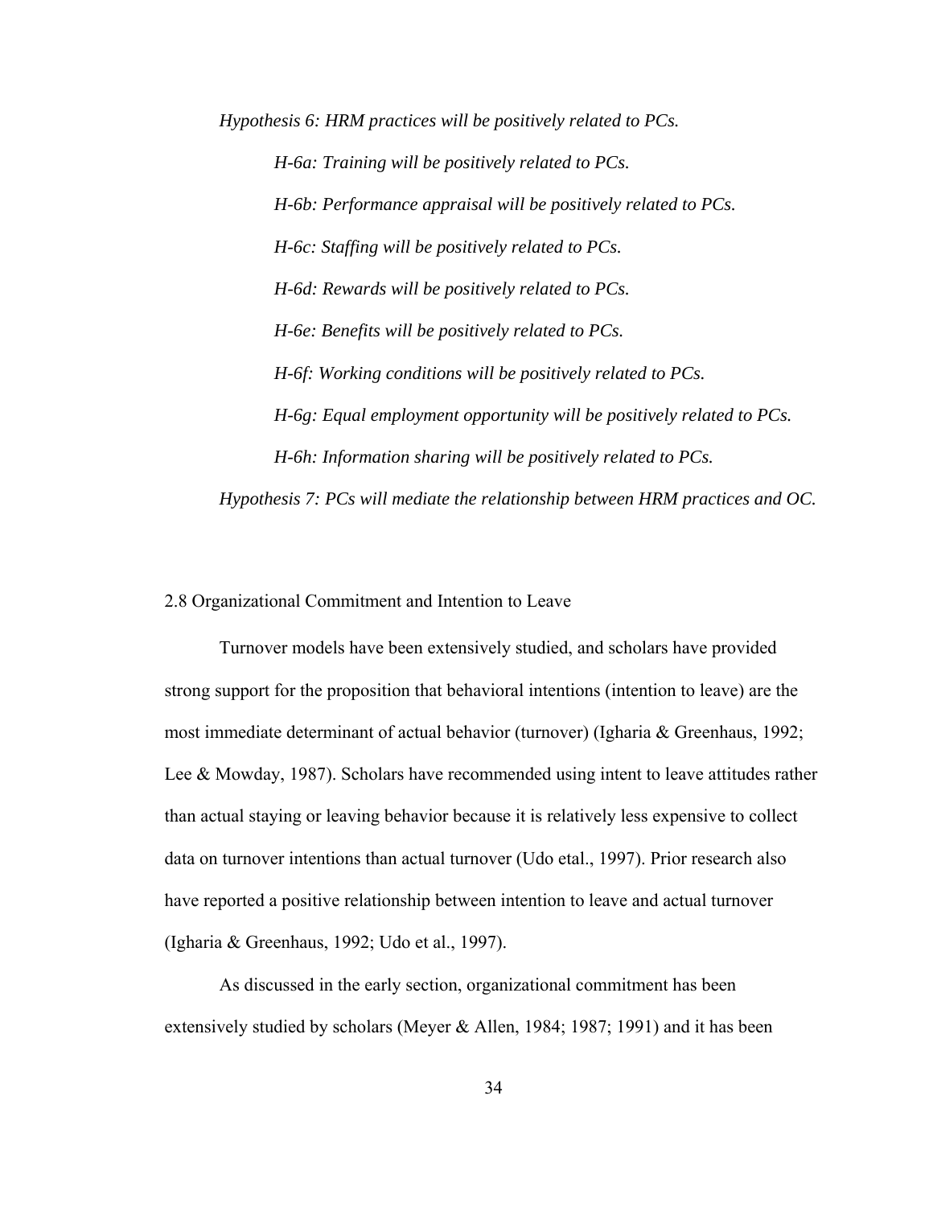*Hypothesis 6: HRM practices will be positively related to PCs.*

*H-6a: Training will be positively related to PCs.*

*H-6b: Performance appraisal will be positively related to PCs.*

*H-6c: Staffing will be positively related to PCs.*

*H-6d: Rewards will be positively related to PCs.*

*H-6e: Benefits will be positively related to PCs.*

*H-6f: Working conditions will be positively related to PCs.*

*H-6g: Equal employment opportunity will be positively related to PCs.*

*H-6h: Information sharing will be positively related to PCs.*

*Hypothesis 7: PCs will mediate the relationship between HRM practices and OC.*

## 2.8 Organizational Commitment and Intention to Leave

Turnover models have been extensively studied, and scholars have provided strong support for the proposition that behavioral intentions (intention to leave) are the most immediate determinant of actual behavior (turnover) (Igharia & Greenhaus, 1992; Lee & Mowday, 1987). Scholars have recommended using intent to leave attitudes rather than actual staying or leaving behavior because it is relatively less expensive to collect data on turnover intentions than actual turnover (Udo etal., 1997). Prior research also have reported a positive relationship between intention to leave and actual turnover (Igharia & Greenhaus, 1992; Udo et al., 1997).

As discussed in the early section, organizational commitment has been extensively studied by scholars (Meyer & Allen, 1984; 1987; 1991) and it has been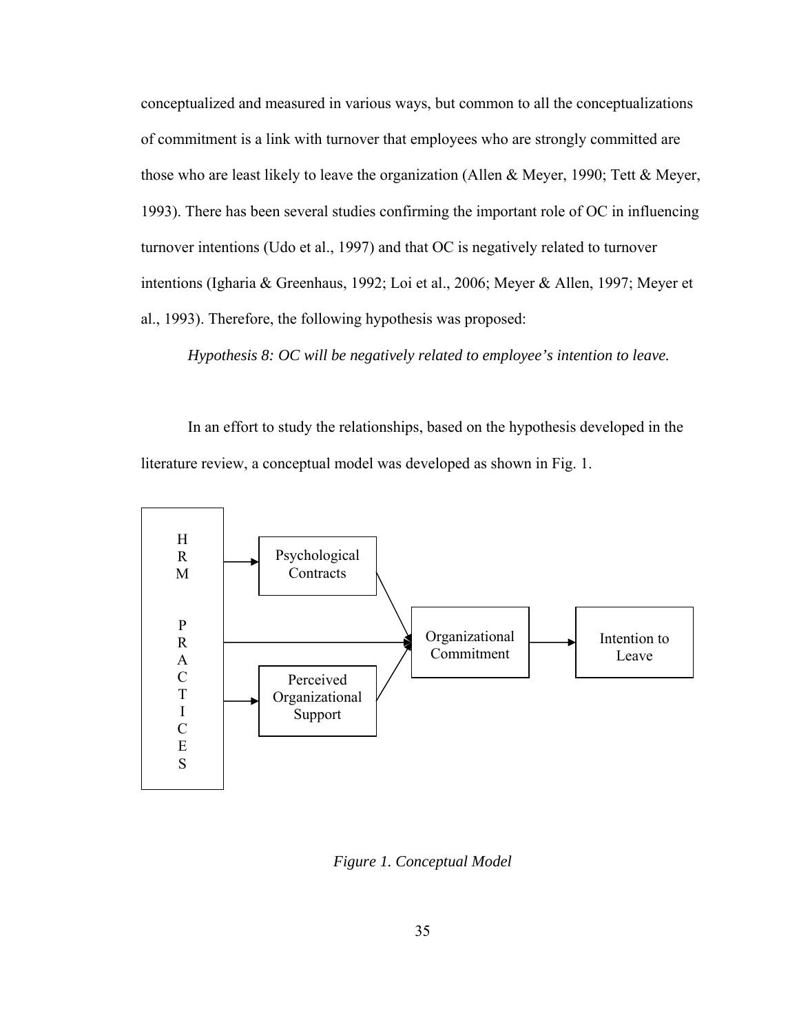conceptualized and measured in various ways, but common to all the conceptualizations of commitment is a link with turnover that employees who are strongly committed are those who are least likely to leave the organization (Allen & Meyer, 1990; Tett & Meyer, 1993). There has been several studies confirming the important role of OC in influencing turnover intentions (Udo et al., 1997) and that OC is negatively related to turnover intentions (Igharia & Greenhaus, 1992; Loi et al., 2006; Meyer & Allen, 1997; Meyer et al., 1993). Therefore, the following hypothesis was proposed:

*Hypothesis 8: OC will be negatively related to employee's intention to leave.*

In an effort to study the relationships, based on the hypothesis developed in the literature review, a conceptual model was developed as shown in Fig. 1.

HRM PRACTICES

Psychological Contracts

Perceived Organizational Support

Organizational Commitment

Intention to Leave

*Figure 1. Conceptual Model*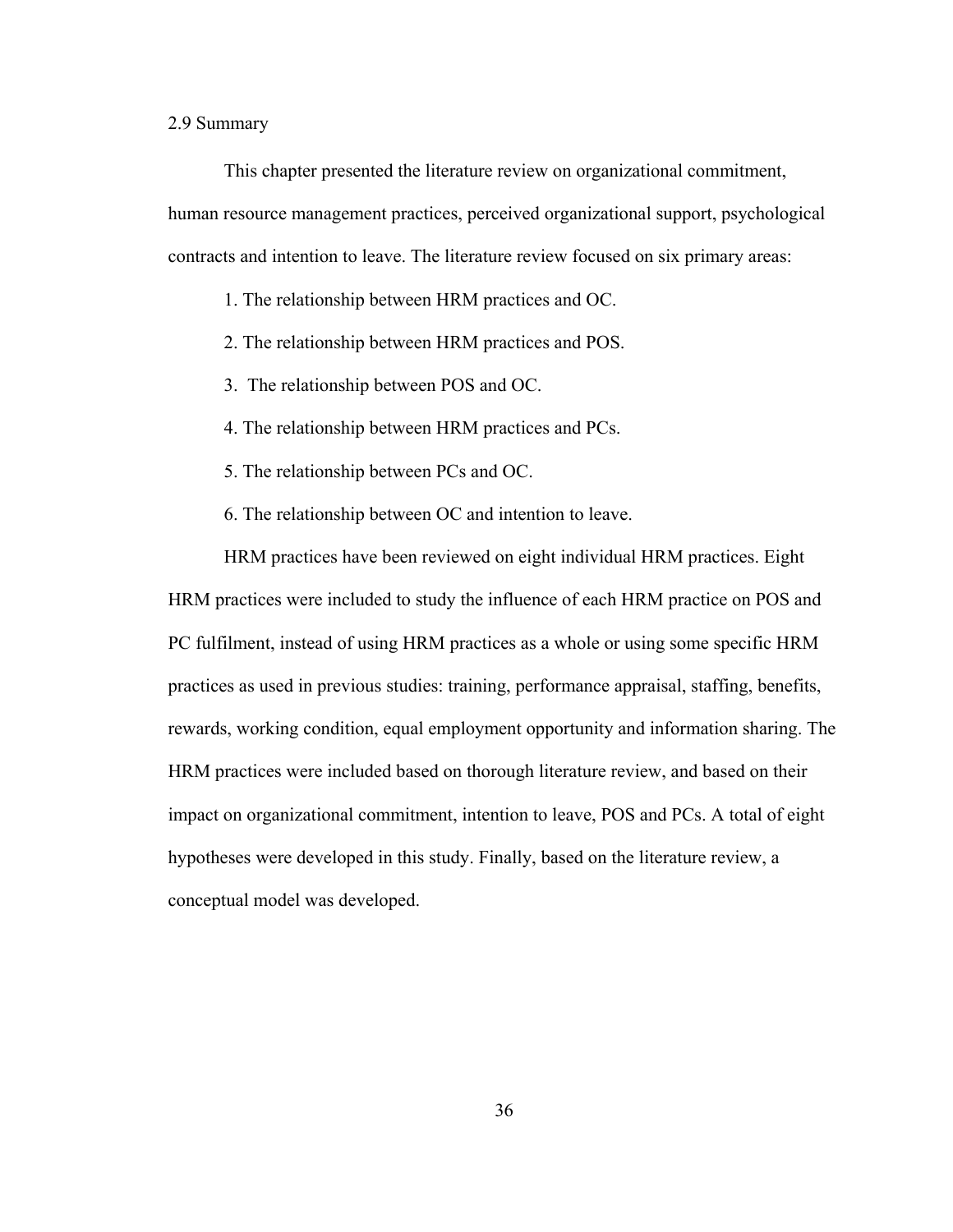## 2.9 Summary

This chapter presented the literature review on organizational commitment, human resource management practices, perceived organizational support, psychological contracts and intention to leave. The literature review focused on six primary areas:

1. The relationship between HRM practices and OC.
2. The relationship between HRM practices and POS.
3. The relationship between POS and OC.
4. The relationship between HRM practices and PCs.
5. The relationship between PCs and OC.
6. The relationship between OC and intention to leave.

HRM practices have been reviewed on eight individual HRM practices. Eight HRM practices were included to study the influence of each HRM practice on POS and PC fulfilment, instead of using HRM practices as a whole or using some specific HRM practices as used in previous studies: training, performance appraisal, staffing, benefits, rewards, working condition, equal employment opportunity and information sharing. The HRM practices were included based on thorough literature review, and based on their impact on organizational commitment, intention to leave, POS and PCs. A total of eight hypotheses were developed in this study. Finally, based on the literature review, a conceptual model was developed.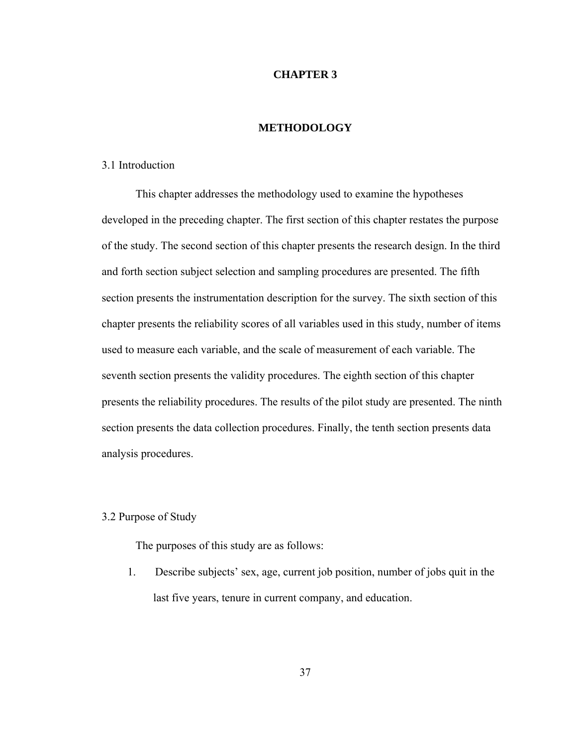# CHAPTER 3

# METHODOLOGY

## 3.1 Introduction

This chapter addresses the methodology used to examine the hypotheses developed in the preceding chapter. The first section of this chapter restates the purpose of the study. The second section of this chapter presents the research design. In the third and forth section subject selection and sampling procedures are presented. The fifth section presents the instrumentation description for the survey. The sixth section of this chapter presents the reliability scores of all variables used in this study, number of items used to measure each variable, and the scale of measurement of each variable. The seventh section presents the validity procedures. The eighth section of this chapter presents the reliability procedures. The results of the pilot study are presented. The ninth section presents the data collection procedures. Finally, the tenth section presents data analysis procedures.

## 3.2 Purpose of Study

The purposes of this study are as follows:

1. Describe subjects' sex, age, current job position, number of jobs quit in the last five years, tenure in current company, and education.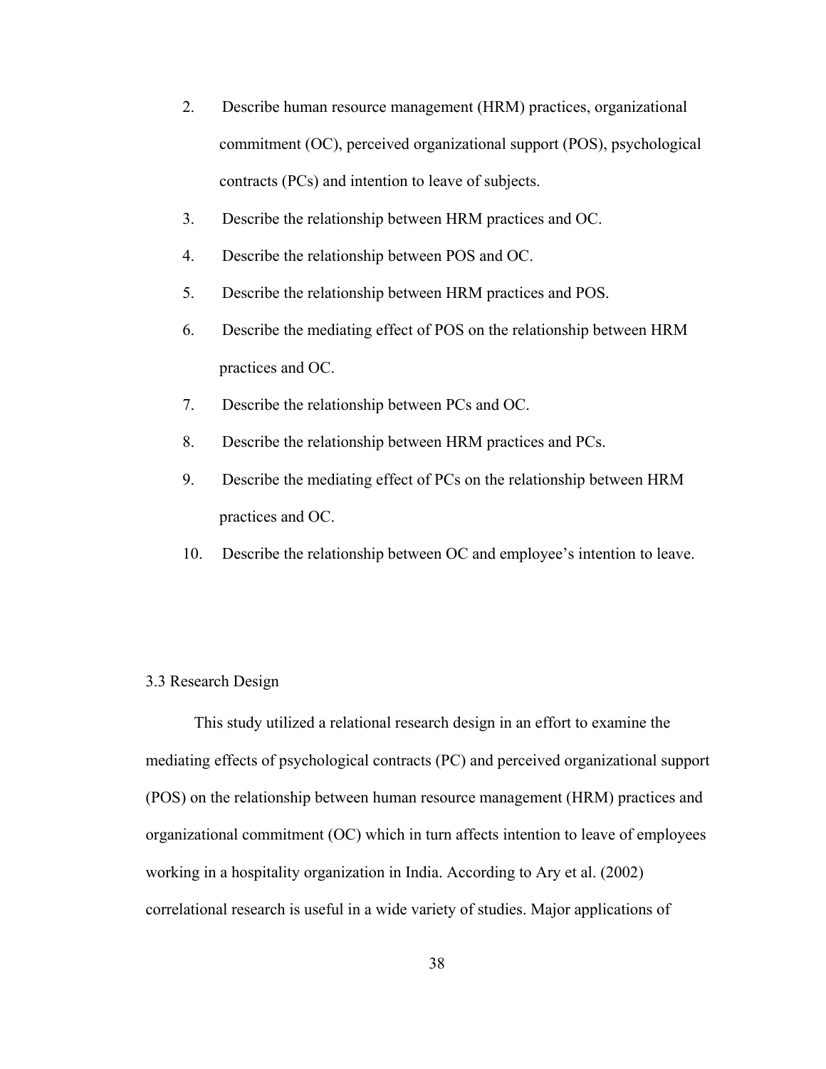2. Describe human resource management (HRM) practices, organizational commitment (OC), perceived organizational support (POS), psychological contracts (PCs) and intention to leave of subjects.
3. Describe the relationship between HRM practices and OC.
4. Describe the relationship between POS and OC.
5. Describe the relationship between HRM practices and POS.
6. Describe the mediating effect of POS on the relationship between HRM practices and OC.
7. Describe the relationship between PCs and OC.
8. Describe the relationship between HRM practices and PCs.
9. Describe the mediating effect of PCs on the relationship between HRM practices and OC.
10. Describe the relationship between OC and employee's intention to leave.

### 3.3 Research Design

This study utilized a relational research design in an effort to examine the mediating effects of psychological contracts (PC) and perceived organizational support (POS) on the relationship between human resource management (HRM) practices and organizational commitment (OC) which in turn affects intention to leave of employees working in a hospitality organization in India. According to Ary et al. (2002) correlational research is useful in a wide variety of studies. Major applications of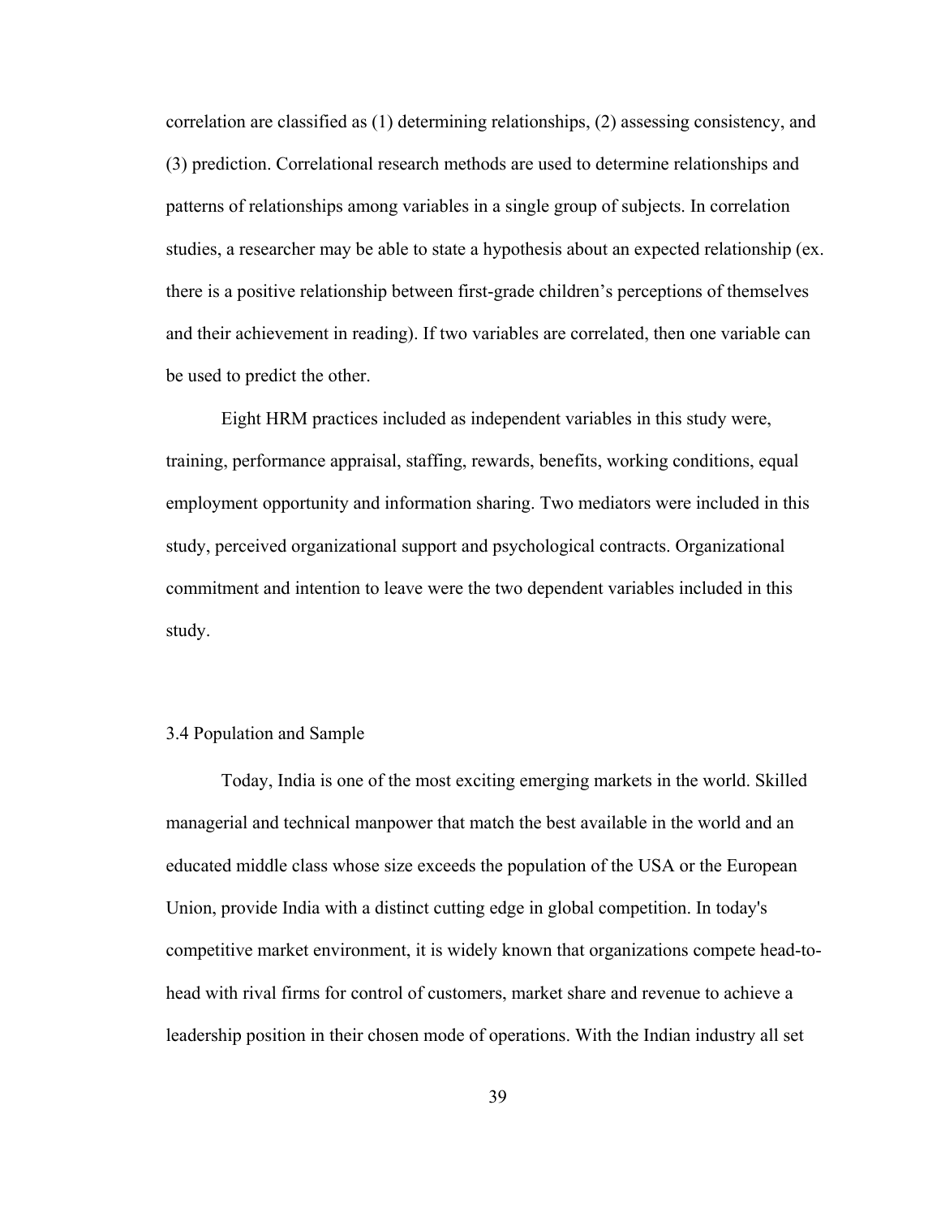correlation are classified as (1) determining relationships, (2) assessing consistency, and (3) prediction. Correlational research methods are used to determine relationships and patterns of relationships among variables in a single group of subjects. In correlation studies, a researcher may be able to state a hypothesis about an expected relationship (ex. there is a positive relationship between first-grade children's perceptions of themselves and their achievement in reading). If two variables are correlated, then one variable can be used to predict the other.

Eight HRM practices included as independent variables in this study were, training, performance appraisal, staffing, rewards, benefits, working conditions, equal employment opportunity and information sharing. Two mediators were included in this study, perceived organizational support and psychological contracts. Organizational commitment and intention to leave were the two dependent variables included in this study.

### 3.4 Population and Sample

Today, India is one of the most exciting emerging markets in the world. Skilled managerial and technical manpower that match the best available in the world and an educated middle class whose size exceeds the population of the USA or the European Union, provide India with a distinct cutting edge in global competition. In today's competitive market environment, it is widely known that organizations compete head-to-head with rival firms for control of customers, market share and revenue to achieve a leadership position in their chosen mode of operations. With the Indian industry all set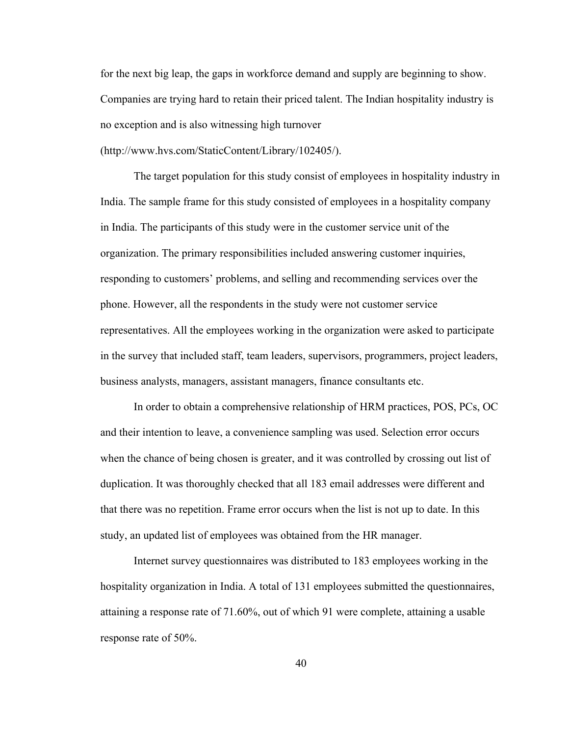for the next big leap, the gaps in workforce demand and supply are beginning to show. Companies are trying hard to retain their priced talent. The Indian hospitality industry is no exception and is also witnessing high turnover (http://www.hvs.com/StaticContent/Library/102405/).

The target population for this study consist of employees in hospitality industry in India. The sample frame for this study consisted of employees in a hospitality company in India. The participants of this study were in the customer service unit of the organization. The primary responsibilities included answering customer inquiries, responding to customers' problems, and selling and recommending services over the phone. However, all the respondents in the study were not customer service representatives. All the employees working in the organization were asked to participate in the survey that included staff, team leaders, supervisors, programmers, project leaders, business analysts, managers, assistant managers, finance consultants etc.

In order to obtain a comprehensive relationship of HRM practices, POS, PCs, OC and their intention to leave, a convenience sampling was used. Selection error occurs when the chance of being chosen is greater, and it was controlled by crossing out list of duplication. It was thoroughly checked that all 183 email addresses were different and that there was no repetition. Frame error occurs when the list is not up to date. In this study, an updated list of employees was obtained from the HR manager.

Internet survey questionnaires was distributed to 183 employees working in the hospitality organization in India. A total of 131 employees submitted the questionnaires, attaining a response rate of 71.60%, out of which 91 were complete, attaining a usable response rate of 50%.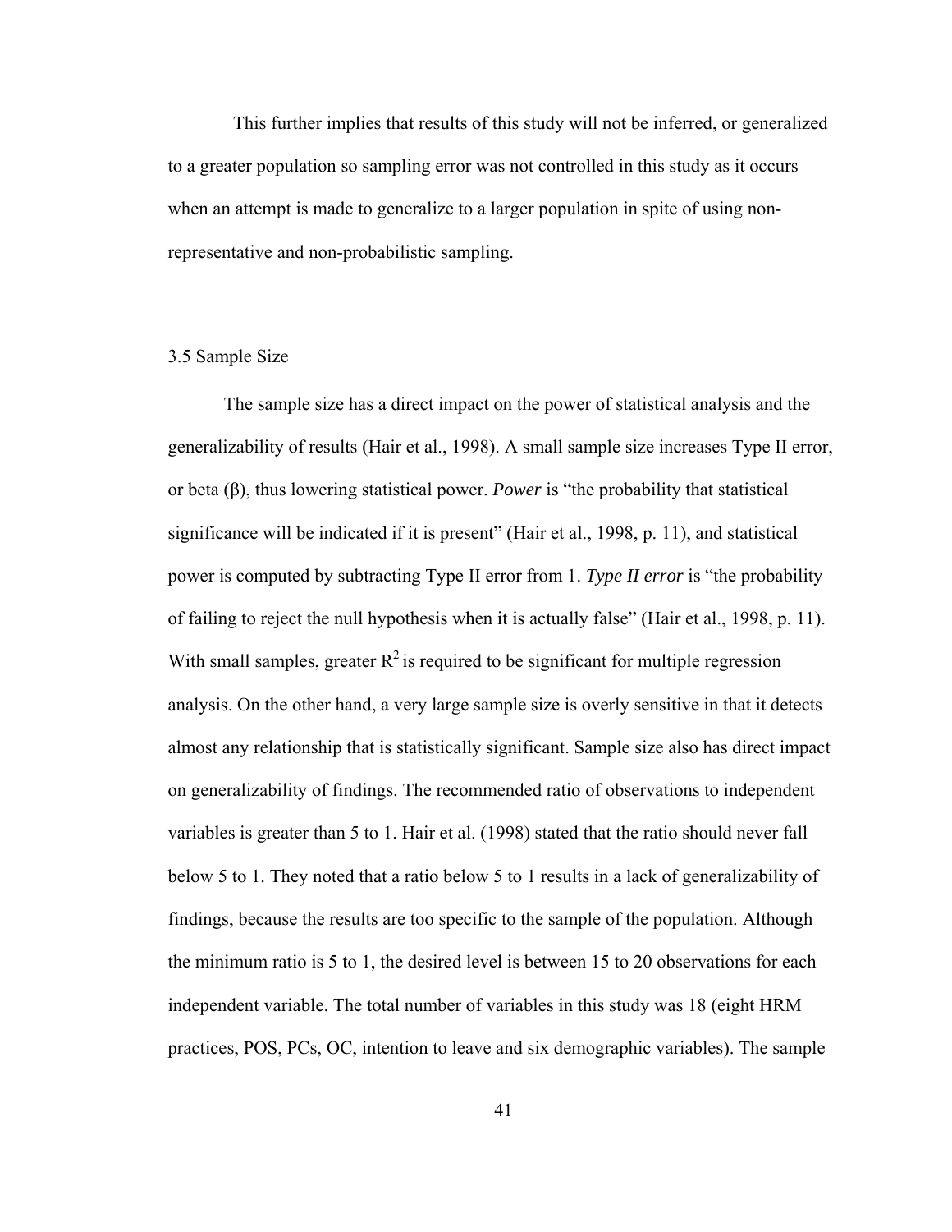This further implies that results of this study will not be inferred, or generalized to a greater population so sampling error was not controlled in this study as it occurs when an attempt is made to generalize to a larger population in spite of using non-representative and non-probabilistic sampling.

### 3.5 Sample Size

The sample size has a direct impact on the power of statistical analysis and the generalizability of results (Hair et al., 1998). A small sample size increases Type II error, or beta (β), thus lowering statistical power. *Power* is "the probability that statistical significance will be indicated if it is present" (Hair et al., 1998, p. 11), and statistical power is computed by subtracting Type II error from 1. *Type II error* is "the probability of failing to reject the null hypothesis when it is actually false" (Hair et al., 1998, p. 11). With small samples, greater $R^2$ is required to be significant for multiple regression analysis. On the other hand, a very large sample size is overly sensitive in that it detects almost any relationship that is statistically significant. Sample size also has direct impact on generalizability of findings. The recommended ratio of observations to independent variables is greater than 5 to 1. Hair et al. (1998) stated that the ratio should never fall below 5 to 1. They noted that a ratio below 5 to 1 results in a lack of generalizability of findings, because the results are too specific to the sample of the population. Although the minimum ratio is 5 to 1, the desired level is between 15 to 20 observations for each independent variable. The total number of variables in this study was 18 (eight HRM practices, POS, PCs, OC, intention to leave and six demographic variables). The sample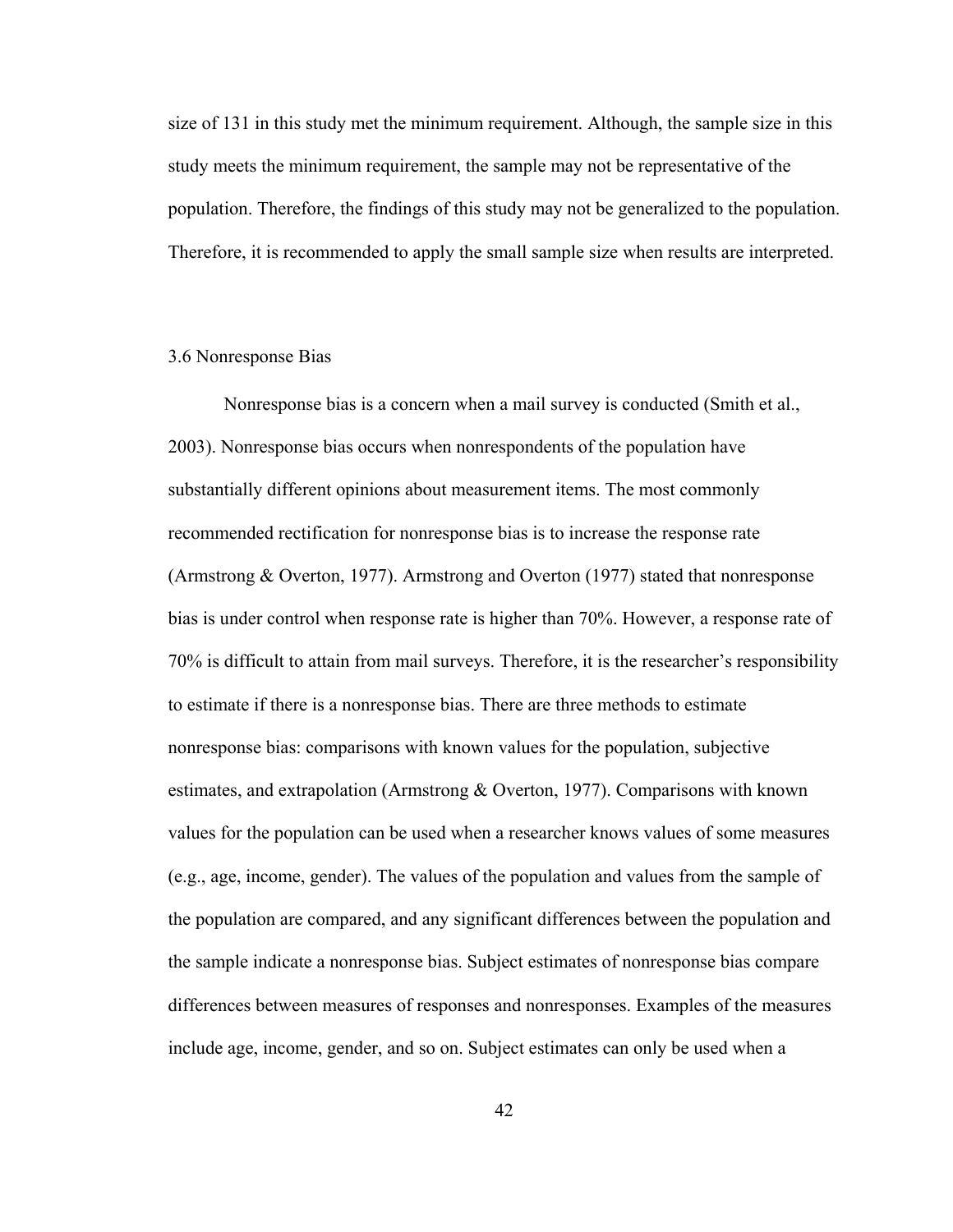size of 131 in this study met the minimum requirement. Although, the sample size in this study meets the minimum requirement, the sample may not be representative of the population. Therefore, the findings of this study may not be generalized to the population. Therefore, it is recommended to apply the small sample size when results are interpreted.

### 3.6 Nonresponse Bias

Nonresponse bias is a concern when a mail survey is conducted (Smith et al., 2003). Nonresponse bias occurs when nonrespondents of the population have substantially different opinions about measurement items. The most commonly recommended rectification for nonresponse bias is to increase the response rate (Armstrong & Overton, 1977). Armstrong and Overton (1977) stated that nonresponse bias is under control when response rate is higher than 70%. However, a response rate of 70% is difficult to attain from mail surveys. Therefore, it is the researcher's responsibility to estimate if there is a nonresponse bias. There are three methods to estimate nonresponse bias: comparisons with known values for the population, subjective estimates, and extrapolation (Armstrong & Overton, 1977). Comparisons with known values for the population can be used when a researcher knows values of some measures (e.g., age, income, gender). The values of the population and values from the sample of the population are compared, and any significant differences between the population and the sample indicate a nonresponse bias. Subject estimates of nonresponse bias compare differences between measures of responses and nonresponses. Examples of the measures include age, income, gender, and so on. Subject estimates can only be used when a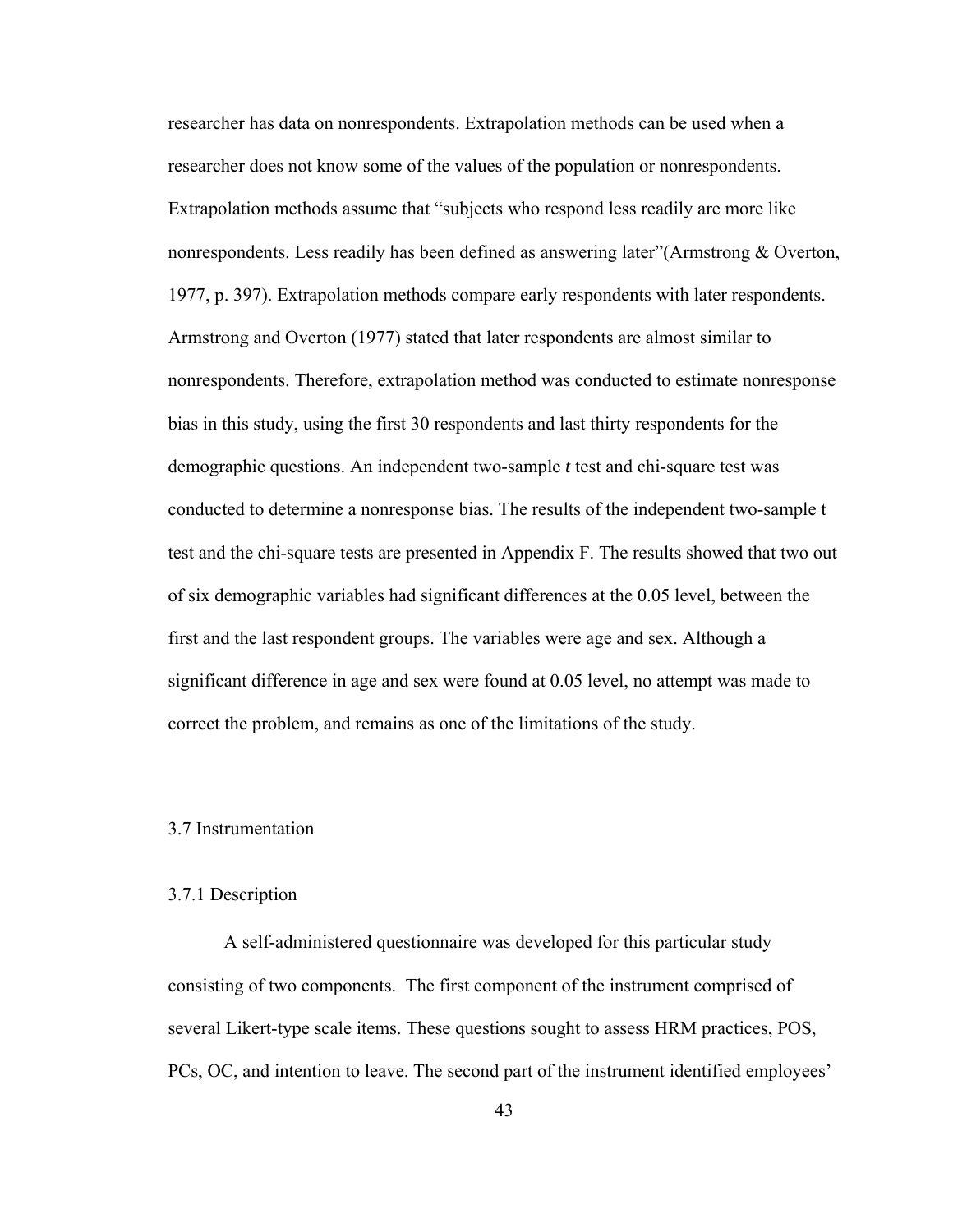researcher has data on nonrespondents. Extrapolation methods can be used when a researcher does not know some of the values of the population or nonrespondents. Extrapolation methods assume that "subjects who respond less readily are more like nonrespondents. Less readily has been defined as answering later"(Armstrong & Overton, 1977, p. 397). Extrapolation methods compare early respondents with later respondents. Armstrong and Overton (1977) stated that later respondents are almost similar to nonrespondents. Therefore, extrapolation method was conducted to estimate nonresponse bias in this study, using the first 30 respondents and last thirty respondents for the demographic questions. An independent two-sample *t* test and chi-square test was conducted to determine a nonresponse bias. The results of the independent two-sample t test and the chi-square tests are presented in Appendix F. The results showed that two out of six demographic variables had significant differences at the 0.05 level, between the first and the last respondent groups. The variables were age and sex. Although a significant difference in age and sex were found at 0.05 level, no attempt was made to correct the problem, and remains as one of the limitations of the study.

## 3.7 Instrumentation

### 3.7.1 Description

A self-administered questionnaire was developed for this particular study consisting of two components. The first component of the instrument comprised of several Likert-type scale items. These questions sought to assess HRM practices, POS, PCs, OC, and intention to leave. The second part of the instrument identified employees'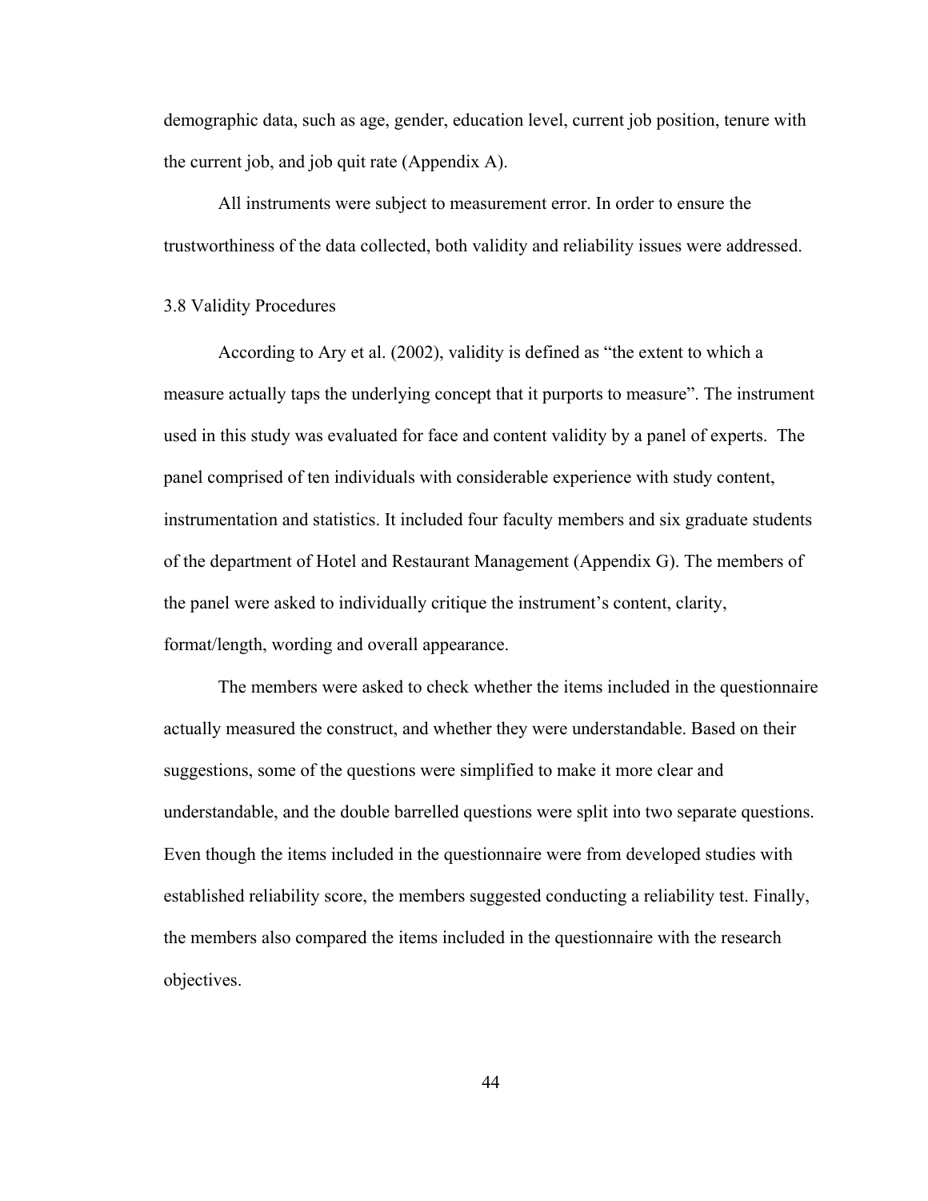demographic data, such as age, gender, education level, current job position, tenure with the current job, and job quit rate (Appendix A).

All instruments were subject to measurement error. In order to ensure the trustworthiness of the data collected, both validity and reliability issues were addressed.

### 3.8 Validity Procedures

According to Ary et al. (2002), validity is defined as "the extent to which a measure actually taps the underlying concept that it purports to measure". The instrument used in this study was evaluated for face and content validity by a panel of experts. The panel comprised of ten individuals with considerable experience with study content, instrumentation and statistics. It included four faculty members and six graduate students of the department of Hotel and Restaurant Management (Appendix G). The members of the panel were asked to individually critique the instrument's content, clarity, format/length, wording and overall appearance.

The members were asked to check whether the items included in the questionnaire actually measured the construct, and whether they were understandable. Based on their suggestions, some of the questions were simplified to make it more clear and understandable, and the double barrelled questions were split into two separate questions. Even though the items included in the questionnaire were from developed studies with established reliability score, the members suggested conducting a reliability test. Finally, the members also compared the items included in the questionnaire with the research objectives.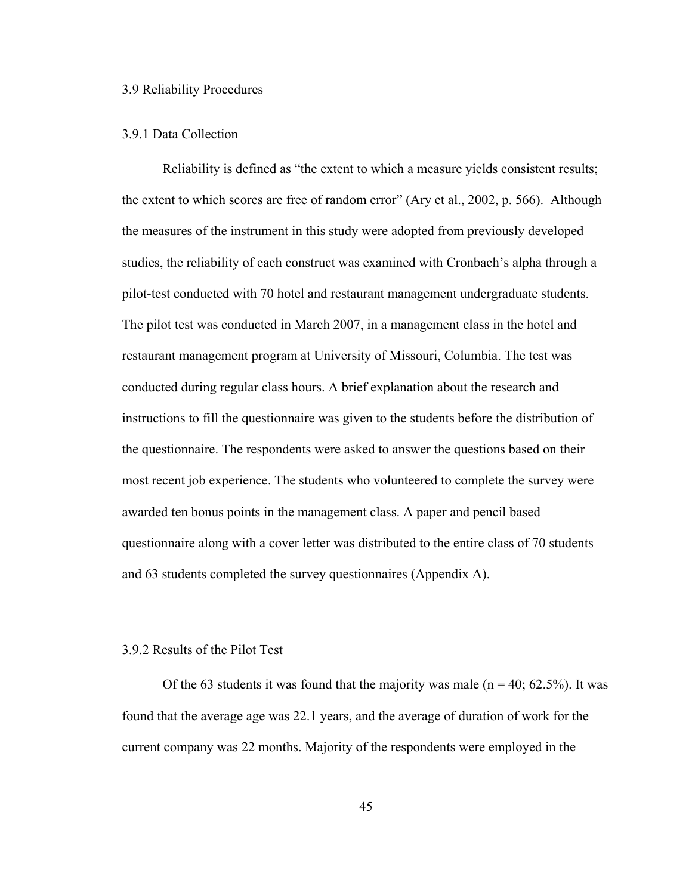## 3.9 Reliability Procedures

### 3.9.1 Data Collection

Reliability is defined as "the extent to which a measure yields consistent results; the extent to which scores are free of random error" (Ary et al., 2002, p. 566). Although the measures of the instrument in this study were adopted from previously developed studies, the reliability of each construct was examined with Cronbach's alpha through a pilot-test conducted with 70 hotel and restaurant management undergraduate students. The pilot test was conducted in March 2007, in a management class in the hotel and restaurant management program at University of Missouri, Columbia. The test was conducted during regular class hours. A brief explanation about the research and instructions to fill the questionnaire was given to the students before the distribution of the questionnaire. The respondents were asked to answer the questions based on their most recent job experience. The students who volunteered to complete the survey were awarded ten bonus points in the management class. A paper and pencil based questionnaire along with a cover letter was distributed to the entire class of 70 students and 63 students completed the survey questionnaires (Appendix A).

### 3.9.2 Results of the Pilot Test

Of the 63 students it was found that the majority was male ($n = 40$; 62.5%). It was found that the average age was 22.1 years, and the average of duration of work for the current company was 22 months. Majority of the respondents were employed in the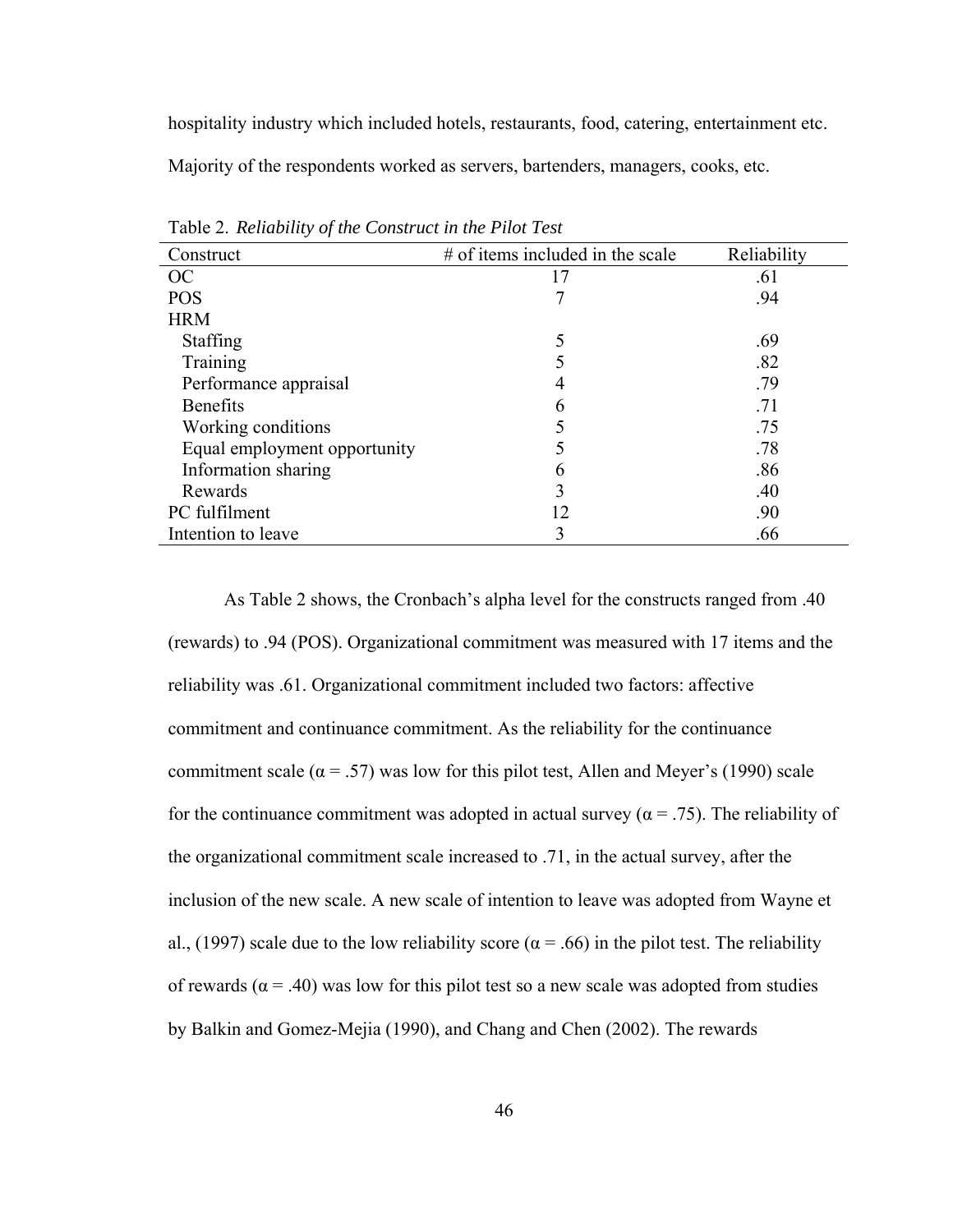hospitality industry which included hotels, restaurants, food, catering, entertainment etc. Majority of the respondents worked as servers, bartenders, managers, cooks, etc.

Table 2. *Reliability of the Construct in the Pilot Test*

| Construct | # of items included in the scale | Reliability |
|---|---|---|
| OC | 17 | .61 |
| POS | 7 | .94 |
| HRM | | |
| Staffing | 5 | .69 |
| Training | 5 | .82 |
| Performance appraisal | 4 | .79 |
| Benefits | 6 | .71 |
| Working conditions | 5 | .75 |
| Equal employment opportunity | 5 | .78 |
| Information sharing | 6 | .86 |
| Rewards | 3 | .40 |
| PC fulfilment | 12 | .90 |
| Intention to leave | 3 | .66 |

As Table 2 shows, the Cronbach's alpha level for the constructs ranged from .40 (rewards) to .94 (POS). Organizational commitment was measured with 17 items and the reliability was .61. Organizational commitment included two factors: affective commitment and continuance commitment. As the reliability for the continuance commitment scale ($\alpha = .57$) was low for this pilot test, Allen and Meyer's (1990) scale for the continuance commitment was adopted in actual survey ($\alpha = .75$). The reliability of the organizational commitment scale increased to .71, in the actual survey, after the inclusion of the new scale. A new scale of intention to leave was adopted from Wayne et al., (1997) scale due to the low reliability score ($\alpha = .66$) in the pilot test. The reliability of rewards ($\alpha = .40$) was low for this pilot test so a new scale was adopted from studies by Balkin and Gomez-Mejia (1990), and Chang and Chen (2002). The rewards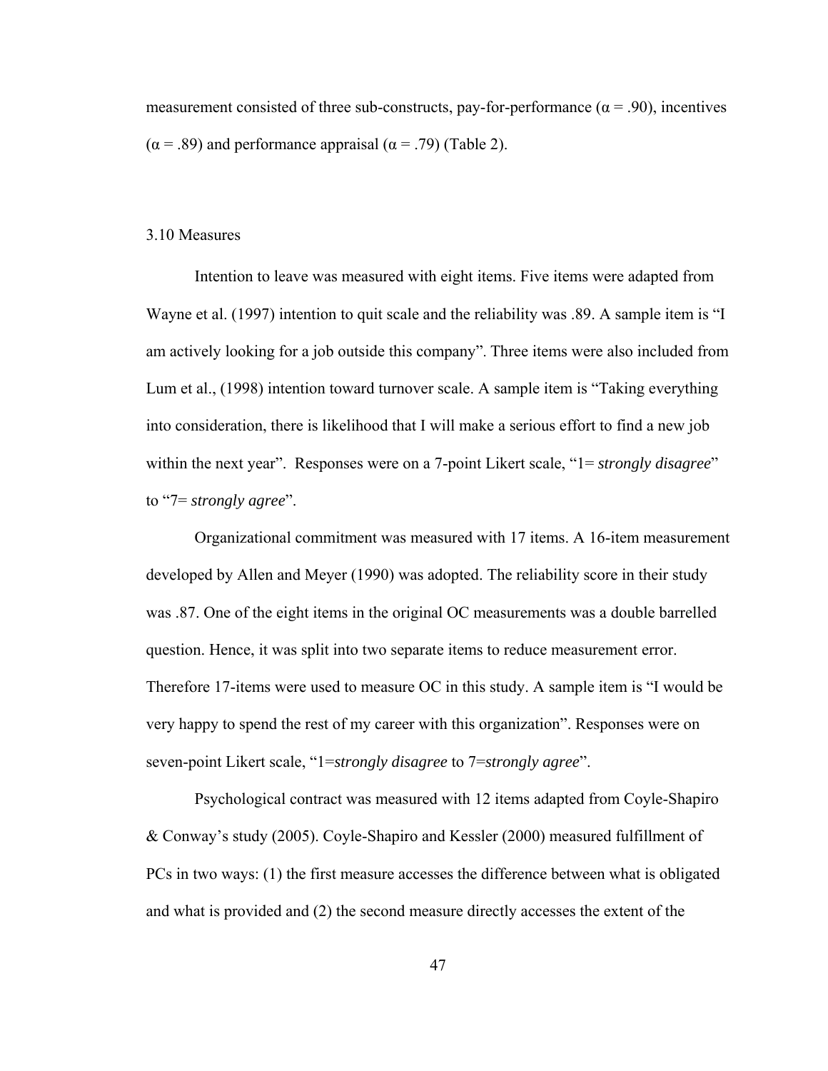measurement consisted of three sub-constructs, pay-for-performance ($\alpha = .90$), incentives ($\alpha = .89$) and performance appraisal ($\alpha = .79$) (Table 2).

## 3.10 Measures

Intention to leave was measured with eight items. Five items were adapted from Wayne et al. (1997) intention to quit scale and the reliability was .89. A sample item is "I am actively looking for a job outside this company". Three items were also included from Lum et al., (1998) intention toward turnover scale. A sample item is "Taking everything into consideration, there is likelihood that I will make a serious effort to find a new job within the next year". Responses were on a 7-point Likert scale, "1= *strongly disagree*" to "7= *strongly agree*".

Organizational commitment was measured with 17 items. A 16-item measurement developed by Allen and Meyer (1990) was adopted. The reliability score in their study was .87. One of the eight items in the original OC measurements was a double barrelled question. Hence, it was split into two separate items to reduce measurement error. Therefore 17-items were used to measure OC in this study. A sample item is "I would be very happy to spend the rest of my career with this organization". Responses were on seven-point Likert scale, "1=*strongly disagree* to 7=*strongly agree*".

Psychological contract was measured with 12 items adapted from Coyle-Shapiro & Conway's study (2005). Coyle-Shapiro and Kessler (2000) measured fulfillment of PCs in two ways: (1) the first measure accesses the difference between what is obligated and what is provided and (2) the second measure directly accesses the extent of the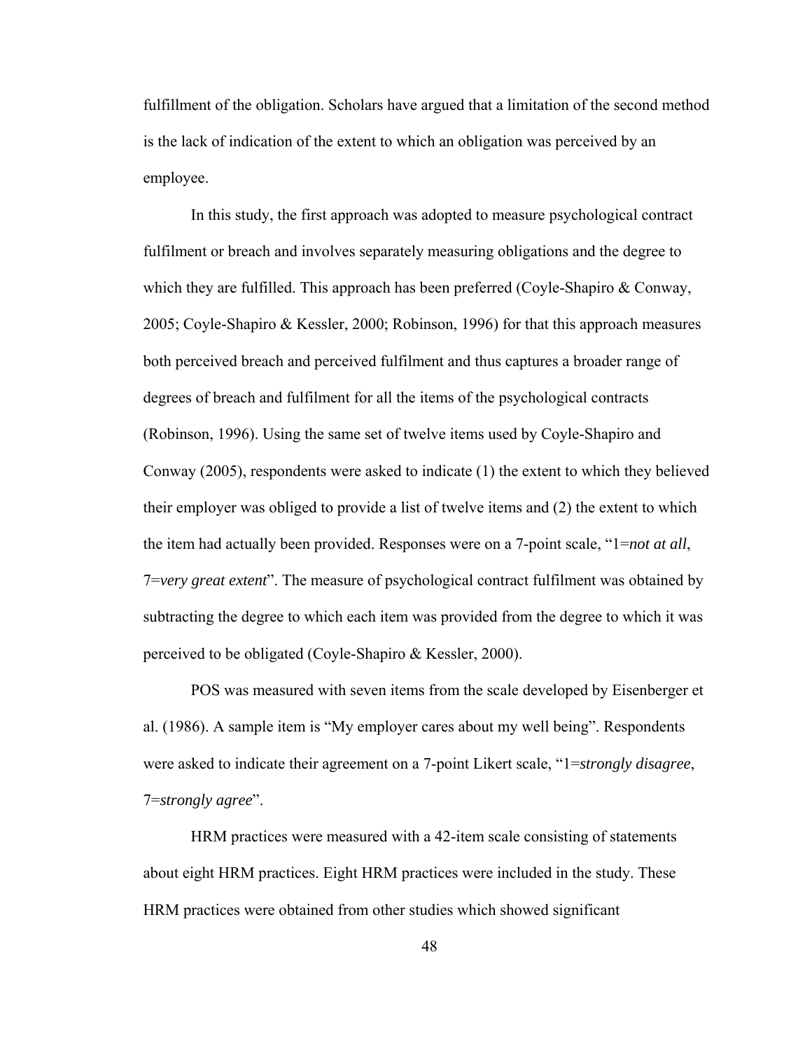fulfillment of the obligation. Scholars have argued that a limitation of the second method is the lack of indication of the extent to which an obligation was perceived by an employee.

In this study, the first approach was adopted to measure psychological contract fulfilment or breach and involves separately measuring obligations and the degree to which they are fulfilled. This approach has been preferred (Coyle-Shapiro & Conway, 2005; Coyle-Shapiro & Kessler, 2000; Robinson, 1996) for that this approach measures both perceived breach and perceived fulfilment and thus captures a broader range of degrees of breach and fulfilment for all the items of the psychological contracts (Robinson, 1996). Using the same set of twelve items used by Coyle-Shapiro and Conway (2005), respondents were asked to indicate (1) the extent to which they believed their employer was obliged to provide a list of twelve items and (2) the extent to which the item had actually been provided. Responses were on a 7-point scale, "1=*not at all*, 7=*very great extent*". The measure of psychological contract fulfilment was obtained by subtracting the degree to which each item was provided from the degree to which it was perceived to be obligated (Coyle-Shapiro & Kessler, 2000).

POS was measured with seven items from the scale developed by Eisenberger et al. (1986). A sample item is "My employer cares about my well being". Respondents were asked to indicate their agreement on a 7-point Likert scale, "1=*strongly disagree*, 7=*strongly agree*".

HRM practices were measured with a 42-item scale consisting of statements about eight HRM practices. Eight HRM practices were included in the study. These HRM practices were obtained from other studies which showed significant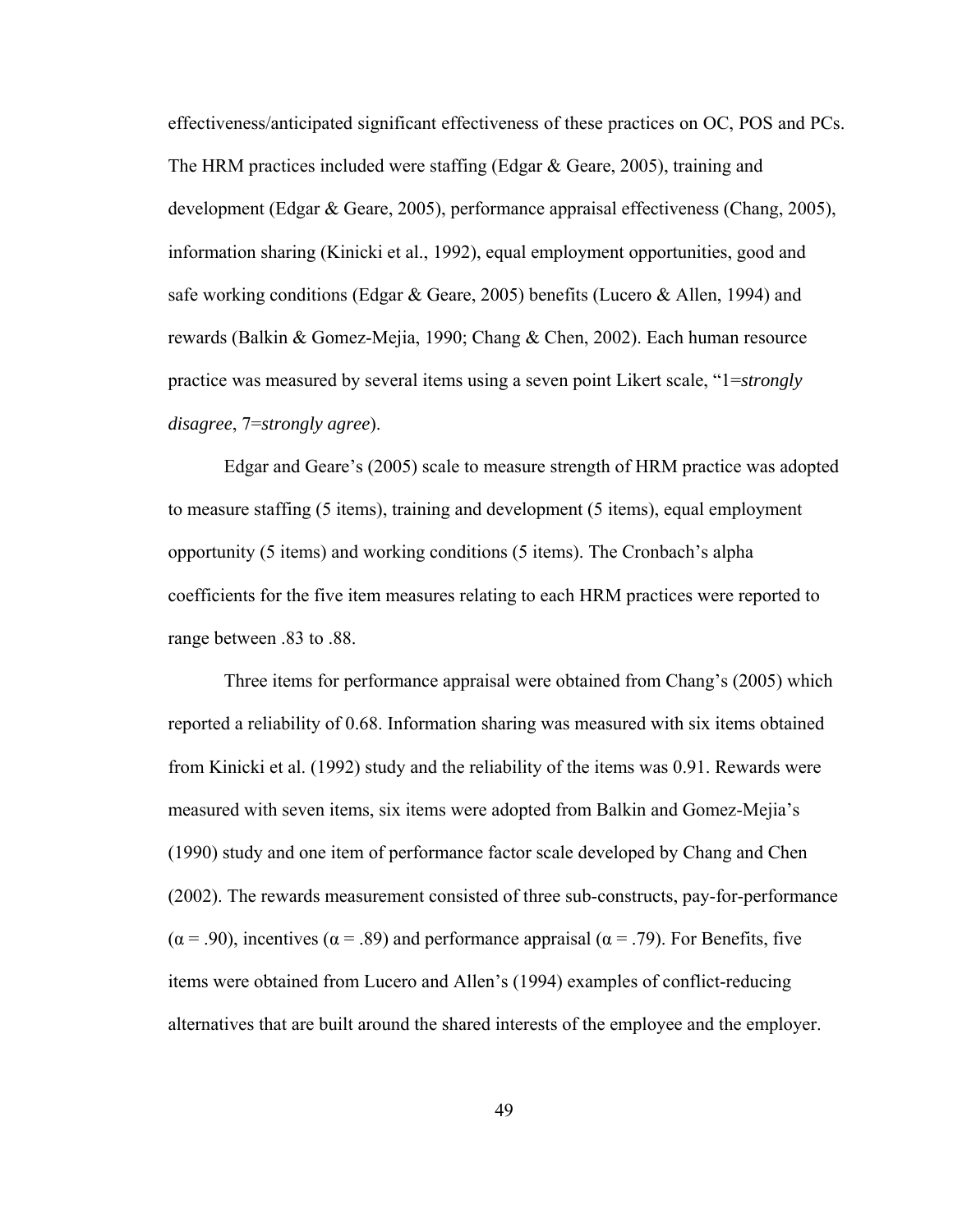effectiveness/anticipated significant effectiveness of these practices on OC, POS and PCs. The HRM practices included were staffing (Edgar & Geare, 2005), training and development (Edgar & Geare, 2005), performance appraisal effectiveness (Chang, 2005), information sharing (Kinicki et al., 1992), equal employment opportunities, good and safe working conditions (Edgar & Geare, 2005) benefits (Lucero & Allen, 1994) and rewards (Balkin & Gomez-Mejia, 1990; Chang & Chen, 2002). Each human resource practice was measured by several items using a seven point Likert scale, "1=*strongly disagree*, 7=*strongly agree*).

Edgar and Geare's (2005) scale to measure strength of HRM practice was adopted to measure staffing (5 items), training and development (5 items), equal employment opportunity (5 items) and working conditions (5 items). The Cronbach's alpha coefficients for the five item measures relating to each HRM practices were reported to range between .83 to .88.

Three items for performance appraisal were obtained from Chang's (2005) which reported a reliability of 0.68. Information sharing was measured with six items obtained from Kinicki et al. (1992) study and the reliability of the items was 0.91. Rewards were measured with seven items, six items were adopted from Balkin and Gomez-Mejia's (1990) study and one item of performance factor scale developed by Chang and Chen (2002). The rewards measurement consisted of three sub-constructs, pay-for-performance ($\alpha = .90$), incentives ($\alpha = .89$) and performance appraisal ($\alpha = .79$). For Benefits, five items were obtained from Lucero and Allen's (1994) examples of conflict-reducing alternatives that are built around the shared interests of the employee and the employer.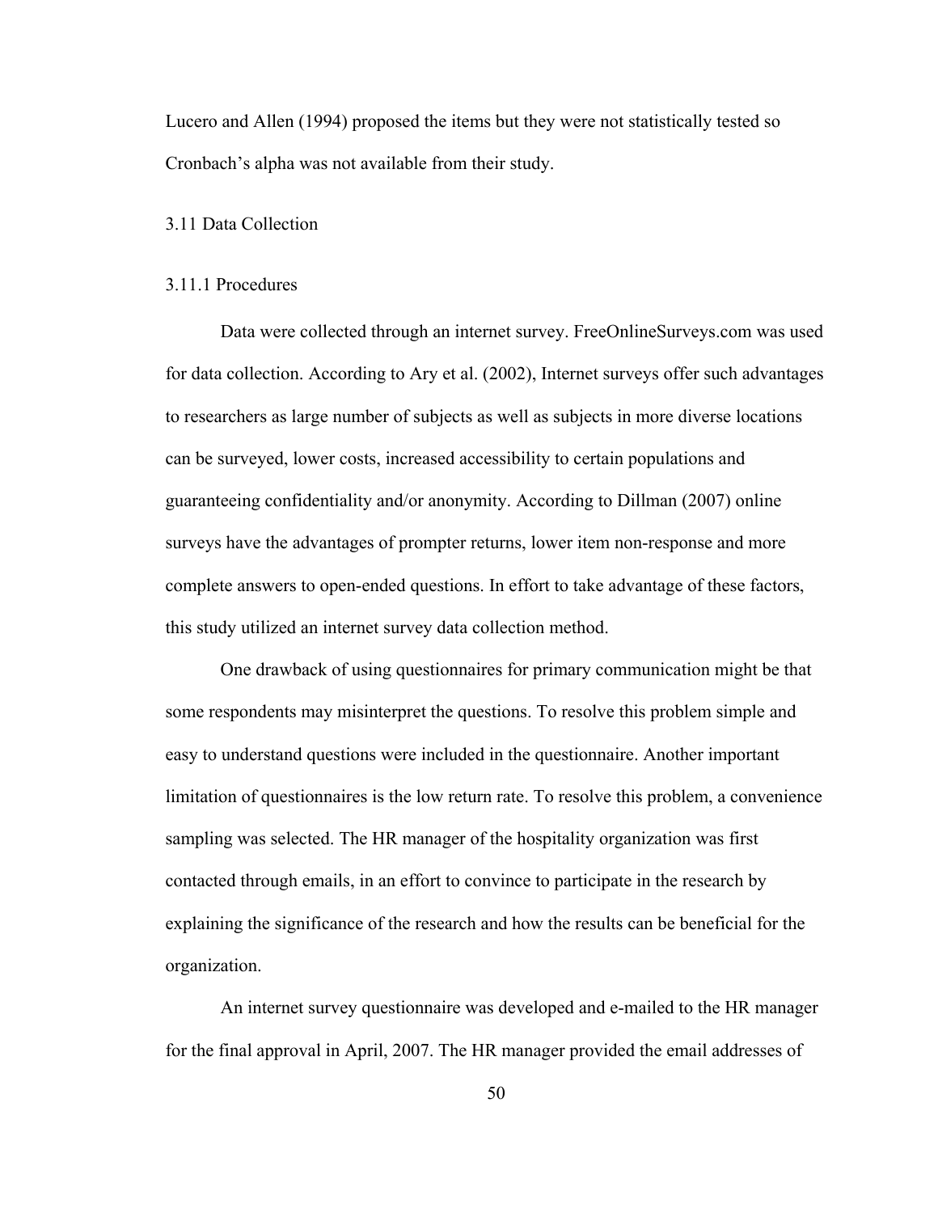Lucero and Allen (1994) proposed the items but they were not statistically tested so Cronbach's alpha was not available from their study.

### 3.11 Data Collection

#### 3.11.1 Procedures

Data were collected through an internet survey. FreeOnlineSurveys.com was used for data collection. According to Ary et al. (2002), Internet surveys offer such advantages to researchers as large number of subjects as well as subjects in more diverse locations can be surveyed, lower costs, increased accessibility to certain populations and guaranteeing confidentiality and/or anonymity. According to Dillman (2007) online surveys have the advantages of prompter returns, lower item non-response and more complete answers to open-ended questions. In effort to take advantage of these factors, this study utilized an internet survey data collection method.

One drawback of using questionnaires for primary communication might be that some respondents may misinterpret the questions. To resolve this problem simple and easy to understand questions were included in the questionnaire. Another important limitation of questionnaires is the low return rate. To resolve this problem, a convenience sampling was selected. The HR manager of the hospitality organization was first contacted through emails, in an effort to convince to participate in the research by explaining the significance of the research and how the results can be beneficial for the organization.

An internet survey questionnaire was developed and e-mailed to the HR manager for the final approval in April, 2007. The HR manager provided the email addresses of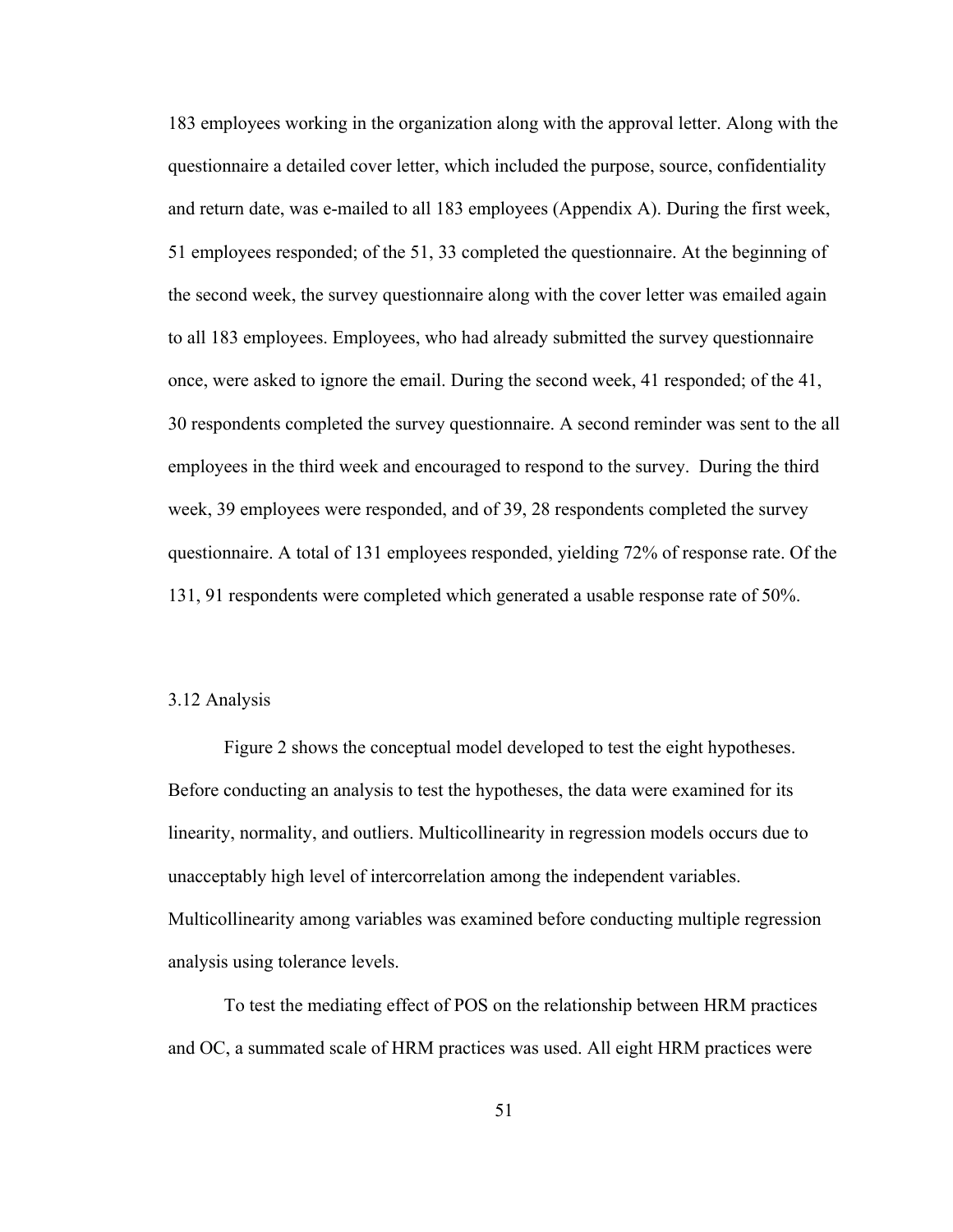183 employees working in the organization along with the approval letter. Along with the questionnaire a detailed cover letter, which included the purpose, source, confidentiality and return date, was e-mailed to all 183 employees (Appendix A). During the first week, 51 employees responded; of the 51, 33 completed the questionnaire. At the beginning of the second week, the survey questionnaire along with the cover letter was emailed again to all 183 employees. Employees, who had already submitted the survey questionnaire once, were asked to ignore the email. During the second week, 41 responded; of the 41, 30 respondents completed the survey questionnaire. A second reminder was sent to the all employees in the third week and encouraged to respond to the survey. During the third week, 39 employees were responded, and of 39, 28 respondents completed the survey questionnaire. A total of 131 employees responded, yielding 72% of response rate. Of the 131, 91 respondents were completed which generated a usable response rate of 50%.

## 3.12 Analysis

Figure 2 shows the conceptual model developed to test the eight hypotheses. Before conducting an analysis to test the hypotheses, the data were examined for its linearity, normality, and outliers. Multicollinearity in regression models occurs due to unacceptably high level of intercorrelation among the independent variables. Multicollinearity among variables was examined before conducting multiple regression analysis using tolerance levels.

To test the mediating effect of POS on the relationship between HRM practices and OC, a summated scale of HRM practices was used. All eight HRM practices were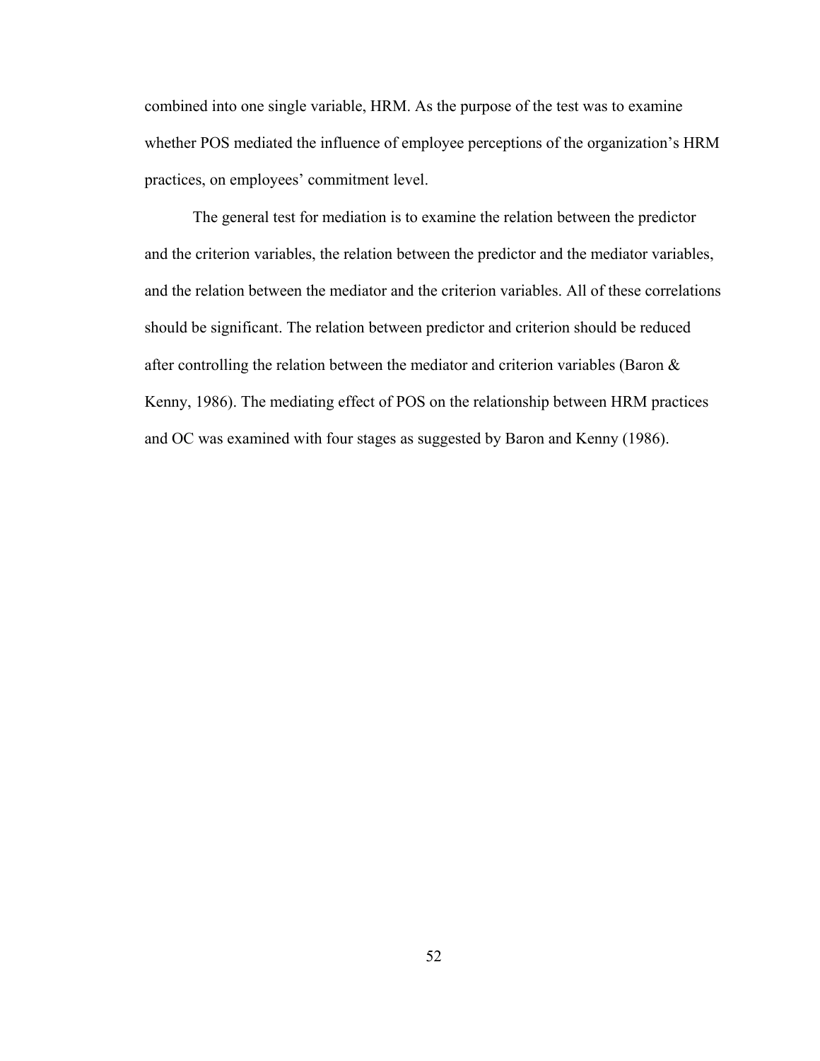combined into one single variable, HRM. As the purpose of the test was to examine whether POS mediated the influence of employee perceptions of the organization's HRM practices, on employees' commitment level.

The general test for mediation is to examine the relation between the predictor and the criterion variables, the relation between the predictor and the mediator variables, and the relation between the mediator and the criterion variables. All of these correlations should be significant. The relation between predictor and criterion should be reduced after controlling the relation between the mediator and criterion variables (Baron & Kenny, 1986). The mediating effect of POS on the relationship between HRM practices and OC was examined with four stages as suggested by Baron and Kenny (1986).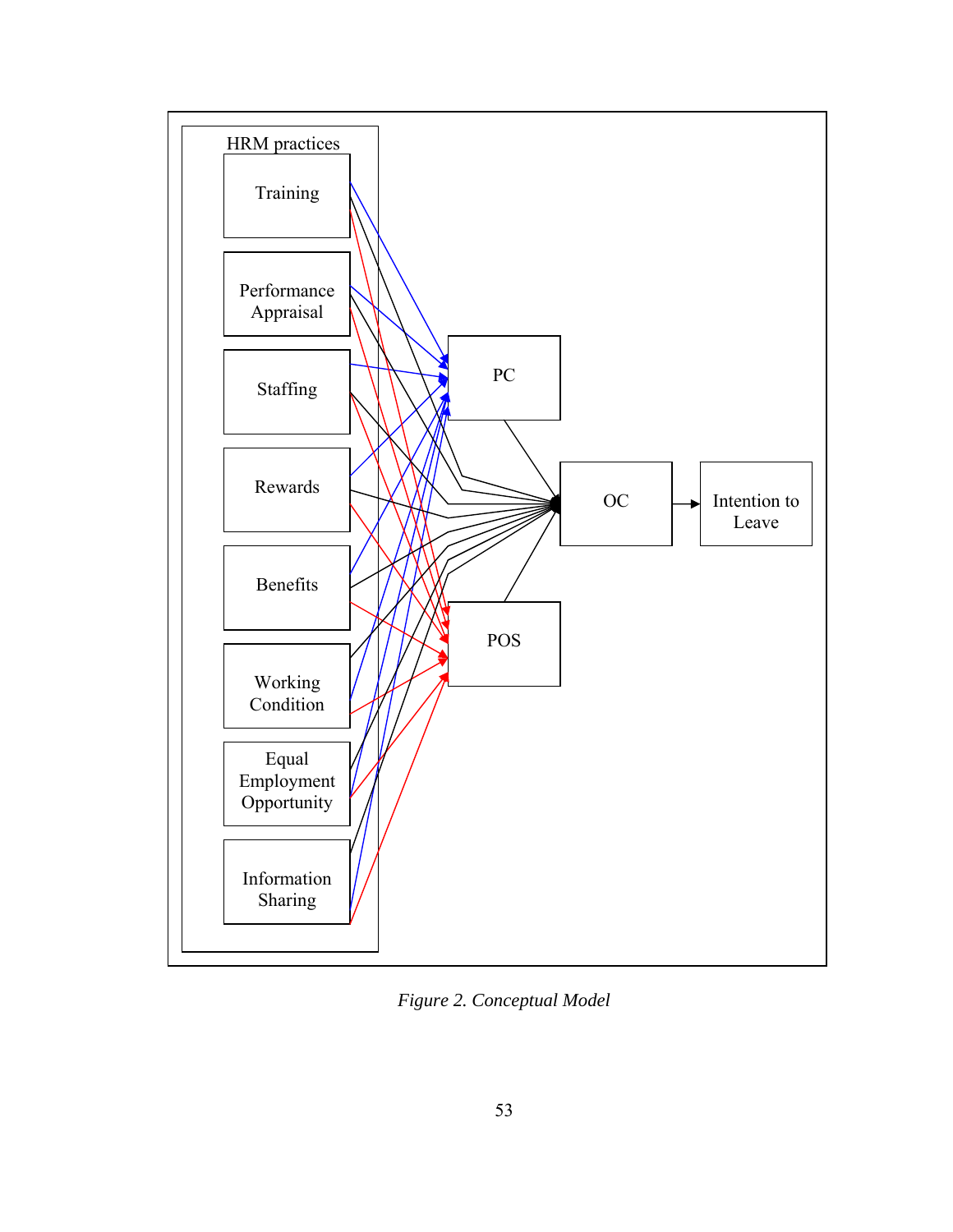HRM practices

Training

Performance Appraisal

Staffing

Rewards

Benefits

Working Condition

Equal Employment Opportunity

Information Sharing

PC

OC

Intention to Leave

POS

*Figure 2. Conceptual Model*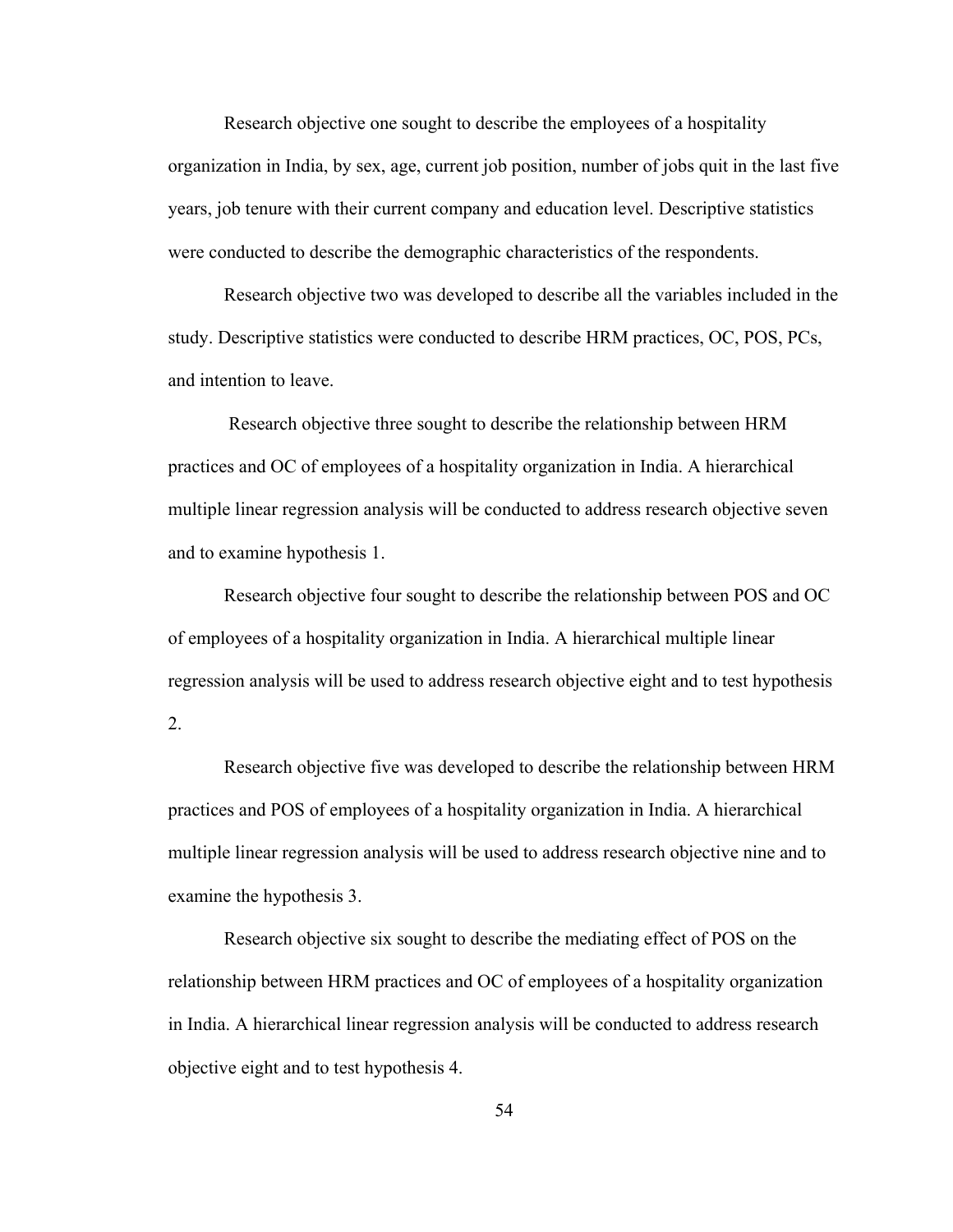Research objective one sought to describe the employees of a hospitality organization in India, by sex, age, current job position, number of jobs quit in the last five years, job tenure with their current company and education level. Descriptive statistics were conducted to describe the demographic characteristics of the respondents.

Research objective two was developed to describe all the variables included in the study. Descriptive statistics were conducted to describe HRM practices, OC, POS, PCs, and intention to leave.

Research objective three sought to describe the relationship between HRM practices and OC of employees of a hospitality organization in India. A hierarchical multiple linear regression analysis will be conducted to address research objective seven and to examine hypothesis 1.

Research objective four sought to describe the relationship between POS and OC of employees of a hospitality organization in India. A hierarchical multiple linear regression analysis will be used to address research objective eight and to test hypothesis 2.

Research objective five was developed to describe the relationship between HRM practices and POS of employees of a hospitality organization in India. A hierarchical multiple linear regression analysis will be used to address research objective nine and to examine the hypothesis 3.

Research objective six sought to describe the mediating effect of POS on the relationship between HRM practices and OC of employees of a hospitality organization in India. A hierarchical linear regression analysis will be conducted to address research objective eight and to test hypothesis 4.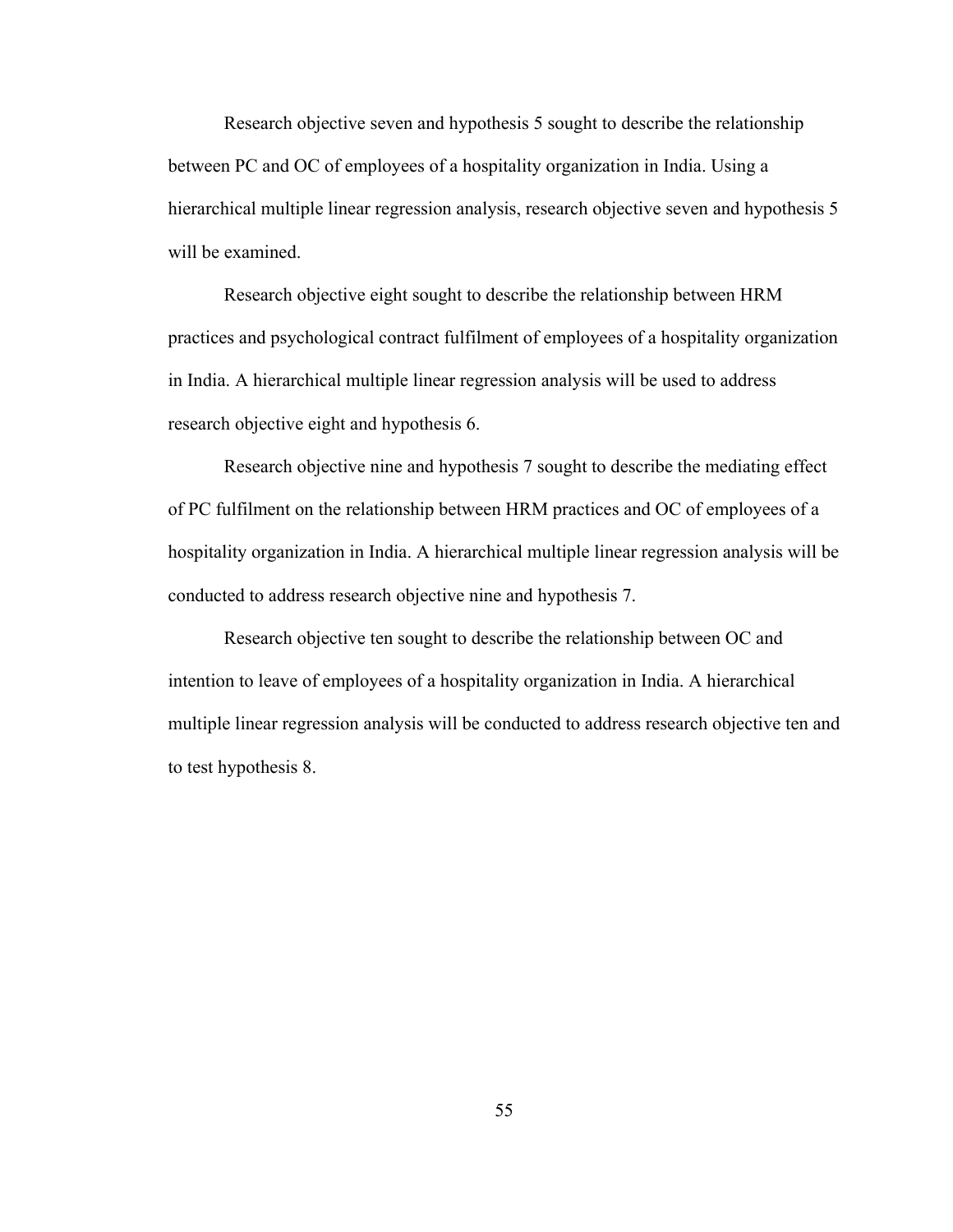Research objective seven and hypothesis 5 sought to describe the relationship between PC and OC of employees of a hospitality organization in India. Using a hierarchical multiple linear regression analysis, research objective seven and hypothesis 5 will be examined.

Research objective eight sought to describe the relationship between HRM practices and psychological contract fulfilment of employees of a hospitality organization in India. A hierarchical multiple linear regression analysis will be used to address research objective eight and hypothesis 6.

Research objective nine and hypothesis 7 sought to describe the mediating effect of PC fulfilment on the relationship between HRM practices and OC of employees of a hospitality organization in India. A hierarchical multiple linear regression analysis will be conducted to address research objective nine and hypothesis 7.

Research objective ten sought to describe the relationship between OC and intention to leave of employees of a hospitality organization in India. A hierarchical multiple linear regression analysis will be conducted to address research objective ten and to test hypothesis 8.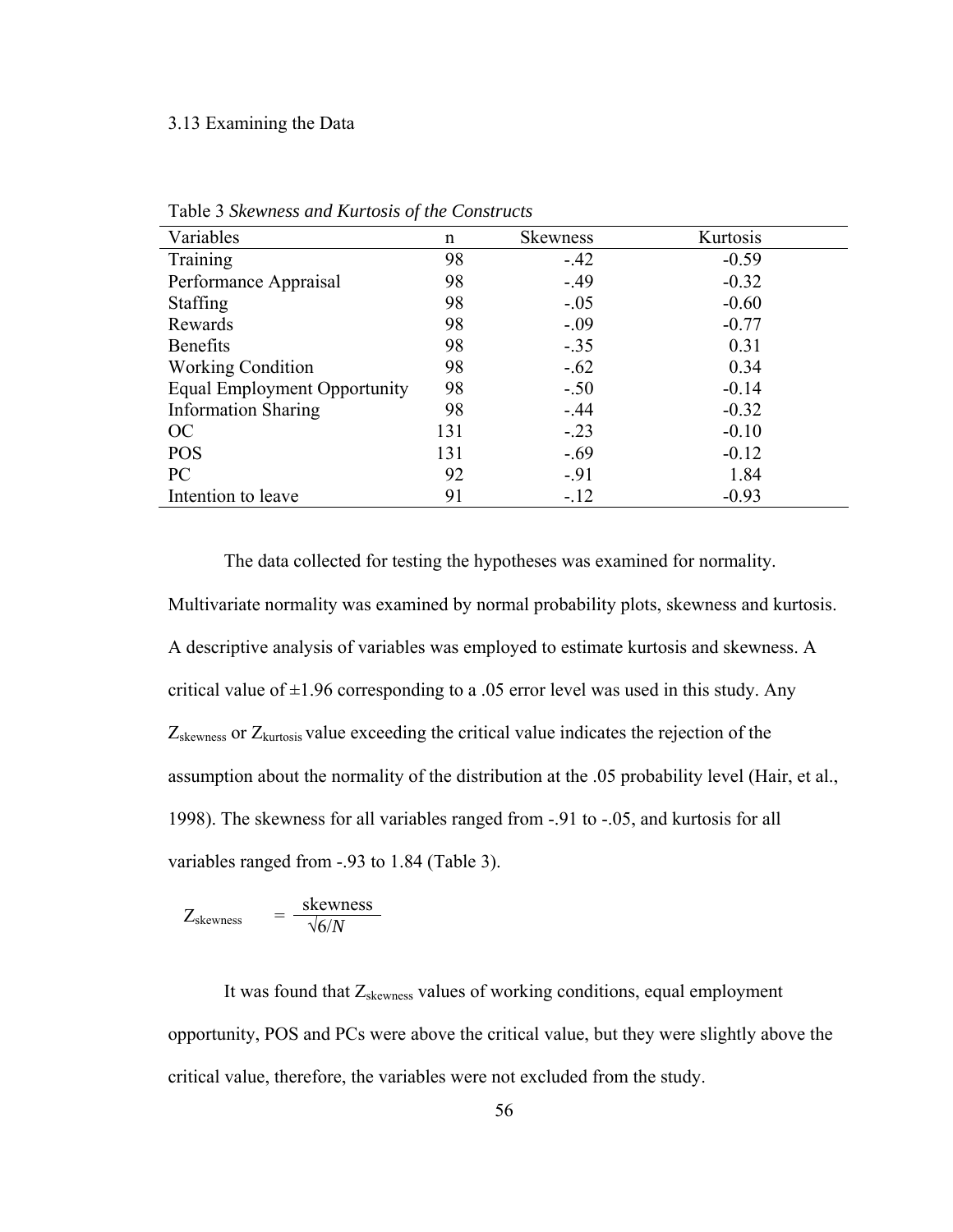### 3.13 Examining the Data

Table 3 *Skewness and Kurtosis of the Constructs*

| Variables | n | Skewness | Kurtosis |
|---|---|---|---|
| Training | 98 | -.42 | -0.59 |
| Performance Appraisal | 98 | -.49 | -0.32 |
| Staffing | 98 | -.05 | -0.60 |
| Rewards | 98 | -.09 | -0.77 |
| Benefits | 98 | -.35 | 0.31 |
| Working Condition | 98 | -.62 | 0.34 |
| Equal Employment Opportunity | 98 | -.50 | -0.14 |
| Information Sharing | 98 | -.44 | -0.32 |
| OC | 131 | -.23 | -0.10 |
| POS | 131 | -.69 | -0.12 |
| PC | 92 | -.91 | 1.84 |
| Intention to leave | 91 | -.12 | -0.93 |

The data collected for testing the hypotheses was examined for normality. Multivariate normality was examined by normal probability plots, skewness and kurtosis. A descriptive analysis of variables was employed to estimate kurtosis and skewness. A critical value of ±1.96 corresponding to a .05 error level was used in this study. Any $Z_{skewness}$ or $Z_{kurtosis}$ value exceeding the critical value indicates the rejection of the assumption about the normality of the distribution at the .05 probability level (Hair, et al., 1998). The skewness for all variables ranged from -.91 to -.05, and kurtosis for all variables ranged from -.93 to 1.84 (Table 3).

$$Z_{skewness} = \frac{\text{skewness}}{\sqrt{6/N}}$$

It was found that $Z_{skewness}$ values of working conditions, equal employment opportunity, POS and PCs were above the critical value, but they were slightly above the critical value, therefore, the variables were not excluded from the study.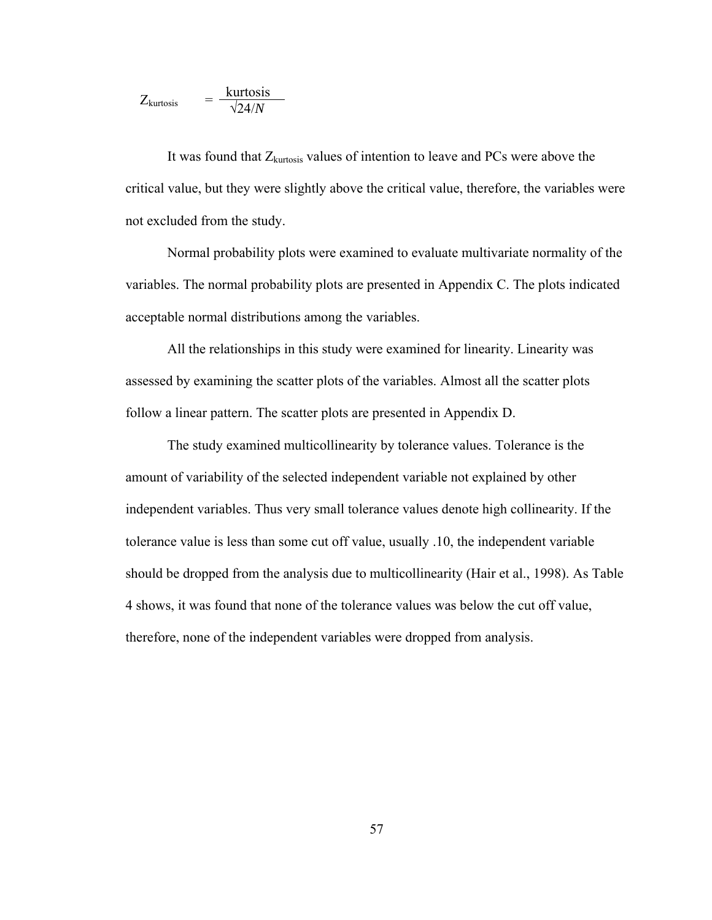$$Z_{\text{kurtosis}} = \frac{\text{kurtosis}}{\sqrt{24/N}}$$

It was found that $Z_{\text{kurtosis}}$ values of intention to leave and PCs were above the critical value, but they were slightly above the critical value, therefore, the variables were not excluded from the study.

Normal probability plots were examined to evaluate multivariate normality of the variables. The normal probability plots are presented in Appendix C. The plots indicated acceptable normal distributions among the variables.

All the relationships in this study were examined for linearity. Linearity was assessed by examining the scatter plots of the variables. Almost all the scatter plots follow a linear pattern. The scatter plots are presented in Appendix D.

The study examined multicollinearity by tolerance values. Tolerance is the amount of variability of the selected independent variable not explained by other independent variables. Thus very small tolerance values denote high collinearity. If the tolerance value is less than some cut off value, usually .10, the independent variable should be dropped from the analysis due to multicollinearity (Hair et al., 1998). As Table 4 shows, it was found that none of the tolerance values was below the cut off value, therefore, none of the independent variables were dropped from analysis.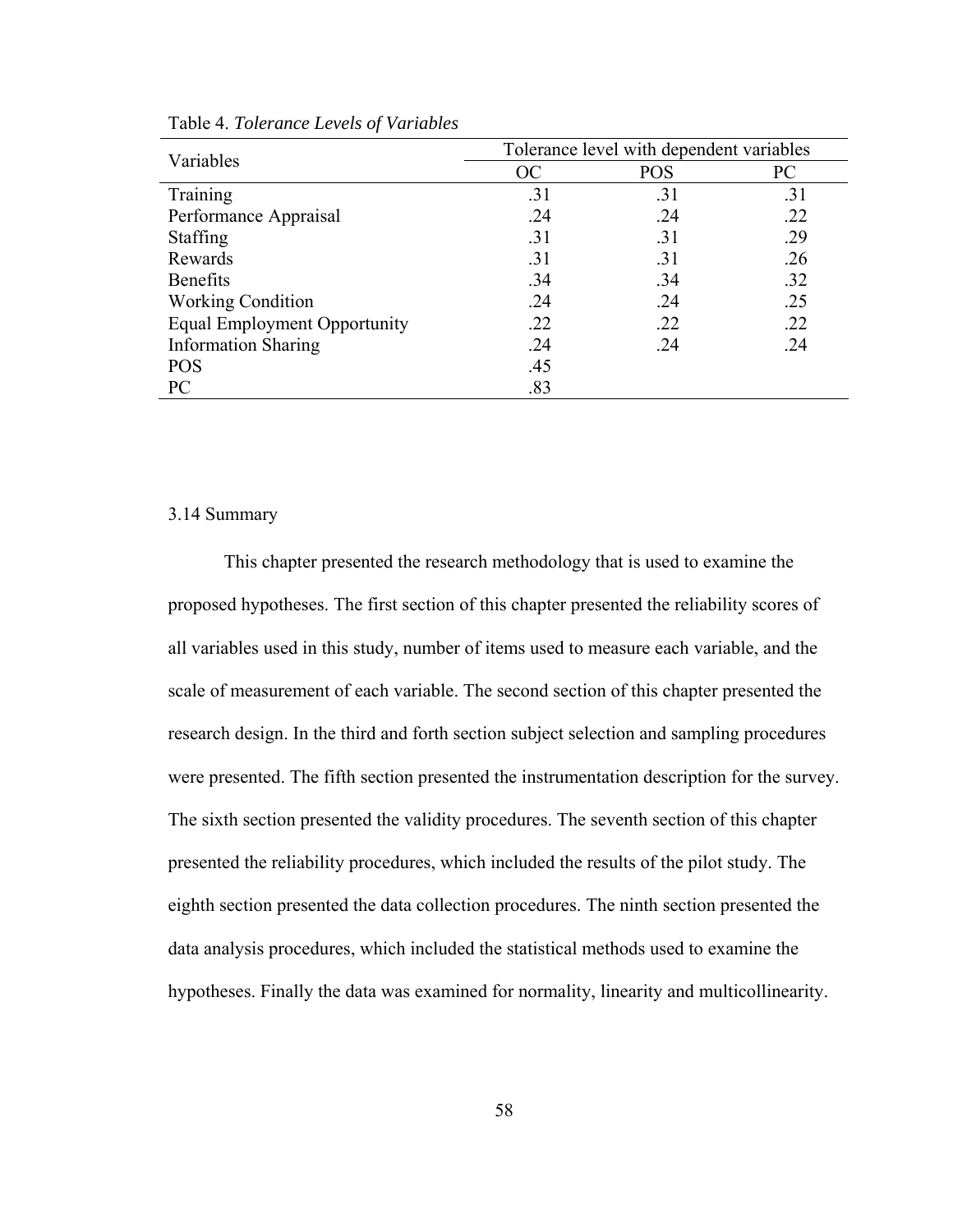Table 4. *Tolerance Levels of Variables*

| Variables | Tolerance level with dependent variables | | |
|---|---|---|---|
| | OC | POS | PC |
| Training | .31 | .31 | .31 |
| Performance Appraisal | .24 | .24 | .22 |
| Staffing | .31 | .31 | .29 |
| Rewards | .31 | .31 | .26 |
| Benefits | .34 | .34 | .32 |
| Working Condition | .24 | .24 | .25 |
| Equal Employment Opportunity | .22 | .22 | .22 |
| Information Sharing | .24 | .24 | .24 |
| POS | .45 | | |
| PC | .83 | | |

3.14 Summary

This chapter presented the research methodology that is used to examine the proposed hypotheses. The first section of this chapter presented the reliability scores of all variables used in this study, number of items used to measure each variable, and the scale of measurement of each variable. The second section of this chapter presented the research design. In the third and forth section subject selection and sampling procedures were presented. The fifth section presented the instrumentation description for the survey. The sixth section presented the validity procedures. The seventh section of this chapter presented the reliability procedures, which included the results of the pilot study. The eighth section presented the data collection procedures. The ninth section presented the data analysis procedures, which included the statistical methods used to examine the hypotheses. Finally the data was examined for normality, linearity and multicollinearity.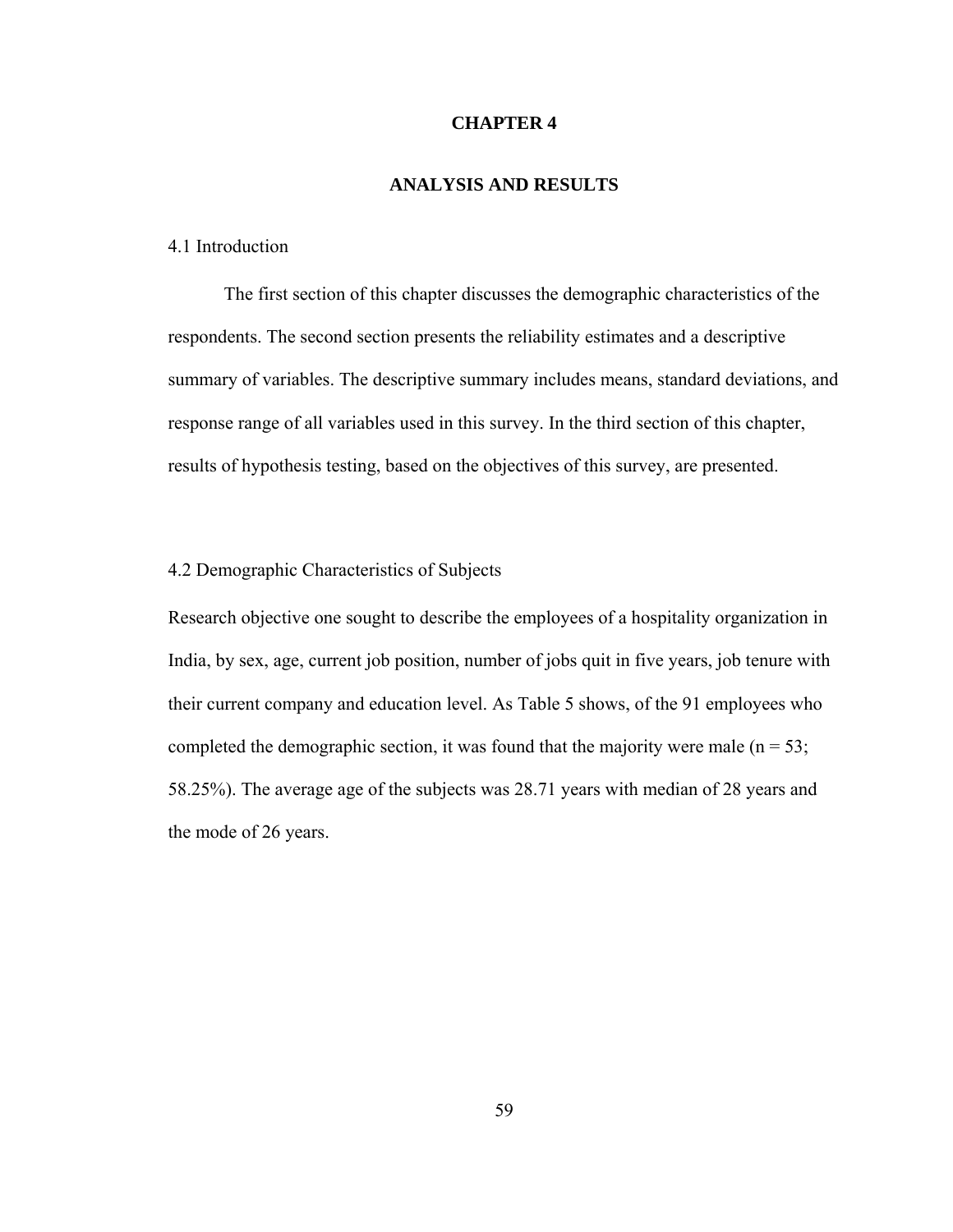# CHAPTER 4

# ANALYSIS AND RESULTS

## 4.1 Introduction

The first section of this chapter discusses the demographic characteristics of the respondents. The second section presents the reliability estimates and a descriptive summary of variables. The descriptive summary includes means, standard deviations, and response range of all variables used in this survey. In the third section of this chapter, results of hypothesis testing, based on the objectives of this survey, are presented.

## 4.2 Demographic Characteristics of Subjects

Research objective one sought to describe the employees of a hospitality organization in India, by sex, age, current job position, number of jobs quit in five years, job tenure with their current company and education level. As Table 5 shows, of the 91 employees who completed the demographic section, it was found that the majority were male (n = 53; 58.25%). The average age of the subjects was 28.71 years with median of 28 years and the mode of 26 years.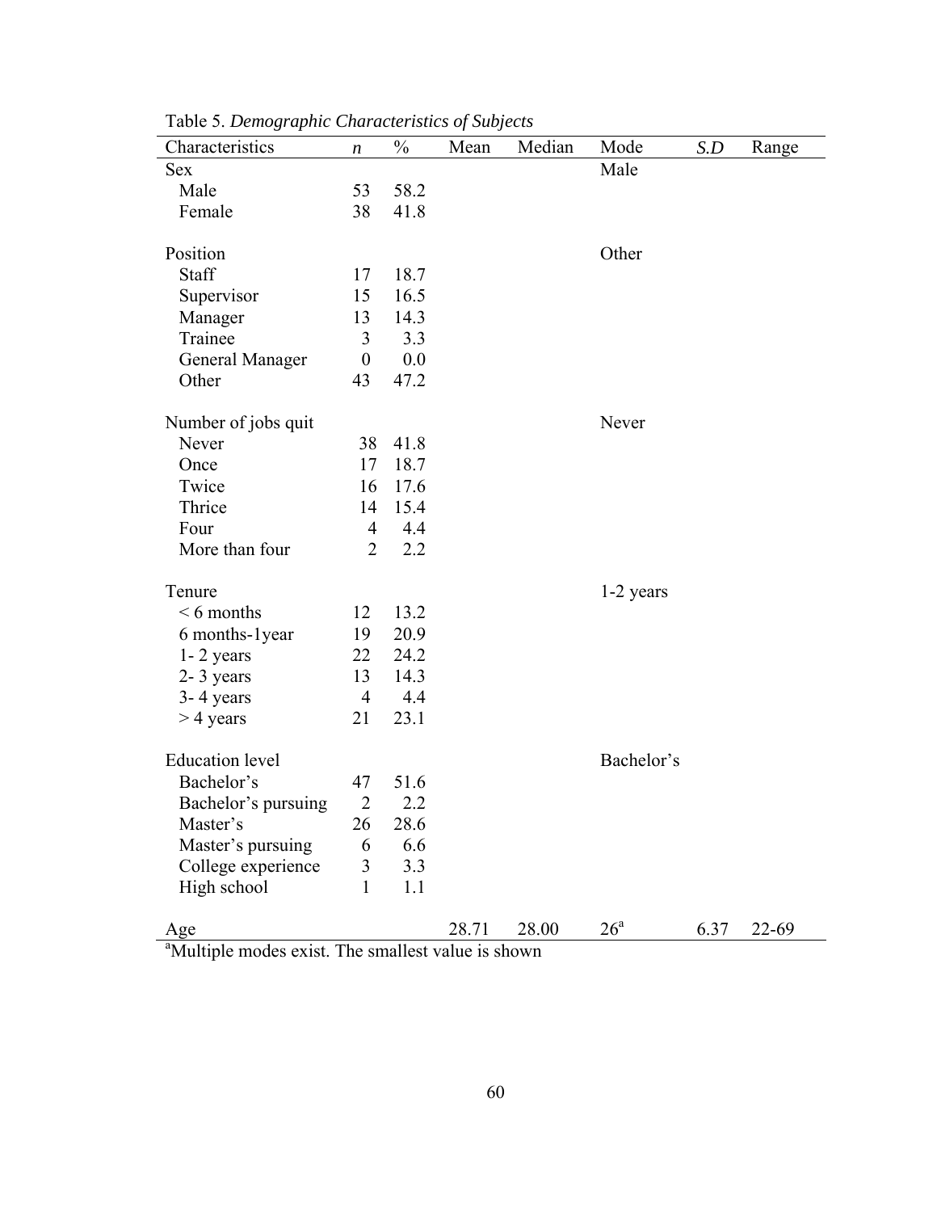Table 5. *Demographic Characteristics of Subjects*

| Characteristics | *n* | % | Mean | Median | Mode | *S.D* | Range |
|---|---|---|---|---|---|---|---|
| Sex | | | | | Male | | |
| Male | 53 | 58.2 | | | | | |
| Female | 38 | 41.8 | | | | | |
| Position | | | | | Other | | |
| Staff | 17 | 18.7 | | | | | |
| Supervisor | 15 | 16.5 | | | | | |
| Manager | 13 | 14.3 | | | | | |
| Trainee | 3 | 3.3 | | | | | |
| General Manager | 0 | 0.0 | | | | | |
| Other | 43 | 47.2 | | | | | |
| Number of jobs quit | | | | | Never | | |
| Never | 38 | 41.8 | | | | | |
| Once | 17 | 18.7 | | | | | |
| Twice | 16 | 17.6 | | | | | |
| Thrice | 14 | 15.4 | | | | | |
| Four | 4 | 4.4 | | | | | |
| More than four | 2 | 2.2 | | | | | |
| Tenure | | | | | 1-2 years | | |
| < 6 months | 12 | 13.2 | | | | | |
| 6 months-1year | 19 | 20.9 | | | | | |
| 1- 2 years | 22 | 24.2 | | | | | |
| 2- 3 years | 13 | 14.3 | | | | | |
| 3- 4 years | 4 | 4.4 | | | | | |
| > 4 years | 21 | 23.1 | | | | | |
| Education level | | | | | Bachelor's | | |
| Bachelor's | 47 | 51.6 | | | | | |
| Bachelor's pursuing | 2 | 2.2 | | | | | |
| Master's | 26 | 28.6 | | | | | |
| Master's pursuing | 6 | 6.6 | | | | | |
| College experience | 3 | 3.3 | | | | | |
| High school | 1 | 1.1 | | | | | |
| Age | | | 28.71 | 28.00 | 26[a] | 6.37 | 22-69 |

[a]Multiple modes exist. The smallest value is shown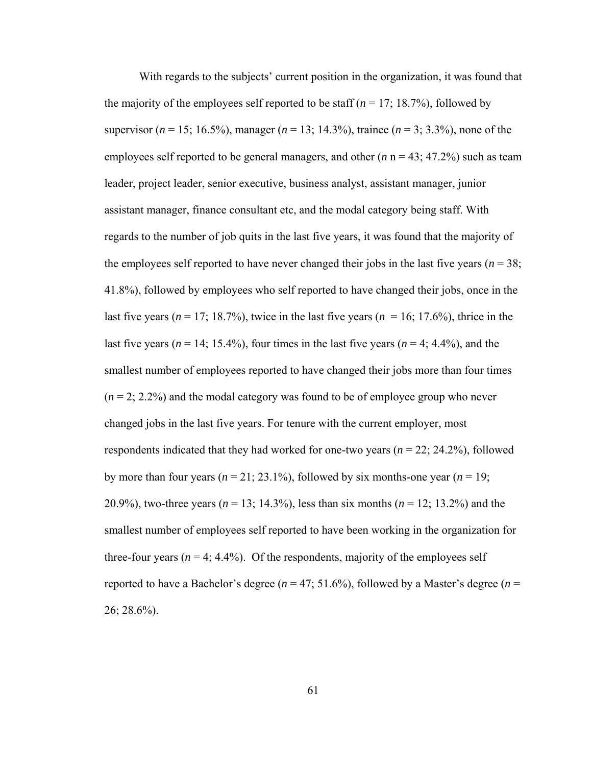With regards to the subjects' current position in the organization, it was found that the majority of the employees self reported to be staff (*n* = 17; 18.7%), followed by supervisor (*n* = 15; 16.5%), manager (*n* = 13; 14.3%), trainee (*n* = 3; 3.3%), none of the employees self reported to be general managers, and other (*n* n = 43; 47.2%) such as team leader, project leader, senior executive, business analyst, assistant manager, junior assistant manager, finance consultant etc, and the modal category being staff. With regards to the number of job quits in the last five years, it was found that the majority of the employees self reported to have never changed their jobs in the last five years (*n* = 38; 41.8%), followed by employees who self reported to have changed their jobs, once in the last five years (*n* = 17; 18.7%), twice in the last five years (*n* = 16; 17.6%), thrice in the last five years (*n* = 14; 15.4%), four times in the last five years (*n* = 4; 4.4%), and the smallest number of employees reported to have changed their jobs more than four times (*n* = 2; 2.2%) and the modal category was found to be of employee group who never changed jobs in the last five years. For tenure with the current employer, most respondents indicated that they had worked for one-two years (*n* = 22; 24.2%), followed by more than four years (*n* = 21; 23.1%), followed by six months-one year (*n* = 19; 20.9%), two-three years (*n* = 13; 14.3%), less than six months (*n* = 12; 13.2%) and the smallest number of employees self reported to have been working in the organization for three-four years (*n* = 4; 4.4%). Of the respondents, majority of the employees self reported to have a Bachelor's degree (*n* = 47; 51.6%), followed by a Master's degree (*n* = 26; 28.6%).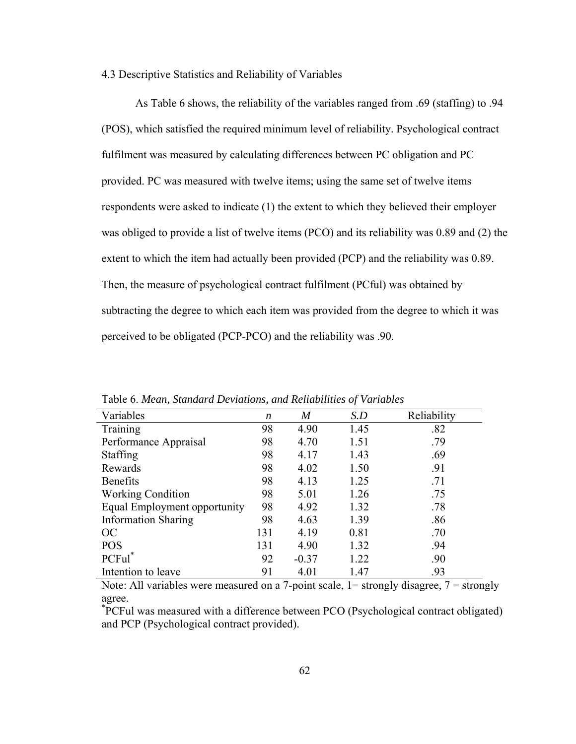4.3 Descriptive Statistics and Reliability of Variables

As Table 6 shows, the reliability of the variables ranged from .69 (staffing) to .94 (POS), which satisfied the required minimum level of reliability. Psychological contract fulfilment was measured by calculating differences between PC obligation and PC provided. PC was measured with twelve items; using the same set of twelve items respondents were asked to indicate (1) the extent to which they believed their employer was obliged to provide a list of twelve items (PCO) and its reliability was 0.89 and (2) the extent to which the item had actually been provided (PCP) and the reliability was 0.89. Then, the measure of psychological contract fulfilment (PCful) was obtained by subtracting the degree to which each item was provided from the degree to which it was perceived to be obligated (PCP-PCO) and the reliability was .90.

Table 6. *Mean, Standard Deviations, and Reliabilities of Variables*

| Variables | *n* | *M* | *S.D* | Reliability |
|---|---|---|---|---|
| Training | 98 | 4.90 | 1.45 | .82 |
| Performance Appraisal | 98 | 4.70 | 1.51 | .79 |
| Staffing | 98 | 4.17 | 1.43 | .69 |
| Rewards | 98 | 4.02 | 1.50 | .91 |
| Benefits | 98 | 4.13 | 1.25 | .71 |
| Working Condition | 98 | 5.01 | 1.26 | .75 |
| Equal Employment opportunity | 98 | 4.92 | 1.32 | .78 |
| Information Sharing | 98 | 4.63 | 1.39 | .86 |
| OC | 131 | 4.19 | 0.81 | .70 |
| POS | 131 | 4.90 | 1.32 | .94 |
| PCFul* | 92 | -0.37 | 1.22 | .90 |
| Intention to leave | 91 | 4.01 | 1.47 | .93 |

Note: All variables were measured on a 7-point scale, 1= strongly disagree, 7 = strongly agree.

*PCFul was measured with a difference between PCO (Psychological contract obligated) and PCP (Psychological contract provided).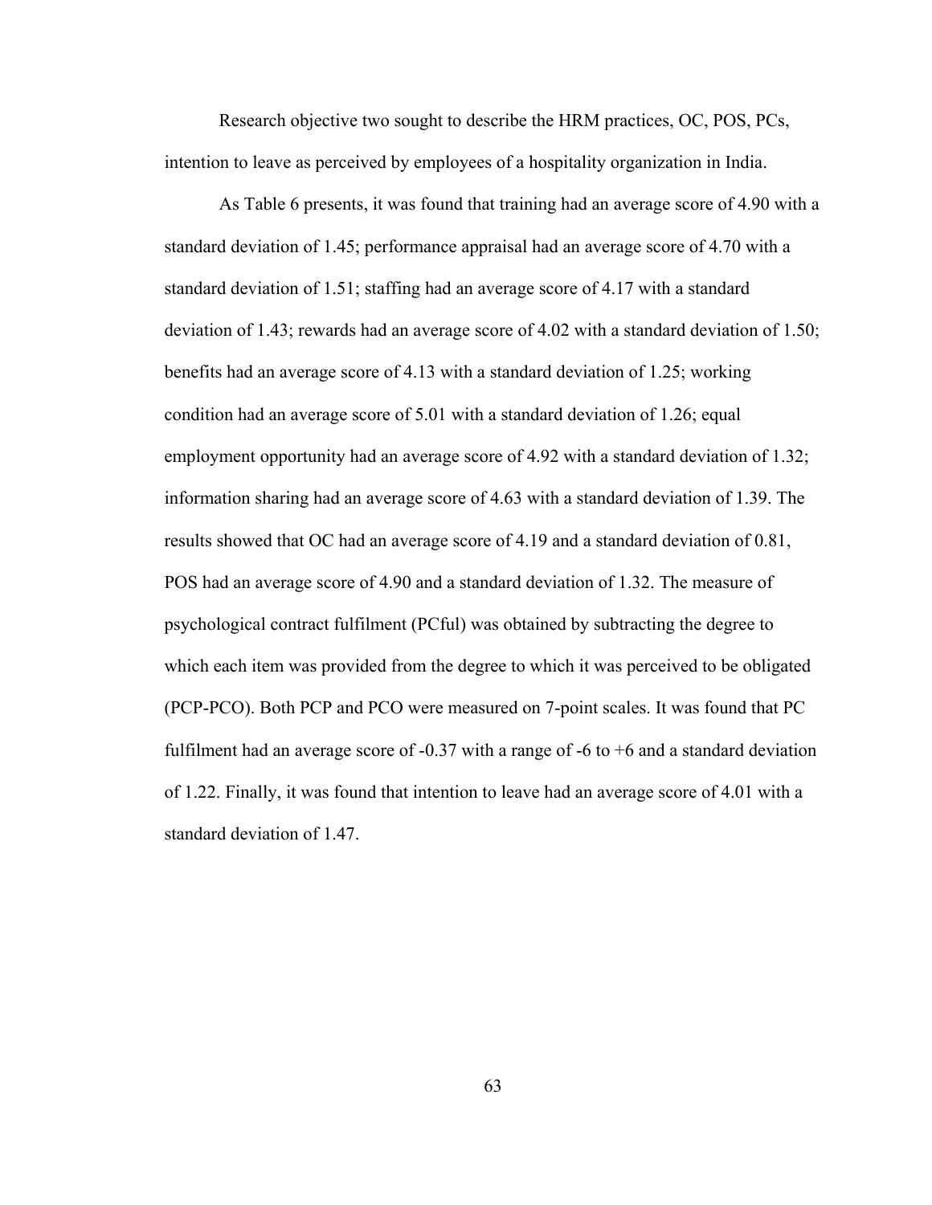Research objective two sought to describe the HRM practices, OC, POS, PCs, intention to leave as perceived by employees of a hospitality organization in India.

As Table 6 presents, it was found that training had an average score of 4.90 with a standard deviation of 1.45; performance appraisal had an average score of 4.70 with a standard deviation of 1.51; staffing had an average score of 4.17 with a standard deviation of 1.43; rewards had an average score of 4.02 with a standard deviation of 1.50; benefits had an average score of 4.13 with a standard deviation of 1.25; working condition had an average score of 5.01 with a standard deviation of 1.26; equal employment opportunity had an average score of 4.92 with a standard deviation of 1.32; information sharing had an average score of 4.63 with a standard deviation of 1.39. The results showed that OC had an average score of 4.19 and a standard deviation of 0.81, POS had an average score of 4.90 and a standard deviation of 1.32. The measure of psychological contract fulfilment (PCful) was obtained by subtracting the degree to which each item was provided from the degree to which it was perceived to be obligated (PCP-PCO). Both PCP and PCO were measured on 7-point scales. It was found that PC fulfilment had an average score of -0.37 with a range of -6 to +6 and a standard deviation of 1.22. Finally, it was found that intention to leave had an average score of 4.01 with a standard deviation of 1.47.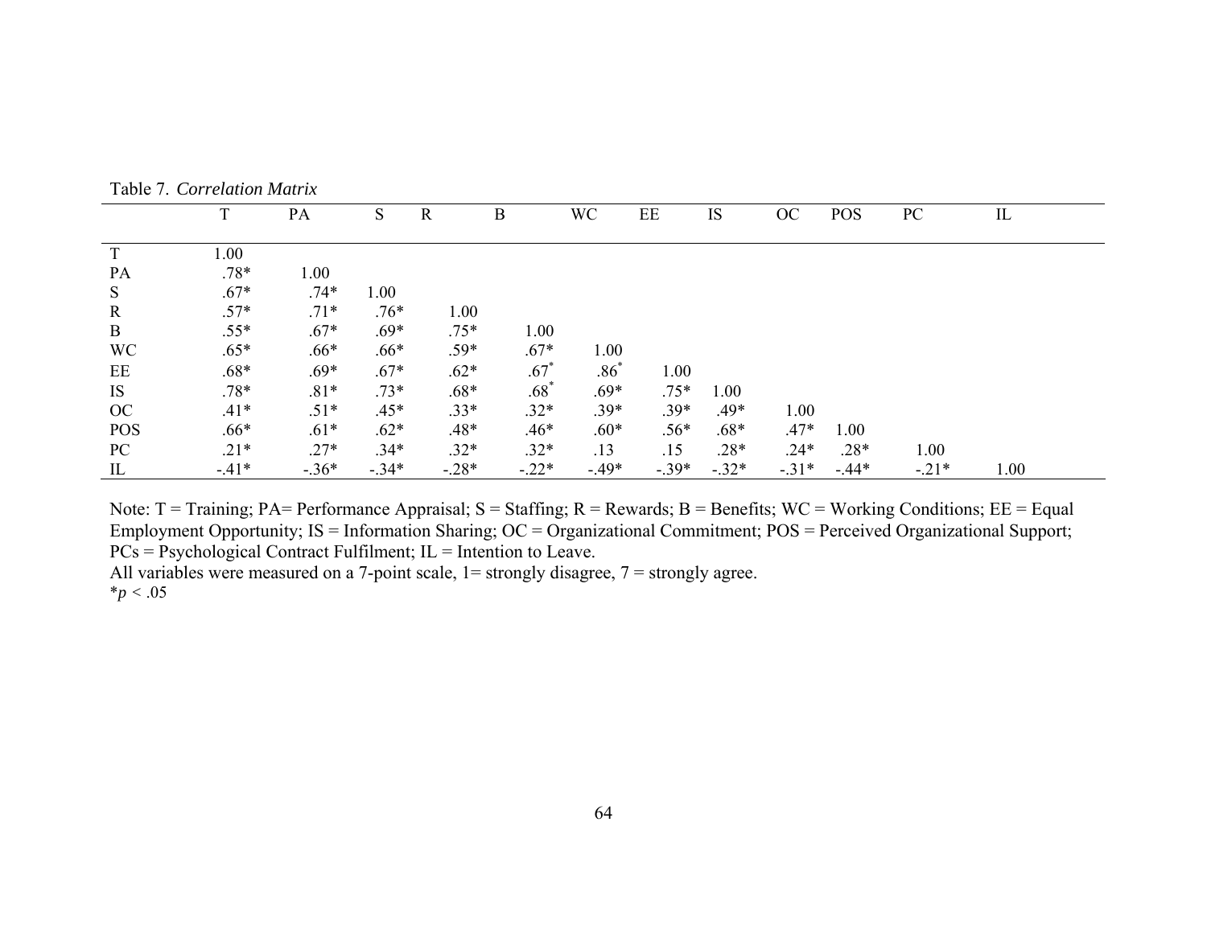Table 7. *Correlation Matrix*

| | T | PA | S | R | B | WC | EE | IS | OC | POS | PC | IL |
|---|---|---|---|---|---|---|---|---|---|---|---|---|
| T | 1.00 | | | | | | | | | | | |
| PA | .78* | 1.00 | | | | | | | | | | |
| S | .67* | .74* | 1.00 | | | | | | | | | |
| R | .57* | .71* | .76* | 1.00 | | | | | | | | |
| B | .55* | .67* | .69* | .75* | 1.00 | | | | | | | |
| WC | .65* | .66* | .66* | .59* | .67* | 1.00 | | | | | | |
| EE | .68* | .69* | .67* | .62* | .67* | .86* | 1.00 | | | | | |
| IS | .78* | .81* | .73* | .68* | .68* | .69* | .75* | 1.00 | | | | |
| OC | .41* | .51* | .45* | .33* | .32* | .39* | .39* | .49* | 1.00 | | | |
| POS | .66* | .61* | .62* | .48* | .46* | .60* | .56* | .68* | .47* | 1.00 | | |
| PC | .21* | .27* | .34* | .32* | .32* | .13 | .15 | .28* | .24* | .28* | 1.00 | |
| IL | -.41* | -.36* | -.34* | -.28* | -.22* | -.49* | -.39* | -.32* | -.31* | -.44* | -.21* | 1.00 |

Note: T = Training; PA= Performance Appraisal; S = Staffing; R = Rewards; B = Benefits; WC = Working Conditions; EE = Equal Employment Opportunity; IS = Information Sharing; OC = Organizational Commitment; POS = Perceived Organizational Support; PCs = Psychological Contract Fulfilment; IL = Intention to Leave.

All variables were measured on a 7-point scale, 1= strongly disagree, 7 = strongly agree.

*$p < .05$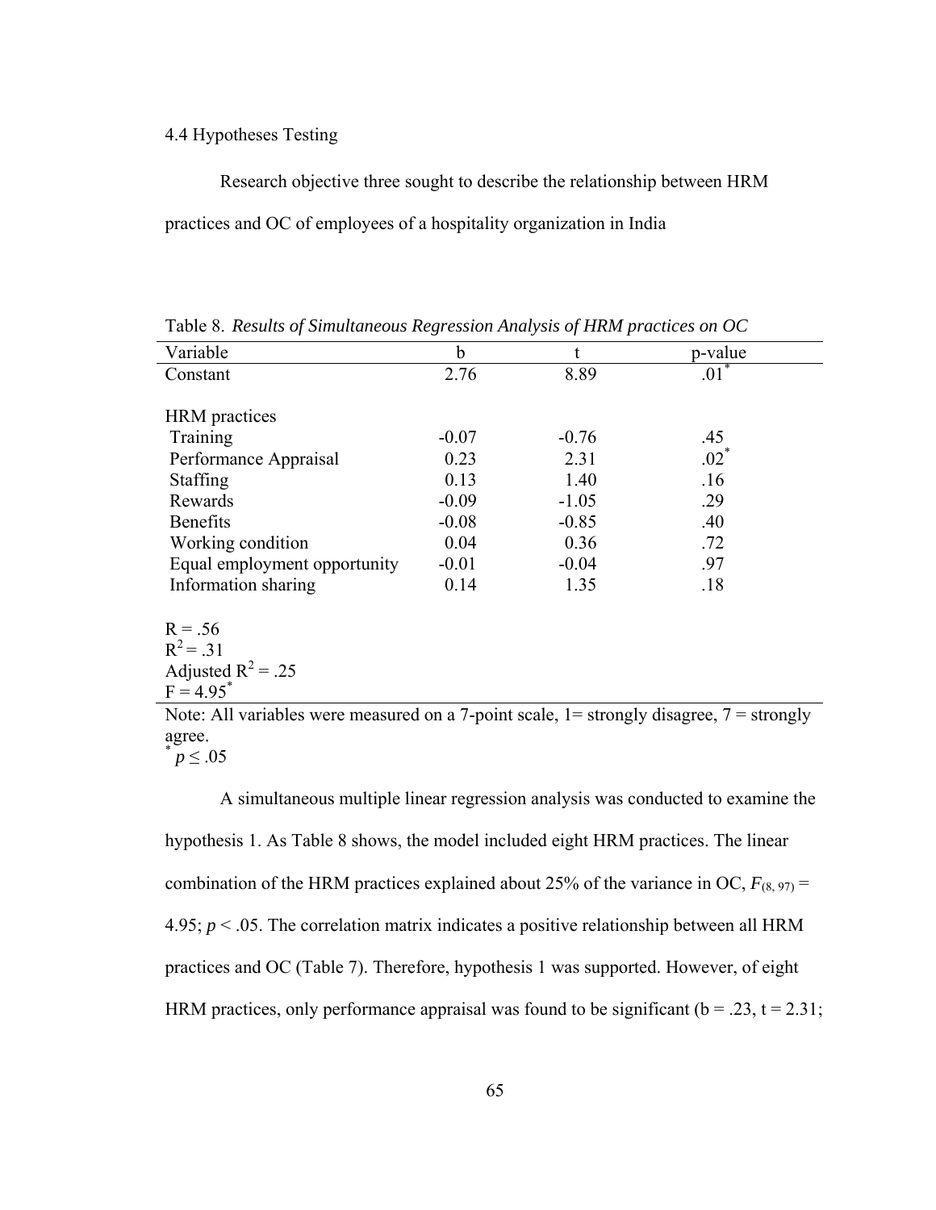### 4.4 Hypotheses Testing

Research objective three sought to describe the relationship between HRM practices and OC of employees of a hospitality organization in India

Table 8. *Results of Simultaneous Regression Analysis of HRM practices on OC*

| Variable | b | t | p-value |
|---|---|---|---|
| Constant | 2.76 | 8.89 | .01* |
| | | | |
| HRM practices | | | |
| Training | -0.07 | -0.76 | .45 |
| Performance Appraisal | 0.23 | 2.31 | .02* |
| Staffing | 0.13 | 1.40 | .16 |
| Rewards | -0.09 | -1.05 | .29 |
| Benefits | -0.08 | -0.85 | .40 |
| Working condition | 0.04 | 0.36 | .72 |
| Equal employment opportunity | -0.01 | -0.04 | .97 |
| Information sharing | 0.14 | 1.35 | .18 |

R = .56
$R^2 = .31$
Adjusted $R^2 = .25$
F = 4.95*

Note: All variables were measured on a 7-point scale, 1= strongly disagree, 7 = strongly agree.
* $p \leq .05$

A simultaneous multiple linear regression analysis was conducted to examine the hypothesis 1. As Table 8 shows, the model included eight HRM practices. The linear combination of the HRM practices explained about 25% of the variance in OC, $F_{(8, 97)} = 4.95$; $p < .05$. The correlation matrix indicates a positive relationship between all HRM practices and OC (Table 7). Therefore, hypothesis 1 was supported. However, of eight HRM practices, only performance appraisal was found to be significant (b = .23, t = 2.31;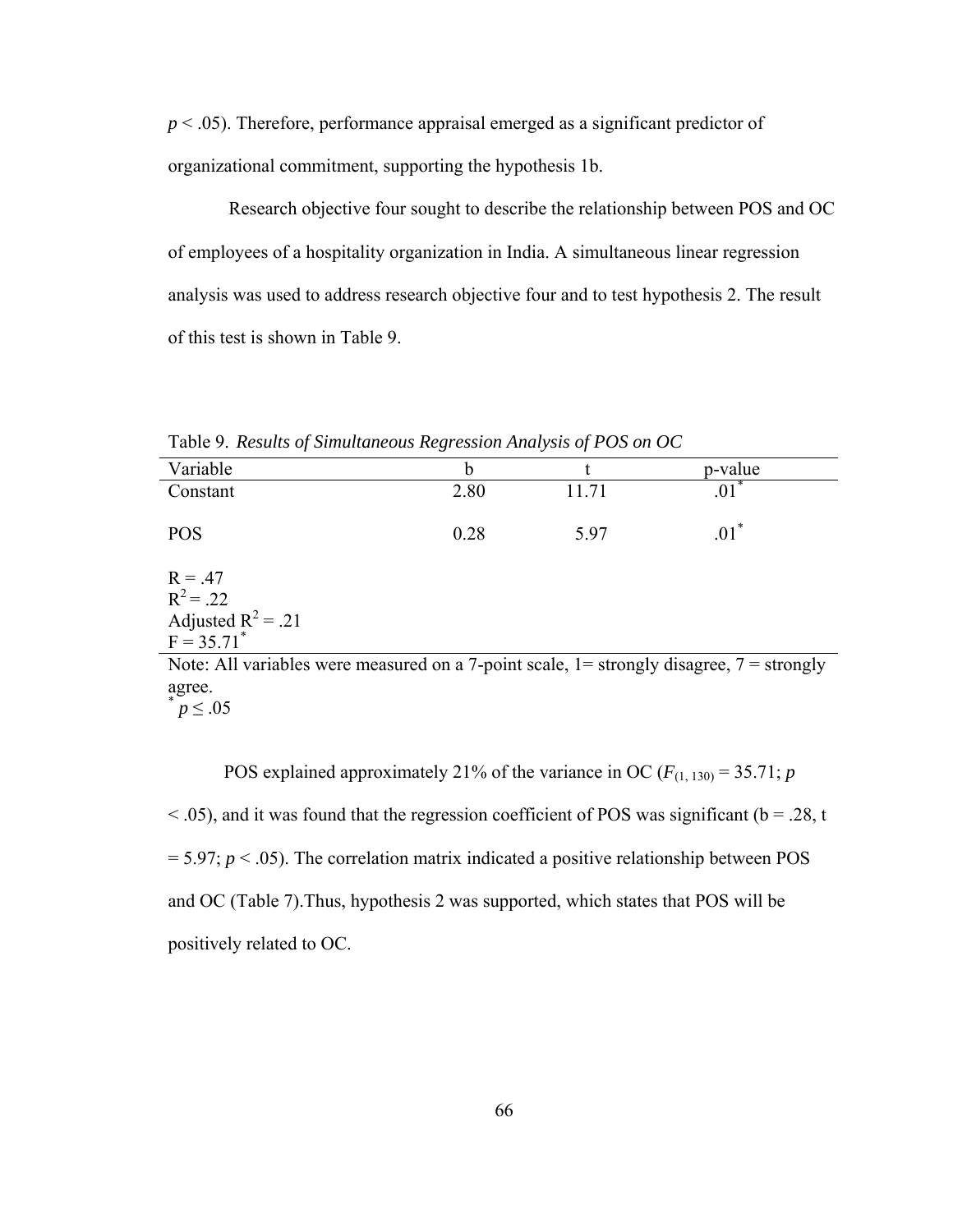$p < .05$). Therefore, performance appraisal emerged as a significant predictor of organizational commitment, supporting the hypothesis 1b.

Research objective four sought to describe the relationship between POS and OC of employees of a hospitality organization in India. A simultaneous linear regression analysis was used to address research objective four and to test hypothesis 2. The result of this test is shown in Table 9.

Table 9. *Results of Simultaneous Regression Analysis of POS on OC*

| Variable | b | t | p-value |
|---|---|---|---|
| Constant | 2.80 | 11.71 | .01* |
| POS | 0.28 | 5.97 | .01* |

R = .47
$R^2 = .22$
Adjusted $R^2 = .21$
F = 35.71*

Note: All variables were measured on a 7-point scale, 1= strongly disagree, 7 = strongly agree.
* $p \leq .05$

POS explained approximately 21% of the variance in OC ($F_{(1, 130)} = 35.71$; $p < .05$), and it was found that the regression coefficient of POS was significant (b = .28, t = 5.97; $p < .05$). The correlation matrix indicated a positive relationship between POS and OC (Table 7).Thus, hypothesis 2 was supported, which states that POS will be positively related to OC.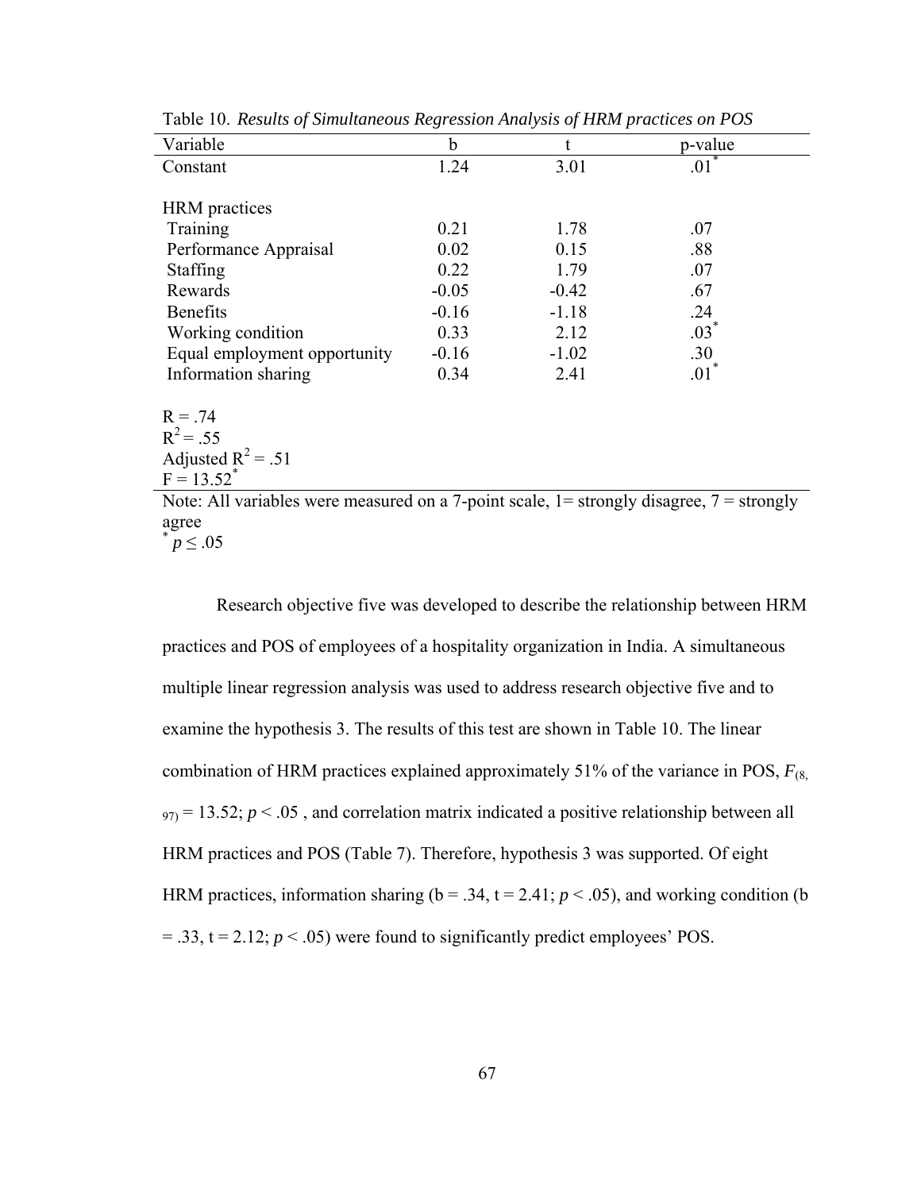Table 10. *Results of Simultaneous Regression Analysis of HRM practices on POS*

| Variable | b | t | p-value |
|---|---|---|---|
| Constant | 1.24 | 3.01 | .01* |
| | | | |
| HRM practices | | | |
| Training | 0.21 | 1.78 | .07 |
| Performance Appraisal | 0.02 | 0.15 | .88 |
| Staffing | 0.22 | 1.79 | .07 |
| Rewards | -0.05 | -0.42 | .67 |
| Benefits | -0.16 | -1.18 | .24 |
| Working condition | 0.33 | 2.12 | .03* |
| Equal employment opportunity | -0.16 | -1.02 | .30 |
| Information sharing | 0.34 | 2.41 | .01* |
| | | | |
| R = .74 | | | |
| $R^2$ = .55 | | | |
| Adjusted $R^2$ = .51 | | | |
| F = 13.52* | | | |

Note: All variables were measured on a 7-point scale, 1= strongly disagree, 7 = strongly agree

\* $p \leq .05$

Research objective five was developed to describe the relationship between HRM practices and POS of employees of a hospitality organization in India. A simultaneous multiple linear regression analysis was used to address research objective five and to examine the hypothesis 3. The results of this test are shown in Table 10. The linear combination of HRM practices explained approximately 51% of the variance in POS, $F_{(8, 97)} = 13.52$; $p < .05$ , and correlation matrix indicated a positive relationship between all HRM practices and POS (Table 7). Therefore, hypothesis 3 was supported. Of eight HRM practices, information sharing (b = .34, t = 2.41; $p < .05$), and working condition (b = .33, t = 2.12; $p < .05$) were found to significantly predict employees' POS.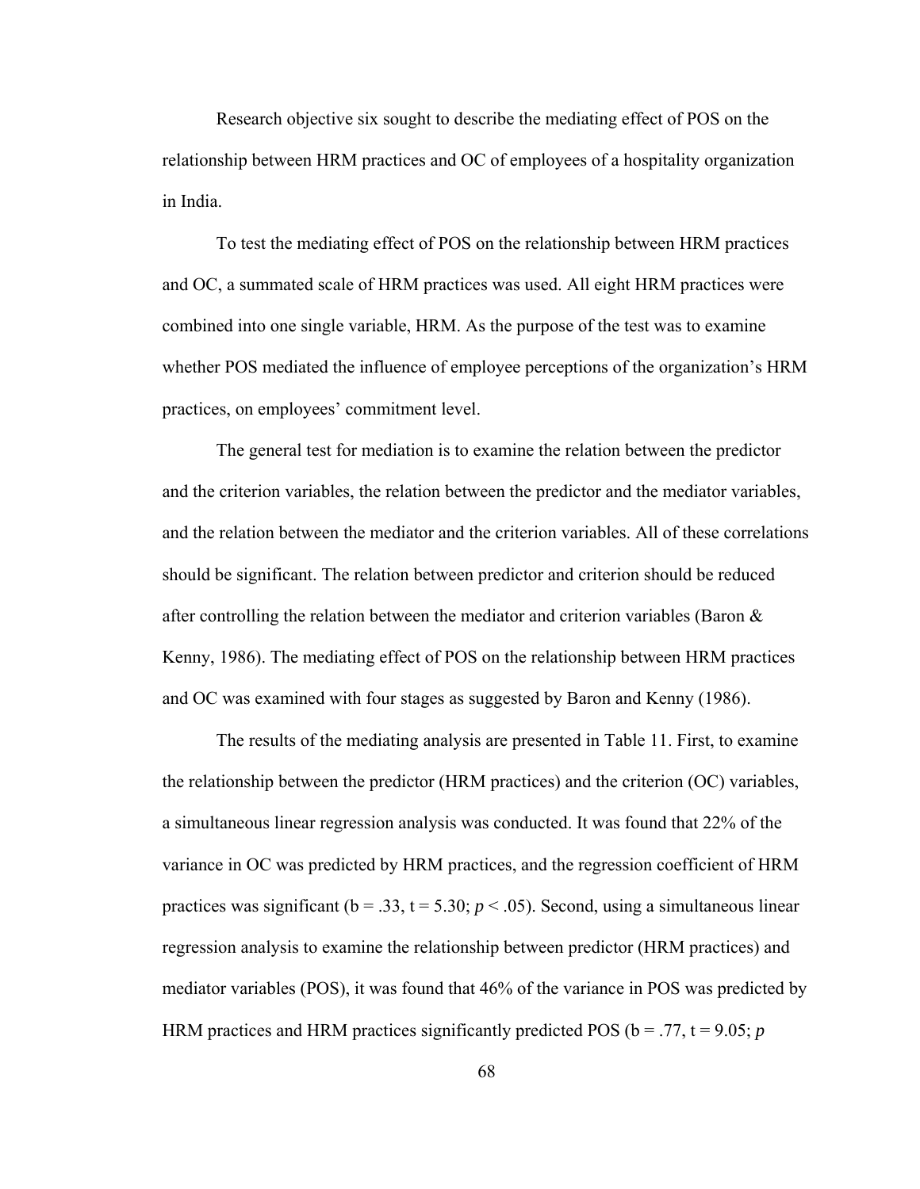Research objective six sought to describe the mediating effect of POS on the relationship between HRM practices and OC of employees of a hospitality organization in India.

To test the mediating effect of POS on the relationship between HRM practices and OC, a summated scale of HRM practices was used. All eight HRM practices were combined into one single variable, HRM. As the purpose of the test was to examine whether POS mediated the influence of employee perceptions of the organization's HRM practices, on employees' commitment level.

The general test for mediation is to examine the relation between the predictor and the criterion variables, the relation between the predictor and the mediator variables, and the relation between the mediator and the criterion variables. All of these correlations should be significant. The relation between predictor and criterion should be reduced after controlling the relation between the mediator and criterion variables (Baron & Kenny, 1986). The mediating effect of POS on the relationship between HRM practices and OC was examined with four stages as suggested by Baron and Kenny (1986).

The results of the mediating analysis are presented in Table 11. First, to examine the relationship between the predictor (HRM practices) and the criterion (OC) variables, a simultaneous linear regression analysis was conducted. It was found that 22% of the variance in OC was predicted by HRM practices, and the regression coefficient of HRM practices was significant (b = .33, t = 5.30; $p < .05$). Second, using a simultaneous linear regression analysis to examine the relationship between predictor (HRM practices) and mediator variables (POS), it was found that 46% of the variance in POS was predicted by HRM practices and HRM practices significantly predicted POS (b = .77, t = 9.05; *p*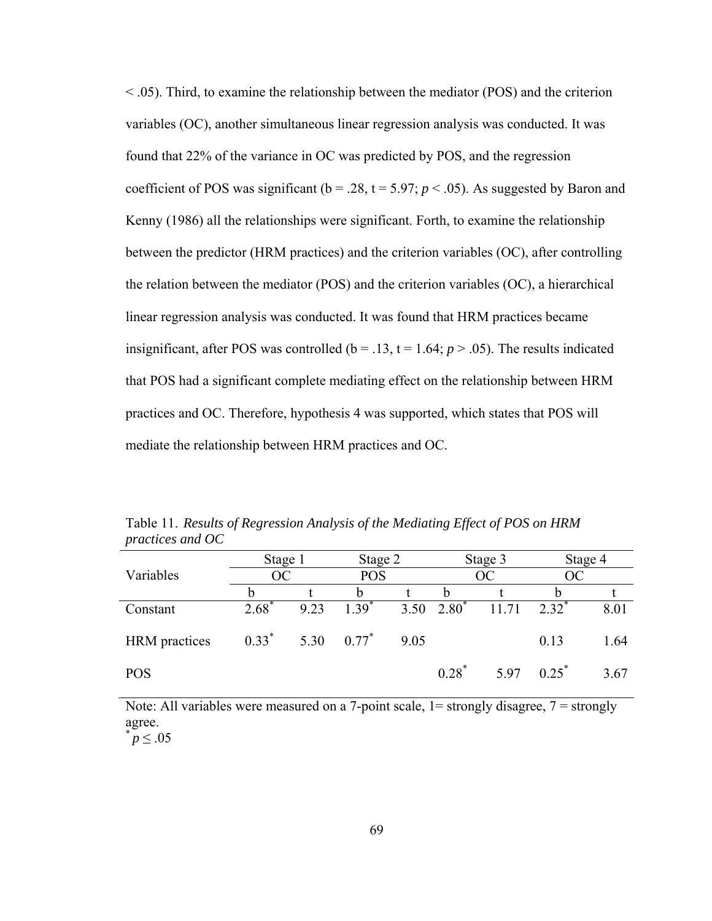< .05). Third, to examine the relationship between the mediator (POS) and the criterion variables (OC), another simultaneous linear regression analysis was conducted. It was found that 22% of the variance in OC was predicted by POS, and the regression coefficient of POS was significant (b = .28, t = 5.97; $p < .05$). As suggested by Baron and Kenny (1986) all the relationships were significant. Forth, to examine the relationship between the predictor (HRM practices) and the criterion variables (OC), after controlling the relation between the mediator (POS) and the criterion variables (OC), a hierarchical linear regression analysis was conducted. It was found that HRM practices became insignificant, after POS was controlled (b = .13, t = 1.64; $p > .05$). The results indicated that POS had a significant complete mediating effect on the relationship between HRM practices and OC. Therefore, hypothesis 4 was supported, which states that POS will mediate the relationship between HRM practices and OC.

Table 11. *Results of Regression Analysis of the Mediating Effect of POS on HRM practices and OC*

| Variables | Stage 1 | | Stage 2 | | Stage 3 | | Stage 4 | |
|---|---|---|---|---|---|---|---|---|
| | OC | | POS | | OC | | OC | |
| | b | t | b | t | b | t | b | t |
| Constant | 2.68* | 9.23 | 1.39* | 3.50 | 2.80* | 11.71 | 2.32* | 8.01 |
| HRM practices | 0.33* | 5.30 | 0.77* | 9.05 | | | 0.13 | 1.64 |
| POS | | | | | 0.28* | 5.97 | 0.25* | 3.67 |

Note: All variables were measured on a 7-point scale, 1= strongly disagree, 7 = strongly agree.

* $p \leq .05$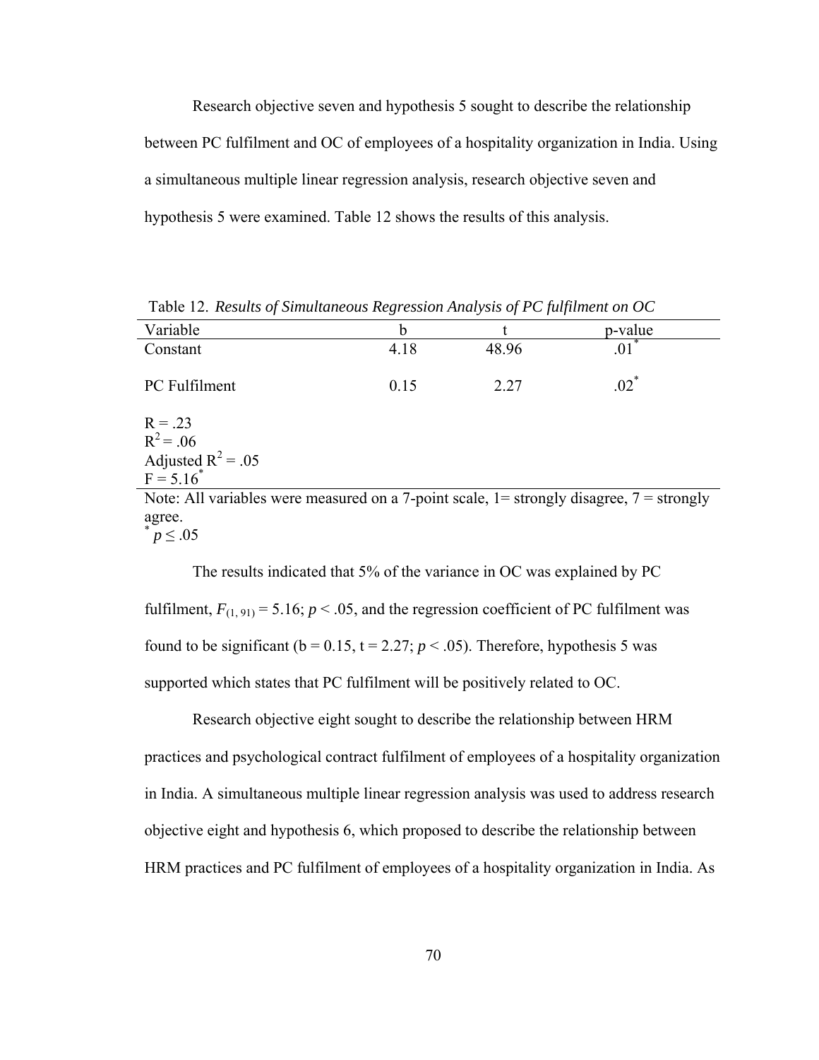Research objective seven and hypothesis 5 sought to describe the relationship between PC fulfilment and OC of employees of a hospitality organization in India. Using a simultaneous multiple linear regression analysis, research objective seven and hypothesis 5 were examined. Table 12 shows the results of this analysis.

Table 12. *Results of Simultaneous Regression Analysis of PC fulfilment on OC*

| Variable | b | t | p-value |
|---|---|---|---|
| Constant | 4.18 | 48.96 | .01* |
| PC Fulfilment | 0.15 | 2.27 | .02* |
| R = .23 | | | |
| $R^2$ = .06 | | | |
| Adjusted $R^2$ = .05 | | | |
| F = 5.16* | | | |

Note: All variables were measured on a 7-point scale, 1= strongly disagree, 7 = strongly agree.
* $p \leq .05$

The results indicated that 5% of the variance in OC was explained by PC fulfilment, $F_{(1, 91)} = 5.16$; $p < .05$, and the regression coefficient of PC fulfilment was found to be significant (b = 0.15, t = 2.27; $p < .05$). Therefore, hypothesis 5 was supported which states that PC fulfilment will be positively related to OC.

Research objective eight sought to describe the relationship between HRM practices and psychological contract fulfilment of employees of a hospitality organization in India. A simultaneous multiple linear regression analysis was used to address research objective eight and hypothesis 6, which proposed to describe the relationship between HRM practices and PC fulfilment of employees of a hospitality organization in India. As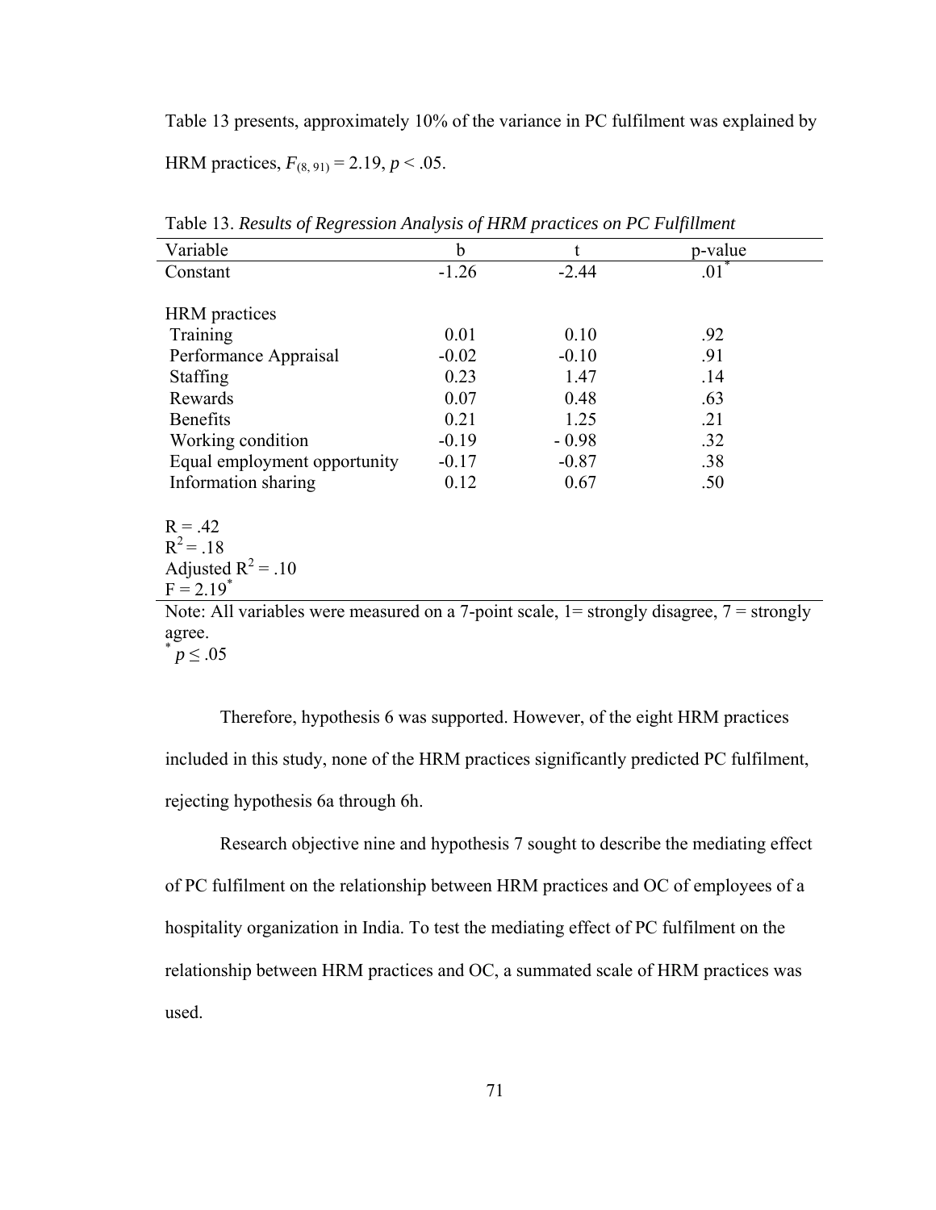Table 13 presents, approximately 10% of the variance in PC fulfilment was explained by HRM practices, $F_{(8, 91)} = 2.19$, $p < .05$.

Table 13. *Results of Regression Analysis of HRM practices on PC Fulfillment*

| Variable | b | t | p-value |
|---|---|---|---|
| Constant | -1.26 | -2.44 | .01* |
| | | | |
| HRM practices | | | |
| Training | 0.01 | 0.10 | .92 |
| Performance Appraisal | -0.02 | -0.10 | .91 |
| Staffing | 0.23 | 1.47 | .14 |
| Rewards | 0.07 | 0.48 | .63 |
| Benefits | 0.21 | 1.25 | .21 |
| Working condition | -0.19 | - 0.98 | .32 |
| Equal employment opportunity | -0.17 | -0.87 | .38 |
| Information sharing | 0.12 | 0.67 | .50 |
| | | | |
| $R = .42$ | | | |
| $R^2 = .18$ | | | |
| Adjusted $R^2 = .10$ | | | |
| $F = 2.19^*$ | | | |

Note: All variables were measured on a 7-point scale, 1= strongly disagree, 7 = strongly agree.
$^* p \leq .05$

Therefore, hypothesis 6 was supported. However, of the eight HRM practices included in this study, none of the HRM practices significantly predicted PC fulfilment, rejecting hypothesis 6a through 6h.

Research objective nine and hypothesis 7 sought to describe the mediating effect of PC fulfilment on the relationship between HRM practices and OC of employees of a hospitality organization in India. To test the mediating effect of PC fulfilment on the relationship between HRM practices and OC, a summated scale of HRM practices was used.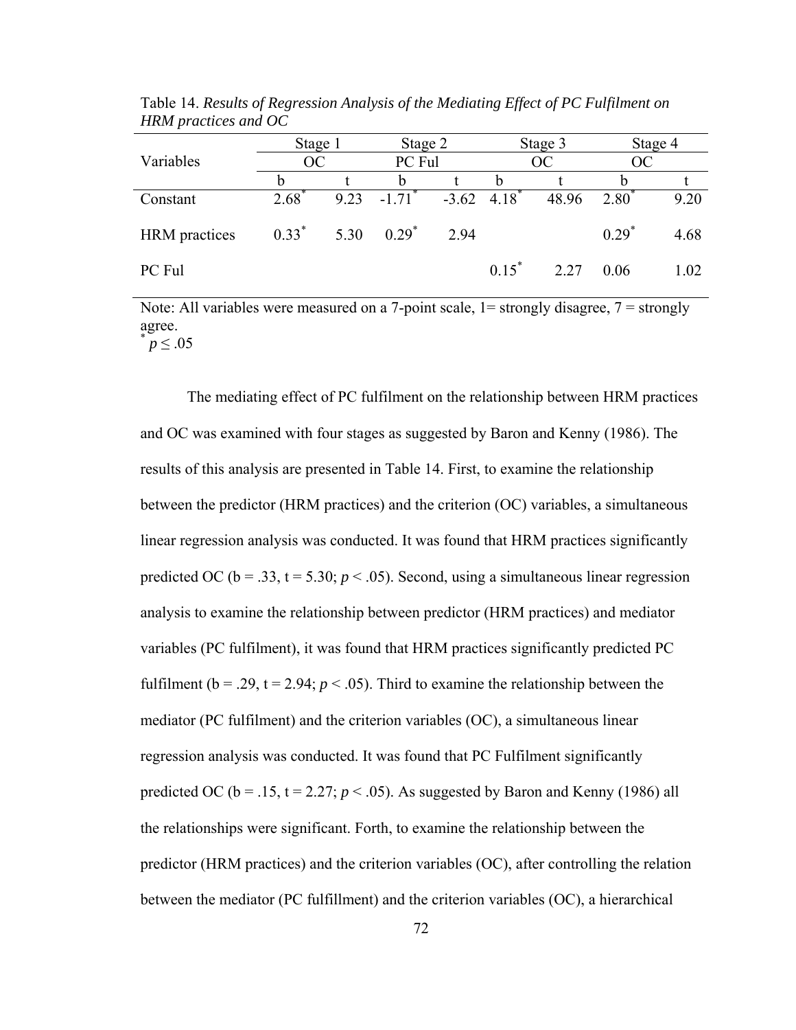Table 14. *Results of Regression Analysis of the Mediating Effect of PC Fulfilment on HRM practices and OC*

| Variables | Stage 1 | | Stage 2 | | Stage 3 | | Stage 4 | |
|---|---|---|---|---|---|---|---|---|
| | OC | | PC Ful | | OC | | OC | |
| | b | t | b | t | b | t | b | t |
| Constant | 2.68* | 9.23 | -1.71* | -3.62 | 4.18* | 48.96 | 2.80* | 9.20 |
| HRM practices | 0.33* | 5.30 | 0.29* | 2.94 | | | 0.29* | 4.68 |
| PC Ful | | | | | 0.15* | 2.27 | 0.06 | 1.02 |

Note: All variables were measured on a 7-point scale, 1= strongly disagree, 7 = strongly agree.
* $p \leq .05$

The mediating effect of PC fulfilment on the relationship between HRM practices and OC was examined with four stages as suggested by Baron and Kenny (1986). The results of this analysis are presented in Table 14. First, to examine the relationship between the predictor (HRM practices) and the criterion (OC) variables, a simultaneous linear regression analysis was conducted. It was found that HRM practices significantly predicted OC (b = .33, t = 5.30; $p < .05$). Second, using a simultaneous linear regression analysis to examine the relationship between predictor (HRM practices) and mediator variables (PC fulfilment), it was found that HRM practices significantly predicted PC fulfilment (b = .29, t = 2.94; $p < .05$). Third to examine the relationship between the mediator (PC fulfilment) and the criterion variables (OC), a simultaneous linear regression analysis was conducted. It was found that PC Fulfilment significantly predicted OC (b = .15, t = 2.27; $p < .05$). As suggested by Baron and Kenny (1986) all the relationships were significant. Forth, to examine the relationship between the predictor (HRM practices) and the criterion variables (OC), after controlling the relation between the mediator (PC fulfillment) and the criterion variables (OC), a hierarchical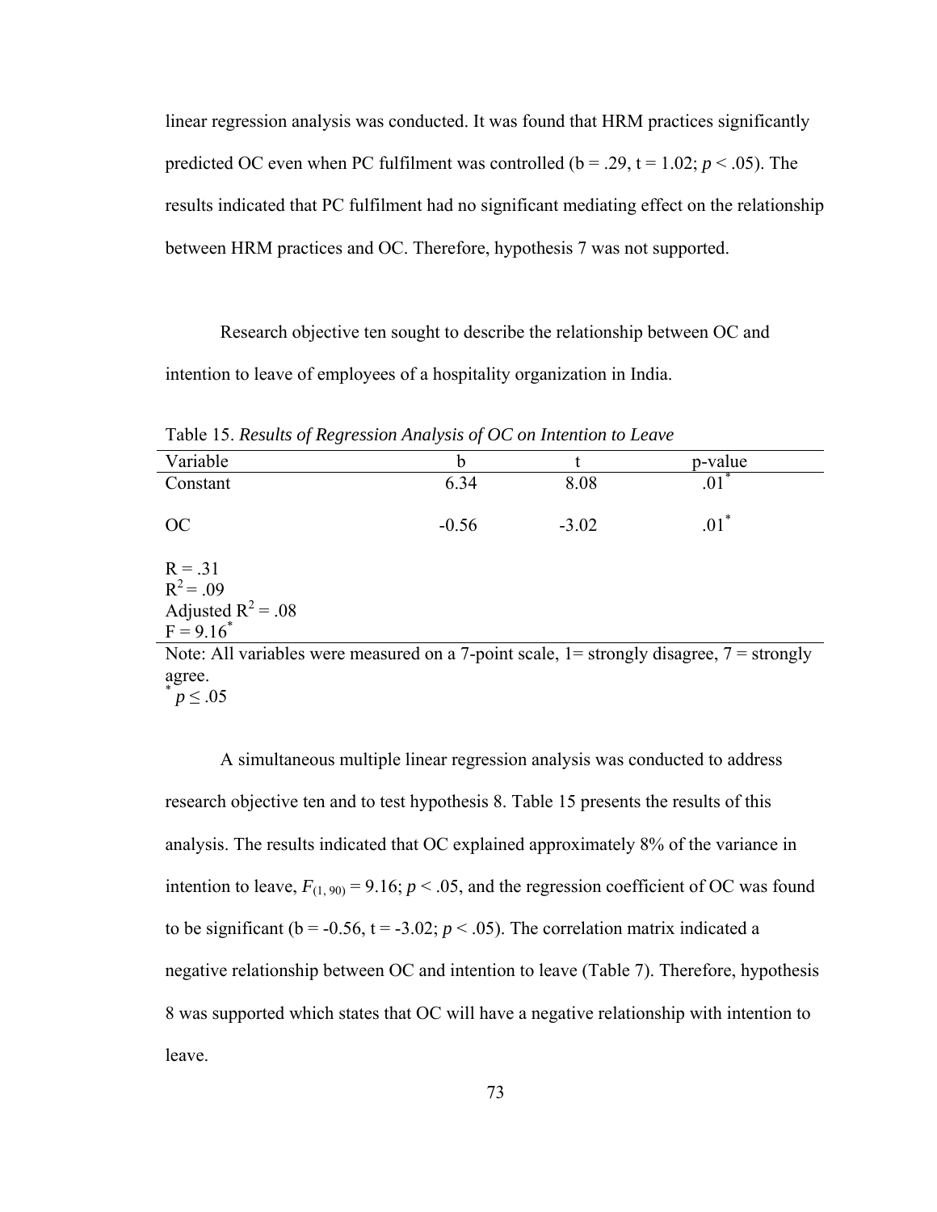linear regression analysis was conducted. It was found that HRM practices significantly predicted OC even when PC fulfilment was controlled (b = .29, t = 1.02; $p < .05$). The results indicated that PC fulfilment had no significant mediating effect on the relationship between HRM practices and OC. Therefore, hypothesis 7 was not supported.

Research objective ten sought to describe the relationship between OC and intention to leave of employees of a hospitality organization in India.

Table 15. *Results of Regression Analysis of OC on Intention to Leave*

| Variable | b | t | p-value |
|---|---|---|---|
| Constant | 6.34 | 8.08 | .01* |
| OC | -0.56 | -3.02 | .01* |
| R = .31 | | | |
| $R^2$ = .09 | | | |
| Adjusted $R^2$ = .08 | | | |
| F = 9.16* | | | |

Note: All variables were measured on a 7-point scale, 1= strongly disagree, 7 = strongly agree.
*$p \leq .05$

A simultaneous multiple linear regression analysis was conducted to address research objective ten and to test hypothesis 8. Table 15 presents the results of this analysis. The results indicated that OC explained approximately 8% of the variance in intention to leave, $F_{(1, 90)} = 9.16$; $p < .05$, and the regression coefficient of OC was found to be significant (b = -0.56, t = -3.02; $p < .05$). The correlation matrix indicated a negative relationship between OC and intention to leave (Table 7). Therefore, hypothesis 8 was supported which states that OC will have a negative relationship with intention to leave.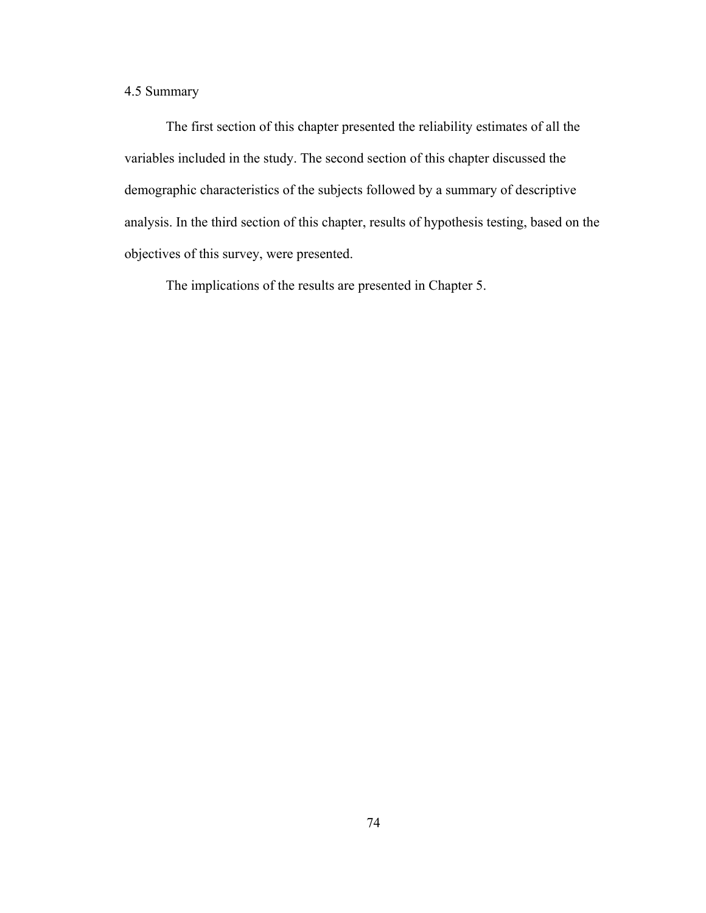### 4.5 Summary

The first section of this chapter presented the reliability estimates of all the variables included in the study. The second section of this chapter discussed the demographic characteristics of the subjects followed by a summary of descriptive analysis. In the third section of this chapter, results of hypothesis testing, based on the objectives of this survey, were presented.

The implications of the results are presented in Chapter 5.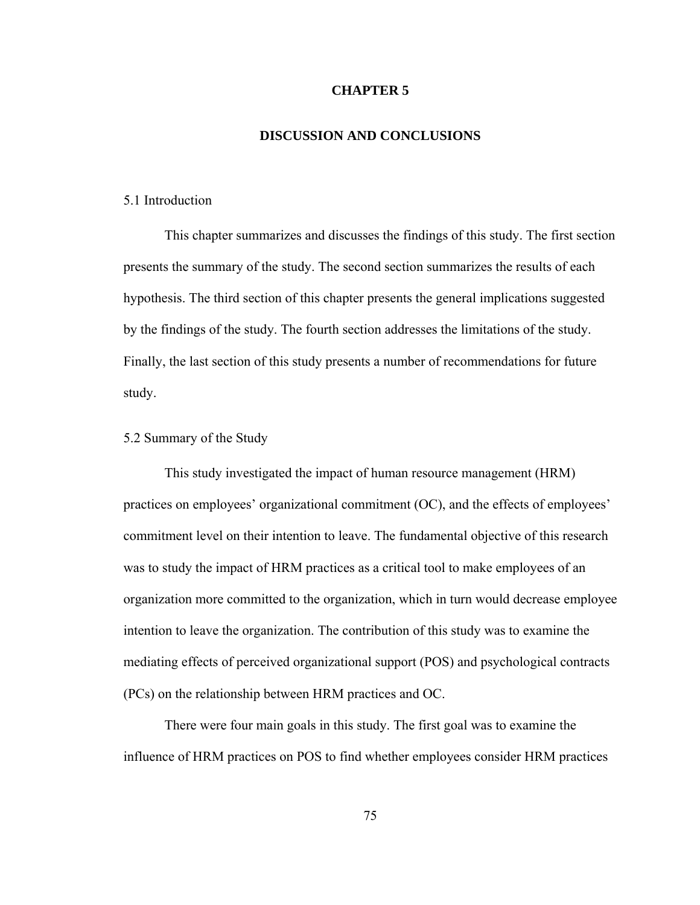# CHAPTER 5

# DISCUSSION AND CONCLUSIONS

## 5.1 Introduction

This chapter summarizes and discusses the findings of this study. The first section presents the summary of the study. The second section summarizes the results of each hypothesis. The third section of this chapter presents the general implications suggested by the findings of the study. The fourth section addresses the limitations of the study. Finally, the last section of this study presents a number of recommendations for future study.

## 5.2 Summary of the Study

This study investigated the impact of human resource management (HRM) practices on employees' organizational commitment (OC), and the effects of employees' commitment level on their intention to leave. The fundamental objective of this research was to study the impact of HRM practices as a critical tool to make employees of an organization more committed to the organization, which in turn would decrease employee intention to leave the organization. The contribution of this study was to examine the mediating effects of perceived organizational support (POS) and psychological contracts (PCs) on the relationship between HRM practices and OC.

There were four main goals in this study. The first goal was to examine the influence of HRM practices on POS to find whether employees consider HRM practices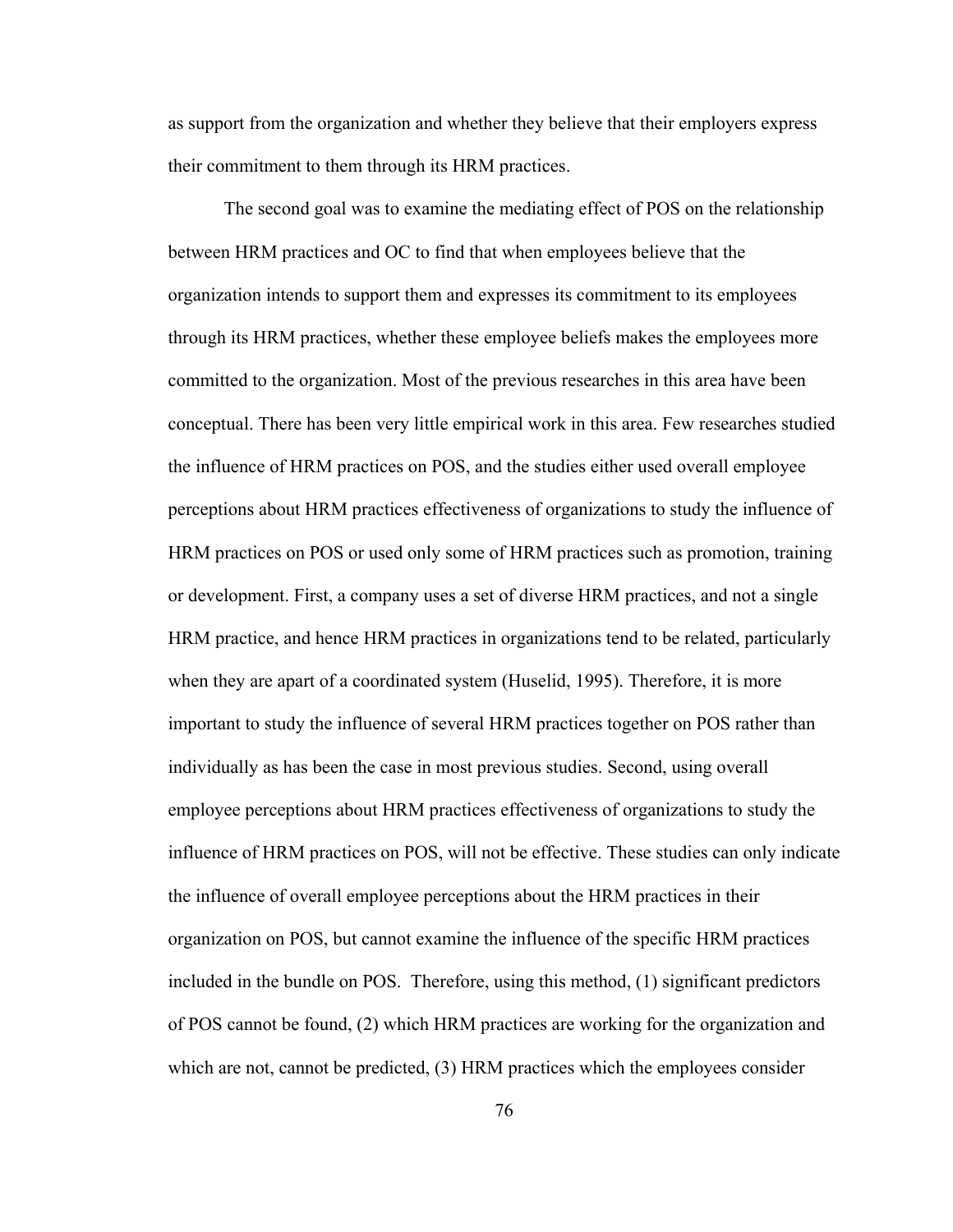as support from the organization and whether they believe that their employers express their commitment to them through its HRM practices.

The second goal was to examine the mediating effect of POS on the relationship between HRM practices and OC to find that when employees believe that the organization intends to support them and expresses its commitment to its employees through its HRM practices, whether these employee beliefs makes the employees more committed to the organization. Most of the previous researches in this area have been conceptual. There has been very little empirical work in this area. Few researches studied the influence of HRM practices on POS, and the studies either used overall employee perceptions about HRM practices effectiveness of organizations to study the influence of HRM practices on POS or used only some of HRM practices such as promotion, training or development. First, a company uses a set of diverse HRM practices, and not a single HRM practice, and hence HRM practices in organizations tend to be related, particularly when they are apart of a coordinated system (Huselid, 1995). Therefore, it is more important to study the influence of several HRM practices together on POS rather than individually as has been the case in most previous studies. Second, using overall employee perceptions about HRM practices effectiveness of organizations to study the influence of HRM practices on POS, will not be effective. These studies can only indicate the influence of overall employee perceptions about the HRM practices in their organization on POS, but cannot examine the influence of the specific HRM practices included in the bundle on POS. Therefore, using this method, (1) significant predictors of POS cannot be found, (2) which HRM practices are working for the organization and which are not, cannot be predicted, (3) HRM practices which the employees consider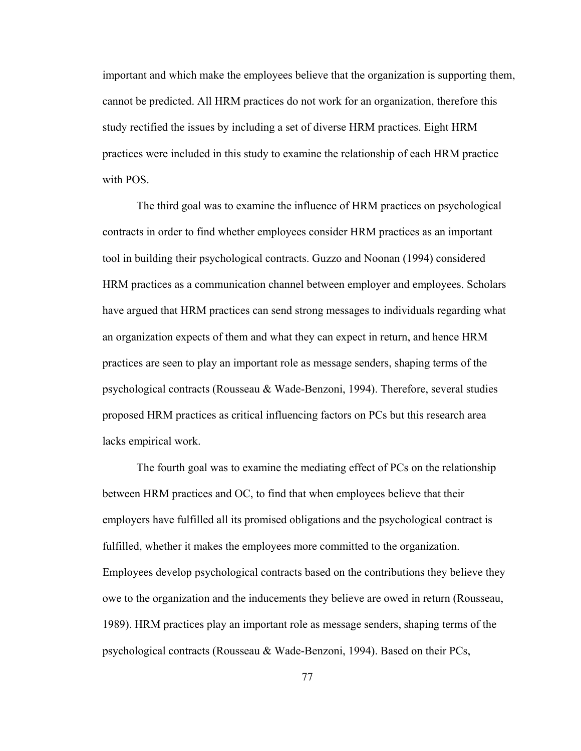important and which make the employees believe that the organization is supporting them, cannot be predicted. All HRM practices do not work for an organization, therefore this study rectified the issues by including a set of diverse HRM practices. Eight HRM practices were included in this study to examine the relationship of each HRM practice with POS.

The third goal was to examine the influence of HRM practices on psychological contracts in order to find whether employees consider HRM practices as an important tool in building their psychological contracts. Guzzo and Noonan (1994) considered HRM practices as a communication channel between employer and employees. Scholars have argued that HRM practices can send strong messages to individuals regarding what an organization expects of them and what they can expect in return, and hence HRM practices are seen to play an important role as message senders, shaping terms of the psychological contracts (Rousseau & Wade-Benzoni, 1994). Therefore, several studies proposed HRM practices as critical influencing factors on PCs but this research area lacks empirical work.

The fourth goal was to examine the mediating effect of PCs on the relationship between HRM practices and OC, to find that when employees believe that their employers have fulfilled all its promised obligations and the psychological contract is fulfilled, whether it makes the employees more committed to the organization. Employees develop psychological contracts based on the contributions they believe they owe to the organization and the inducements they believe are owed in return (Rousseau, 1989). HRM practices play an important role as message senders, shaping terms of the psychological contracts (Rousseau & Wade-Benzoni, 1994). Based on their PCs,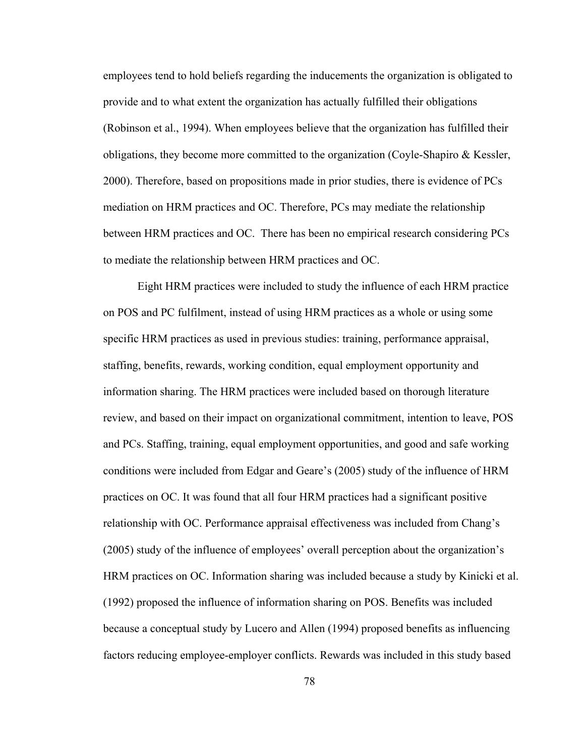employees tend to hold beliefs regarding the inducements the organization is obligated to provide and to what extent the organization has actually fulfilled their obligations (Robinson et al., 1994). When employees believe that the organization has fulfilled their obligations, they become more committed to the organization (Coyle-Shapiro & Kessler, 2000). Therefore, based on propositions made in prior studies, there is evidence of PCs mediation on HRM practices and OC. Therefore, PCs may mediate the relationship between HRM practices and OC. There has been no empirical research considering PCs to mediate the relationship between HRM practices and OC.

Eight HRM practices were included to study the influence of each HRM practice on POS and PC fulfilment, instead of using HRM practices as a whole or using some specific HRM practices as used in previous studies: training, performance appraisal, staffing, benefits, rewards, working condition, equal employment opportunity and information sharing. The HRM practices were included based on thorough literature review, and based on their impact on organizational commitment, intention to leave, POS and PCs. Staffing, training, equal employment opportunities, and good and safe working conditions were included from Edgar and Geare's (2005) study of the influence of HRM practices on OC. It was found that all four HRM practices had a significant positive relationship with OC. Performance appraisal effectiveness was included from Chang's (2005) study of the influence of employees' overall perception about the organization's HRM practices on OC. Information sharing was included because a study by Kinicki et al. (1992) proposed the influence of information sharing on POS. Benefits was included because a conceptual study by Lucero and Allen (1994) proposed benefits as influencing factors reducing employee-employer conflicts. Rewards was included in this study based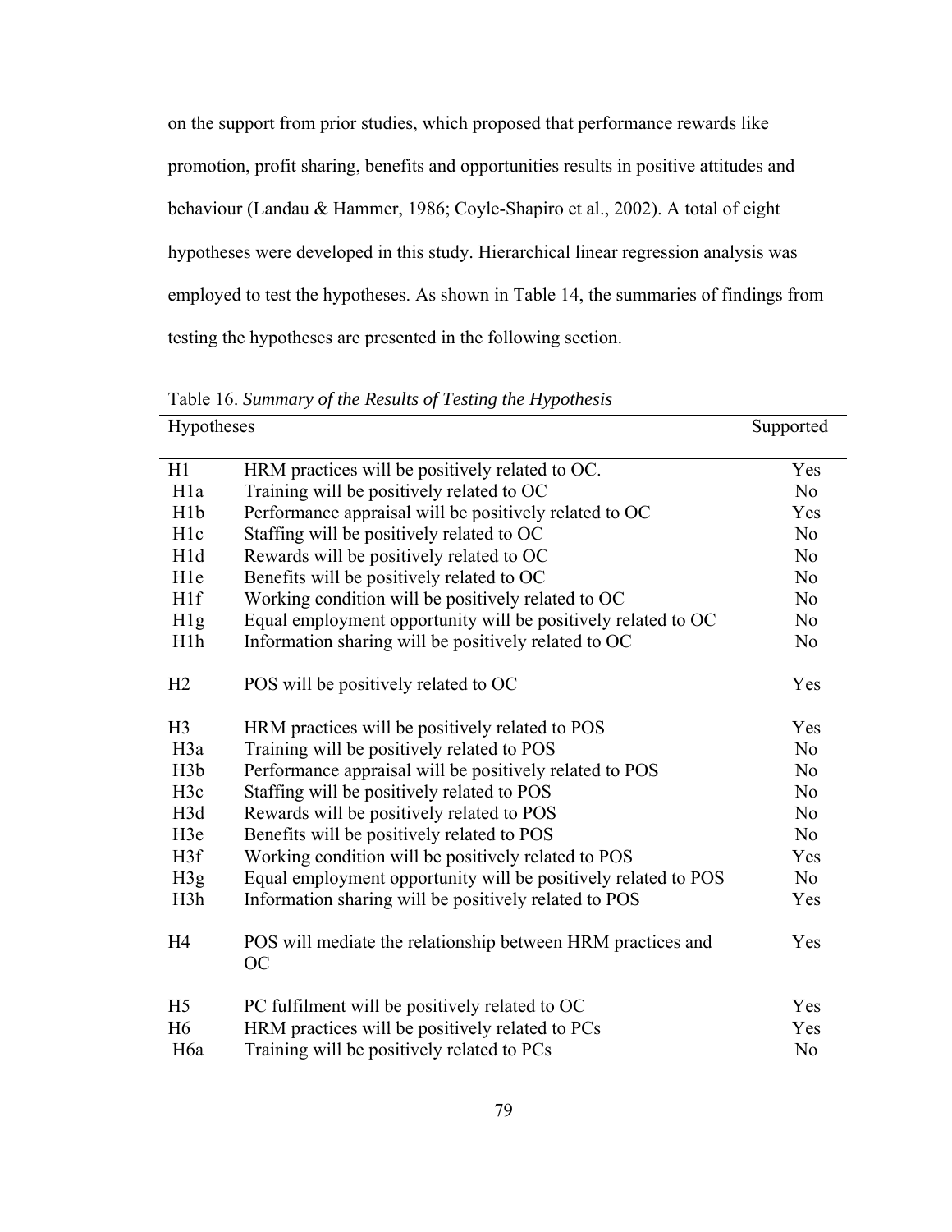on the support from prior studies, which proposed that performance rewards like promotion, profit sharing, benefits and opportunities results in positive attitudes and behaviour (Landau & Hammer, 1986; Coyle-Shapiro et al., 2002). A total of eight hypotheses were developed in this study. Hierarchical linear regression analysis was employed to test the hypotheses. As shown in Table 14, the summaries of findings from testing the hypotheses are presented in the following section.

Table 16. *Summary of the Results of Testing the Hypothesis*

| Hypotheses | | Supported |
|---|---|---|
| H1 | HRM practices will be positively related to OC. | Yes |
| H1a | Training will be positively related to OC | No |
| H1b | Performance appraisal will be positively related to OC | Yes |
| H1c | Staffing will be positively related to OC | No |
| H1d | Rewards will be positively related to OC | No |
| H1e | Benefits will be positively related to OC | No |
| H1f | Working condition will be positively related to OC | No |
| H1g | Equal employment opportunity will be positively related to OC | No |
| H1h | Information sharing will be positively related to OC | No |
| H2 | POS will be positively related to OC | Yes |
| H3 | HRM practices will be positively related to POS | Yes |
| H3a | Training will be positively related to POS | No |
| H3b | Performance appraisal will be positively related to POS | No |
| H3c | Staffing will be positively related to POS | No |
| H3d | Rewards will be positively related to POS | No |
| H3e | Benefits will be positively related to POS | No |
| H3f | Working condition will be positively related to POS | Yes |
| H3g | Equal employment opportunity will be positively related to POS | No |
| H3h | Information sharing will be positively related to POS | Yes |
| H4 | POS will mediate the relationship between HRM practices and OC | Yes |
| H5 | PC fulfilment will be positively related to OC | Yes |
| H6 | HRM practices will be positively related to PCs | Yes |
| H6a | Training will be positively related to PCs | No |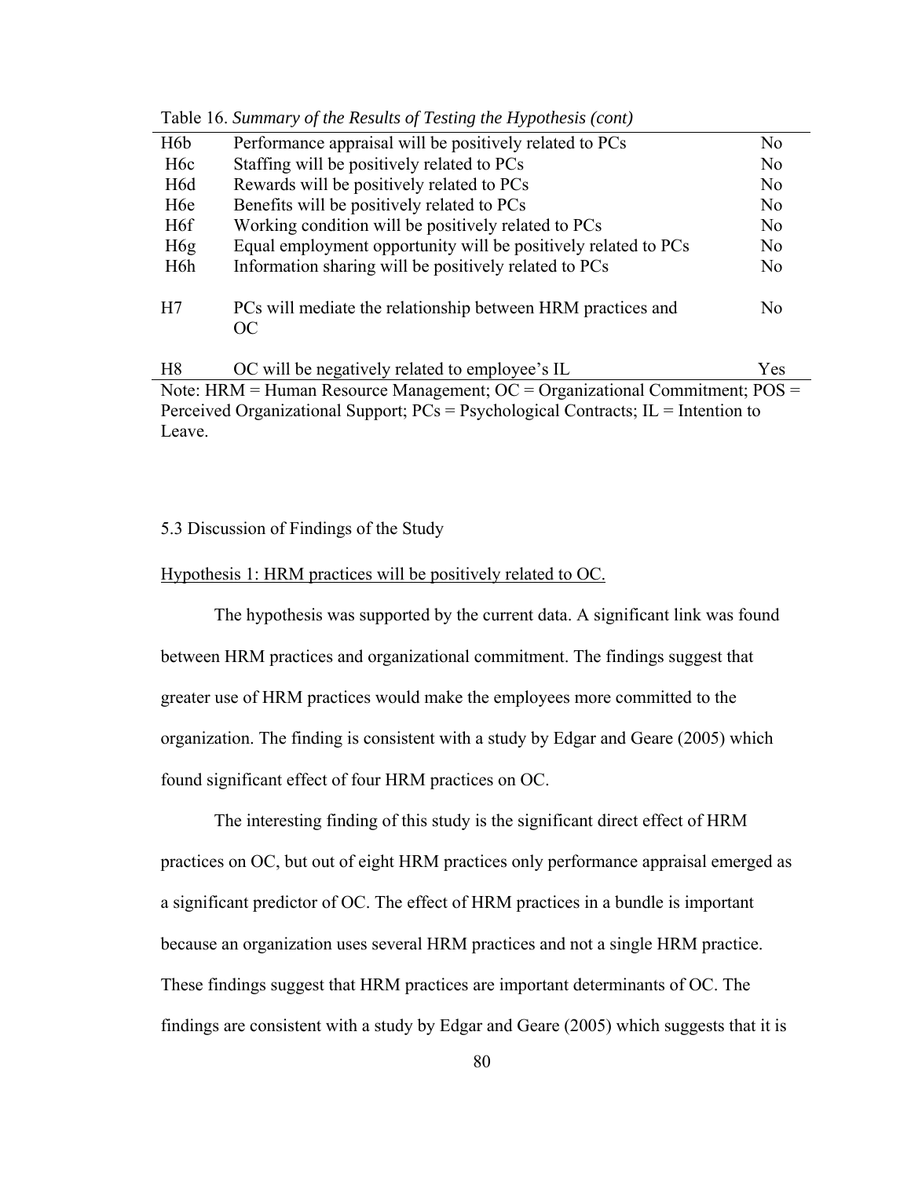Table 16. *Summary of the Results of Testing the Hypothesis (cont)*

| | | |
|---|---|---|
| H6b | Performance appraisal will be positively related to PCs | No |
| H6c | Staffing will be positively related to PCs | No |
| H6d | Rewards will be positively related to PCs | No |
| H6e | Benefits will be positively related to PCs | No |
| H6f | Working condition will be positively related to PCs | No |
| H6g | Equal employment opportunity will be positively related to PCs | No |
| H6h | Information sharing will be positively related to PCs | No |
| H7 | PCs will mediate the relationship between HRM practices and OC | No |
| H8 | OC will be negatively related to employee's IL | Yes |

Note: HRM = Human Resource Management; OC = Organizational Commitment; POS = Perceived Organizational Support; PCs = Psychological Contracts; IL = Intention to Leave.

## 5.3 Discussion of Findings of the Study

Hypothesis 1: HRM practices will be positively related to OC.

The hypothesis was supported by the current data. A significant link was found between HRM practices and organizational commitment. The findings suggest that greater use of HRM practices would make the employees more committed to the organization. The finding is consistent with a study by Edgar and Geare (2005) which found significant effect of four HRM practices on OC.

The interesting finding of this study is the significant direct effect of HRM practices on OC, but out of eight HRM practices only performance appraisal emerged as a significant predictor of OC. The effect of HRM practices in a bundle is important because an organization uses several HRM practices and not a single HRM practice. These findings suggest that HRM practices are important determinants of OC. The findings are consistent with a study by Edgar and Geare (2005) which suggests that it is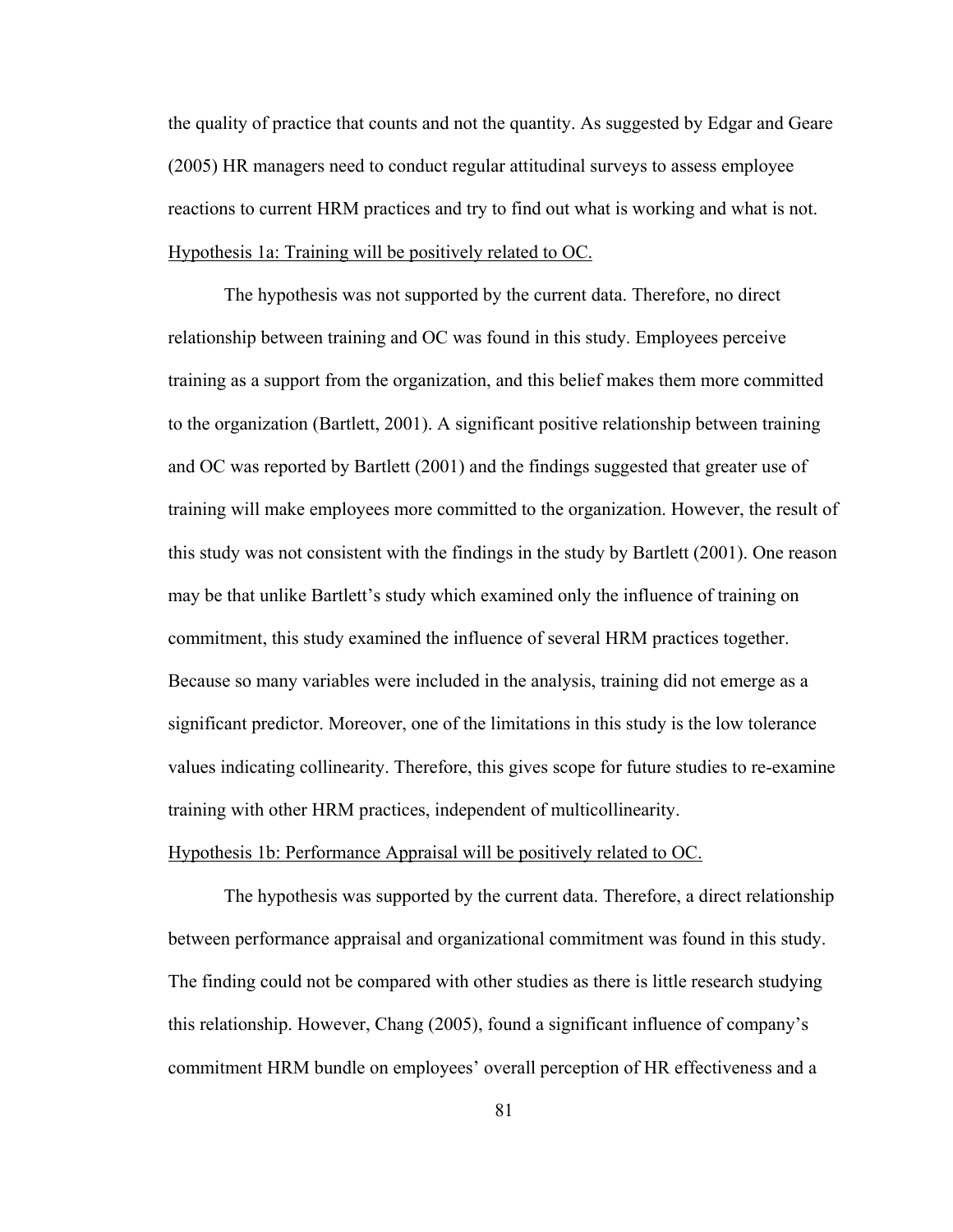the quality of practice that counts and not the quantity. As suggested by Edgar and Geare (2005) HR managers need to conduct regular attitudinal surveys to assess employee reactions to current HRM practices and try to find out what is working and what is not.

<u>Hypothesis 1a: Training will be positively related to OC.</u>

The hypothesis was not supported by the current data. Therefore, no direct relationship between training and OC was found in this study. Employees perceive training as a support from the organization, and this belief makes them more committed to the organization (Bartlett, 2001). A significant positive relationship between training and OC was reported by Bartlett (2001) and the findings suggested that greater use of training will make employees more committed to the organization. However, the result of this study was not consistent with the findings in the study by Bartlett (2001). One reason may be that unlike Bartlett's study which examined only the influence of training on commitment, this study examined the influence of several HRM practices together. Because so many variables were included in the analysis, training did not emerge as a significant predictor. Moreover, one of the limitations in this study is the low tolerance values indicating collinearity. Therefore, this gives scope for future studies to re-examine training with other HRM practices, independent of multicollinearity.

<u>Hypothesis 1b: Performance Appraisal will be positively related to OC.</u>

The hypothesis was supported by the current data. Therefore, a direct relationship between performance appraisal and organizational commitment was found in this study. The finding could not be compared with other studies as there is little research studying this relationship. However, Chang (2005), found a significant influence of company's commitment HRM bundle on employees' overall perception of HR effectiveness and a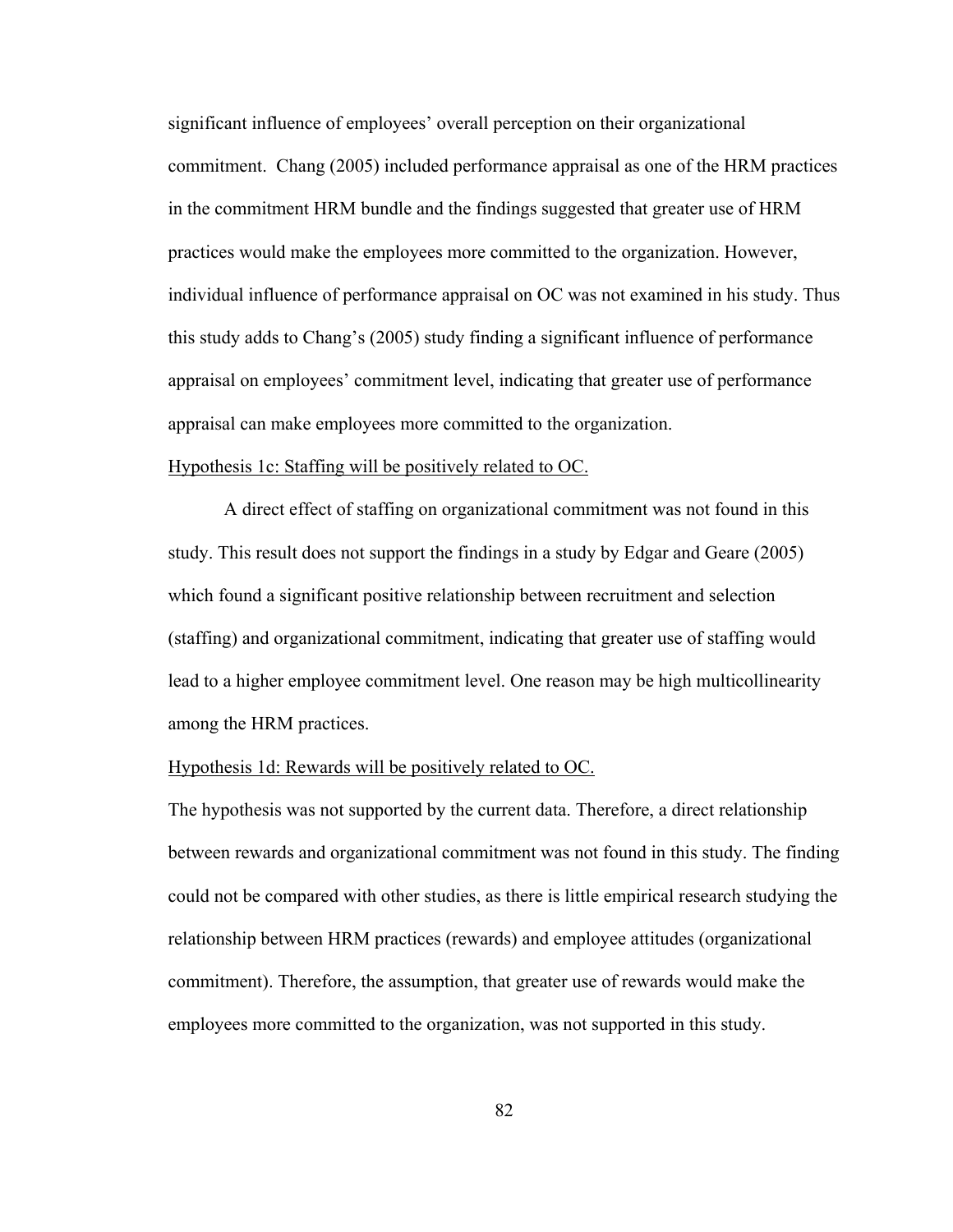significant influence of employees' overall perception on their organizational commitment. Chang (2005) included performance appraisal as one of the HRM practices in the commitment HRM bundle and the findings suggested that greater use of HRM practices would make the employees more committed to the organization. However, individual influence of performance appraisal on OC was not examined in his study. Thus this study adds to Chang's (2005) study finding a significant influence of performance appraisal on employees' commitment level, indicating that greater use of performance appraisal can make employees more committed to the organization.

<u>Hypothesis 1c: Staffing will be positively related to OC.</u>

A direct effect of staffing on organizational commitment was not found in this study. This result does not support the findings in a study by Edgar and Geare (2005) which found a significant positive relationship between recruitment and selection (staffing) and organizational commitment, indicating that greater use of staffing would lead to a higher employee commitment level. One reason may be high multicollinearity among the HRM practices.

<u>Hypothesis 1d: Rewards will be positively related to OC.</u>

The hypothesis was not supported by the current data. Therefore, a direct relationship between rewards and organizational commitment was not found in this study. The finding could not be compared with other studies, as there is little empirical research studying the relationship between HRM practices (rewards) and employee attitudes (organizational commitment). Therefore, the assumption, that greater use of rewards would make the employees more committed to the organization, was not supported in this study.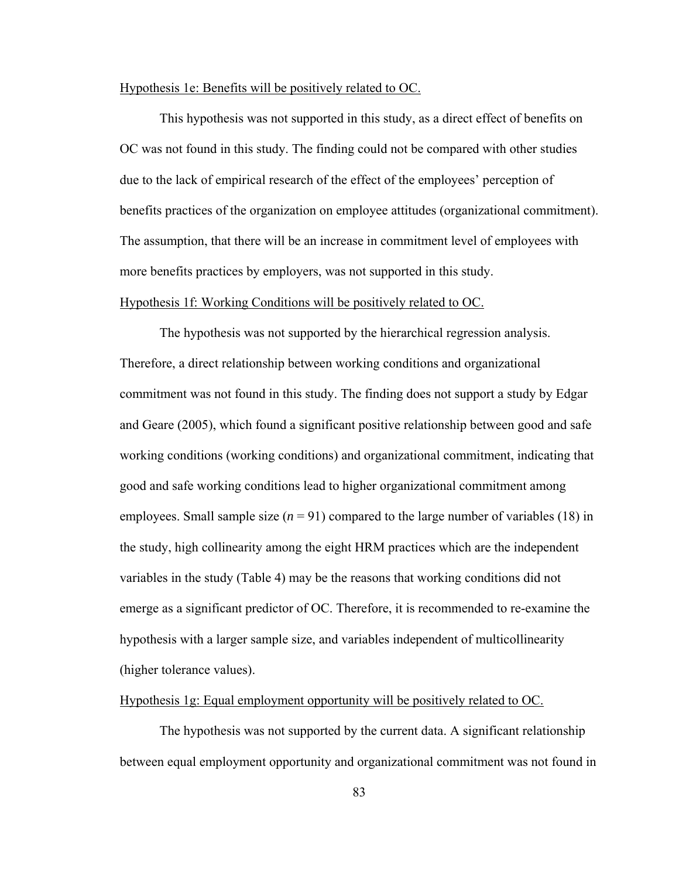Hypothesis 1e: Benefits will be positively related to OC.

This hypothesis was not supported in this study, as a direct effect of benefits on OC was not found in this study. The finding could not be compared with other studies due to the lack of empirical research of the effect of the employees' perception of benefits practices of the organization on employee attitudes (organizational commitment). The assumption, that there will be an increase in commitment level of employees with more benefits practices by employers, was not supported in this study.

Hypothesis 1f: Working Conditions will be positively related to OC.

The hypothesis was not supported by the hierarchical regression analysis. Therefore, a direct relationship between working conditions and organizational commitment was not found in this study. The finding does not support a study by Edgar and Geare (2005), which found a significant positive relationship between good and safe working conditions (working conditions) and organizational commitment, indicating that good and safe working conditions lead to higher organizational commitment among employees. Small sample size ($n$ = 91) compared to the large number of variables (18) in the study, high collinearity among the eight HRM practices which are the independent variables in the study (Table 4) may be the reasons that working conditions did not emerge as a significant predictor of OC. Therefore, it is recommended to re-examine the hypothesis with a larger sample size, and variables independent of multicollinearity (higher tolerance values).

Hypothesis 1g: Equal employment opportunity will be positively related to OC.

The hypothesis was not supported by the current data. A significant relationship between equal employment opportunity and organizational commitment was not found in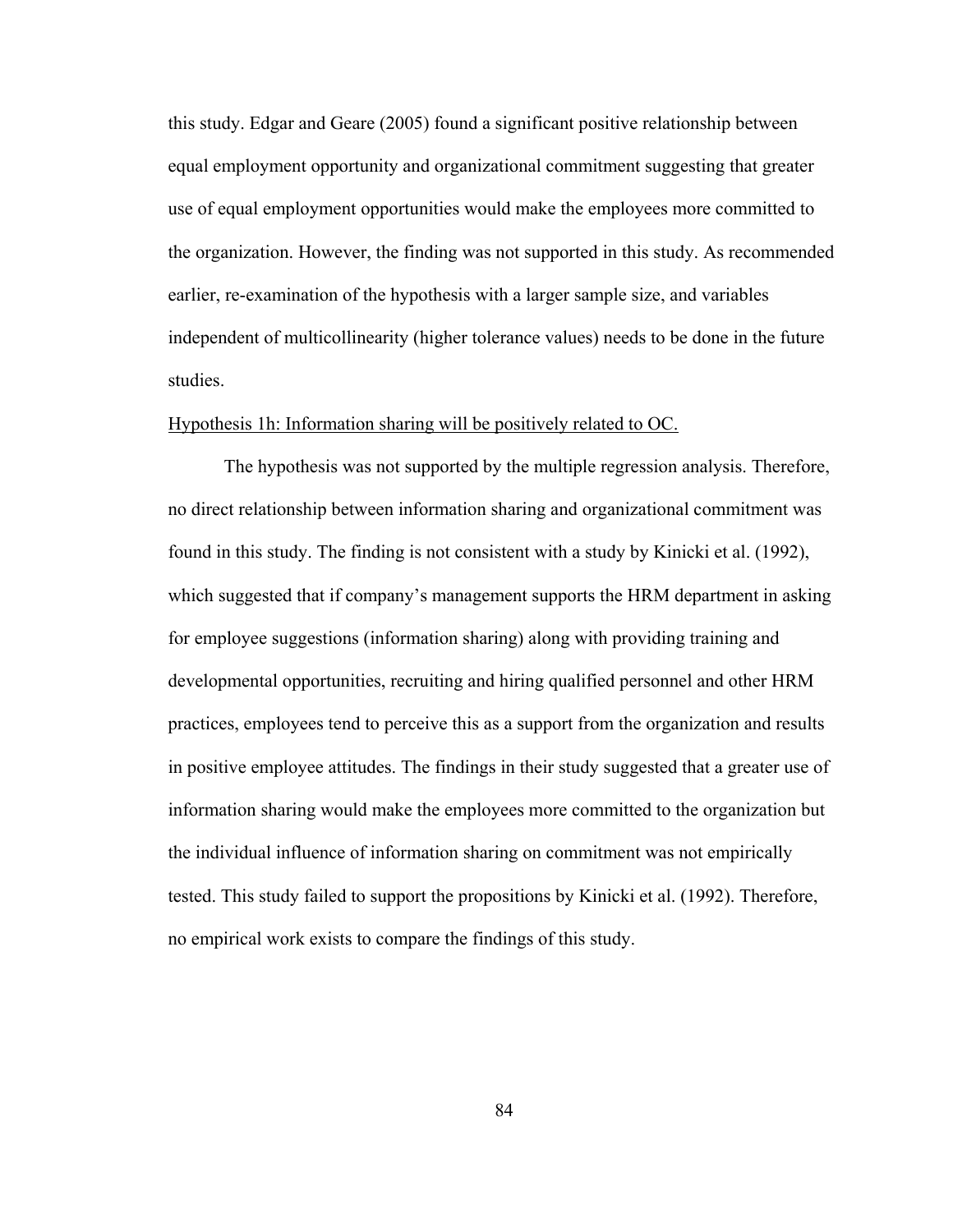this study. Edgar and Geare (2005) found a significant positive relationship between equal employment opportunity and organizational commitment suggesting that greater use of equal employment opportunities would make the employees more committed to the organization. However, the finding was not supported in this study. As recommended earlier, re-examination of the hypothesis with a larger sample size, and variables independent of multicollinearity (higher tolerance values) needs to be done in the future studies.

<u>Hypothesis 1h: Information sharing will be positively related to OC.</u>

The hypothesis was not supported by the multiple regression analysis. Therefore, no direct relationship between information sharing and organizational commitment was found in this study. The finding is not consistent with a study by Kinicki et al. (1992), which suggested that if company's management supports the HRM department in asking for employee suggestions (information sharing) along with providing training and developmental opportunities, recruiting and hiring qualified personnel and other HRM practices, employees tend to perceive this as a support from the organization and results in positive employee attitudes. The findings in their study suggested that a greater use of information sharing would make the employees more committed to the organization but the individual influence of information sharing on commitment was not empirically tested. This study failed to support the propositions by Kinicki et al. (1992). Therefore, no empirical work exists to compare the findings of this study.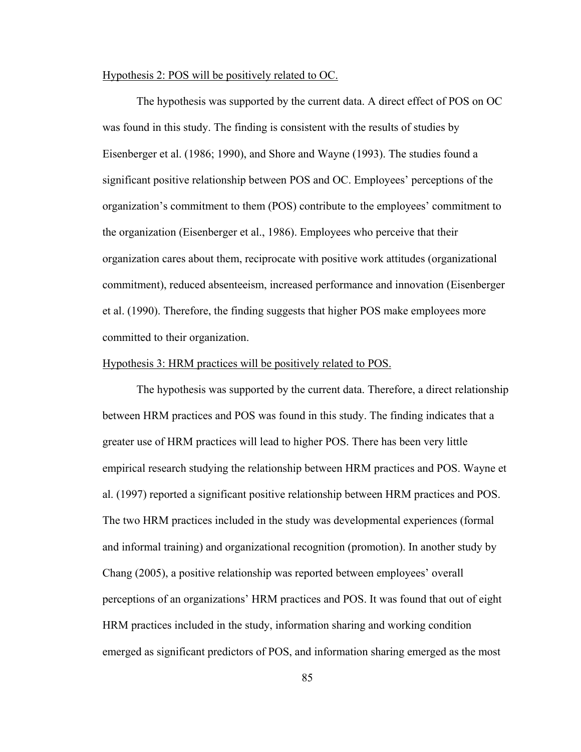Hypothesis 2: POS will be positively related to OC.

The hypothesis was supported by the current data. A direct effect of POS on OC was found in this study. The finding is consistent with the results of studies by Eisenberger et al. (1986; 1990), and Shore and Wayne (1993). The studies found a significant positive relationship between POS and OC. Employees' perceptions of the organization's commitment to them (POS) contribute to the employees' commitment to the organization (Eisenberger et al., 1986). Employees who perceive that their organization cares about them, reciprocate with positive work attitudes (organizational commitment), reduced absenteeism, increased performance and innovation (Eisenberger et al. (1990). Therefore, the finding suggests that higher POS make employees more committed to their organization.

Hypothesis 3: HRM practices will be positively related to POS.

The hypothesis was supported by the current data. Therefore, a direct relationship between HRM practices and POS was found in this study. The finding indicates that a greater use of HRM practices will lead to higher POS. There has been very little empirical research studying the relationship between HRM practices and POS. Wayne et al. (1997) reported a significant positive relationship between HRM practices and POS. The two HRM practices included in the study was developmental experiences (formal and informal training) and organizational recognition (promotion). In another study by Chang (2005), a positive relationship was reported between employees' overall perceptions of an organizations' HRM practices and POS. It was found that out of eight HRM practices included in the study, information sharing and working condition emerged as significant predictors of POS, and information sharing emerged as the most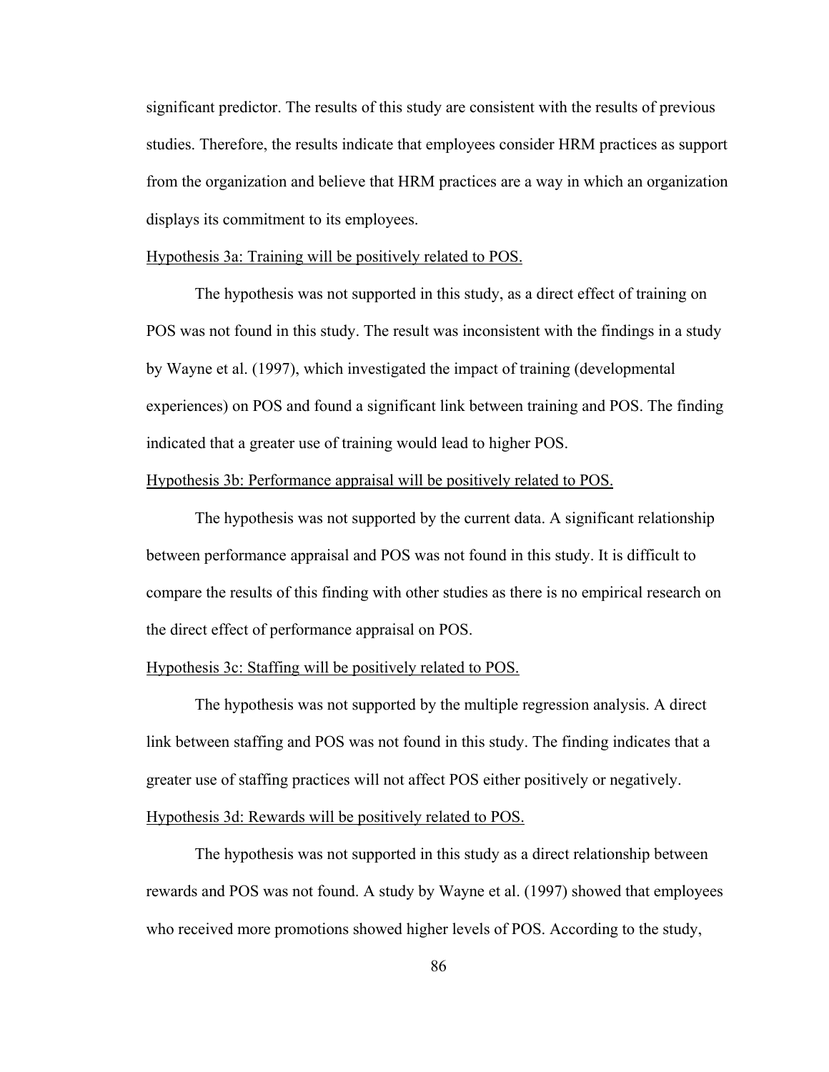significant predictor. The results of this study are consistent with the results of previous studies. Therefore, the results indicate that employees consider HRM practices as support from the organization and believe that HRM practices are a way in which an organization displays its commitment to its employees.

<u>Hypothesis 3a: Training will be positively related to POS.</u>

The hypothesis was not supported in this study, as a direct effect of training on POS was not found in this study. The result was inconsistent with the findings in a study by Wayne et al. (1997), which investigated the impact of training (developmental experiences) on POS and found a significant link between training and POS. The finding indicated that a greater use of training would lead to higher POS.

<u>Hypothesis 3b: Performance appraisal will be positively related to POS.</u>

The hypothesis was not supported by the current data. A significant relationship between performance appraisal and POS was not found in this study. It is difficult to compare the results of this finding with other studies as there is no empirical research on the direct effect of performance appraisal on POS.

<u>Hypothesis 3c: Staffing will be positively related to POS.</u>

The hypothesis was not supported by the multiple regression analysis. A direct link between staffing and POS was not found in this study. The finding indicates that a greater use of staffing practices will not affect POS either positively or negatively.

<u>Hypothesis 3d: Rewards will be positively related to POS.</u>

The hypothesis was not supported in this study as a direct relationship between rewards and POS was not found. A study by Wayne et al. (1997) showed that employees who received more promotions showed higher levels of POS. According to the study,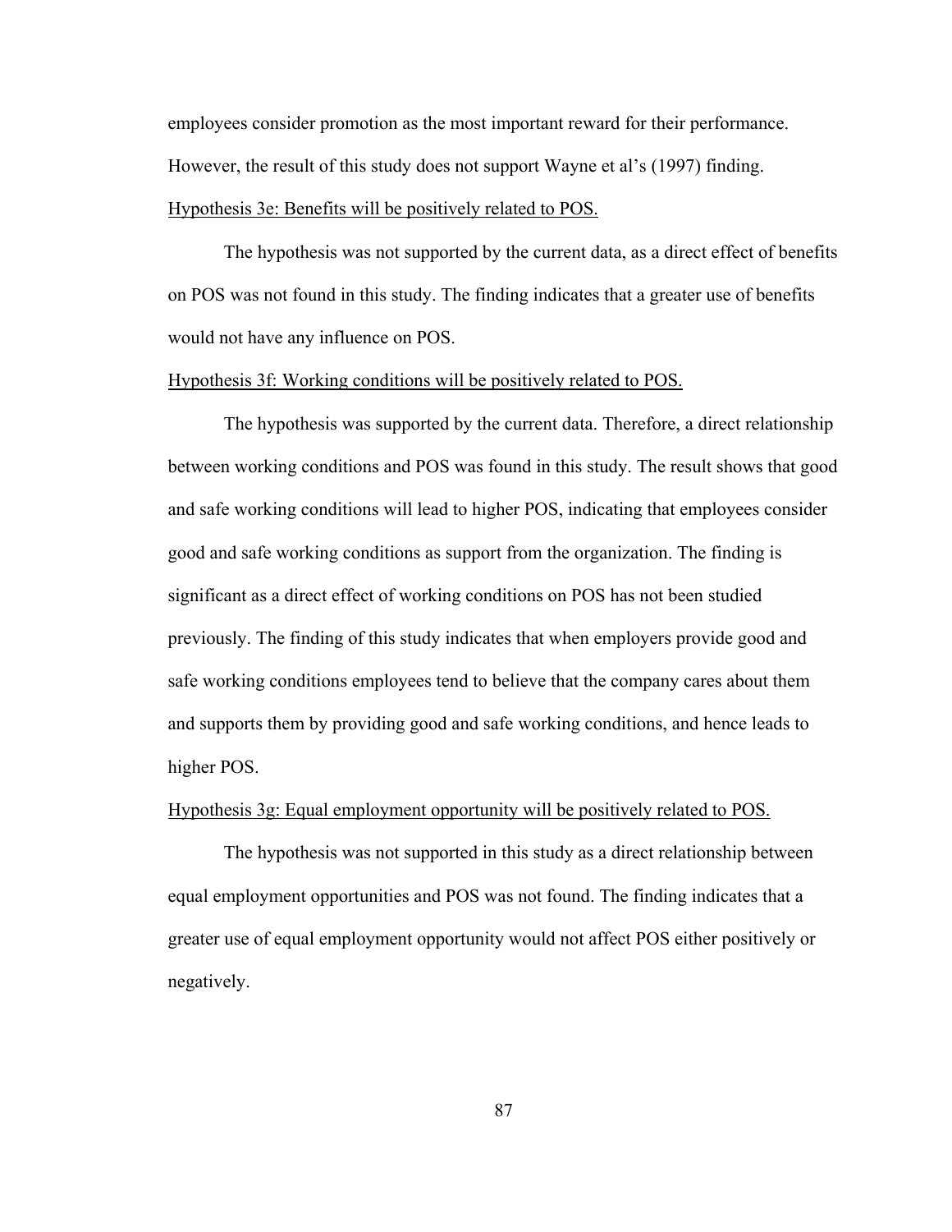employees consider promotion as the most important reward for their performance. However, the result of this study does not support Wayne et al's (1997) finding.

<u>Hypothesis 3e: Benefits will be positively related to POS.</u>

The hypothesis was not supported by the current data, as a direct effect of benefits on POS was not found in this study. The finding indicates that a greater use of benefits would not have any influence on POS.

<u>Hypothesis 3f: Working conditions will be positively related to POS.</u>

The hypothesis was supported by the current data. Therefore, a direct relationship between working conditions and POS was found in this study. The result shows that good and safe working conditions will lead to higher POS, indicating that employees consider good and safe working conditions as support from the organization. The finding is significant as a direct effect of working conditions on POS has not been studied previously. The finding of this study indicates that when employers provide good and safe working conditions employees tend to believe that the company cares about them and supports them by providing good and safe working conditions, and hence leads to higher POS.

<u>Hypothesis 3g: Equal employment opportunity will be positively related to POS.</u>

The hypothesis was not supported in this study as a direct relationship between equal employment opportunities and POS was not found. The finding indicates that a greater use of equal employment opportunity would not affect POS either positively or negatively.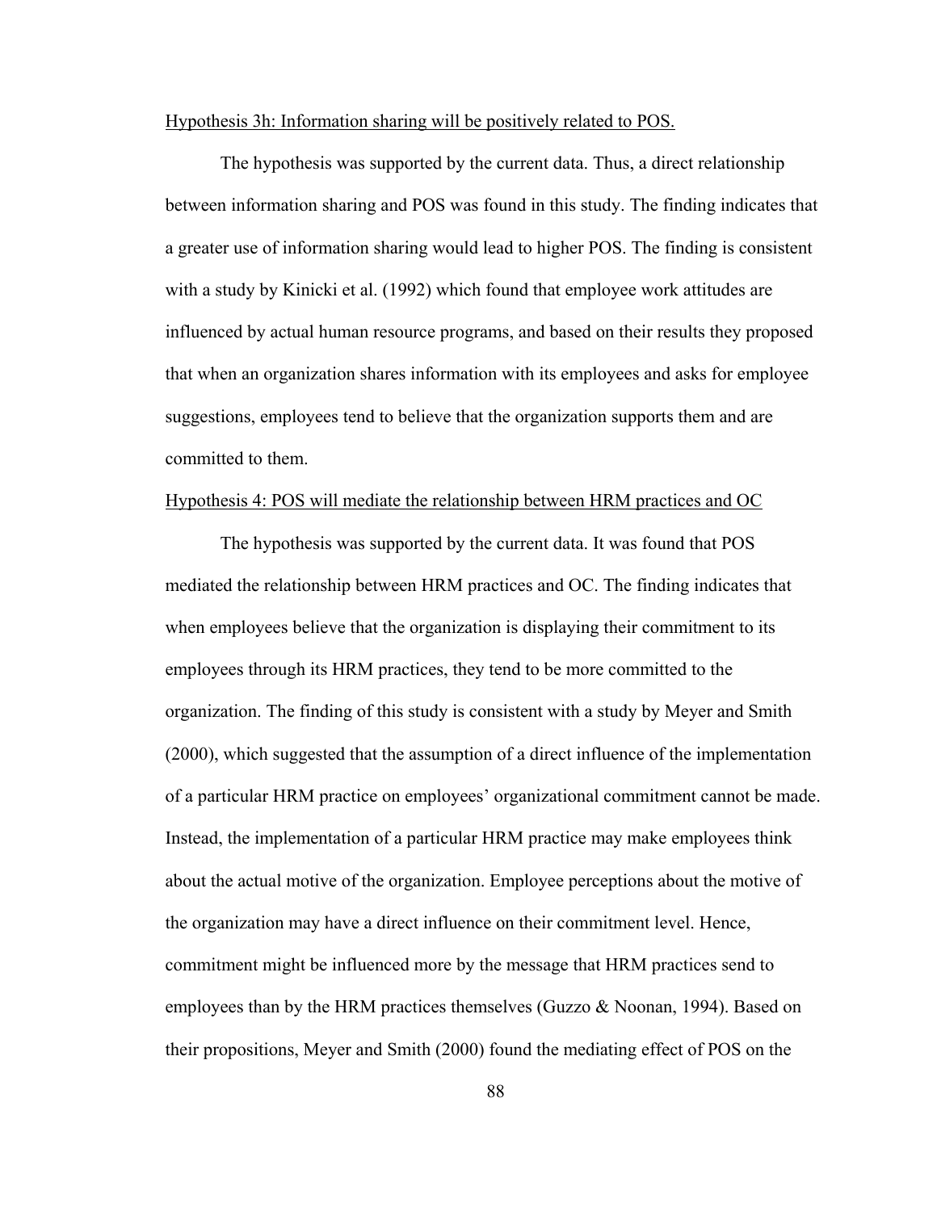Hypothesis 3h: Information sharing will be positively related to POS.

The hypothesis was supported by the current data. Thus, a direct relationship between information sharing and POS was found in this study. The finding indicates that a greater use of information sharing would lead to higher POS. The finding is consistent with a study by Kinicki et al. (1992) which found that employee work attitudes are influenced by actual human resource programs, and based on their results they proposed that when an organization shares information with its employees and asks for employee suggestions, employees tend to believe that the organization supports them and are committed to them.

Hypothesis 4: POS will mediate the relationship between HRM practices and OC

The hypothesis was supported by the current data. It was found that POS mediated the relationship between HRM practices and OC. The finding indicates that when employees believe that the organization is displaying their commitment to its employees through its HRM practices, they tend to be more committed to the organization. The finding of this study is consistent with a study by Meyer and Smith (2000), which suggested that the assumption of a direct influence of the implementation of a particular HRM practice on employees' organizational commitment cannot be made. Instead, the implementation of a particular HRM practice may make employees think about the actual motive of the organization. Employee perceptions about the motive of the organization may have a direct influence on their commitment level. Hence, commitment might be influenced more by the message that HRM practices send to employees than by the HRM practices themselves (Guzzo & Noonan, 1994). Based on their propositions, Meyer and Smith (2000) found the mediating effect of POS on the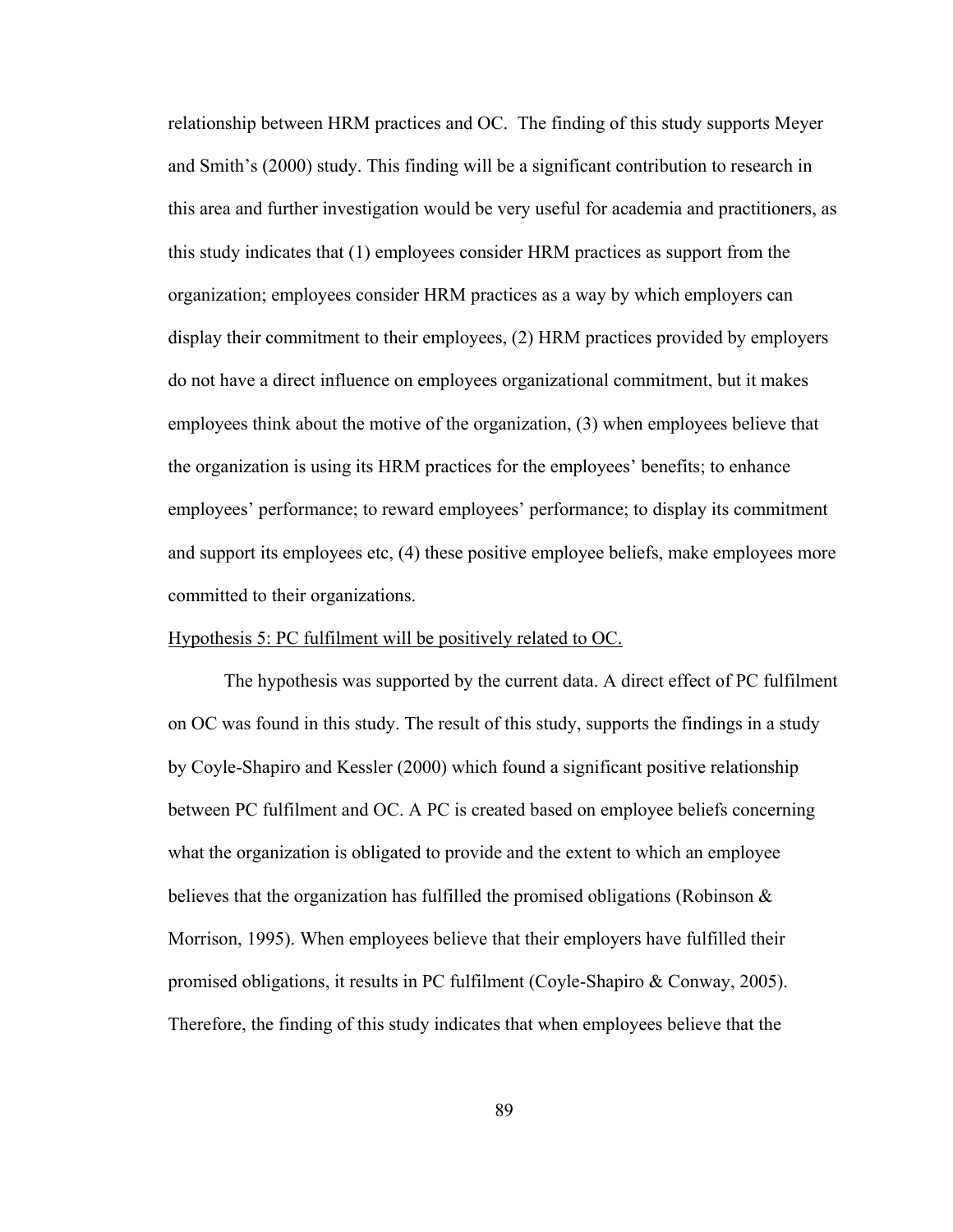relationship between HRM practices and OC. The finding of this study supports Meyer and Smith's (2000) study. This finding will be a significant contribution to research in this area and further investigation would be very useful for academia and practitioners, as this study indicates that (1) employees consider HRM practices as support from the organization; employees consider HRM practices as a way by which employers can display their commitment to their employees, (2) HRM practices provided by employers do not have a direct influence on employees organizational commitment, but it makes employees think about the motive of the organization, (3) when employees believe that the organization is using its HRM practices for the employees' benefits; to enhance employees' performance; to reward employees' performance; to display its commitment and support its employees etc, (4) these positive employee beliefs, make employees more committed to their organizations.

<u>Hypothesis 5: PC fulfilment will be positively related to OC.</u>

The hypothesis was supported by the current data. A direct effect of PC fulfilment on OC was found in this study. The result of this study, supports the findings in a study by Coyle-Shapiro and Kessler (2000) which found a significant positive relationship between PC fulfilment and OC. A PC is created based on employee beliefs concerning what the organization is obligated to provide and the extent to which an employee believes that the organization has fulfilled the promised obligations (Robinson & Morrison, 1995). When employees believe that their employers have fulfilled their promised obligations, it results in PC fulfilment (Coyle-Shapiro & Conway, 2005). Therefore, the finding of this study indicates that when employees believe that the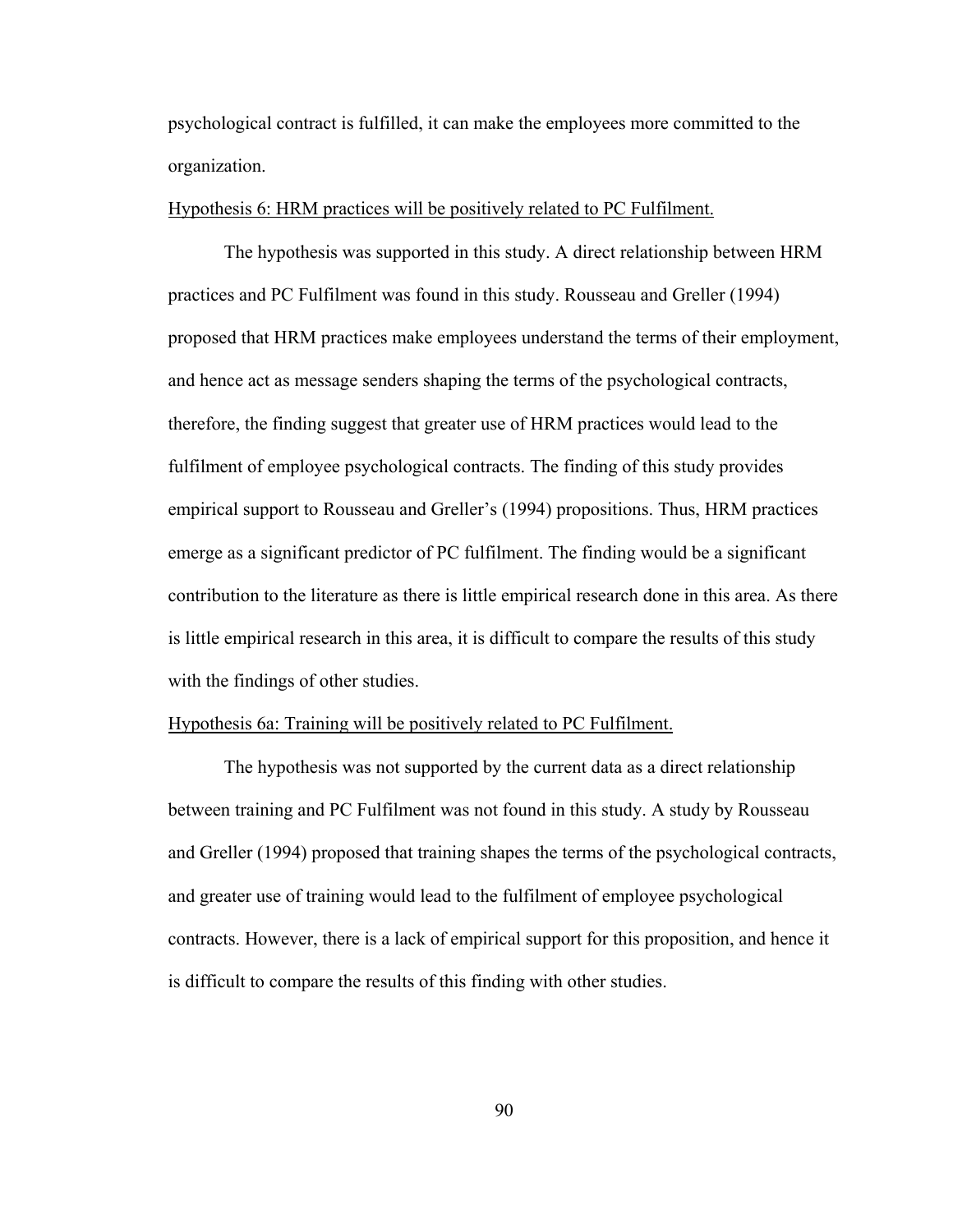psychological contract is fulfilled, it can make the employees more committed to the organization.

<u>Hypothesis 6: HRM practices will be positively related to PC Fulfilment.</u>

The hypothesis was supported in this study. A direct relationship between HRM practices and PC Fulfilment was found in this study. Rousseau and Greller (1994) proposed that HRM practices make employees understand the terms of their employment, and hence act as message senders shaping the terms of the psychological contracts, therefore, the finding suggest that greater use of HRM practices would lead to the fulfilment of employee psychological contracts. The finding of this study provides empirical support to Rousseau and Greller's (1994) propositions. Thus, HRM practices emerge as a significant predictor of PC fulfilment. The finding would be a significant contribution to the literature as there is little empirical research done in this area. As there is little empirical research in this area, it is difficult to compare the results of this study with the findings of other studies.

<u>Hypothesis 6a: Training will be positively related to PC Fulfilment.</u>

The hypothesis was not supported by the current data as a direct relationship between training and PC Fulfilment was not found in this study. A study by Rousseau and Greller (1994) proposed that training shapes the terms of the psychological contracts, and greater use of training would lead to the fulfilment of employee psychological contracts. However, there is a lack of empirical support for this proposition, and hence it is difficult to compare the results of this finding with other studies.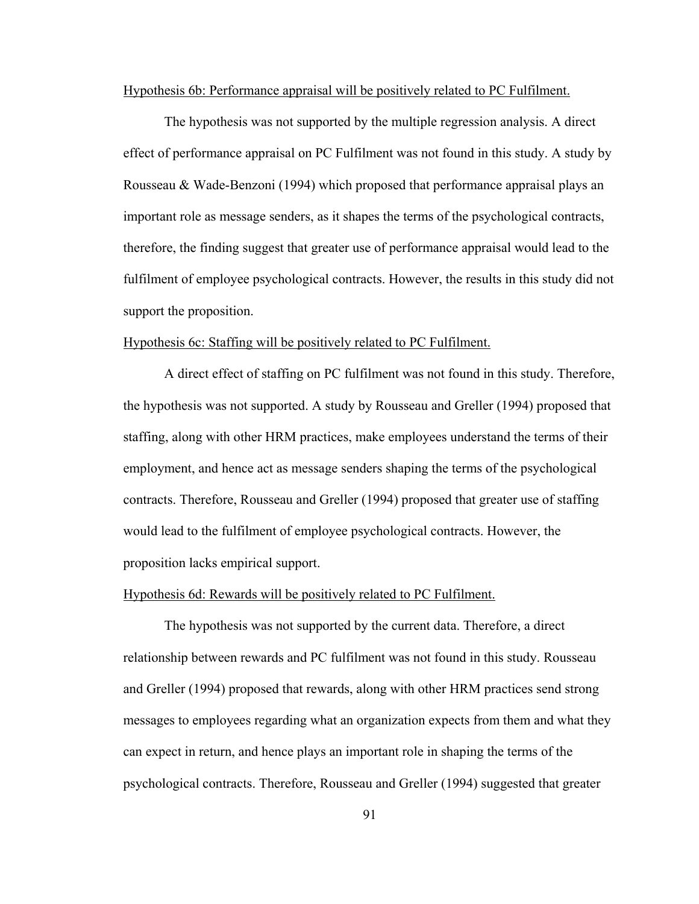<u>Hypothesis 6b: Performance appraisal will be positively related to PC Fulfilment.</u>

The hypothesis was not supported by the multiple regression analysis. A direct effect of performance appraisal on PC Fulfilment was not found in this study. A study by Rousseau & Wade-Benzoni (1994) which proposed that performance appraisal plays an important role as message senders, as it shapes the terms of the psychological contracts, therefore, the finding suggest that greater use of performance appraisal would lead to the fulfilment of employee psychological contracts. However, the results in this study did not support the proposition.

<u>Hypothesis 6c: Staffing will be positively related to PC Fulfilment.</u>

A direct effect of staffing on PC fulfilment was not found in this study. Therefore, the hypothesis was not supported. A study by Rousseau and Greller (1994) proposed that staffing, along with other HRM practices, make employees understand the terms of their employment, and hence act as message senders shaping the terms of the psychological contracts. Therefore, Rousseau and Greller (1994) proposed that greater use of staffing would lead to the fulfilment of employee psychological contracts. However, the proposition lacks empirical support.

<u>Hypothesis 6d: Rewards will be positively related to PC Fulfilment.</u>

The hypothesis was not supported by the current data. Therefore, a direct relationship between rewards and PC fulfilment was not found in this study. Rousseau and Greller (1994) proposed that rewards, along with other HRM practices send strong messages to employees regarding what an organization expects from them and what they can expect in return, and hence plays an important role in shaping the terms of the psychological contracts. Therefore, Rousseau and Greller (1994) suggested that greater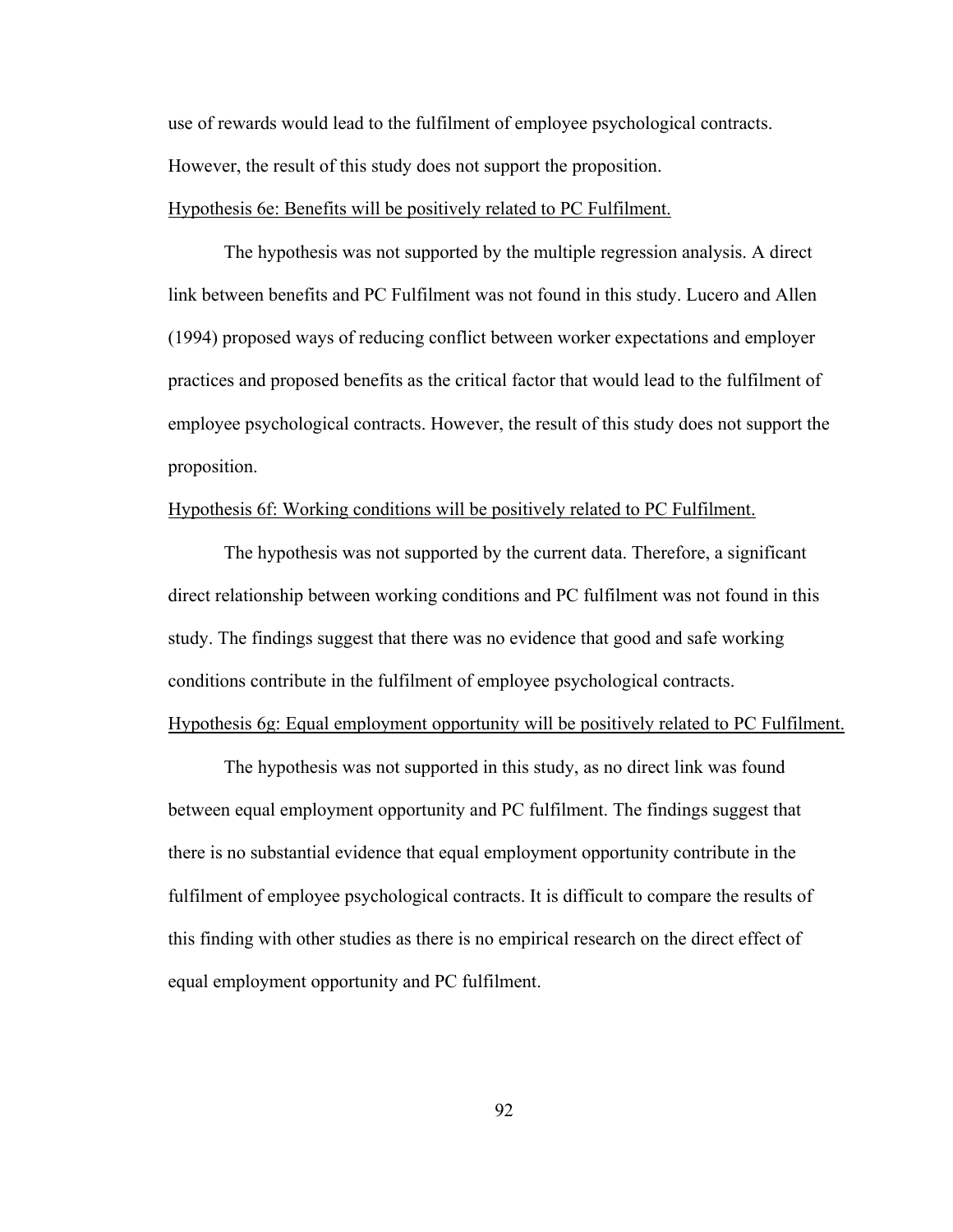use of rewards would lead to the fulfilment of employee psychological contracts. However, the result of this study does not support the proposition.

<u>Hypothesis 6e: Benefits will be positively related to PC Fulfilment.</u>

The hypothesis was not supported by the multiple regression analysis. A direct link between benefits and PC Fulfilment was not found in this study. Lucero and Allen (1994) proposed ways of reducing conflict between worker expectations and employer practices and proposed benefits as the critical factor that would lead to the fulfilment of employee psychological contracts. However, the result of this study does not support the proposition.

<u>Hypothesis 6f: Working conditions will be positively related to PC Fulfilment.</u>

The hypothesis was not supported by the current data. Therefore, a significant direct relationship between working conditions and PC fulfilment was not found in this study. The findings suggest that there was no evidence that good and safe working conditions contribute in the fulfilment of employee psychological contracts.

<u>Hypothesis 6g: Equal employment opportunity will be positively related to PC Fulfilment.</u>

The hypothesis was not supported in this study, as no direct link was found between equal employment opportunity and PC fulfilment. The findings suggest that there is no substantial evidence that equal employment opportunity contribute in the fulfilment of employee psychological contracts. It is difficult to compare the results of this finding with other studies as there is no empirical research on the direct effect of equal employment opportunity and PC fulfilment.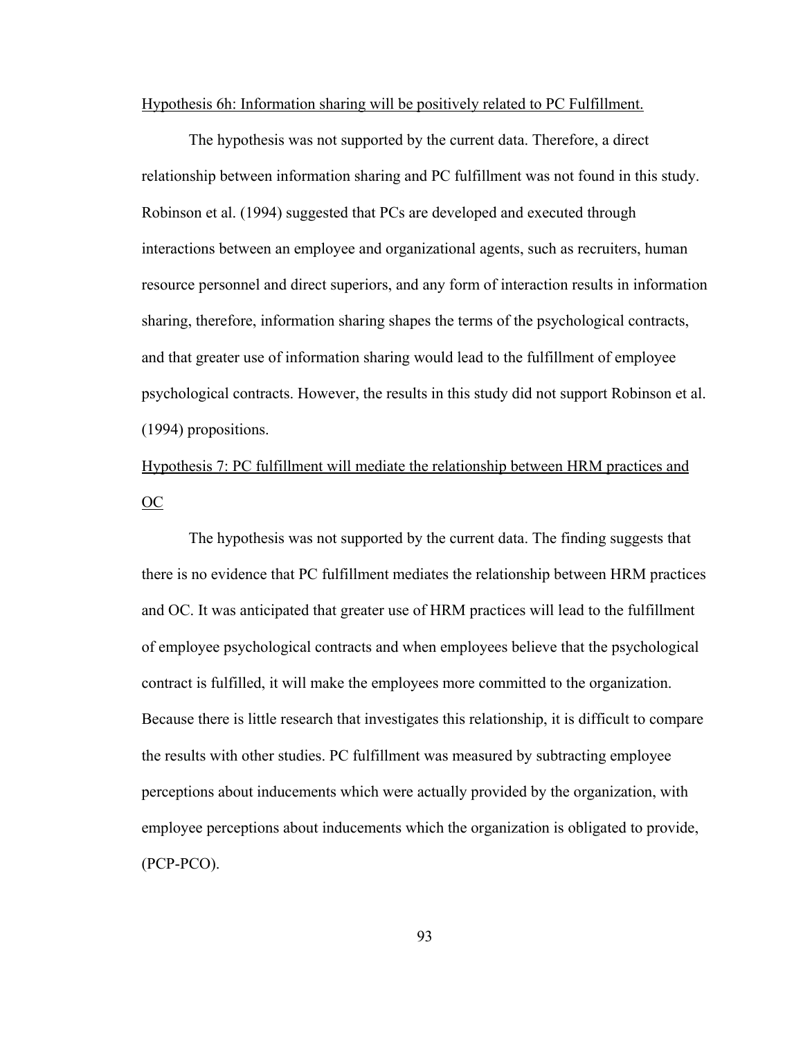Hypothesis 6h: Information sharing will be positively related to PC Fulfillment.

The hypothesis was not supported by the current data. Therefore, a direct relationship between information sharing and PC fulfillment was not found in this study. Robinson et al. (1994) suggested that PCs are developed and executed through interactions between an employee and organizational agents, such as recruiters, human resource personnel and direct superiors, and any form of interaction results in information sharing, therefore, information sharing shapes the terms of the psychological contracts, and that greater use of information sharing would lead to the fulfillment of employee psychological contracts. However, the results in this study did not support Robinson et al. (1994) propositions.

Hypothesis 7: PC fulfillment will mediate the relationship between HRM practices and OC

The hypothesis was not supported by the current data. The finding suggests that there is no evidence that PC fulfillment mediates the relationship between HRM practices and OC. It was anticipated that greater use of HRM practices will lead to the fulfillment of employee psychological contracts and when employees believe that the psychological contract is fulfilled, it will make the employees more committed to the organization. Because there is little research that investigates this relationship, it is difficult to compare the results with other studies. PC fulfillment was measured by subtracting employee perceptions about inducements which were actually provided by the organization, with employee perceptions about inducements which the organization is obligated to provide, (PCP-PCO).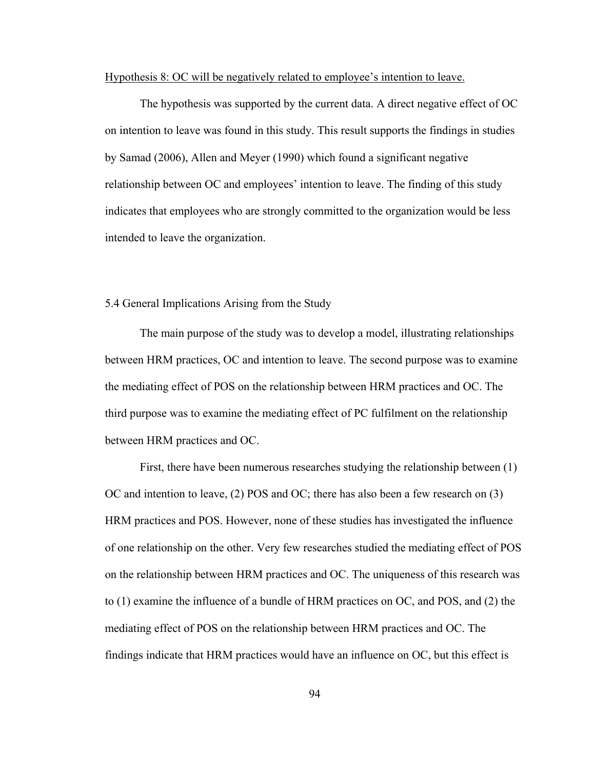Hypothesis 8: OC will be negatively related to employee's intention to leave.

The hypothesis was supported by the current data. A direct negative effect of OC on intention to leave was found in this study. This result supports the findings in studies by Samad (2006), Allen and Meyer (1990) which found a significant negative relationship between OC and employees' intention to leave. The finding of this study indicates that employees who are strongly committed to the organization would be less intended to leave the organization.

## 5.4 General Implications Arising from the Study

The main purpose of the study was to develop a model, illustrating relationships between HRM practices, OC and intention to leave. The second purpose was to examine the mediating effect of POS on the relationship between HRM practices and OC. The third purpose was to examine the mediating effect of PC fulfilment on the relationship between HRM practices and OC.

First, there have been numerous researches studying the relationship between (1) OC and intention to leave, (2) POS and OC; there has also been a few research on (3) HRM practices and POS. However, none of these studies has investigated the influence of one relationship on the other. Very few researches studied the mediating effect of POS on the relationship between HRM practices and OC. The uniqueness of this research was to (1) examine the influence of a bundle of HRM practices on OC, and POS, and (2) the mediating effect of POS on the relationship between HRM practices and OC. The findings indicate that HRM practices would have an influence on OC, but this effect is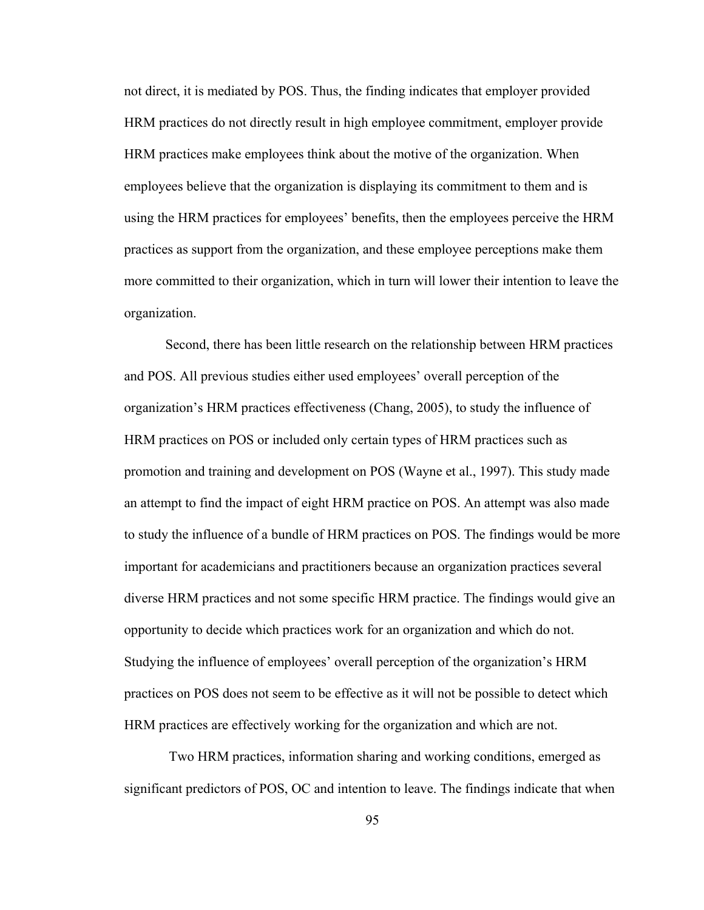not direct, it is mediated by POS. Thus, the finding indicates that employer provided HRM practices do not directly result in high employee commitment, employer provide HRM practices make employees think about the motive of the organization. When employees believe that the organization is displaying its commitment to them and is using the HRM practices for employees' benefits, then the employees perceive the HRM practices as support from the organization, and these employee perceptions make them more committed to their organization, which in turn will lower their intention to leave the organization.

Second, there has been little research on the relationship between HRM practices and POS. All previous studies either used employees' overall perception of the organization's HRM practices effectiveness (Chang, 2005), to study the influence of HRM practices on POS or included only certain types of HRM practices such as promotion and training and development on POS (Wayne et al., 1997). This study made an attempt to find the impact of eight HRM practice on POS. An attempt was also made to study the influence of a bundle of HRM practices on POS. The findings would be more important for academicians and practitioners because an organization practices several diverse HRM practices and not some specific HRM practice. The findings would give an opportunity to decide which practices work for an organization and which do not. Studying the influence of employees' overall perception of the organization's HRM practices on POS does not seem to be effective as it will not be possible to detect which HRM practices are effectively working for the organization and which are not.

Two HRM practices, information sharing and working conditions, emerged as significant predictors of POS, OC and intention to leave. The findings indicate that when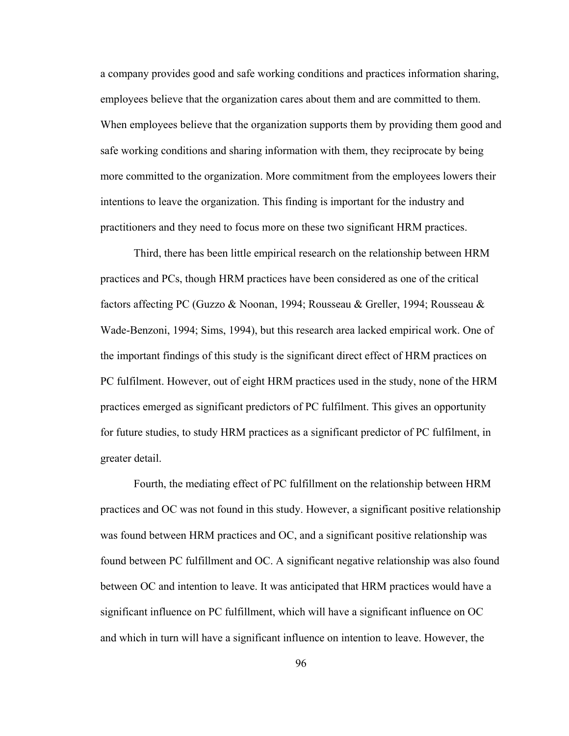a company provides good and safe working conditions and practices information sharing, employees believe that the organization cares about them and are committed to them. When employees believe that the organization supports them by providing them good and safe working conditions and sharing information with them, they reciprocate by being more committed to the organization. More commitment from the employees lowers their intentions to leave the organization. This finding is important for the industry and practitioners and they need to focus more on these two significant HRM practices.

Third, there has been little empirical research on the relationship between HRM practices and PCs, though HRM practices have been considered as one of the critical factors affecting PC (Guzzo & Noonan, 1994; Rousseau & Greller, 1994; Rousseau & Wade-Benzoni, 1994; Sims, 1994), but this research area lacked empirical work. One of the important findings of this study is the significant direct effect of HRM practices on PC fulfilment. However, out of eight HRM practices used in the study, none of the HRM practices emerged as significant predictors of PC fulfilment. This gives an opportunity for future studies, to study HRM practices as a significant predictor of PC fulfilment, in greater detail.

Fourth, the mediating effect of PC fulfillment on the relationship between HRM practices and OC was not found in this study. However, a significant positive relationship was found between HRM practices and OC, and a significant positive relationship was found between PC fulfillment and OC. A significant negative relationship was also found between OC and intention to leave. It was anticipated that HRM practices would have a significant influence on PC fulfillment, which will have a significant influence on OC and which in turn will have a significant influence on intention to leave. However, the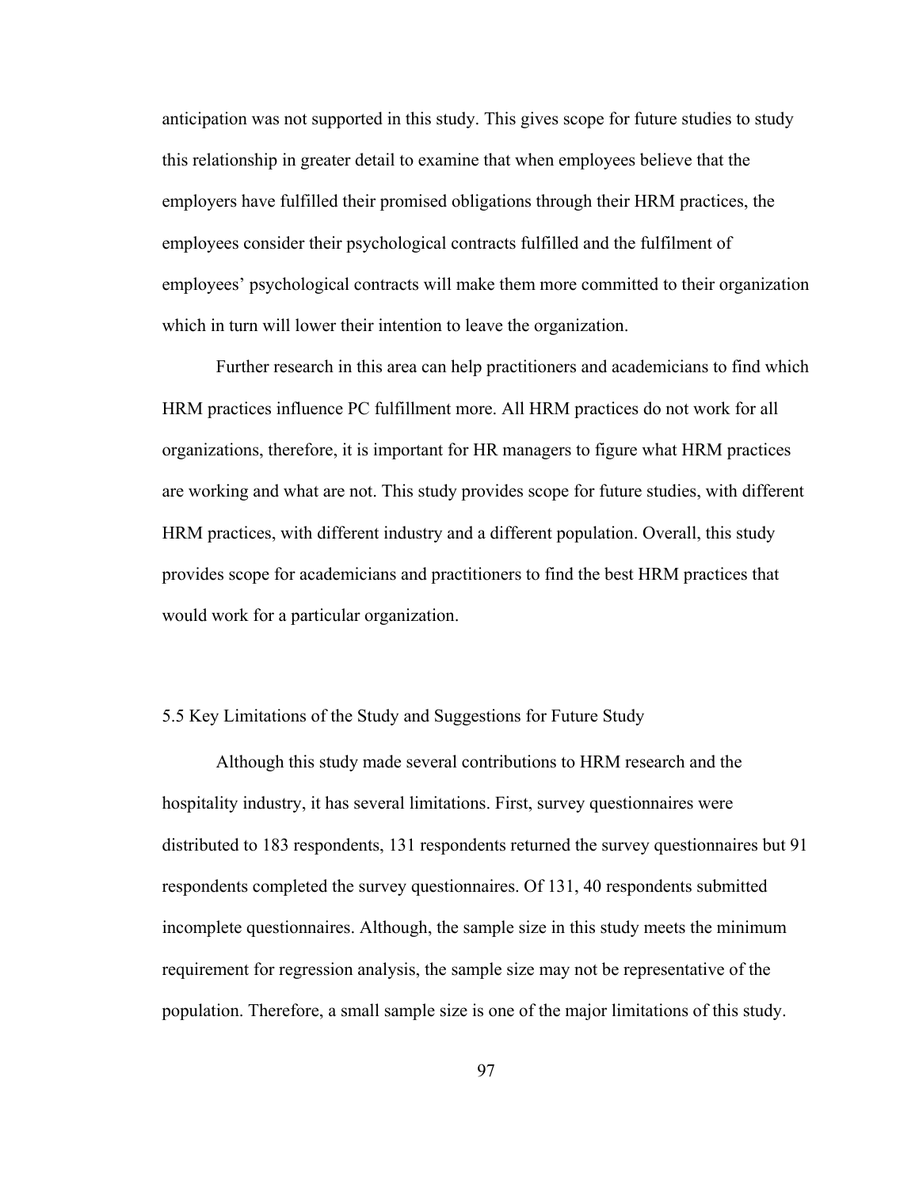anticipation was not supported in this study. This gives scope for future studies to study this relationship in greater detail to examine that when employees believe that the employers have fulfilled their promised obligations through their HRM practices, the employees consider their psychological contracts fulfilled and the fulfilment of employees' psychological contracts will make them more committed to their organization which in turn will lower their intention to leave the organization.

Further research in this area can help practitioners and academicians to find which HRM practices influence PC fulfillment more. All HRM practices do not work for all organizations, therefore, it is important for HR managers to figure what HRM practices are working and what are not. This study provides scope for future studies, with different HRM practices, with different industry and a different population. Overall, this study provides scope for academicians and practitioners to find the best HRM practices that would work for a particular organization.

## 5.5 Key Limitations of the Study and Suggestions for Future Study

Although this study made several contributions to HRM research and the hospitality industry, it has several limitations. First, survey questionnaires were distributed to 183 respondents, 131 respondents returned the survey questionnaires but 91 respondents completed the survey questionnaires. Of 131, 40 respondents submitted incomplete questionnaires. Although, the sample size in this study meets the minimum requirement for regression analysis, the sample size may not be representative of the population. Therefore, a small sample size is one of the major limitations of this study.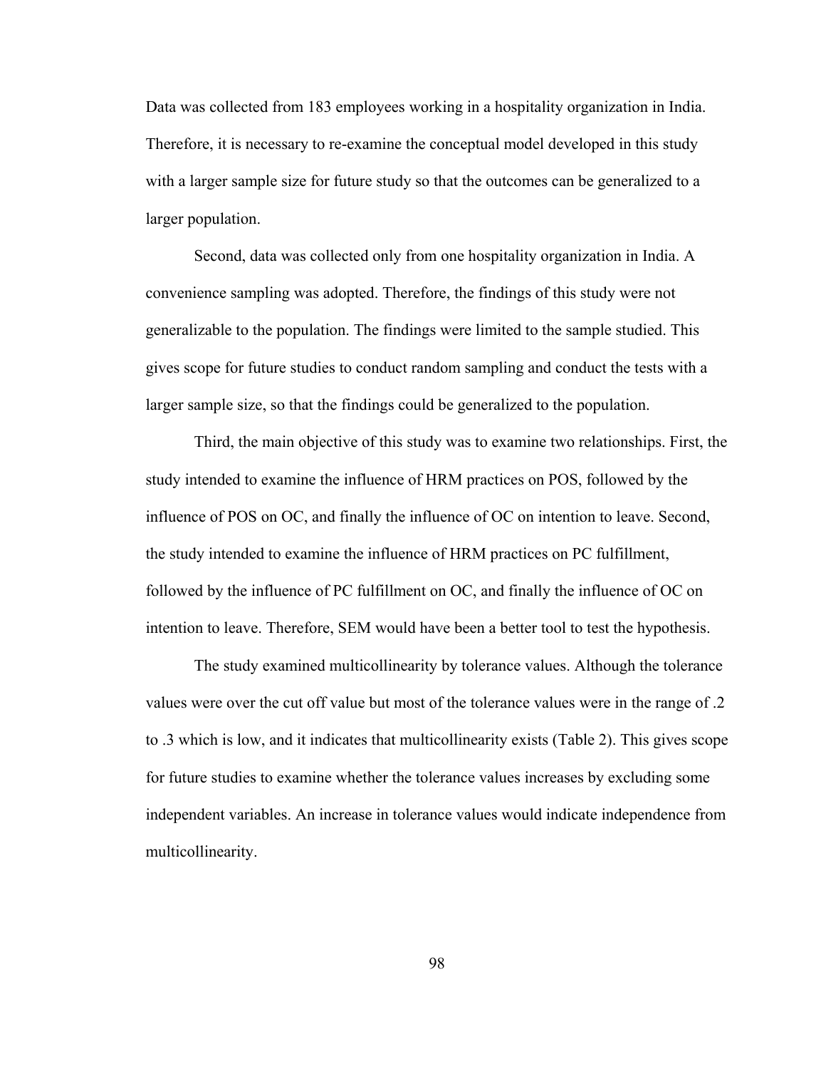Data was collected from 183 employees working in a hospitality organization in India. Therefore, it is necessary to re-examine the conceptual model developed in this study with a larger sample size for future study so that the outcomes can be generalized to a larger population.

Second, data was collected only from one hospitality organization in India. A convenience sampling was adopted. Therefore, the findings of this study were not generalizable to the population. The findings were limited to the sample studied. This gives scope for future studies to conduct random sampling and conduct the tests with a larger sample size, so that the findings could be generalized to the population.

Third, the main objective of this study was to examine two relationships. First, the study intended to examine the influence of HRM practices on POS, followed by the influence of POS on OC, and finally the influence of OC on intention to leave. Second, the study intended to examine the influence of HRM practices on PC fulfillment, followed by the influence of PC fulfillment on OC, and finally the influence of OC on intention to leave. Therefore, SEM would have been a better tool to test the hypothesis.

The study examined multicollinearity by tolerance values. Although the tolerance values were over the cut off value but most of the tolerance values were in the range of .2 to .3 which is low, and it indicates that multicollinearity exists (Table 2). This gives scope for future studies to examine whether the tolerance values increases by excluding some independent variables. An increase in tolerance values would indicate independence from multicollinearity.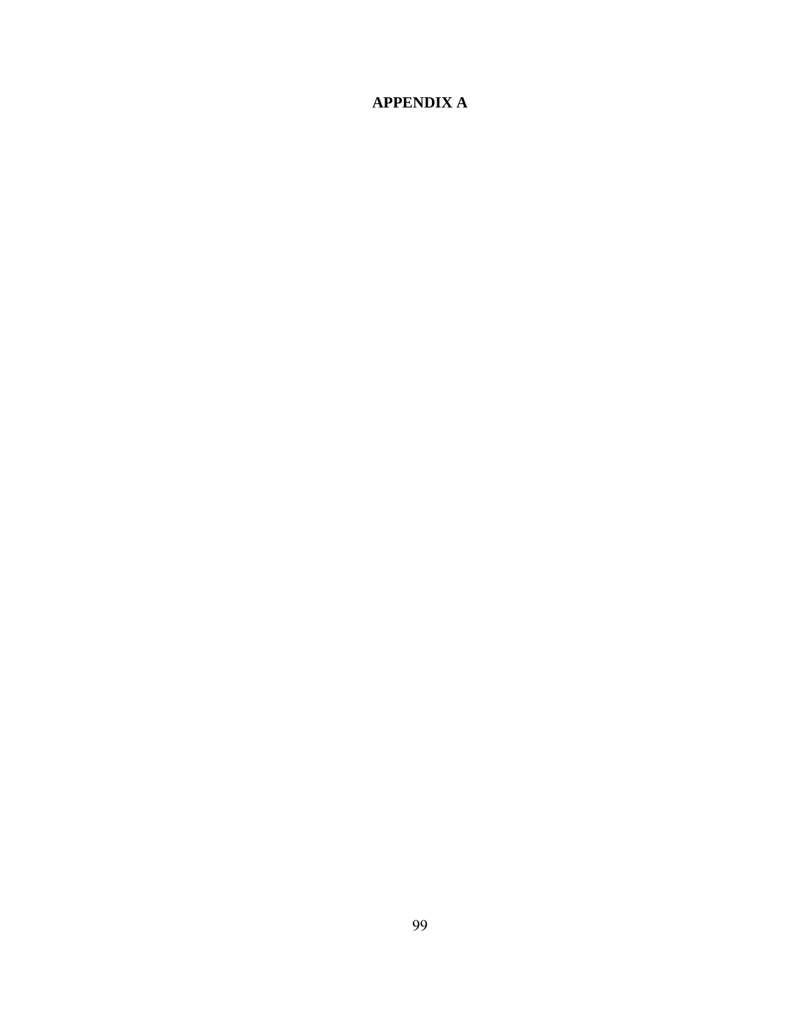# APPENDIX A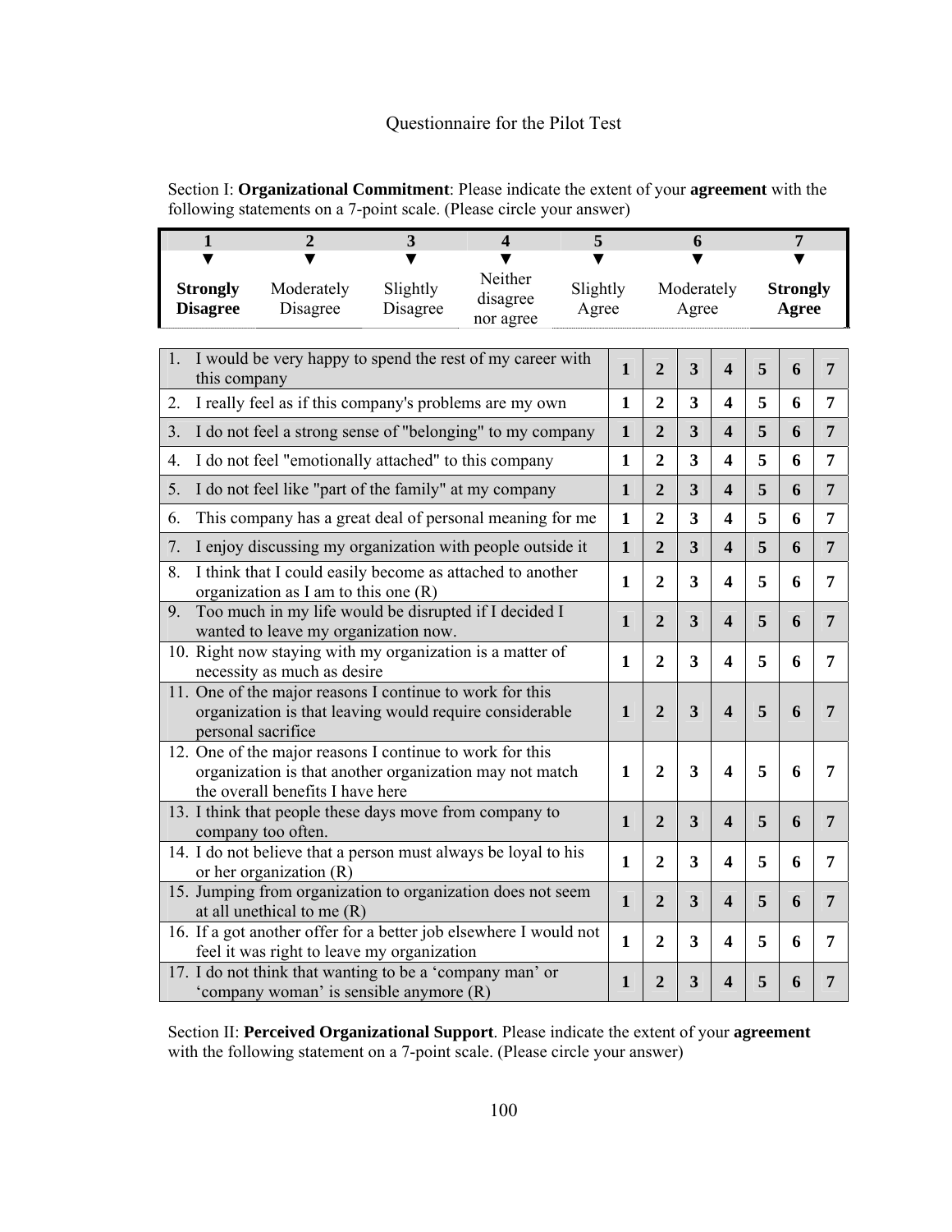Questionnaire for the Pilot Test

Section I: **Organizational Commitment**: Please indicate the extent of your **agreement** with the following statements on a 7-point scale. (Please circle your answer)

| 1 | 2 | 3 | 4 | 5 | 6 | 7 |
|---|---|---|---|---|---|---|
| **Strongly Disagree** | Moderately Disagree | Slightly Disagree | Neither disagree nor agree | Slightly Agree | Moderately Agree | **Strongly Agree** |

| Statement | | | | | | | |
|---|---|---|---|---|---|---|---|
| 1. I would be very happy to spend the rest of my career with this company | 1 | 2 | 3 | 4 | 5 | 6 | 7 |
| 2. I really feel as if this company's problems are my own | 1 | 2 | 3 | 4 | 5 | 6 | 7 |
| 3. I do not feel a strong sense of "belonging" to my company | 1 | 2 | 3 | 4 | 5 | 6 | 7 |
| 4. I do not feel "emotionally attached" to this company | 1 | 2 | 3 | 4 | 5 | 6 | 7 |
| 5. I do not feel like "part of the family" at my company | 1 | 2 | 3 | 4 | 5 | 6 | 7 |
| 6. This company has a great deal of personal meaning for me | 1 | 2 | 3 | 4 | 5 | 6 | 7 |
| 7. I enjoy discussing my organization with people outside it | 1 | 2 | 3 | 4 | 5 | 6 | 7 |
| 8. I think that I could easily become as attached to another organization as I am to this one (R) | 1 | 2 | 3 | 4 | 5 | 6 | 7 |
| 9. Too much in my life would be disrupted if I decided I wanted to leave my organization now. | 1 | 2 | 3 | 4 | 5 | 6 | 7 |
| 10. Right now staying with my organization is a matter of necessity as much as desire | 1 | 2 | 3 | 4 | 5 | 6 | 7 |
| 11. One of the major reasons I continue to work for this organization is that leaving would require considerable personal sacrifice | 1 | 2 | 3 | 4 | 5 | 6 | 7 |
| 12. One of the major reasons I continue to work for this organization is that another organization may not match the overall benefits I have here | 1 | 2 | 3 | 4 | 5 | 6 | 7 |
| 13. I think that people these days move from company to company too often. | 1 | 2 | 3 | 4 | 5 | 6 | 7 |
| 14. I do not believe that a person must always be loyal to his or her organization (R) | 1 | 2 | 3 | 4 | 5 | 6 | 7 |
| 15. Jumping from organization to organization does not seem at all unethical to me (R) | 1 | 2 | 3 | 4 | 5 | 6 | 7 |
| 16. If a got another offer for a better job elsewhere I would not feel it was right to leave my organization | 1 | 2 | 3 | 4 | 5 | 6 | 7 |
| 17. I do not think that wanting to be a 'company man' or 'company woman' is sensible anymore (R) | 1 | 2 | 3 | 4 | 5 | 6 | 7 |

Section II: **Perceived Organizational Support**. Please indicate the extent of your **agreement** with the following statement on a 7-point scale. (Please circle your answer)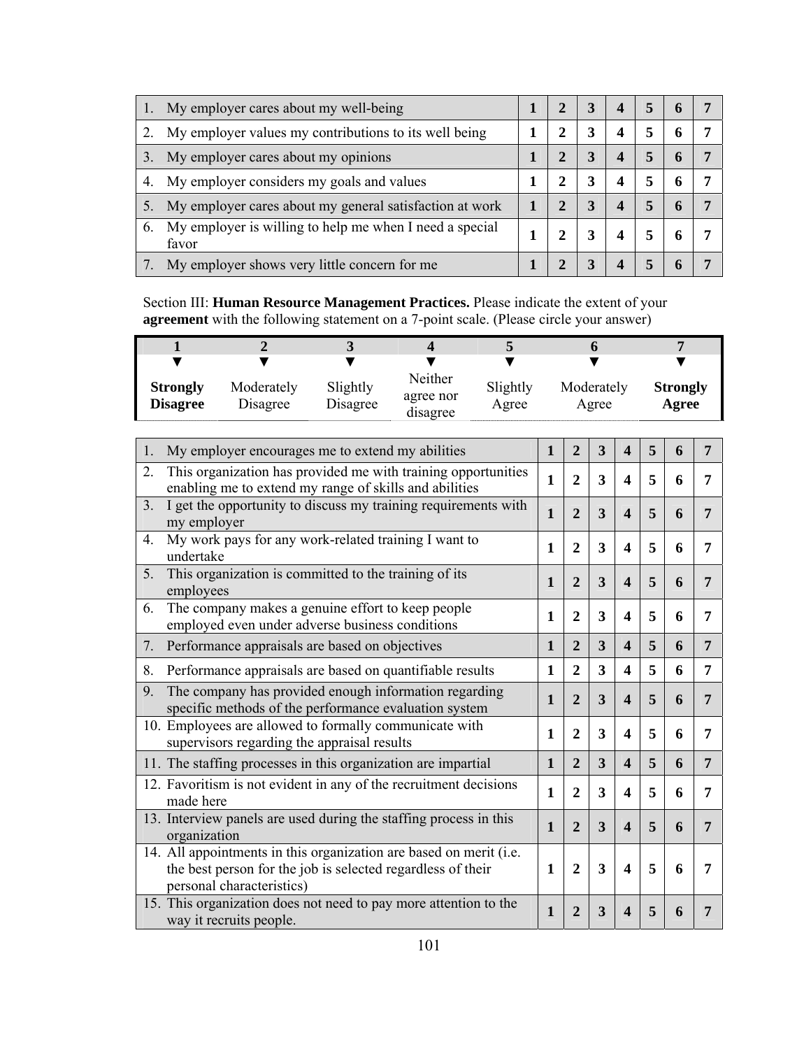| | 1 | 2 | 3 | 4 | 5 | 6 | 7 |
|---|---|---|---|---|---|---|---|
| 1. My employer cares about my well-being | 1 | 2 | 3 | 4 | 5 | 6 | 7 |
| 2. My employer values my contributions to its well being | 1 | 2 | 3 | 4 | 5 | 6 | 7 |
| 3. My employer cares about my opinions | 1 | 2 | 3 | 4 | 5 | 6 | 7 |
| 4. My employer considers my goals and values | 1 | 2 | 3 | 4 | 5 | 6 | 7 |
| 5. My employer cares about my general satisfaction at work | 1 | 2 | 3 | 4 | 5 | 6 | 7 |
| 6. My employer is willing to help me when I need a special favor | 1 | 2 | 3 | 4 | 5 | 6 | 7 |
| 7. My employer shows very little concern for me | 1 | 2 | 3 | 4 | 5 | 6 | 7 |

Section III: **Human Resource Management Practices.** Please indicate the extent of your **agreement** with the following statement on a 7-point scale. (Please circle your answer)

| 1 | 2 | 3 | 4 | 5 | 6 | 7 |
|---|---|---|---|---|---|---|
| ▼ | ▼ | ▼ | ▼ | ▼ | ▼ | ▼ |
| **Strongly Disagree** | Moderately Disagree | Slightly Disagree | Neither agree nor disagree | Slightly Agree | Moderately Agree | **Strongly Agree** |

| | 1 | 2 | 3 | 4 | 5 | 6 | 7 |
|---|---|---|---|---|---|---|---|
| 1. My employer encourages me to extend my abilities | 1 | 2 | 3 | 4 | 5 | 6 | 7 |
| 2. This organization has provided me with training opportunities enabling me to extend my range of skills and abilities | 1 | 2 | 3 | 4 | 5 | 6 | 7 |
| 3. I get the opportunity to discuss my training requirements with my employer | 1 | 2 | 3 | 4 | 5 | 6 | 7 |
| 4. My work pays for any work-related training I want to undertake | 1 | 2 | 3 | 4 | 5 | 6 | 7 |
| 5. This organization is committed to the training of its employees | 1 | 2 | 3 | 4 | 5 | 6 | 7 |
| 6. The company makes a genuine effort to keep people employed even under adverse business conditions | 1 | 2 | 3 | 4 | 5 | 6 | 7 |
| 7. Performance appraisals are based on objectives | 1 | 2 | 3 | 4 | 5 | 6 | 7 |
| 8. Performance appraisals are based on quantifiable results | 1 | 2 | 3 | 4 | 5 | 6 | 7 |
| 9. The company has provided enough information regarding specific methods of the performance evaluation system | 1 | 2 | 3 | 4 | 5 | 6 | 7 |
| 10. Employees are allowed to formally communicate with supervisors regarding the appraisal results | 1 | 2 | 3 | 4 | 5 | 6 | 7 |
| 11. The staffing processes in this organization are impartial | 1 | 2 | 3 | 4 | 5 | 6 | 7 |
| 12. Favoritism is not evident in any of the recruitment decisions made here | 1 | 2 | 3 | 4 | 5 | 6 | 7 |
| 13. Interview panels are used during the staffing process in this organization | 1 | 2 | 3 | 4 | 5 | 6 | 7 |
| 14. All appointments in this organization are based on merit (i.e. the best person for the job is selected regardless of their personal characteristics) | 1 | 2 | 3 | 4 | 5 | 6 | 7 |
| 15. This organization does not need to pay more attention to the way it recruits people. | 1 | 2 | 3 | 4 | 5 | 6 | 7 |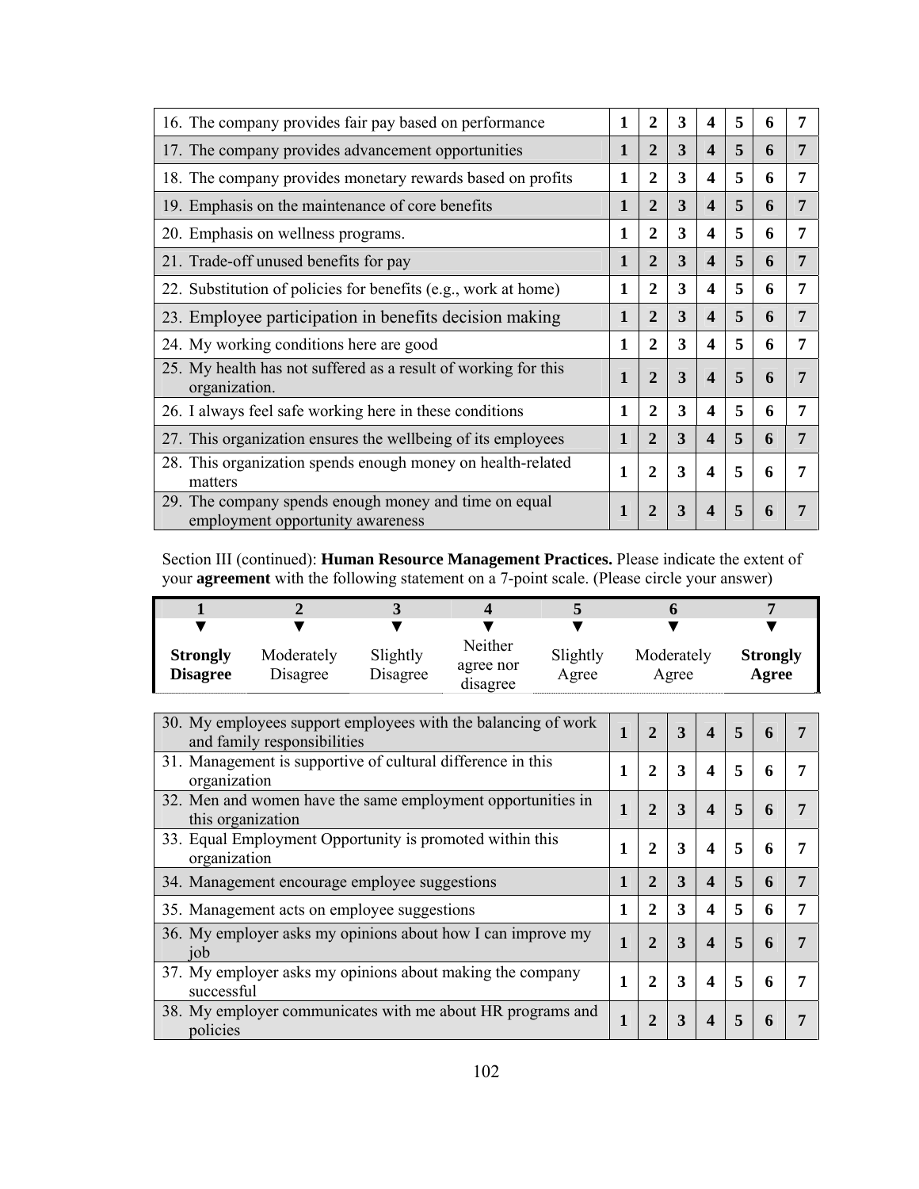| | | | | | | | |
|---|---|---|---|---|---|---|---|
| 16. The company provides fair pay based on performance | 1 | 2 | 3 | 4 | 5 | 6 | 7 |
| 17. The company provides advancement opportunities | 1 | 2 | 3 | 4 | 5 | 6 | 7 |
| 18. The company provides monetary rewards based on profits | 1 | 2 | 3 | 4 | 5 | 6 | 7 |
| 19. Emphasis on the maintenance of core benefits | 1 | 2 | 3 | 4 | 5 | 6 | 7 |
| 20. Emphasis on wellness programs. | 1 | 2 | 3 | 4 | 5 | 6 | 7 |
| 21. Trade-off unused benefits for pay | 1 | 2 | 3 | 4 | 5 | 6 | 7 |
| 22. Substitution of policies for benefits (e.g., work at home) | 1 | 2 | 3 | 4 | 5 | 6 | 7 |
| 23. Employee participation in benefits decision making | 1 | 2 | 3 | 4 | 5 | 6 | 7 |
| 24. My working conditions here are good | 1 | 2 | 3 | 4 | 5 | 6 | 7 |
| 25. My health has not suffered as a result of working for this organization. | 1 | 2 | 3 | 4 | 5 | 6 | 7 |
| 26. I always feel safe working here in these conditions | 1 | 2 | 3 | 4 | 5 | 6 | 7 |
| 27. This organization ensures the wellbeing of its employees | 1 | 2 | 3 | 4 | 5 | 6 | 7 |
| 28. This organization spends enough money on health-related matters | 1 | 2 | 3 | 4 | 5 | 6 | 7 |
| 29. The company spends enough money and time on equal employment opportunity awareness | 1 | 2 | 3 | 4 | 5 | 6 | 7 |

Section III (continued): **Human Resource Management Practices.** Please indicate the extent of your **agreement** with the following statement on a 7-point scale. (Please circle your answer)

| 1 | 2 | 3 | 4 | 5 | 6 | 7 |
|---|---|---|---|---|---|---|
| ▼ | ▼ | ▼ | ▼ | ▼ | ▼ | ▼ |
| **Strongly Disagree** | Moderately Disagree | Slightly Disagree | Neither agree nor disagree | Slightly Agree | Moderately Agree | **Strongly Agree** |

| | | | | | | | |
|---|---|---|---|---|---|---|---|
| 30. My employees support employees with the balancing of work and family responsibilities | 1 | 2 | 3 | 4 | 5 | 6 | 7 |
| 31. Management is supportive of cultural difference in this organization | 1 | 2 | 3 | 4 | 5 | 6 | 7 |
| 32. Men and women have the same employment opportunities in this organization | 1 | 2 | 3 | 4 | 5 | 6 | 7 |
| 33. Equal Employment Opportunity is promoted within this organization | 1 | 2 | 3 | 4 | 5 | 6 | 7 |
| 34. Management encourage employee suggestions | 1 | 2 | 3 | 4 | 5 | 6 | 7 |
| 35. Management acts on employee suggestions | 1 | 2 | 3 | 4 | 5 | 6 | 7 |
| 36. My employer asks my opinions about how I can improve my job | 1 | 2 | 3 | 4 | 5 | 6 | 7 |
| 37. My employer asks my opinions about making the company successful | 1 | 2 | 3 | 4 | 5 | 6 | 7 |
| 38. My employer communicates with me about HR programs and policies | 1 | 2 | 3 | 4 | 5 | 6 | 7 |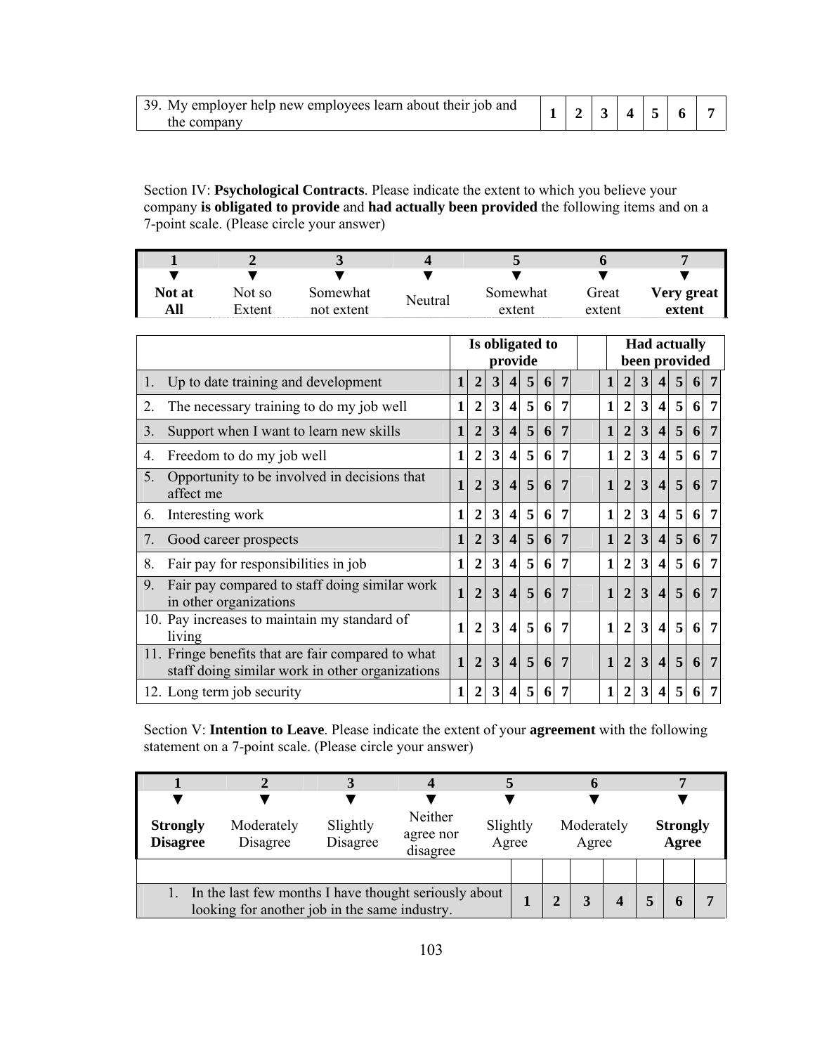| 39. My employer help new employees learn about their job and the company | 1 | 2 | 3 | 4 | 5 | 6 | 7 |
|---|---|---|---|---|---|---|---|

Section IV: **Psychological Contracts**. Please indicate the extent to which you believe your company **is obligated to provide** and **had actually been provided** the following items and on a 7-point scale. (Please circle your answer)

| 1 | 2 | 3 | 4 | 5 | 6 | 7 |
|---|---|---|---|---|---|---|
| ▼ | ▼ | ▼ | ▼ | ▼ | ▼ | ▼ |
| **Not at All** | Not so Extent | Somewhat not extent | Neutral | Somewhat extent | Great extent | **Very great extent** |

| | Is obligated to provide | | | | | | | | Had actually been provided | | | | | | |
|---|---|---|---|---|---|---|---|---|---|---|---|---|---|---|---|
| 1. Up to date training and development | 1 | 2 | 3 | 4 | 5 | 6 | 7 | | 1 | 2 | 3 | 4 | 5 | 6 | 7 |
| 2. The necessary training to do my job well | 1 | 2 | 3 | 4 | 5 | 6 | 7 | | 1 | 2 | 3 | 4 | 5 | 6 | 7 |
| 3. Support when I want to learn new skills | 1 | 2 | 3 | 4 | 5 | 6 | 7 | | 1 | 2 | 3 | 4 | 5 | 6 | 7 |
| 4. Freedom to do my job well | 1 | 2 | 3 | 4 | 5 | 6 | 7 | | 1 | 2 | 3 | 4 | 5 | 6 | 7 |
| 5. Opportunity to be involved in decisions that affect me | 1 | 2 | 3 | 4 | 5 | 6 | 7 | | 1 | 2 | 3 | 4 | 5 | 6 | 7 |
| 6. Interesting work | 1 | 2 | 3 | 4 | 5 | 6 | 7 | | 1 | 2 | 3 | 4 | 5 | 6 | 7 |
| 7. Good career prospects | 1 | 2 | 3 | 4 | 5 | 6 | 7 | | 1 | 2 | 3 | 4 | 5 | 6 | 7 |
| 8. Fair pay for responsibilities in job | 1 | 2 | 3 | 4 | 5 | 6 | 7 | | 1 | 2 | 3 | 4 | 5 | 6 | 7 |
| 9. Fair pay compared to staff doing similar work in other organizations | 1 | 2 | 3 | 4 | 5 | 6 | 7 | | 1 | 2 | 3 | 4 | 5 | 6 | 7 |
| 10. Pay increases to maintain my standard of living | 1 | 2 | 3 | 4 | 5 | 6 | 7 | | 1 | 2 | 3 | 4 | 5 | 6 | 7 |
| 11. Fringe benefits that are fair compared to what staff doing similar work in other organizations | 1 | 2 | 3 | 4 | 5 | 6 | 7 | | 1 | 2 | 3 | 4 | 5 | 6 | 7 |
| 12. Long term job security | 1 | 2 | 3 | 4 | 5 | 6 | 7 | | 1 | 2 | 3 | 4 | 5 | 6 | 7 |

Section V: **Intention to Leave**. Please indicate the extent of your **agreement** with the following statement on a 7-point scale. (Please circle your answer)

| 1 | 2 | 3 | 4 | 5 | 6 | 7 |
|---|---|---|---|---|---|---|
| ▼ | ▼ | ▼ | ▼ | ▼ | ▼ | ▼ |
| **Strongly Disagree** | Moderately Disagree | Slightly Disagree | Neither agree nor disagree | Slightly Agree | Moderately Agree | **Strongly Agree** |

| | | | | | | | |
|---|---|---|---|---|---|---|---|
| 1. In the last few months I have thought seriously about looking for another job in the same industry. | 1 | 2 | 3 | 4 | 5 | 6 | 7 |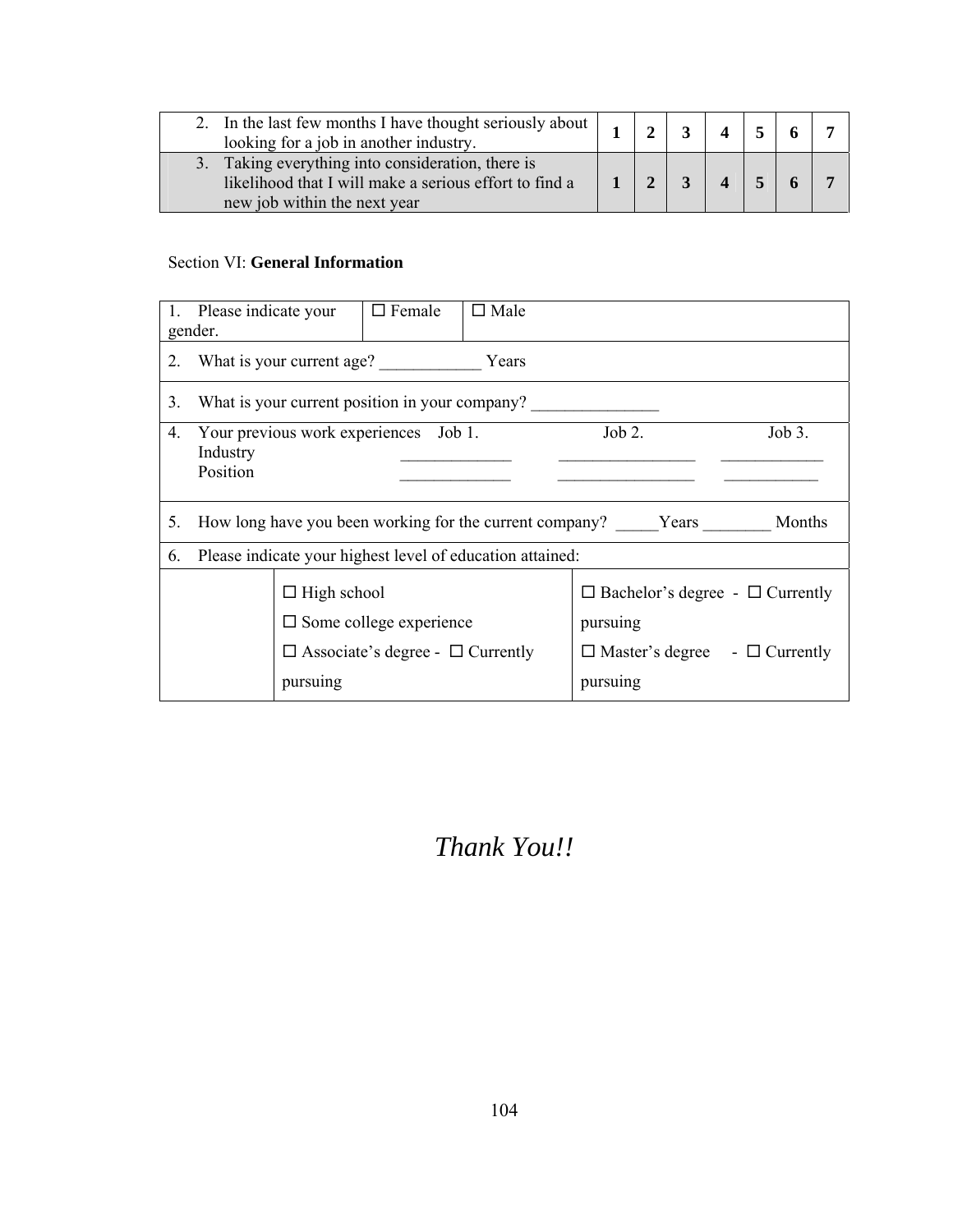| | | | | | | | |
|---|---|---|---|---|---|---|---|
| 2. In the last few months I have thought seriously about looking for a job in another industry. | **1** | **2** | **3** | **4** | **5** | **6** | **7** |
| 3. Taking everything into consideration, there is likelihood that I will make a serious effort to find a new job within the next year | **1** | **2** | **3** | **4** | **5** | **6** | **7** |

Section VI: **General Information**

| | | |
|---|---|---|
| 1. Please indicate your gender. | ☐ Female | ☐ Male |
| 2. What is your current age? ____________ Years | | |
| 3. What is your current position in your company? _______________ | | |
| 4. Your previous work experiences Job 1. Job 2. Job 3.<br>Industry _____________ ________________ ____________<br>Position _____________ ________________ ___________ | | |
| 5. How long have you been working for the current company? _____Years ________ Months | | |
| 6. Please indicate your highest level of education attained: | | |
| | ☐ High school<br>☐ Some college experience<br>☐ Associate's degree - ☐ Currently pursuing | ☐ Bachelor's degree - ☐ Currently pursuing<br>☐ Master's degree - ☐ Currently pursuing |

*Thank You!!*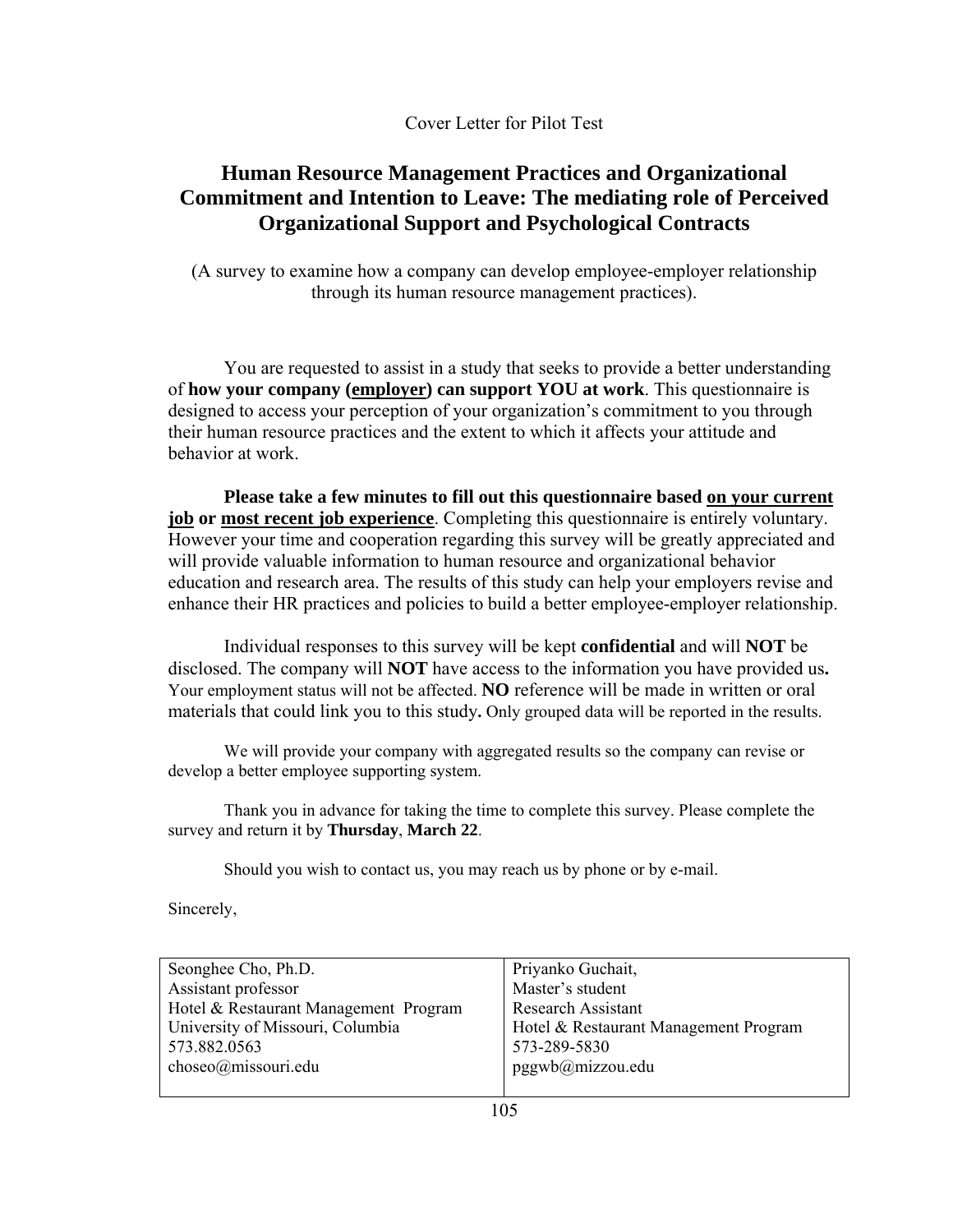Cover Letter for Pilot Test

# Human Resource Management Practices and Organizational Commitment and Intention to Leave: The mediating role of Perceived Organizational Support and Psychological Contracts

(A survey to examine how a company can develop employee-employer relationship through its human resource management practices).

You are requested to assist in a study that seeks to provide a better understanding of **how your company (<u>employer</u>) can support YOU at work**. This questionnaire is designed to access your perception of your organization's commitment to you through their human resource practices and the extent to which it affects your attitude and behavior at work.

**Please take a few minutes to fill out this questionnaire based <u>on your current job</u> or <u>most recent job experience</u>**. Completing this questionnaire is entirely voluntary. However your time and cooperation regarding this survey will be greatly appreciated and will provide valuable information to human resource and organizational behavior education and research area. The results of this study can help your employers revise and enhance their HR practices and policies to build a better employee-employer relationship.

Individual responses to this survey will be kept **confidential** and will **NOT** be disclosed. The company will **NOT** have access to the information you have provided us**.** Your employment status will not be affected. **NO** reference will be made in written or oral materials that could link you to this study**.** Only grouped data will be reported in the results.

We will provide your company with aggregated results so the company can revise or develop a better employee supporting system.

Thank you in advance for taking the time to complete this survey. Please complete the survey and return it by **Thursday**, **March 22**.

Should you wish to contact us, you may reach us by phone or by e-mail.

Sincerely,

| Seonghee Cho, Ph.D.<br>Assistant professor<br>Hotel & Restaurant Management Program<br>University of Missouri, Columbia<br>573.882.0563<br>choseo@missouri.edu | Priyanko Guchait,<br>Master's student<br>Research Assistant<br>Hotel & Restaurant Management Program<br>573-289-5830<br>pggwb@mizzou.edu |
|---|---|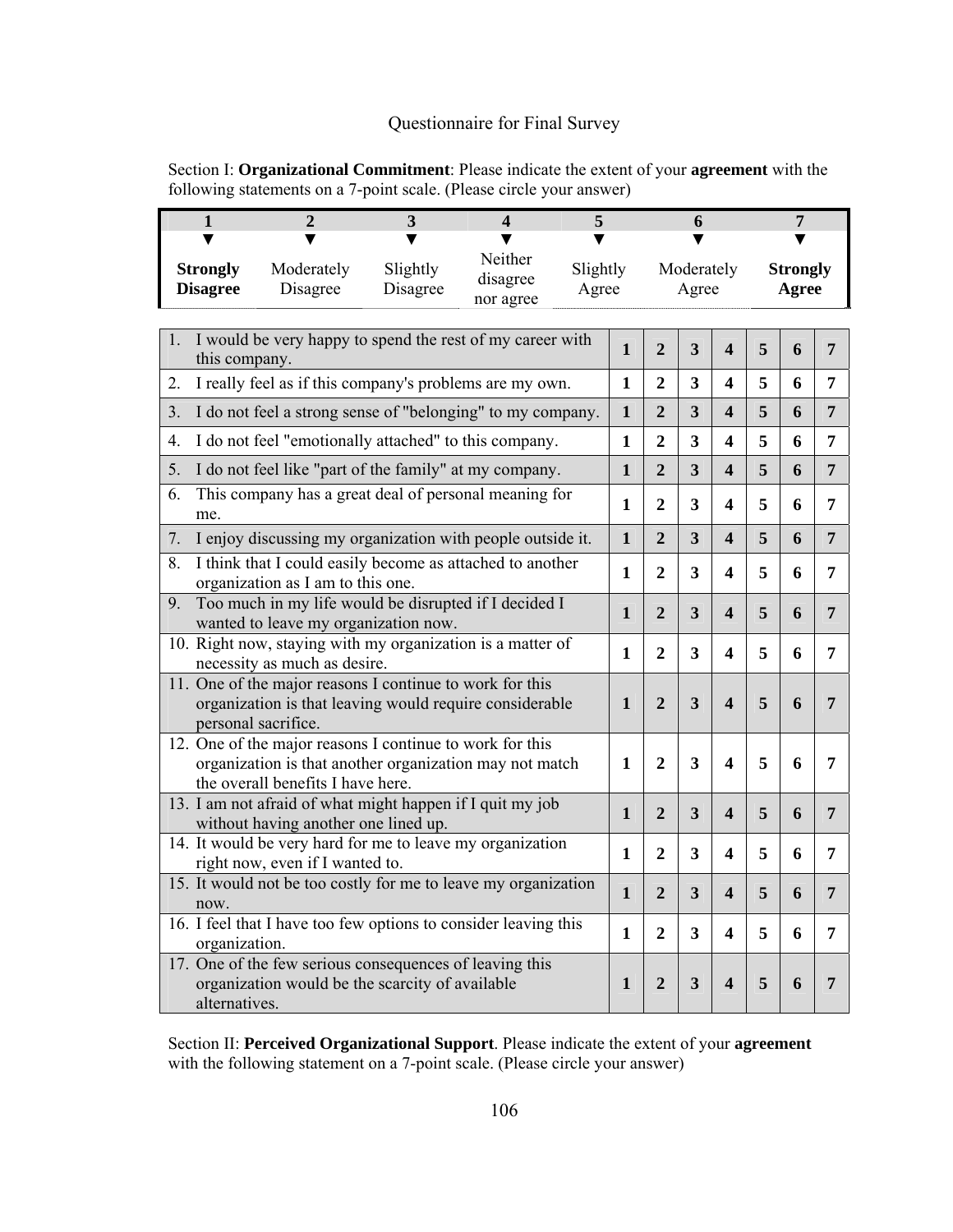Questionnaire for Final Survey

Section I: **Organizational Commitment**: Please indicate the extent of your **agreement** with the following statements on a 7-point scale. (Please circle your answer)

| 1 | 2 | 3 | 4 | 5 | 6 | 7 |
|---|---|---|---|---|---|---|
| ▼ | ▼ | ▼ | ▼ | ▼ | ▼ | ▼ |
| **Strongly Disagree** | Moderately Disagree | Slightly Disagree | Neither disagree nor agree | Slightly Agree | Moderately Agree | **Strongly Agree** |

| Statement | | | | | | | |
|---|---|---|---|---|---|---|---|
| 1. I would be very happy to spend the rest of my career with this company. | **1** | **2** | **3** | **4** | **5** | **6** | **7** |
| 2. I really feel as if this company's problems are my own. | **1** | **2** | **3** | **4** | **5** | **6** | **7** |
| 3. I do not feel a strong sense of "belonging" to my company. | **1** | **2** | **3** | **4** | **5** | **6** | **7** |
| 4. I do not feel "emotionally attached" to this company. | **1** | **2** | **3** | **4** | **5** | **6** | **7** |
| 5. I do not feel like "part of the family" at my company. | **1** | **2** | **3** | **4** | **5** | **6** | **7** |
| 6. This company has a great deal of personal meaning for me. | **1** | **2** | **3** | **4** | **5** | **6** | **7** |
| 7. I enjoy discussing my organization with people outside it. | **1** | **2** | **3** | **4** | **5** | **6** | **7** |
| 8. I think that I could easily become as attached to another organization as I am to this one. | **1** | **2** | **3** | **4** | **5** | **6** | **7** |
| 9. Too much in my life would be disrupted if I decided I wanted to leave my organization now. | **1** | **2** | **3** | **4** | **5** | **6** | **7** |
| 10. Right now, staying with my organization is a matter of necessity as much as desire. | **1** | **2** | **3** | **4** | **5** | **6** | **7** |
| 11. One of the major reasons I continue to work for this organization is that leaving would require considerable personal sacrifice. | **1** | **2** | **3** | **4** | **5** | **6** | **7** |
| 12. One of the major reasons I continue to work for this organization is that another organization may not match the overall benefits I have here. | **1** | **2** | **3** | **4** | **5** | **6** | **7** |
| 13. I am not afraid of what might happen if I quit my job without having another one lined up. | **1** | **2** | **3** | **4** | **5** | **6** | **7** |
| 14. It would be very hard for me to leave my organization right now, even if I wanted to. | **1** | **2** | **3** | **4** | **5** | **6** | **7** |
| 15. It would not be too costly for me to leave my organization now. | **1** | **2** | **3** | **4** | **5** | **6** | **7** |
| 16. I feel that I have too few options to consider leaving this organization. | **1** | **2** | **3** | **4** | **5** | **6** | **7** |
| 17. One of the few serious consequences of leaving this organization would be the scarcity of available alternatives. | **1** | **2** | **3** | **4** | **5** | **6** | **7** |

Section II: **Perceived Organizational Support**. Please indicate the extent of your **agreement** with the following statement on a 7-point scale. (Please circle your answer)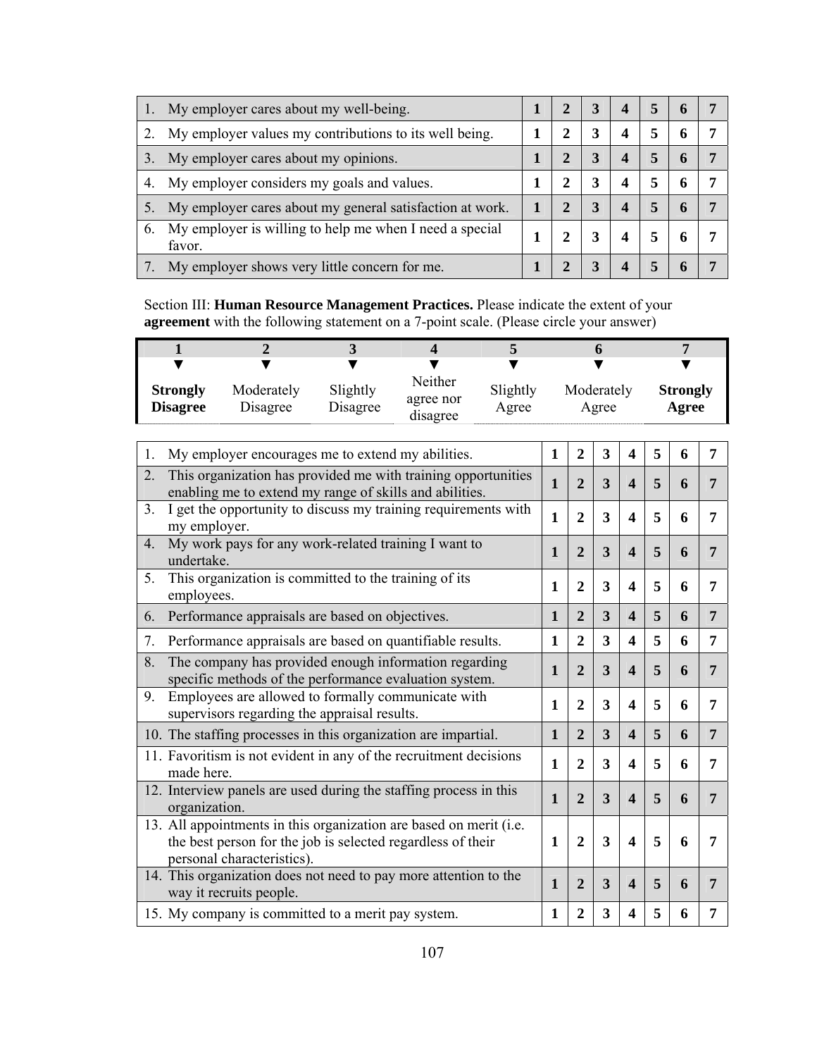| | 1 | 2 | 3 | 4 | 5 | 6 | 7 |
|---|---|---|---|---|---|---|---|
| 1. My employer cares about my well-being. | 1 | 2 | 3 | 4 | 5 | 6 | 7 |
| 2. My employer values my contributions to its well being. | 1 | 2 | 3 | 4 | 5 | 6 | 7 |
| 3. My employer cares about my opinions. | 1 | 2 | 3 | 4 | 5 | 6 | 7 |
| 4. My employer considers my goals and values. | 1 | 2 | 3 | 4 | 5 | 6 | 7 |
| 5. My employer cares about my general satisfaction at work. | 1 | 2 | 3 | 4 | 5 | 6 | 7 |
| 6. My employer is willing to help me when I need a special favor. | 1 | 2 | 3 | 4 | 5 | 6 | 7 |
| 7. My employer shows very little concern for me. | 1 | 2 | 3 | 4 | 5 | 6 | 7 |

Section III: **Human Resource Management Practices.** Please indicate the extent of your **agreement** with the following statement on a 7-point scale. (Please circle your answer)

| 1 | 2 | 3 | 4 | 5 | 6 | 7 |
|---|---|---|---|---|---|---|
| ▼ | ▼ | ▼ | ▼ | ▼ | ▼ | ▼ |
| **Strongly Disagree** | Moderately Disagree | Slightly Disagree | Neither agree nor disagree | Slightly Agree | Moderately Agree | **Strongly Agree** |

| | 1 | 2 | 3 | 4 | 5 | 6 | 7 |
|---|---|---|---|---|---|---|---|
| 1. My employer encourages me to extend my abilities. | 1 | 2 | 3 | 4 | 5 | 6 | 7 |
| 2. This organization has provided me with training opportunities enabling me to extend my range of skills and abilities. | 1 | 2 | 3 | 4 | 5 | 6 | 7 |
| 3. I get the opportunity to discuss my training requirements with my employer. | 1 | 2 | 3 | 4 | 5 | 6 | 7 |
| 4. My work pays for any work-related training I want to undertake. | 1 | 2 | 3 | 4 | 5 | 6 | 7 |
| 5. This organization is committed to the training of its employees. | 1 | 2 | 3 | 4 | 5 | 6 | 7 |
| 6. Performance appraisals are based on objectives. | 1 | 2 | 3 | 4 | 5 | 6 | 7 |
| 7. Performance appraisals are based on quantifiable results. | 1 | 2 | 3 | 4 | 5 | 6 | 7 |
| 8. The company has provided enough information regarding specific methods of the performance evaluation system. | 1 | 2 | 3 | 4 | 5 | 6 | 7 |
| 9. Employees are allowed to formally communicate with supervisors regarding the appraisal results. | 1 | 2 | 3 | 4 | 5 | 6 | 7 |
| 10. The staffing processes in this organization are impartial. | 1 | 2 | 3 | 4 | 5 | 6 | 7 |
| 11. Favoritism is not evident in any of the recruitment decisions made here. | 1 | 2 | 3 | 4 | 5 | 6 | 7 |
| 12. Interview panels are used during the staffing process in this organization. | 1 | 2 | 3 | 4 | 5 | 6 | 7 |
| 13. All appointments in this organization are based on merit (i.e. the best person for the job is selected regardless of their personal characteristics). | 1 | 2 | 3 | 4 | 5 | 6 | 7 |
| 14. This organization does not need to pay more attention to the way it recruits people. | 1 | 2 | 3 | 4 | 5 | 6 | 7 |
| 15. My company is committed to a merit pay system. | 1 | 2 | 3 | 4 | 5 | 6 | 7 |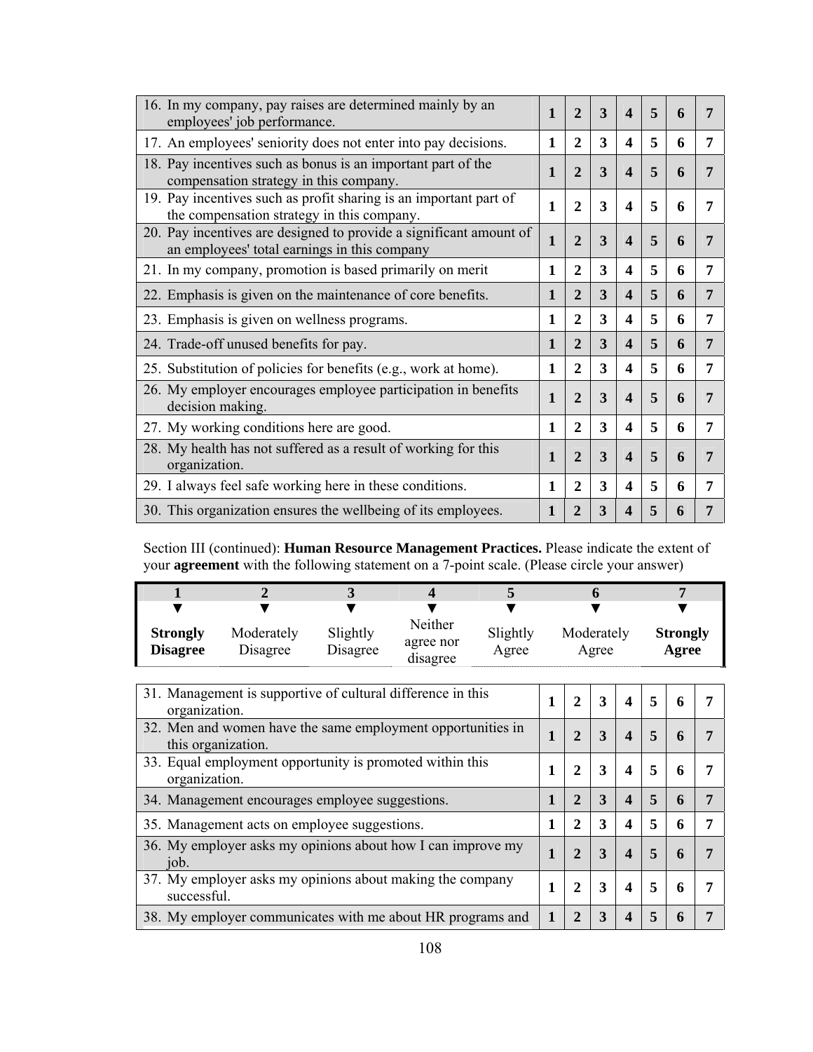| | | | | | | | |
|---|---|---|---|---|---|---|---|
| 16. In my company, pay raises are determined mainly by an employees' job performance. | **1** | **2** | **3** | **4** | **5** | **6** | **7** |
| 17. An employees' seniority does not enter into pay decisions. | **1** | **2** | **3** | **4** | **5** | **6** | **7** |
| 18. Pay incentives such as bonus is an important part of the compensation strategy in this company. | **1** | **2** | **3** | **4** | **5** | **6** | **7** |
| 19. Pay incentives such as profit sharing is an important part of the compensation strategy in this company. | **1** | **2** | **3** | **4** | **5** | **6** | **7** |
| 20. Pay incentives are designed to provide a significant amount of an employees' total earnings in this company | **1** | **2** | **3** | **4** | **5** | **6** | **7** |
| 21. In my company, promotion is based primarily on merit | **1** | **2** | **3** | **4** | **5** | **6** | **7** |
| 22. Emphasis is given on the maintenance of core benefits. | **1** | **2** | **3** | **4** | **5** | **6** | **7** |
| 23. Emphasis is given on wellness programs. | **1** | **2** | **3** | **4** | **5** | **6** | **7** |
| 24. Trade-off unused benefits for pay. | **1** | **2** | **3** | **4** | **5** | **6** | **7** |
| 25. Substitution of policies for benefits (e.g., work at home). | **1** | **2** | **3** | **4** | **5** | **6** | **7** |
| 26. My employer encourages employee participation in benefits decision making. | **1** | **2** | **3** | **4** | **5** | **6** | **7** |
| 27. My working conditions here are good. | **1** | **2** | **3** | **4** | **5** | **6** | **7** |
| 28. My health has not suffered as a result of working for this organization. | **1** | **2** | **3** | **4** | **5** | **6** | **7** |
| 29. I always feel safe working here in these conditions. | **1** | **2** | **3** | **4** | **5** | **6** | **7** |
| 30. This organization ensures the wellbeing of its employees. | **1** | **2** | **3** | **4** | **5** | **6** | **7** |

Section III (continued): **Human Resource Management Practices.** Please indicate the extent of your **agreement** with the following statement on a 7-point scale. (Please circle your answer)

| 1 | 2 | 3 | 4 | 5 | 6 | 7 |
|---|---|---|---|---|---|---|
| ▼ | ▼ | ▼ | ▼ | ▼ | ▼ | ▼ |
| **Strongly Disagree** | Moderately Disagree | Slightly Disagree | Neither agree nor disagree | Slightly Agree | Moderately Agree | **Strongly Agree** |

| | | | | | | | |
|---|---|---|---|---|---|---|---|
| 31. Management is supportive of cultural difference in this organization. | **1** | **2** | **3** | **4** | **5** | **6** | **7** |
| 32. Men and women have the same employment opportunities in this organization. | **1** | **2** | **3** | **4** | **5** | **6** | **7** |
| 33. Equal employment opportunity is promoted within this organization. | **1** | **2** | **3** | **4** | **5** | **6** | **7** |
| 34. Management encourages employee suggestions. | **1** | **2** | **3** | **4** | **5** | **6** | **7** |
| 35. Management acts on employee suggestions. | **1** | **2** | **3** | **4** | **5** | **6** | **7** |
| 36. My employer asks my opinions about how I can improve my job. | **1** | **2** | **3** | **4** | **5** | **6** | **7** |
| 37. My employer asks my opinions about making the company successful. | **1** | **2** | **3** | **4** | **5** | **6** | **7** |
| 38. My employer communicates with me about HR programs and | **1** | **2** | **3** | **4** | **5** | **6** | **7** |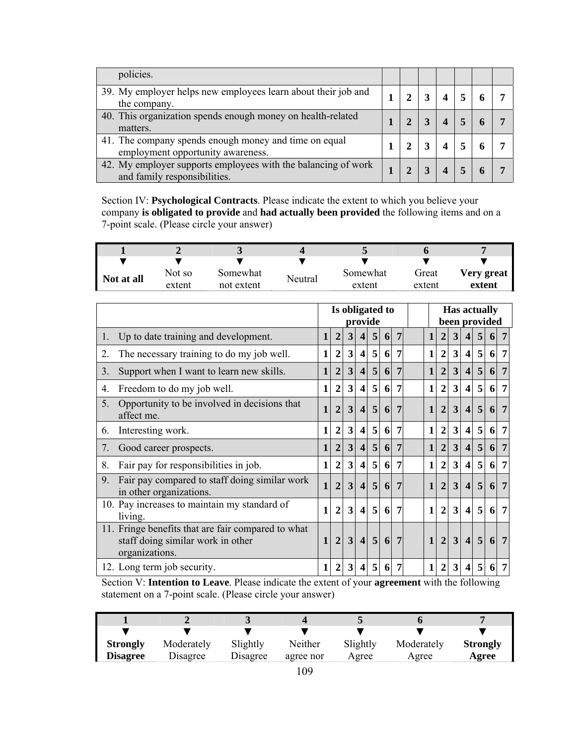| | | | | | | | |
|---|---|---|---|---|---|---|---|
| policies. | | | | | | | |
| 39. My employer helps new employees learn about their job and the company. | 1 | 2 | 3 | 4 | 5 | 6 | 7 |
| 40. This organization spends enough money on health-related matters. | 1 | 2 | 3 | 4 | 5 | 6 | 7 |
| 41. The company spends enough money and time on equal employment opportunity awareness. | 1 | 2 | 3 | 4 | 5 | 6 | 7 |
| 42. My employer supports employees with the balancing of work and family responsibilities. | 1 | 2 | 3 | 4 | 5 | 6 | 7 |

Section IV: **Psychological Contracts**. Please indicate the extent to which you believe your company **is obligated to provide** and **had actually been provided** the following items and on a 7-point scale. (Please circle your answer)

| 1 | 2 | 3 | 4 | 5 | 6 | 7 |
|---|---|---|---|---|---|---|
| ▼ | ▼ | ▼ | ▼ | ▼ | ▼ | ▼ |
| **Not at all** | Not so extent | Somewhat not extent | Neutral | Somewhat extent | Great extent | **Very great extent** |

| | **Is obligated to provide** | | | | | | | | **Has actually been provided** | | | | | | |
|---|---|---|---|---|---|---|---|---|---|---|---|---|---|---|---|
| 1. Up to date training and development. | 1 | 2 | 3 | 4 | 5 | 6 | 7 | | 1 | 2 | 3 | 4 | 5 | 6 | 7 |
| 2. The necessary training to do my job well. | 1 | 2 | 3 | 4 | 5 | 6 | 7 | | 1 | 2 | 3 | 4 | 5 | 6 | 7 |
| 3. Support when I want to learn new skills. | 1 | 2 | 3 | 4 | 5 | 6 | 7 | | 1 | 2 | 3 | 4 | 5 | 6 | 7 |
| 4. Freedom to do my job well. | 1 | 2 | 3 | 4 | 5 | 6 | 7 | | 1 | 2 | 3 | 4 | 5 | 6 | 7 |
| 5. Opportunity to be involved in decisions that affect me. | 1 | 2 | 3 | 4 | 5 | 6 | 7 | | 1 | 2 | 3 | 4 | 5 | 6 | 7 |
| 6. Interesting work. | 1 | 2 | 3 | 4 | 5 | 6 | 7 | | 1 | 2 | 3 | 4 | 5 | 6 | 7 |
| 7. Good career prospects. | 1 | 2 | 3 | 4 | 5 | 6 | 7 | | 1 | 2 | 3 | 4 | 5 | 6 | 7 |
| 8. Fair pay for responsibilities in job. | 1 | 2 | 3 | 4 | 5 | 6 | 7 | | 1 | 2 | 3 | 4 | 5 | 6 | 7 |
| 9. Fair pay compared to staff doing similar work in other organizations. | 1 | 2 | 3 | 4 | 5 | 6 | 7 | | 1 | 2 | 3 | 4 | 5 | 6 | 7 |
| 10. Pay increases to maintain my standard of living. | 1 | 2 | 3 | 4 | 5 | 6 | 7 | | 1 | 2 | 3 | 4 | 5 | 6 | 7 |
| 11. Fringe benefits that are fair compared to what staff doing similar work in other organizations. | 1 | 2 | 3 | 4 | 5 | 6 | 7 | | 1 | 2 | 3 | 4 | 5 | 6 | 7 |
| 12. Long term job security. | 1 | 2 | 3 | 4 | 5 | 6 | 7 | | 1 | 2 | 3 | 4 | 5 | 6 | 7 |

Section V: **Intention to Leave**. Please indicate the extent of your **agreement** with the following statement on a 7-point scale. (Please circle your answer)

| 1 | 2 | 3 | 4 | 5 | 6 | 7 |
|---|---|---|---|---|---|---|
| ▼ | ▼ | ▼ | ▼ | ▼ | ▼ | ▼ |
| **Strongly Disagree** | Moderately Disagree | Slightly Disagree | Neither agree nor | Slightly Agree | Moderately Agree | **Strongly Agree** |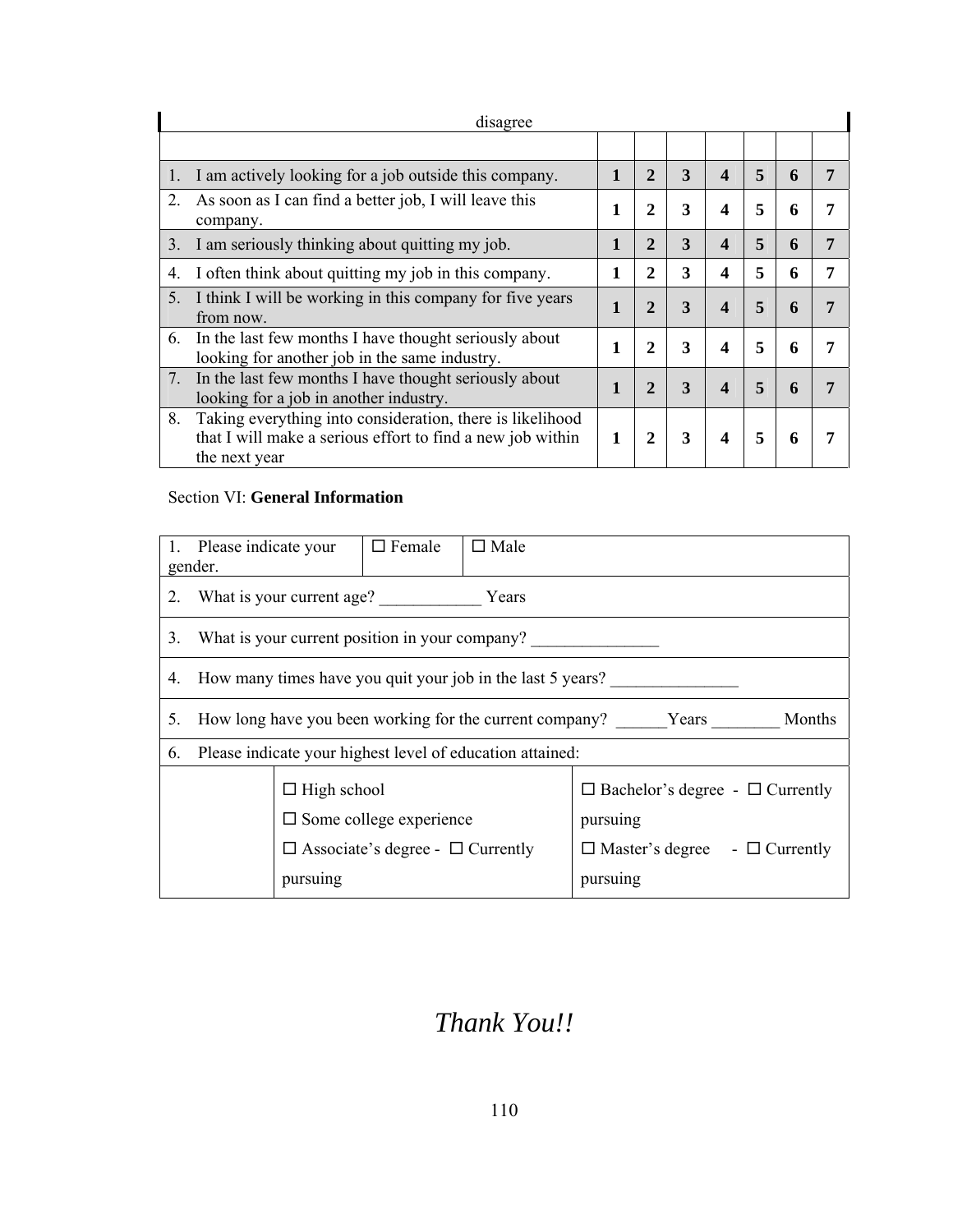| disagree | | | | | | | |
|---|---|---|---|---|---|---|---|
| | | | | | | | |
| 1. I am actively looking for a job outside this company. | **1** | **2** | **3** | **4** | **5** | **6** | **7** |
| 2. As soon as I can find a better job, I will leave this company. | **1** | **2** | **3** | **4** | **5** | **6** | **7** |
| 3. I am seriously thinking about quitting my job. | **1** | **2** | **3** | **4** | **5** | **6** | **7** |
| 4. I often think about quitting my job in this company. | **1** | **2** | **3** | **4** | **5** | **6** | **7** |
| 5. I think I will be working in this company for five years from now. | **1** | **2** | **3** | **4** | **5** | **6** | **7** |
| 6. In the last few months I have thought seriously about looking for another job in the same industry. | **1** | **2** | **3** | **4** | **5** | **6** | **7** |
| 7. In the last few months I have thought seriously about looking for a job in another industry. | **1** | **2** | **3** | **4** | **5** | **6** | **7** |
| 8. Taking everything into consideration, there is likelihood that I will make a serious effort to find a new job within the next year | **1** | **2** | **3** | **4** | **5** | **6** | **7** |

Section VI: **General Information**

| 1. Please indicate your gender. | ☐ Female | ☐ Male |
|---|---|---|
| 2. What is your current age? ____________ Years | | |
| 3. What is your current position in your company? _______________ | | |
| 4. How many times have you quit your job in the last 5 years? _______________ | | |
| 5. How long have you been working for the current company? ______Years ________ Months | | |
| 6. Please indicate your highest level of education attained: | | |
| | ☐ High school<br>☐ Some college experience<br>☐ Associate's degree - ☐ Currently pursuing | ☐ Bachelor's degree - ☐ Currently pursuing<br>☐ Master's degree - ☐ Currently pursuing |

*Thank You!!*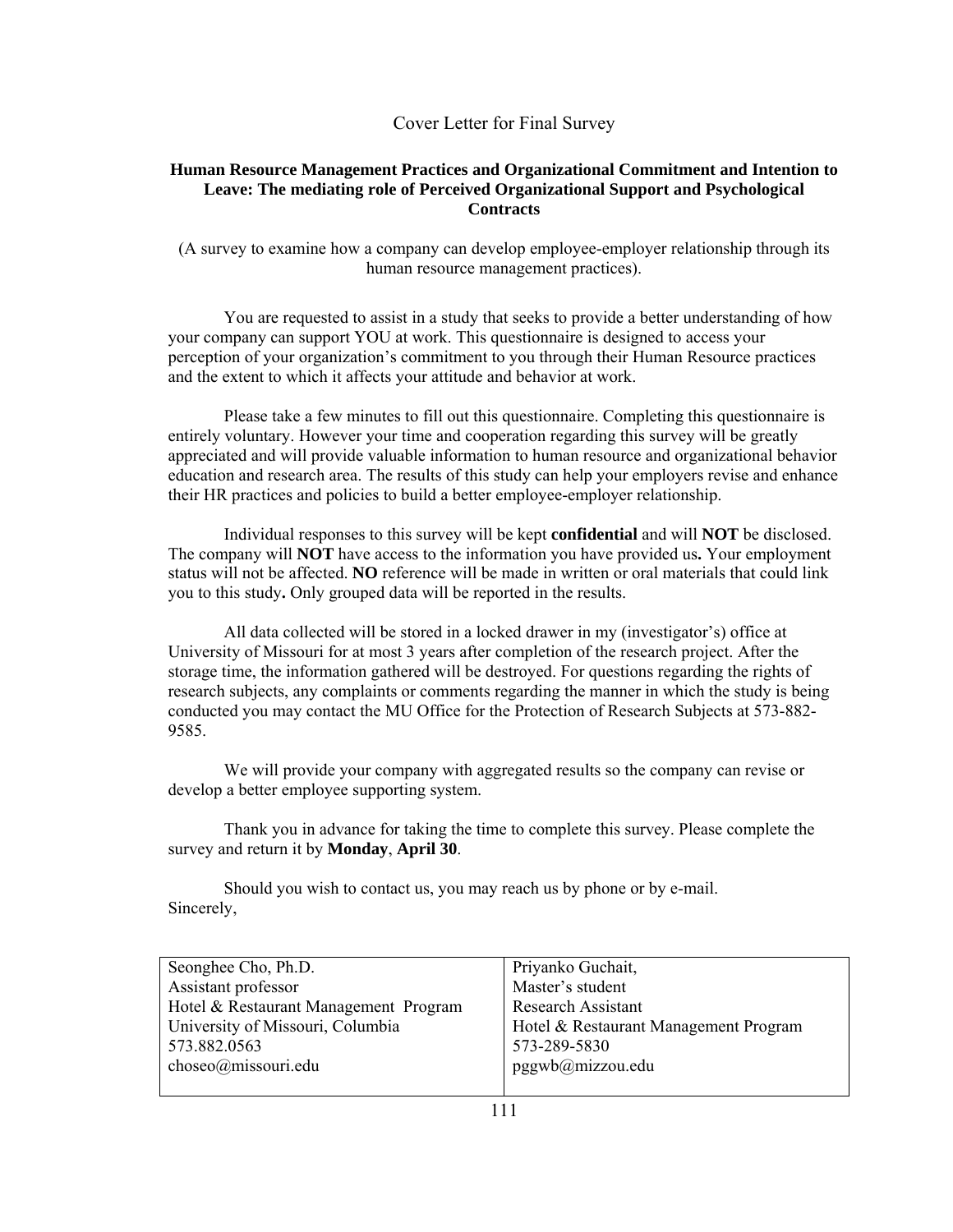Cover Letter for Final Survey

**Human Resource Management Practices and Organizational Commitment and Intention to Leave: The mediating role of Perceived Organizational Support and Psychological Contracts**

(A survey to examine how a company can develop employee-employer relationship through its human resource management practices).

You are requested to assist in a study that seeks to provide a better understanding of how your company can support YOU at work. This questionnaire is designed to access your perception of your organization's commitment to you through their Human Resource practices and the extent to which it affects your attitude and behavior at work.

Please take a few minutes to fill out this questionnaire. Completing this questionnaire is entirely voluntary. However your time and cooperation regarding this survey will be greatly appreciated and will provide valuable information to human resource and organizational behavior education and research area. The results of this study can help your employers revise and enhance their HR practices and policies to build a better employee-employer relationship.

Individual responses to this survey will be kept **confidential** and will **NOT** be disclosed. The company will **NOT** have access to the information you have provided us**.** Your employment status will not be affected. **NO** reference will be made in written or oral materials that could link you to this study**.** Only grouped data will be reported in the results.

All data collected will be stored in a locked drawer in my (investigator's) office at University of Missouri for at most 3 years after completion of the research project. After the storage time, the information gathered will be destroyed. For questions regarding the rights of research subjects, any complaints or comments regarding the manner in which the study is being conducted you may contact the MU Office for the Protection of Research Subjects at 573-882-9585.

We will provide your company with aggregated results so the company can revise or develop a better employee supporting system.

Thank you in advance for taking the time to complete this survey. Please complete the survey and return it by **Monday**, **April 30**.

Should you wish to contact us, you may reach us by phone or by e-mail.
Sincerely,

| Seonghee Cho, Ph.D.<br>Assistant professor<br>Hotel & Restaurant Management Program<br>University of Missouri, Columbia<br>573.882.0563<br>choseo@missouri.edu | Priyanko Guchait,<br>Master's student<br>Research Assistant<br>Hotel & Restaurant Management Program<br>573-289-5830<br>pggwb@mizzou.edu |
|---|---|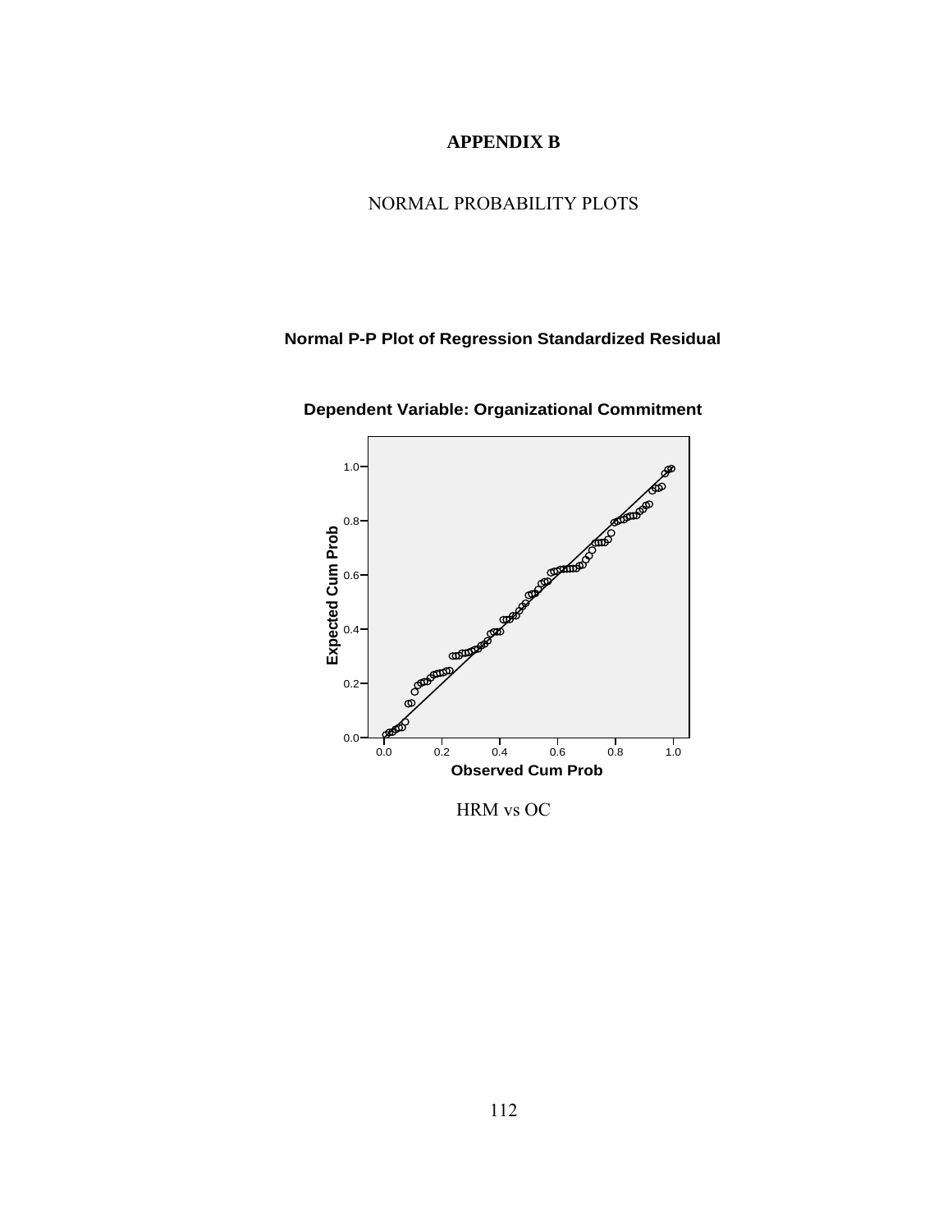# APPENDIX B

## NORMAL PROBABILITY PLOTS

**Normal P-P Plot of Regression Standardized Residual**

**Dependent Variable: Organizational Commitment**

HRM vs OC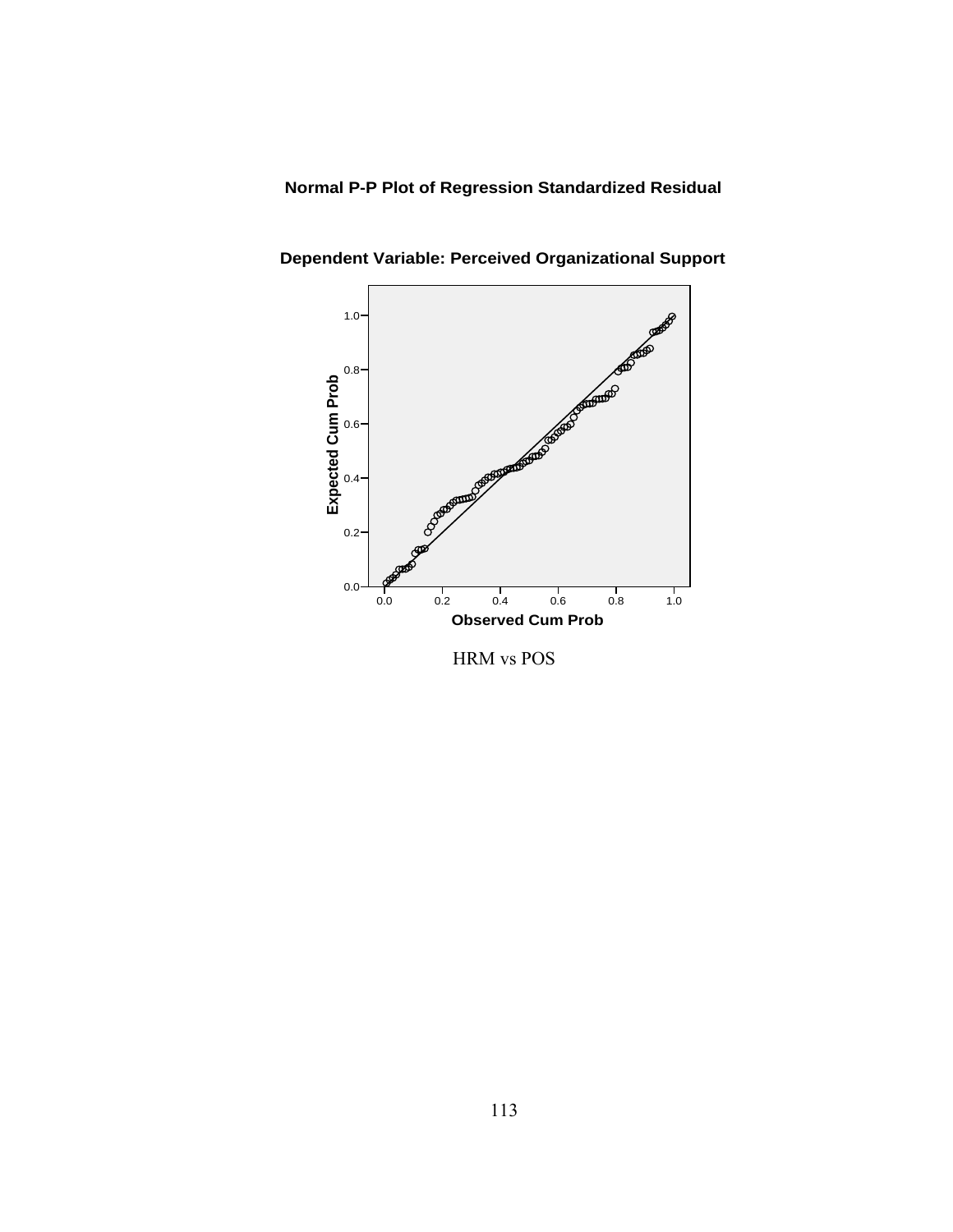**Normal P-P Plot of Regression Standardized Residual**

**Dependent Variable: Perceived Organizational Support**

HRM vs POS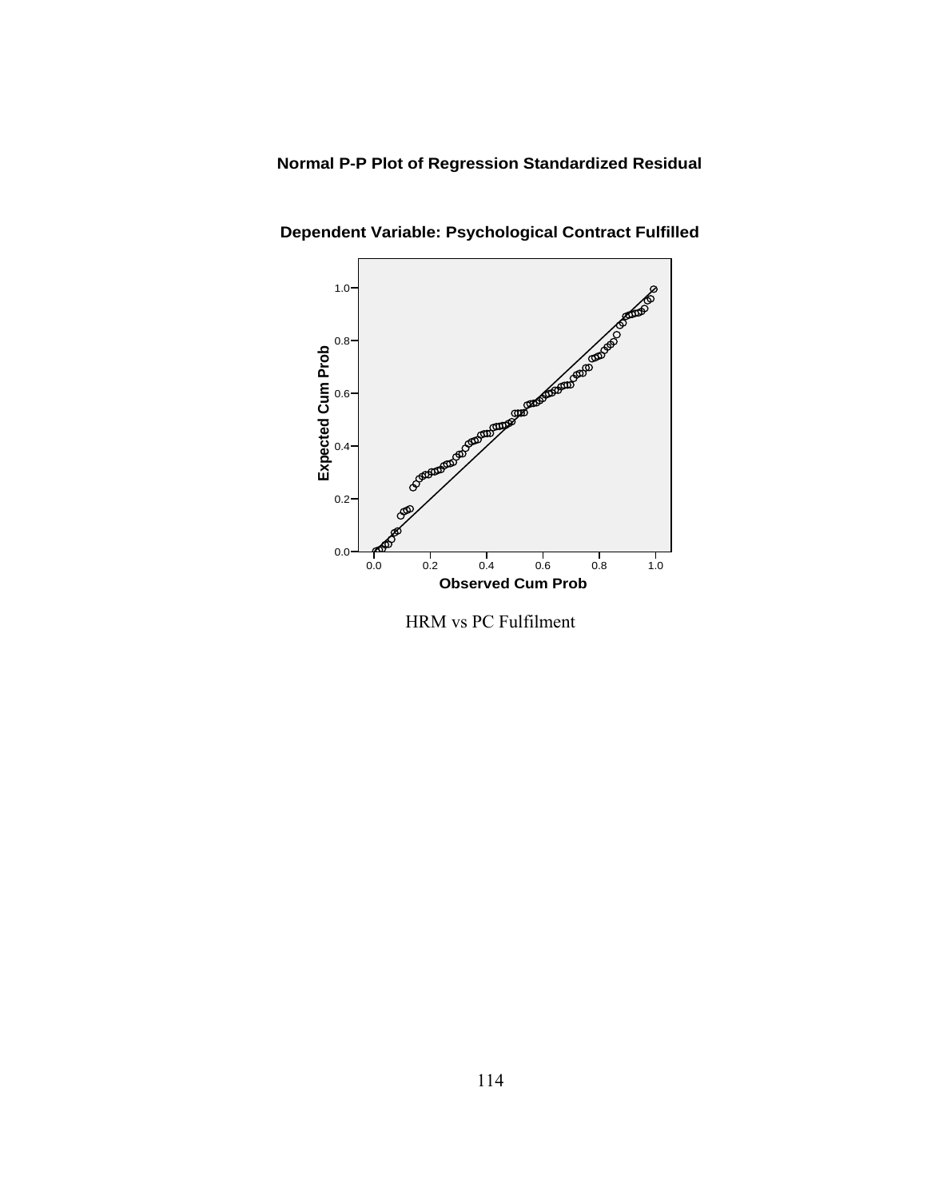**Normal P-P Plot of Regression Standardized Residual**

**Dependent Variable: Psychological Contract Fulfilled**

HRM vs PC Fulfilment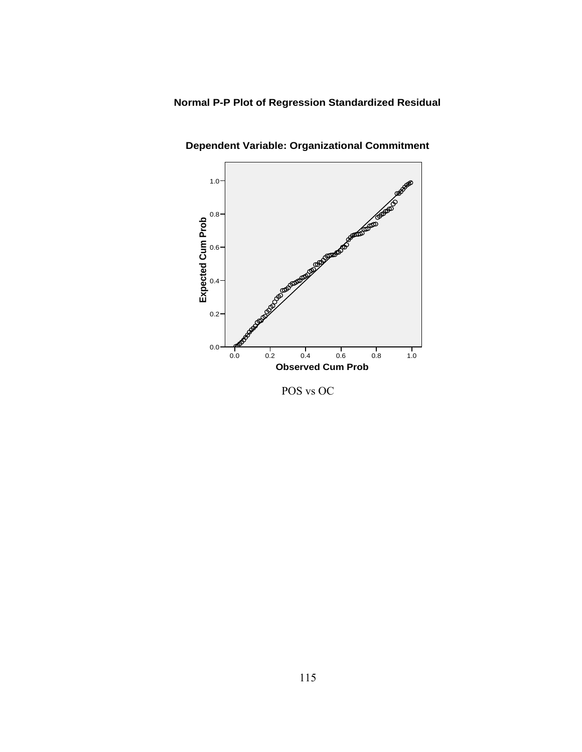**Normal P-P Plot of Regression Standardized Residual**

**Dependent Variable: Organizational Commitment**

POS vs OC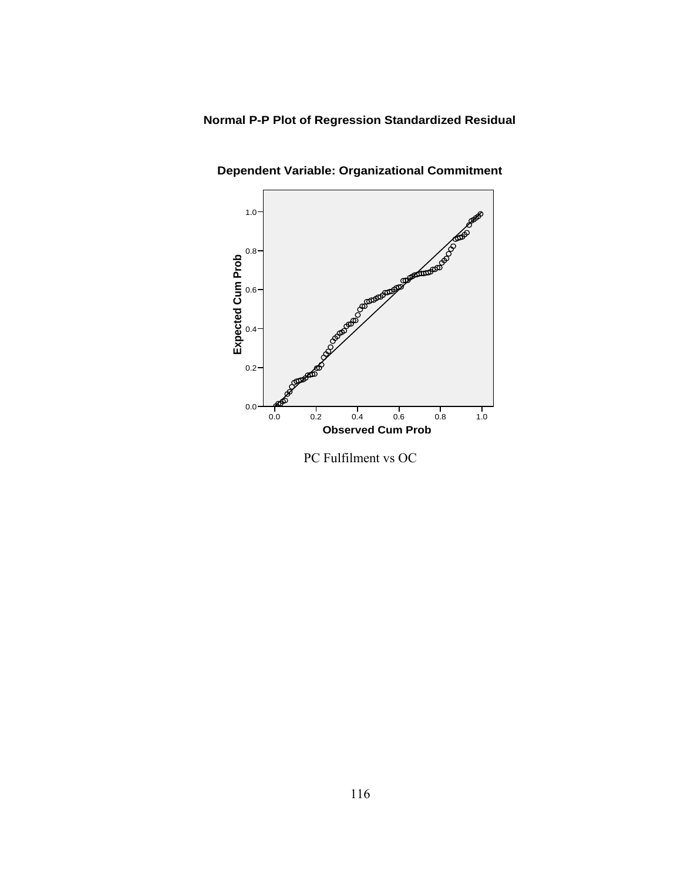**Normal P-P Plot of Regression Standardized Residual**

**Dependent Variable: Organizational Commitment**

PC Fulfilment vs OC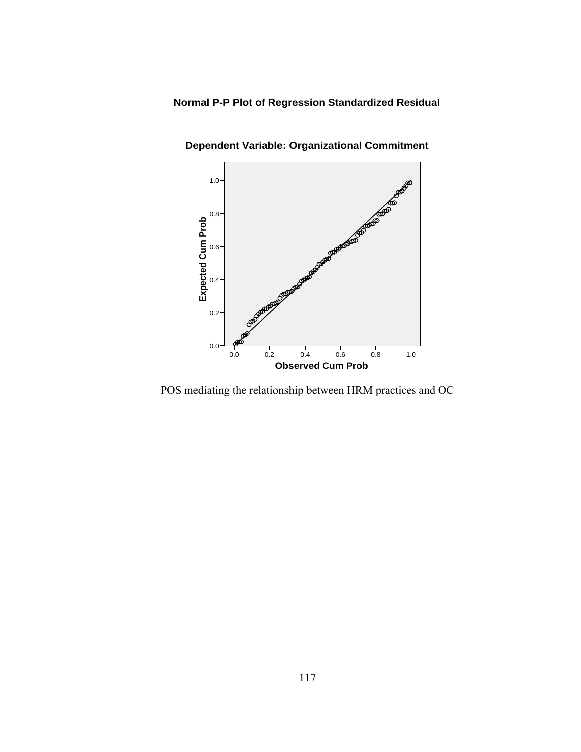**Normal P-P Plot of Regression Standardized Residual**

**Dependent Variable: Organizational Commitment**

POS mediating the relationship between HRM practices and OC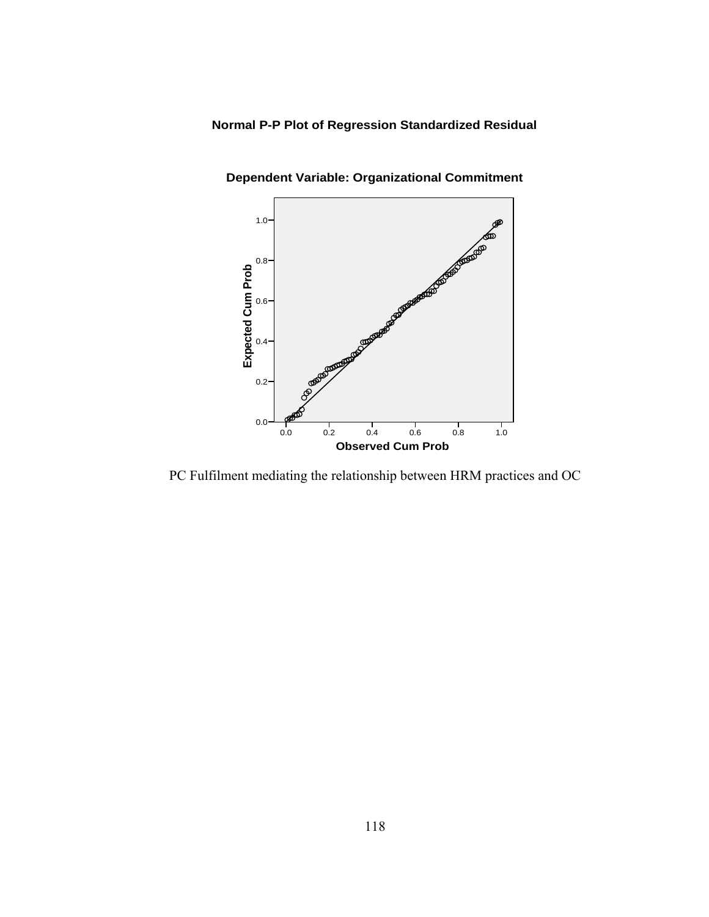**Normal P-P Plot of Regression Standardized Residual**

**Dependent Variable: Organizational Commitment**

PC Fulfilment mediating the relationship between HRM practices and OC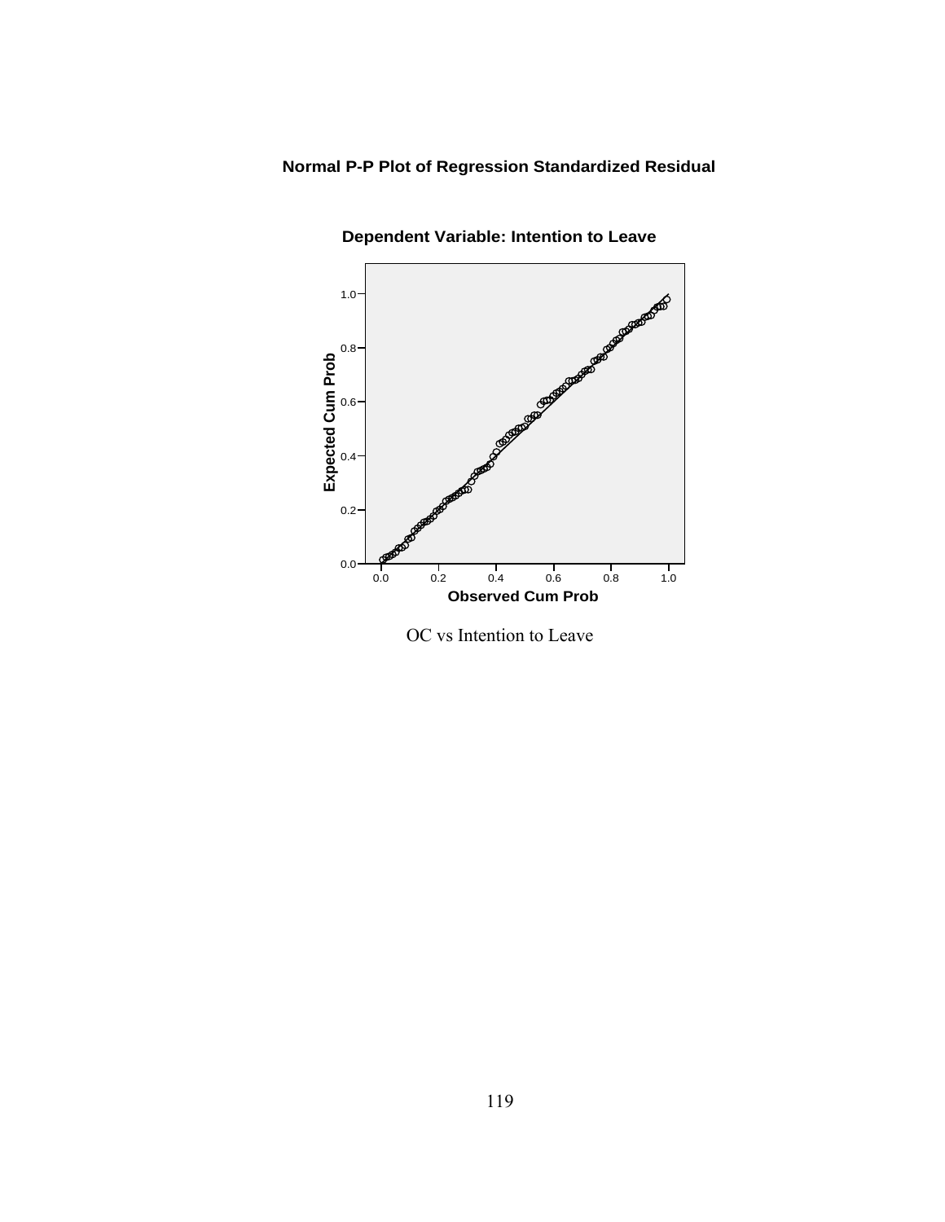**Normal P-P Plot of Regression Standardized Residual**

**Dependent Variable: Intention to Leave**

OC vs Intention to Leave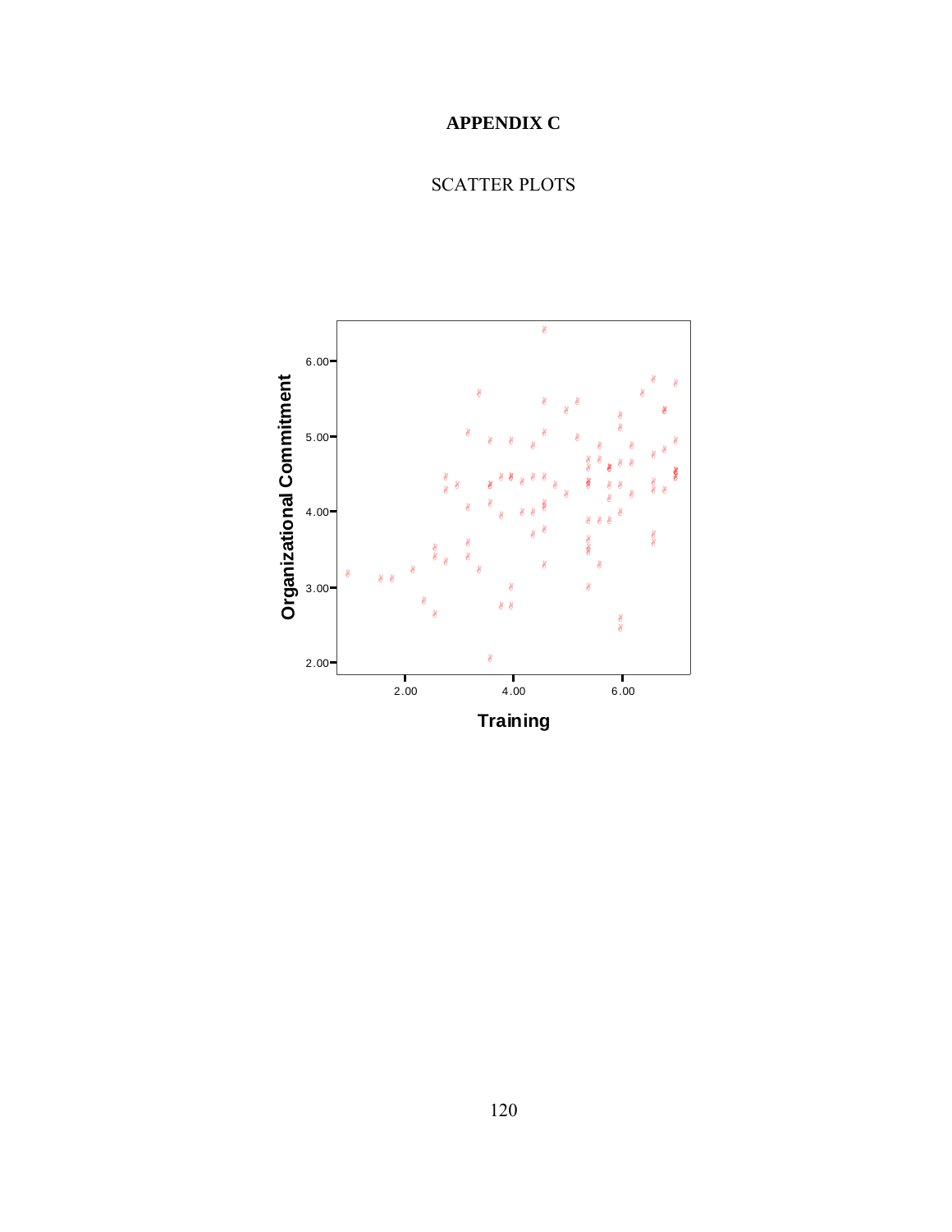# APPENDIX C

## SCATTER PLOTS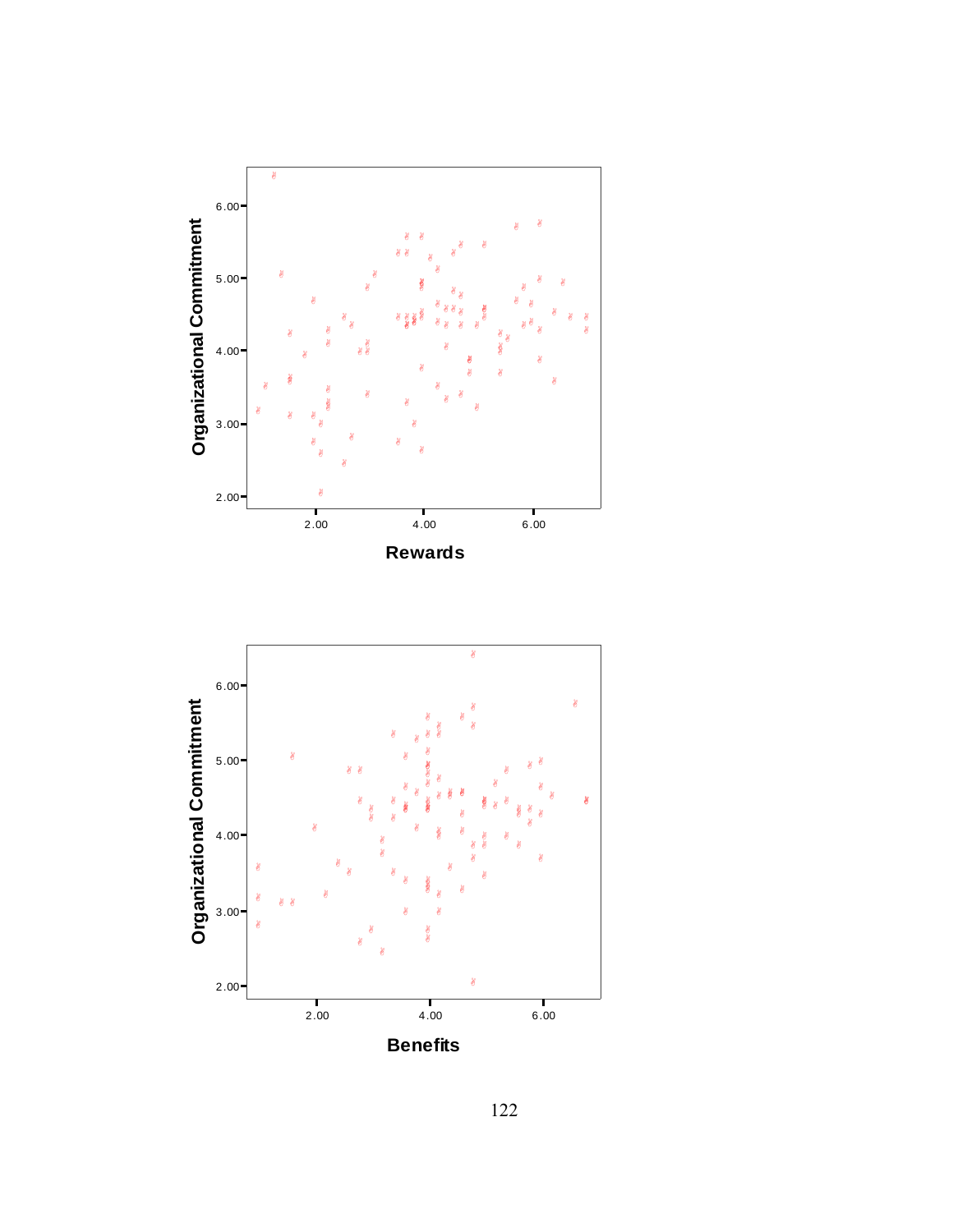Organizational Commitment

6.00
5.00
4.00
3.00
2.00

2.00 4.00 6.00

**Rewards**

Organizational Commitment

6.00
5.00
4.00
3.00
2.00

2.00 4.00 6.00

**Benefits**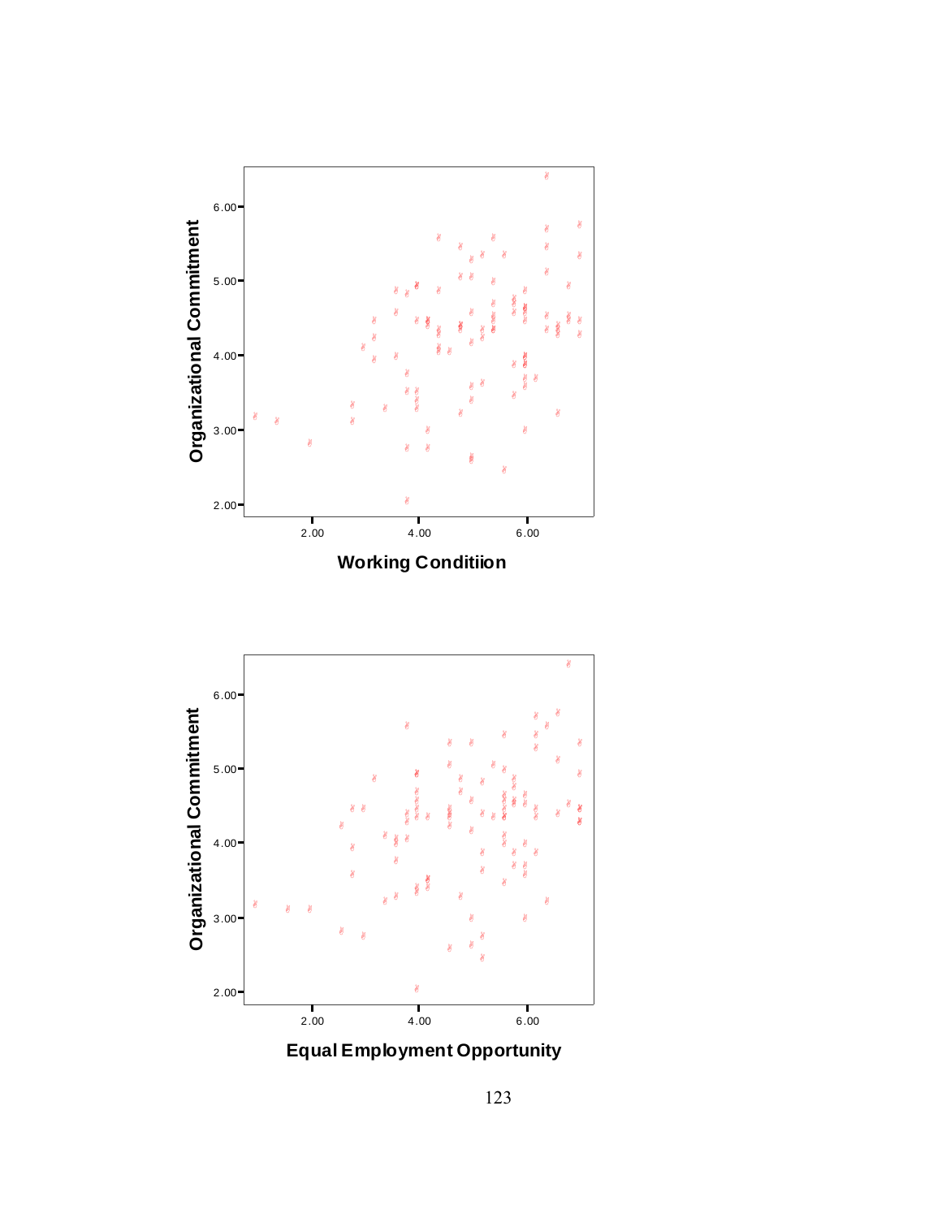Organizational Commitment

Working Conditiion

Organizational Commitment

Equal Employment Opportunity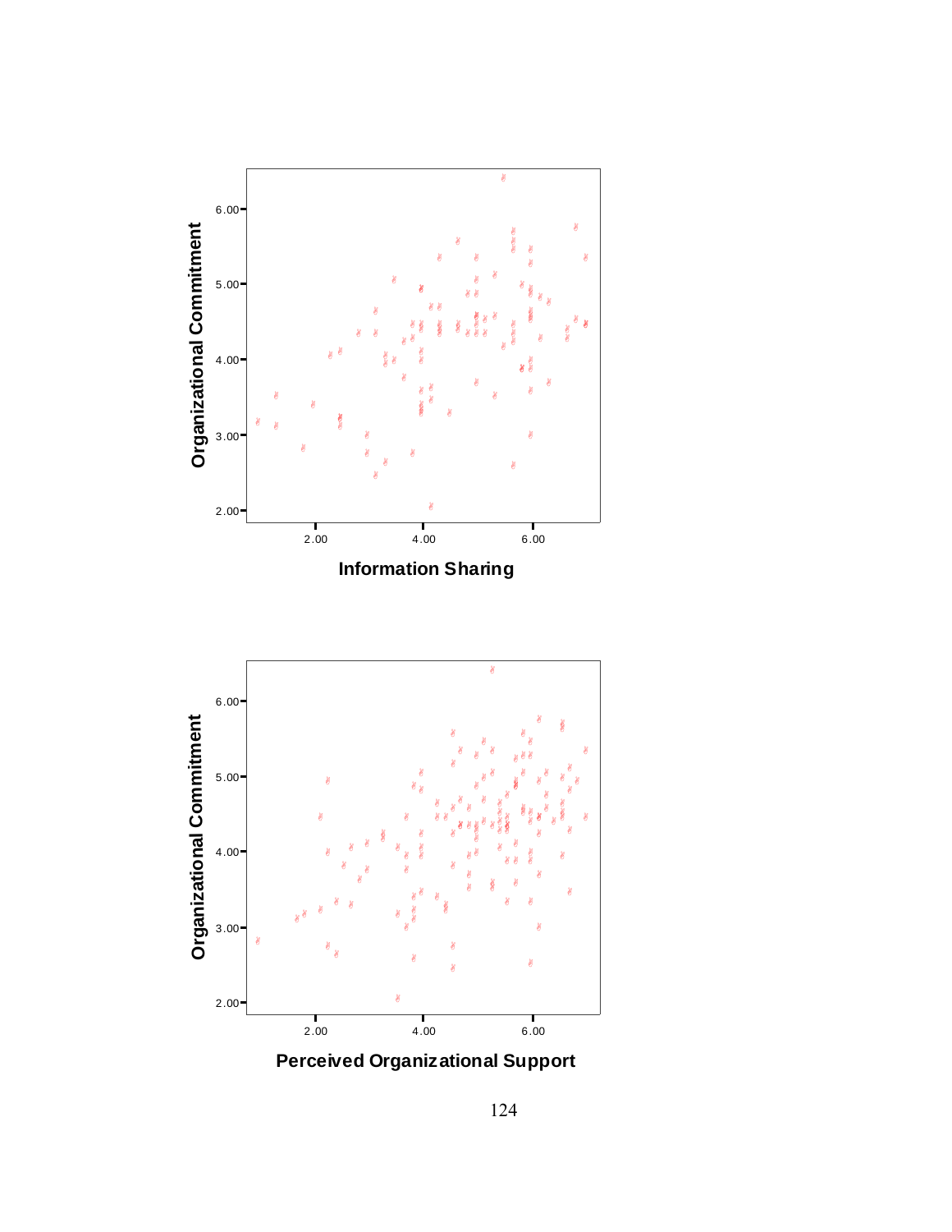Organizational Commitment

6.00
5.00
4.00
3.00
2.00

2.00 4.00 6.00

**Information Sharing**

Organizational Commitment

6.00
5.00
4.00
3.00
2.00

2.00 4.00 6.00

**Perceived Organizational Support**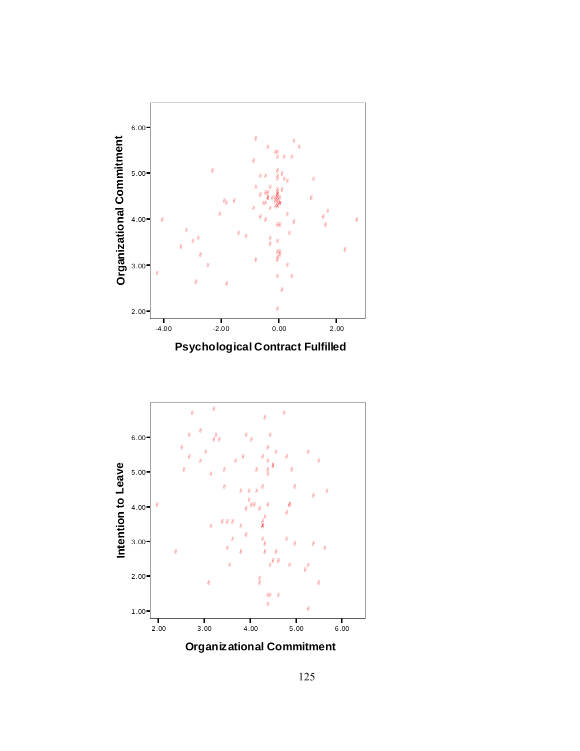Organizational Commitment

6.00
5.00
4.00
3.00
2.00

-4.00 -2.00 0.00 2.00

Psychological Contract Fulfilled

Intention to Leave

6.00
5.00
4.00
3.00
2.00
1.00

2.00 3.00 4.00 5.00 6.00

Organizational Commitment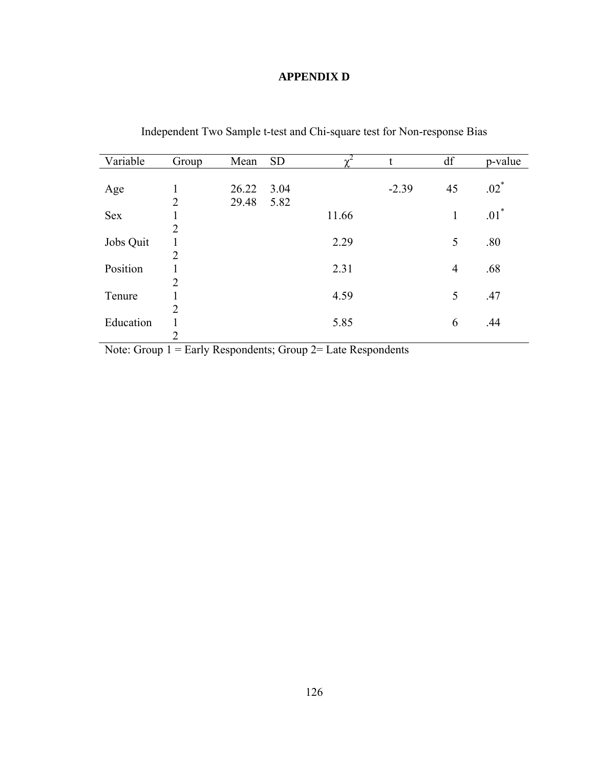# APPENDIX D

Independent Two Sample t-test and Chi-square test for Non-response Bias

| Variable | Group | Mean | SD | $\chi^2$ | t | df | p-value |
|---|---|---|---|---|---|---|---|
| Age | 1 | 26.22 | 3.04 | | -2.39 | 45 | .02* |
| | 2 | 29.48 | 5.82 | | | | |
| Sex | 1 | | | 11.66 | | 1 | .01* |
| | 2 | | | | | | |
| Jobs Quit | 1 | | | 2.29 | | 5 | .80 |
| | 2 | | | | | | |
| Position | 1 | | | 2.31 | | 4 | .68 |
| | 2 | | | | | | |
| Tenure | 1 | | | 4.59 | | 5 | .47 |
| | 2 | | | | | | |
| Education | 1 | | | 5.85 | | 6 | .44 |
| | 2 | | | | | | |

Note: Group 1 = Early Respondents; Group 2= Late Respondents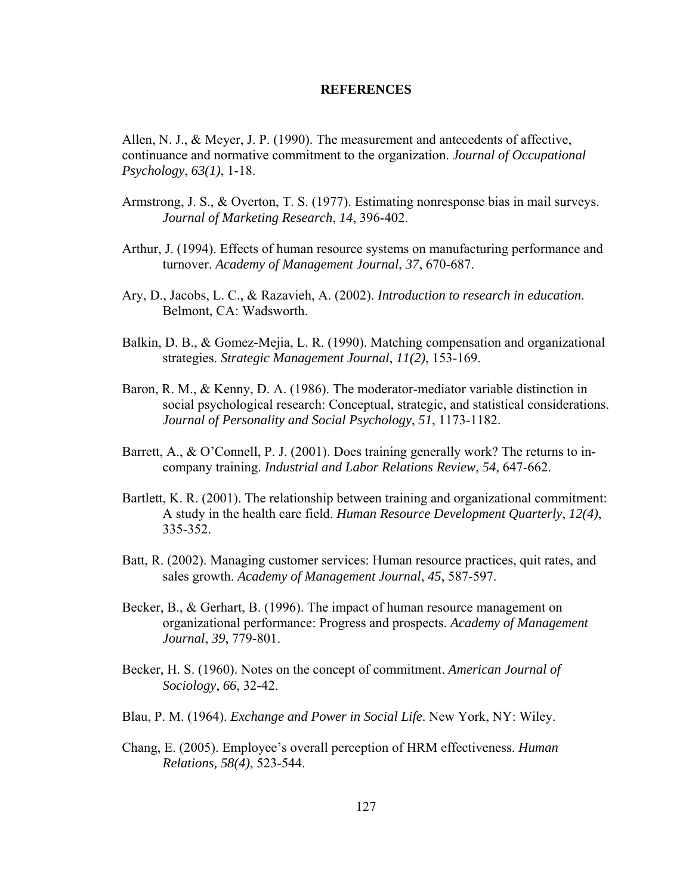# REFERENCES

Allen, N. J., & Meyer, J. P. (1990). The measurement and antecedents of affective, continuance and normative commitment to the organization. *Journal of Occupational Psychology*, *63(1)*, 1-18.

Armstrong, J. S., & Overton, T. S. (1977). Estimating nonresponse bias in mail surveys. *Journal of Marketing Research*, *14*, 396-402.

Arthur, J. (1994). Effects of human resource systems on manufacturing performance and turnover. *Academy of Management Journal*, *37*, 670-687.

Ary, D., Jacobs, L. C., & Razavieh, A. (2002). *Introduction to research in education*. Belmont, CA: Wadsworth.

Balkin, D. B., & Gomez-Mejia, L. R. (1990). Matching compensation and organizational strategies. *Strategic Management Journal*, *11(2)*, 153-169.

Baron, R. M., & Kenny, D. A. (1986). The moderator-mediator variable distinction in social psychological research: Conceptual, strategic, and statistical considerations. *Journal of Personality and Social Psychology*, *51*, 1173-1182.

Barrett, A., & O'Connell, P. J. (2001). Does training generally work? The returns to in-company training. *Industrial and Labor Relations Review*, *54*, 647-662.

Bartlett, K. R. (2001). The relationship between training and organizational commitment: A study in the health care field. *Human Resource Development Quarterly*, *12(4)*, 335-352.

Batt, R. (2002). Managing customer services: Human resource practices, quit rates, and sales growth. *Academy of Management Journal*, *45*, 587-597.

Becker, B., & Gerhart, B. (1996). The impact of human resource management on organizational performance: Progress and prospects. *Academy of Management Journal*, *39*, 779-801.

Becker, H. S. (1960). Notes on the concept of commitment. *American Journal of Sociology*, *66*, 32-42.

Blau, P. M. (1964). *Exchange and Power in Social Life*. New York, NY: Wiley.

Chang, E. (2005). Employee's overall perception of HRM effectiveness. *Human Relations, 58(4)*, 523-544.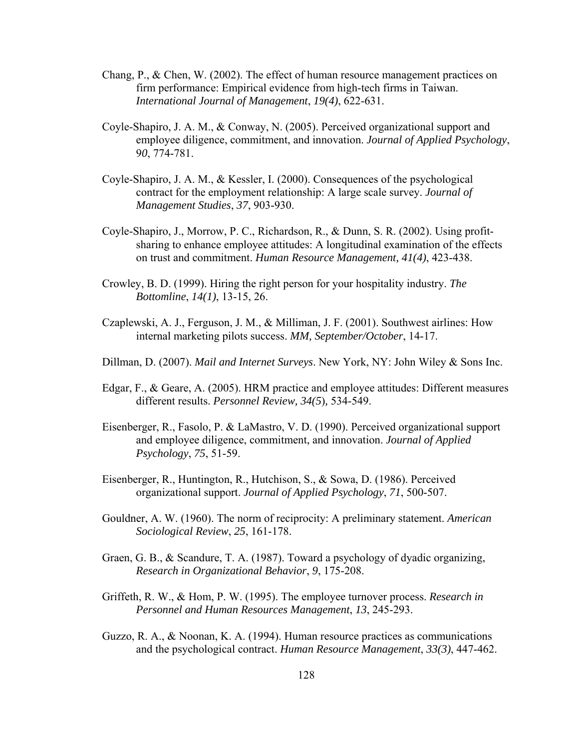Chang, P., & Chen, W. (2002). The effect of human resource management practices on firm performance: Empirical evidence from high-tech firms in Taiwan. *International Journal of Management*, *19(4)*, 622-631.

Coyle-Shapiro, J. A. M., & Conway, N. (2005). Perceived organizational support and employee diligence, commitment, and innovation. *Journal of Applied Psychology*, *90*, 774-781.

Coyle-Shapiro, J. A. M., & Kessler, I. (2000). Consequences of the psychological contract for the employment relationship: A large scale survey. *Journal of Management Studies*, *37*, 903-930.

Coyle-Shapiro, J., Morrow, P. C., Richardson, R., & Dunn, S. R. (2002). Using profit-sharing to enhance employee attitudes: A longitudinal examination of the effects on trust and commitment. *Human Resource Management, 41(4)*, 423-438.

Crowley, B. D. (1999). Hiring the right person for your hospitality industry. *The Bottomline*, *14(1)*, 13-15, 26.

Czaplewski, A. J., Ferguson, J. M., & Milliman, J. F. (2001). Southwest airlines: How internal marketing pilots success. *MM, September/October*, 14-17.

Dillman, D. (2007). *Mail and Internet Surveys*. New York, NY: John Wiley & Sons Inc.

Edgar, F., & Geare, A. (2005). HRM practice and employee attitudes: Different measures different results. *Personnel Review, 34(5*), 534-549.

Eisenberger, R., Fasolo, P. & LaMastro, V. D. (1990). Perceived organizational support and employee diligence, commitment, and innovation. *Journal of Applied Psychology*, *75*, 51-59.

Eisenberger, R., Huntington, R., Hutchison, S., & Sowa, D. (1986). Perceived organizational support. *Journal of Applied Psychology*, *71*, 500-507.

Gouldner, A. W. (1960). The norm of reciprocity: A preliminary statement. *American Sociological Review*, *25*, 161-178.

Graen, G. B., & Scandure, T. A. (1987). Toward a psychology of dyadic organizing, *Research in Organizational Behavior*, *9*, 175-208.

Griffeth, R. W., & Hom, P. W. (1995). The employee turnover process. *Research in Personnel and Human Resources Management*, *13*, 245-293.

Guzzo, R. A., & Noonan, K. A. (1994). Human resource practices as communications and the psychological contract. *Human Resource Management*, *33(3)*, 447-462.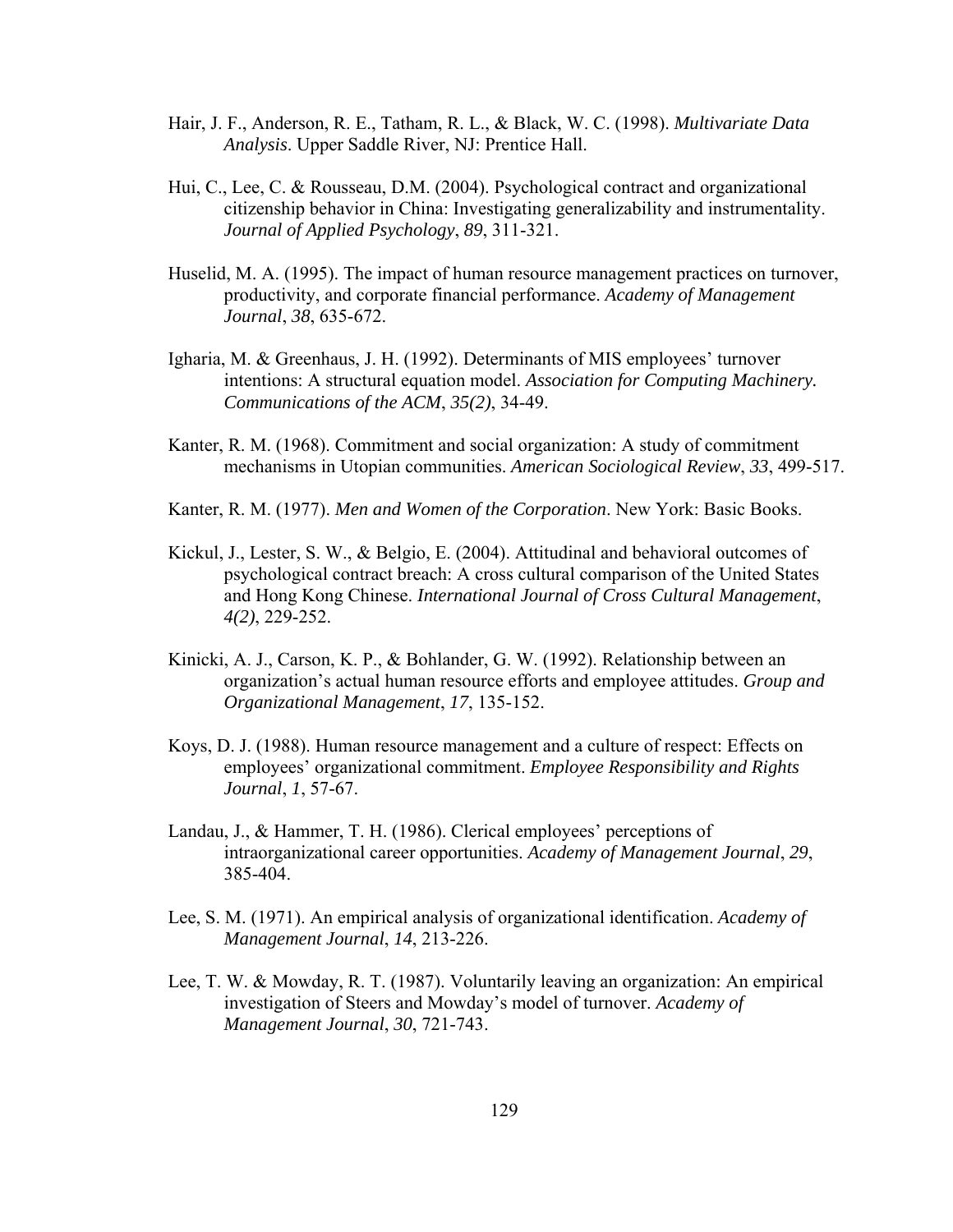Hair, J. F., Anderson, R. E., Tatham, R. L., & Black, W. C. (1998). *Multivariate Data Analysis*. Upper Saddle River, NJ: Prentice Hall.

Hui, C., Lee, C. & Rousseau, D.M. (2004). Psychological contract and organizational citizenship behavior in China: Investigating generalizability and instrumentality. *Journal of Applied Psychology*, *89*, 311-321.

Huselid, M. A. (1995). The impact of human resource management practices on turnover, productivity, and corporate financial performance. *Academy of Management Journal*, *38*, 635-672.

Igharia, M. & Greenhaus, J. H. (1992). Determinants of MIS employees' turnover intentions: A structural equation model. *Association for Computing Machinery. Communications of the ACM*, *35(2)*, 34-49.

Kanter, R. M. (1968). Commitment and social organization: A study of commitment mechanisms in Utopian communities. *American Sociological Review*, *33*, 499-517.

Kanter, R. M. (1977). *Men and Women of the Corporation*. New York: Basic Books.

Kickul, J., Lester, S. W., & Belgio, E. (2004). Attitudinal and behavioral outcomes of psychological contract breach: A cross cultural comparison of the United States and Hong Kong Chinese. *International Journal of Cross Cultural Management*, *4(2)*, 229-252.

Kinicki, A. J., Carson, K. P., & Bohlander, G. W. (1992). Relationship between an organization's actual human resource efforts and employee attitudes. *Group and Organizational Management*, *17*, 135-152.

Koys, D. J. (1988). Human resource management and a culture of respect: Effects on employees' organizational commitment. *Employee Responsibility and Rights Journal*, *1*, 57-67.

Landau, J., & Hammer, T. H. (1986). Clerical employees' perceptions of intraorganizational career opportunities. *Academy of Management Journal*, *29*, 385-404.

Lee, S. M. (1971). An empirical analysis of organizational identification. *Academy of Management Journal*, *14*, 213-226.

Lee, T. W. & Mowday, R. T. (1987). Voluntarily leaving an organization: An empirical investigation of Steers and Mowday's model of turnover. *Academy of Management Journal*, *30*, 721-743.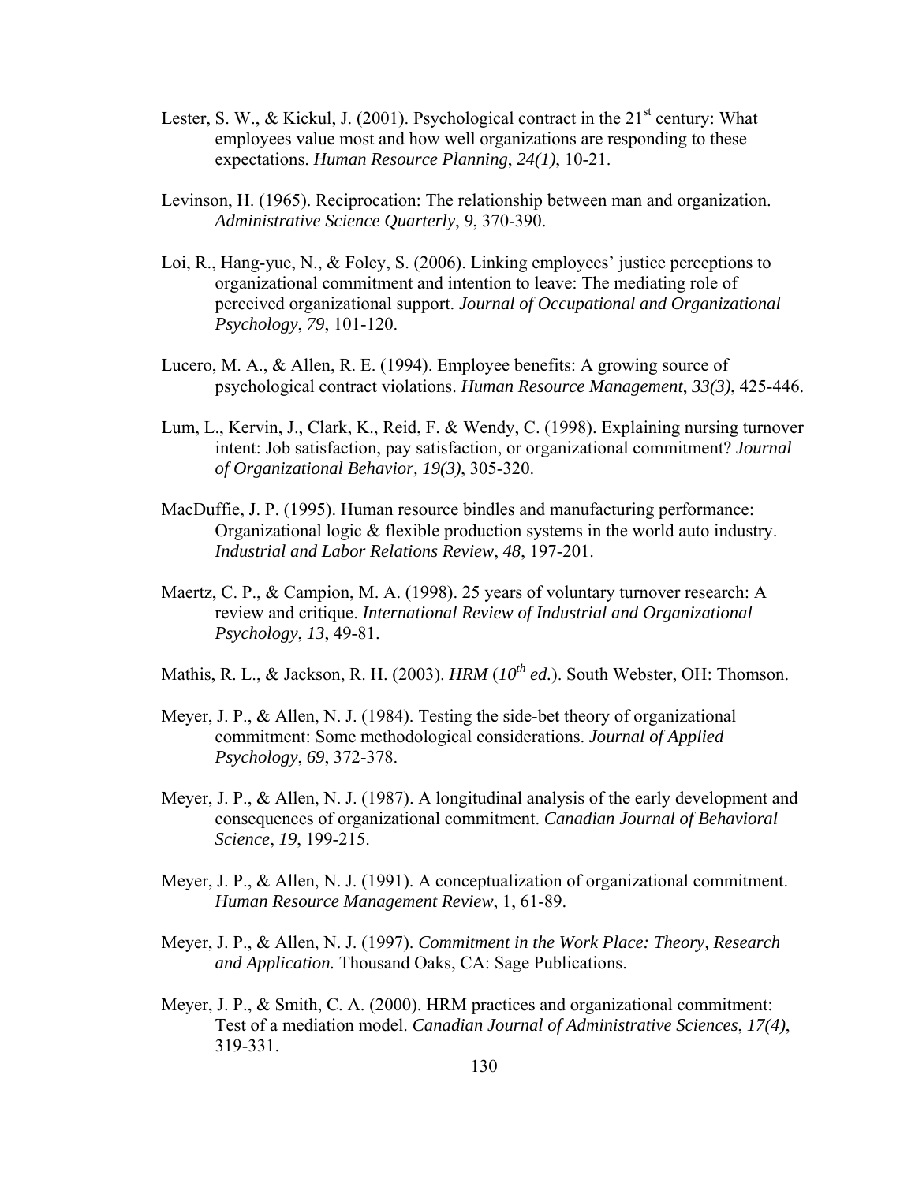Lester, S. W., & Kickul, J. (2001). Psychological contract in the 21st century: What employees value most and how well organizations are responding to these expectations. *Human Resource Planning*, *24(1)*, 10-21.

Levinson, H. (1965). Reciprocation: The relationship between man and organization. *Administrative Science Quarterly*, *9*, 370-390.

Loi, R., Hang-yue, N., & Foley, S. (2006). Linking employees' justice perceptions to organizational commitment and intention to leave: The mediating role of perceived organizational support. *Journal of Occupational and Organizational Psychology*, *79*, 101-120.

Lucero, M. A., & Allen, R. E. (1994). Employee benefits: A growing source of psychological contract violations. *Human Resource Management*, *33(3)*, 425-446.

Lum, L., Kervin, J., Clark, K., Reid, F. & Wendy, C. (1998). Explaining nursing turnover intent: Job satisfaction, pay satisfaction, or organizational commitment? *Journal of Organizational Behavior, 19(3)*, 305-320.

MacDuffie, J. P. (1995). Human resource bindles and manufacturing performance: Organizational logic & flexible production systems in the world auto industry. *Industrial and Labor Relations Review*, *48*, 197-201.

Maertz, C. P., & Campion, M. A. (1998). 25 years of voluntary turnover research: A review and critique. *International Review of Industrial and Organizational Psychology*, *13*, 49-81.

Mathis, R. L., & Jackson, R. H. (2003). *HRM* (*10th ed.*). South Webster, OH: Thomson.

Meyer, J. P., & Allen, N. J. (1984). Testing the side-bet theory of organizational commitment: Some methodological considerations. *Journal of Applied Psychology*, *69*, 372-378.

Meyer, J. P., & Allen, N. J. (1987). A longitudinal analysis of the early development and consequences of organizational commitment. *Canadian Journal of Behavioral Science*, *19*, 199-215.

Meyer, J. P., & Allen, N. J. (1991). A conceptualization of organizational commitment. *Human Resource Management Review*, 1, 61-89.

Meyer, J. P., & Allen, N. J. (1997). *Commitment in the Work Place: Theory, Research and Application.* Thousand Oaks, CA: Sage Publications.

Meyer, J. P., & Smith, C. A. (2000). HRM practices and organizational commitment: Test of a mediation model. *Canadian Journal of Administrative Sciences*, *17(4)*, 319-331.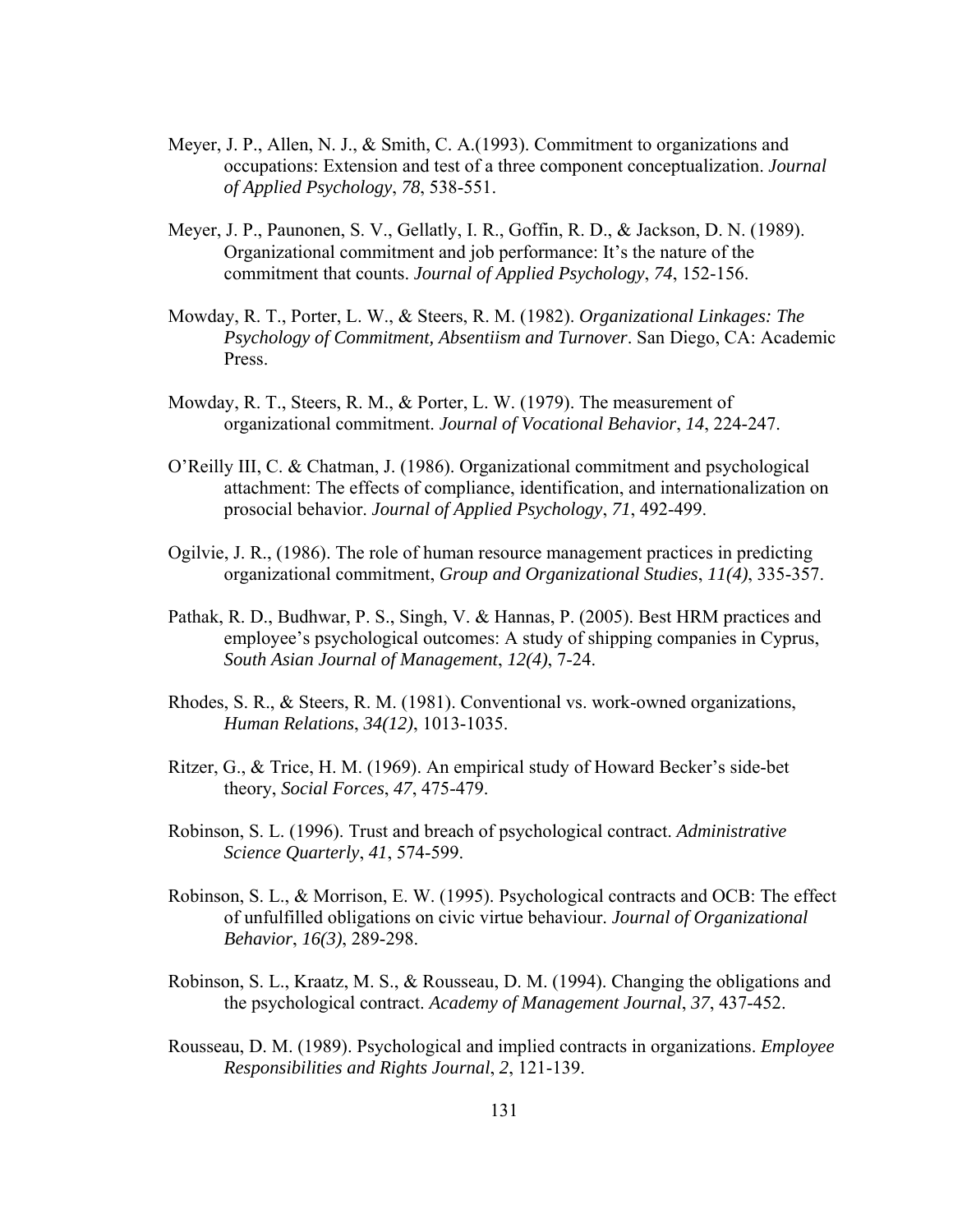Meyer, J. P., Allen, N. J., & Smith, C. A.(1993). Commitment to organizations and occupations: Extension and test of a three component conceptualization. *Journal of Applied Psychology*, *78*, 538-551.

Meyer, J. P., Paunonen, S. V., Gellatly, I. R., Goffin, R. D., & Jackson, D. N. (1989). Organizational commitment and job performance: It's the nature of the commitment that counts. *Journal of Applied Psychology*, *74*, 152-156.

Mowday, R. T., Porter, L. W., & Steers, R. M. (1982). *Organizational Linkages: The Psychology of Commitment, Absentiism and Turnover*. San Diego, CA: Academic Press.

Mowday, R. T., Steers, R. M., & Porter, L. W. (1979). The measurement of organizational commitment. *Journal of Vocational Behavior*, *14*, 224-247.

O'Reilly III, C. & Chatman, J. (1986). Organizational commitment and psychological attachment: The effects of compliance, identification, and internationalization on prosocial behavior. *Journal of Applied Psychology*, *71*, 492-499.

Ogilvie, J. R., (1986). The role of human resource management practices in predicting organizational commitment, *Group and Organizational Studies*, *11(4)*, 335-357.

Pathak, R. D., Budhwar, P. S., Singh, V. & Hannas, P. (2005). Best HRM practices and employee's psychological outcomes: A study of shipping companies in Cyprus, *South Asian Journal of Management*, *12(4)*, 7-24.

Rhodes, S. R., & Steers, R. M. (1981). Conventional vs. work-owned organizations, *Human Relations*, *34(12)*, 1013-1035.

Ritzer, G., & Trice, H. M. (1969). An empirical study of Howard Becker's side-bet theory, *Social Forces*, *47*, 475-479.

Robinson, S. L. (1996). Trust and breach of psychological contract. *Administrative Science Quarterly*, *41*, 574-599.

Robinson, S. L., & Morrison, E. W. (1995). Psychological contracts and OCB: The effect of unfulfilled obligations on civic virtue behaviour. *Journal of Organizational Behavior*, *16(3)*, 289-298.

Robinson, S. L., Kraatz, M. S., & Rousseau, D. M. (1994). Changing the obligations and the psychological contract. *Academy of Management Journal*, *37*, 437-452.

Rousseau, D. M. (1989). Psychological and implied contracts in organizations. *Employee Responsibilities and Rights Journal*, *2*, 121-139.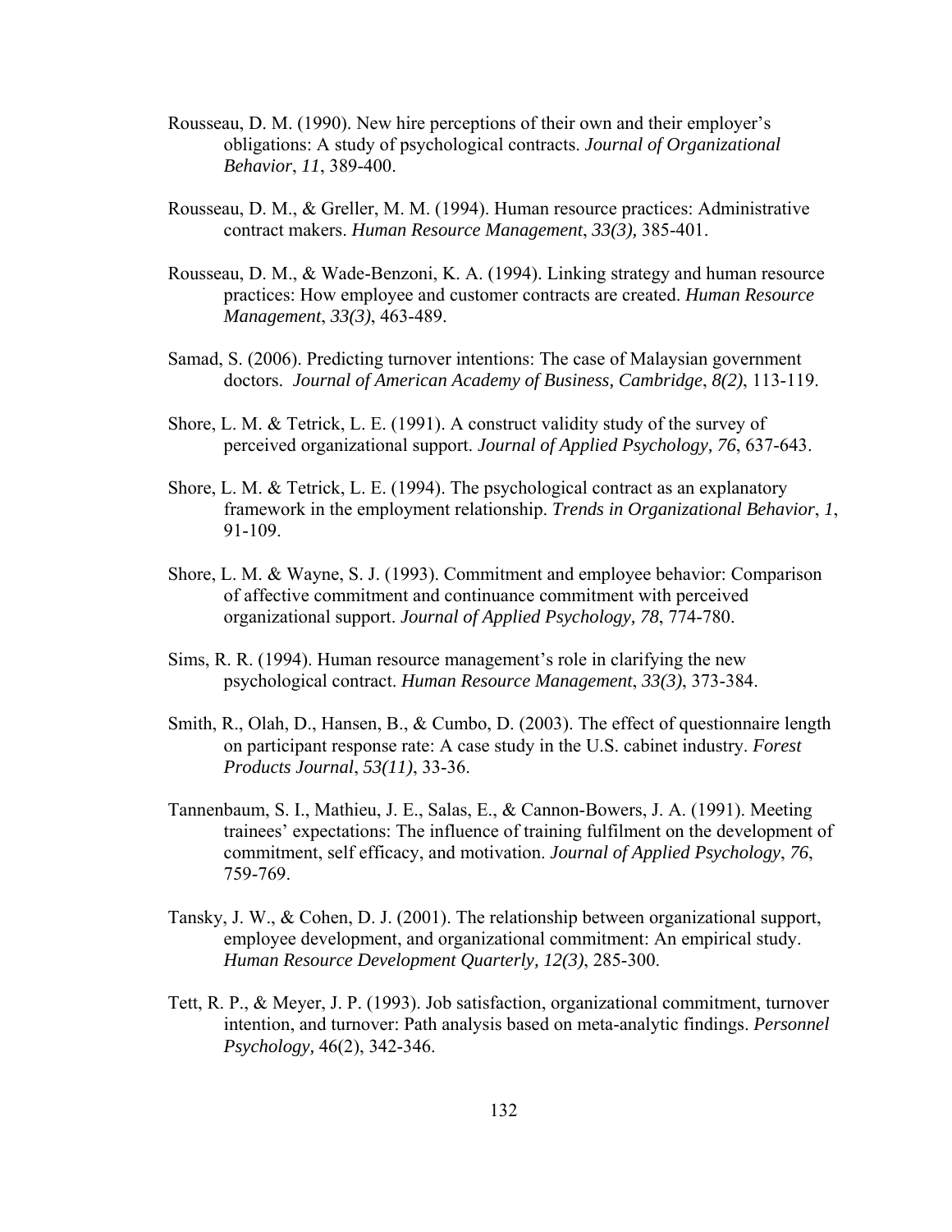Rousseau, D. M. (1990). New hire perceptions of their own and their employer's obligations: A study of psychological contracts. *Journal of Organizational Behavior*, *11*, 389-400.

Rousseau, D. M., & Greller, M. M. (1994). Human resource practices: Administrative contract makers. *Human Resource Management*, *33(3),* 385-401.

Rousseau, D. M., & Wade-Benzoni, K. A. (1994). Linking strategy and human resource practices: How employee and customer contracts are created. *Human Resource Management*, *33(3)*, 463-489.

Samad, S. (2006). Predicting turnover intentions: The case of Malaysian government doctors. *Journal of American Academy of Business, Cambridge*, *8(2)*, 113-119.

Shore, L. M. & Tetrick, L. E. (1991). A construct validity study of the survey of perceived organizational support. *Journal of Applied Psychology, 76*, 637-643.

Shore, L. M. & Tetrick, L. E. (1994). The psychological contract as an explanatory framework in the employment relationship. *Trends in Organizational Behavior*, *1*, 91-109.

Shore, L. M. & Wayne, S. J. (1993). Commitment and employee behavior: Comparison of affective commitment and continuance commitment with perceived organizational support. *Journal of Applied Psychology, 78*, 774-780.

Sims, R. R. (1994). Human resource management's role in clarifying the new psychological contract. *Human Resource Management*, *33(3)*, 373-384.

Smith, R., Olah, D., Hansen, B., & Cumbo, D. (2003). The effect of questionnaire length on participant response rate: A case study in the U.S. cabinet industry. *Forest Products Journal*, *53(11)*, 33-36.

Tannenbaum, S. I., Mathieu, J. E., Salas, E., & Cannon-Bowers, J. A. (1991). Meeting trainees' expectations: The influence of training fulfilment on the development of commitment, self efficacy, and motivation. *Journal of Applied Psychology*, *76*, 759-769.

Tansky, J. W., & Cohen, D. J. (2001). The relationship between organizational support, employee development, and organizational commitment: An empirical study. *Human Resource Development Quarterly, 12(3)*, 285-300.

Tett, R. P., & Meyer, J. P. (1993). Job satisfaction, organizational commitment, turnover intention, and turnover: Path analysis based on meta-analytic findings. *Personnel Psychology,* 46(2), 342-346.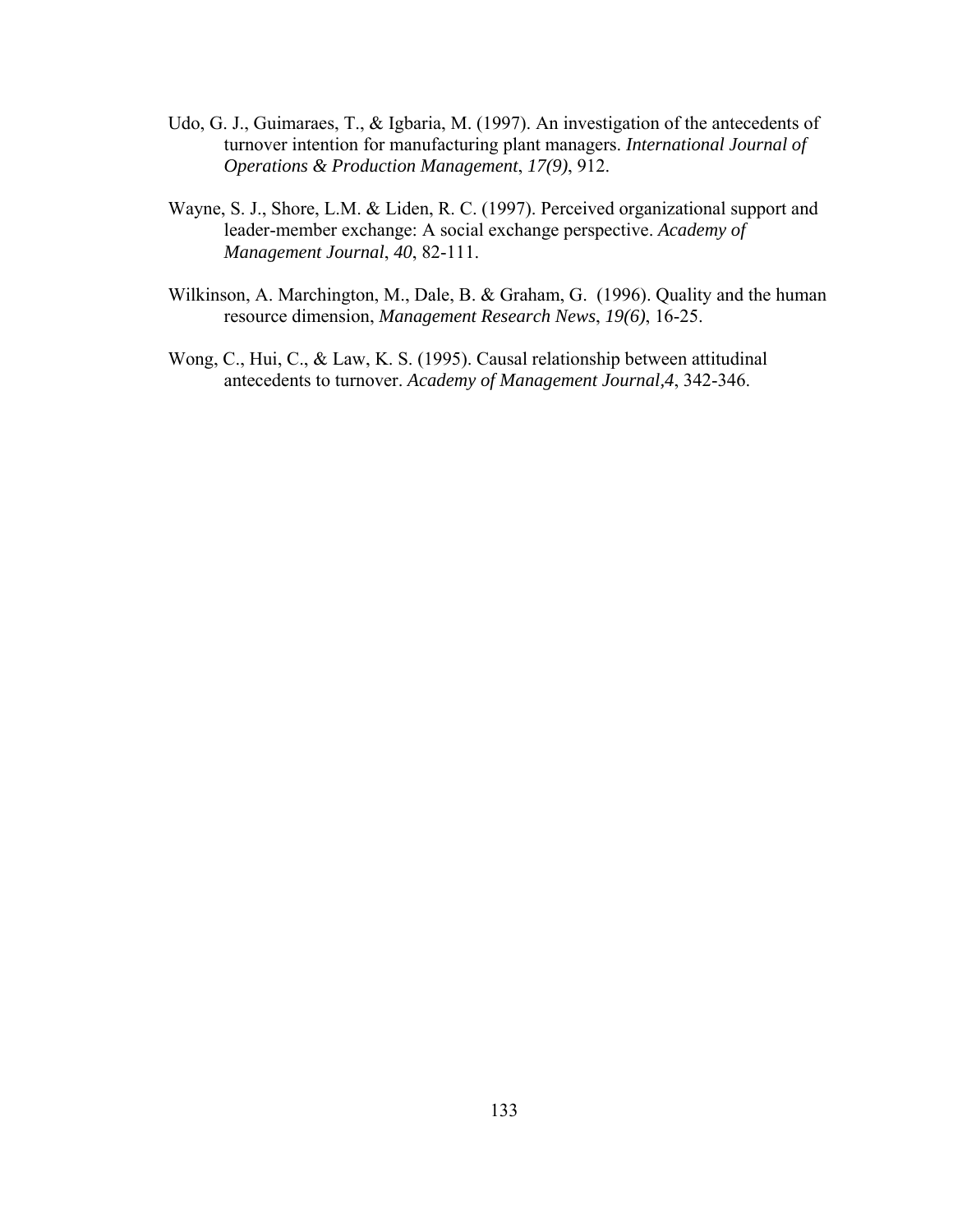Udo, G. J., Guimaraes, T., & Igbaria, M. (1997). An investigation of the antecedents of turnover intention for manufacturing plant managers. *International Journal of Operations & Production Management*, *17(9)*, 912.

Wayne, S. J., Shore, L.M. & Liden, R. C. (1997). Perceived organizational support and leader-member exchange: A social exchange perspective. *Academy of Management Journal*, *40*, 82-111.

Wilkinson, A. Marchington, M., Dale, B. & Graham, G. (1996). Quality and the human resource dimension, *Management Research News*, *19(6)*, 16-25.

Wong, C., Hui, C., & Law, K. S. (1995). Causal relationship between attitudinal antecedents to turnover. *Academy of Management Journal,4*, 342-346.